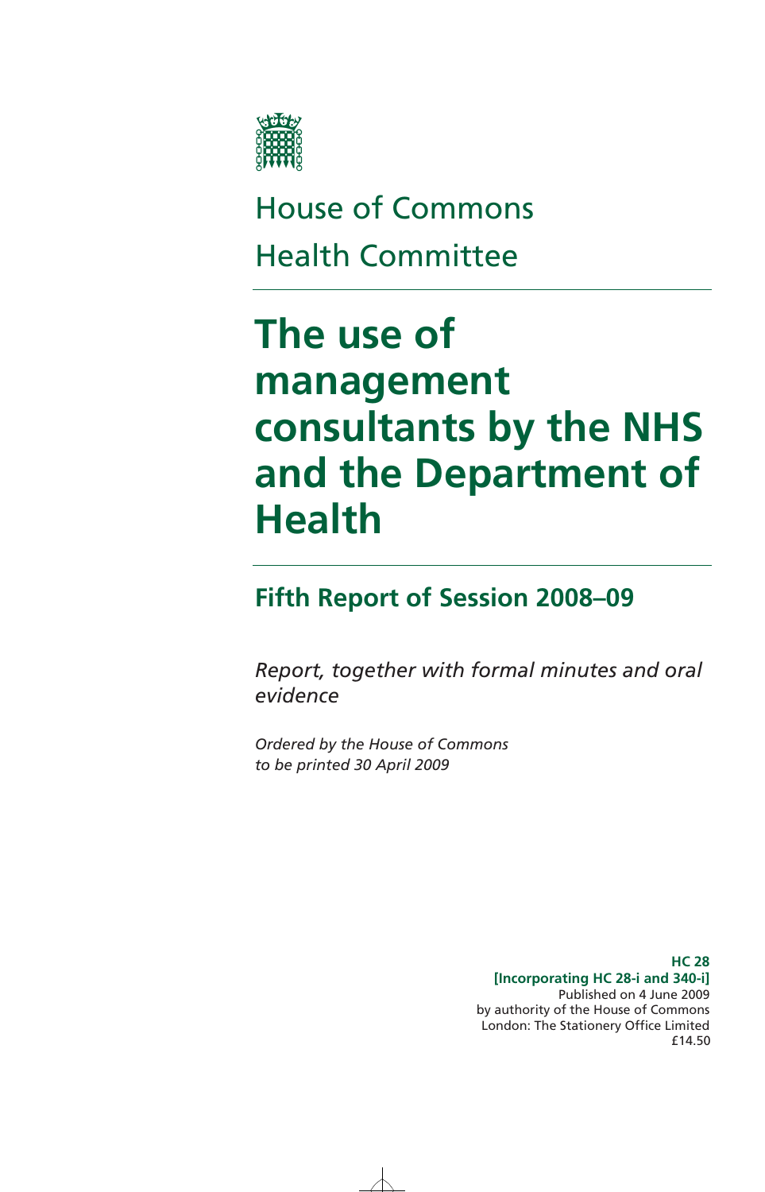House of Commons

Health Committee

# The use of management consultants by the NHS and the Department of Health

## Fifth Report of Session 2008–09

*Report, together with formal minutes and oral evidence*

*Ordered by the House of Commons to be printed 30 April 2009*

**HC 28**
**[Incorporating HC 28-i and 340-i]**
Published on 4 June 2009
by authority of the House of Commons
London: The Stationery Office Limited
£14.50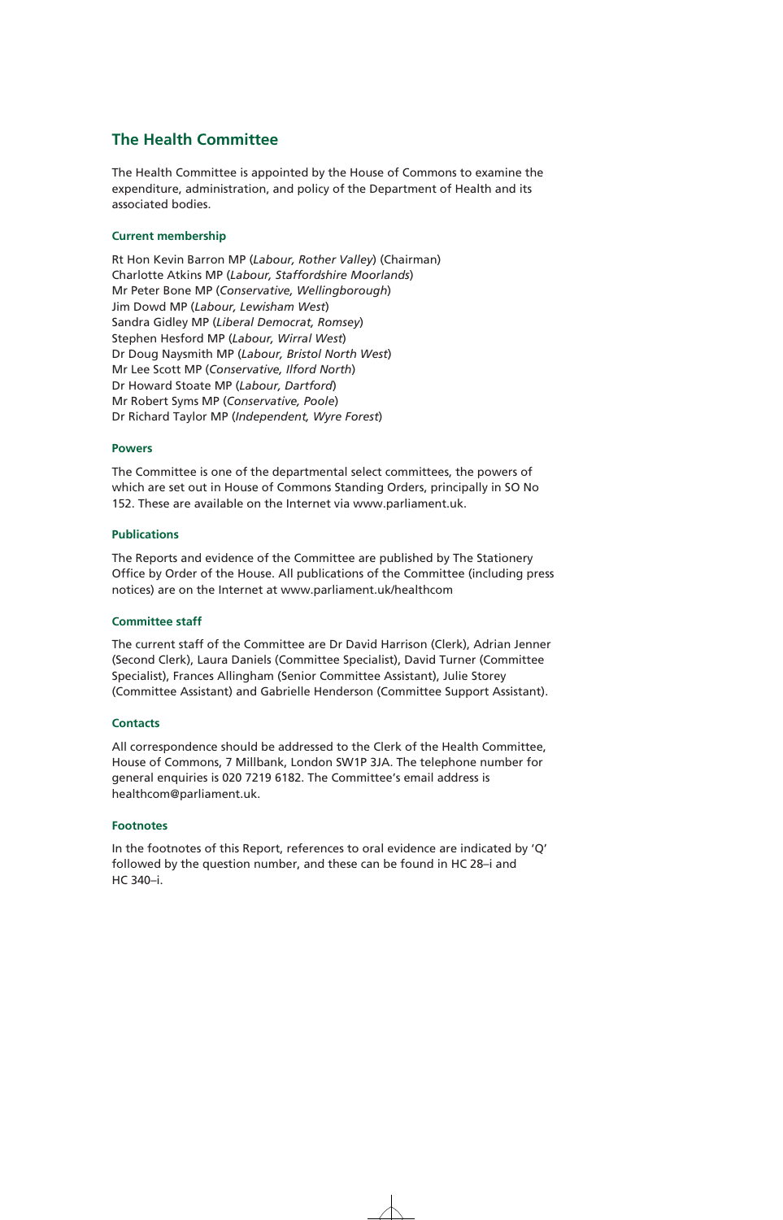## The Health Committee

The Health Committee is appointed by the House of Commons to examine the expenditure, administration, and policy of the Department of Health and its associated bodies.

### Current membership

Rt Hon Kevin Barron MP (*Labour, Rother Valley*) (Chairman)
Charlotte Atkins MP (*Labour, Staffordshire Moorlands*)
Mr Peter Bone MP (*Conservative, Wellingborough*)
Jim Dowd MP (*Labour, Lewisham West*)
Sandra Gidley MP (*Liberal Democrat, Romsey*)
Stephen Hesford MP (*Labour, Wirral West*)
Dr Doug Naysmith MP (*Labour, Bristol North West*)
Mr Lee Scott MP (*Conservative, Ilford North*)
Dr Howard Stoate MP (*Labour, Dartford*)
Mr Robert Syms MP (*Conservative, Poole*)
Dr Richard Taylor MP (*Independent, Wyre Forest*)

### Powers

The Committee is one of the departmental select committees, the powers of which are set out in House of Commons Standing Orders, principally in SO No 152. These are available on the Internet via www.parliament.uk.

### Publications

The Reports and evidence of the Committee are published by The Stationery Office by Order of the House. All publications of the Committee (including press notices) are on the Internet at www.parliament.uk/healthcom

### Committee staff

The current staff of the Committee are Dr David Harrison (Clerk), Adrian Jenner (Second Clerk), Laura Daniels (Committee Specialist), David Turner (Committee Specialist), Frances Allingham (Senior Committee Assistant), Julie Storey (Committee Assistant) and Gabrielle Henderson (Committee Support Assistant).

### Contacts

All correspondence should be addressed to the Clerk of the Health Committee, House of Commons, 7 Millbank, London SW1P 3JA. The telephone number for general enquiries is 020 7219 6182. The Committee's email address is healthcom@parliament.uk.

### Footnotes

In the footnotes of this Report, references to oral evidence are indicated by 'Q' followed by the question number, and these can be found in HC 28–i and HC 340–i.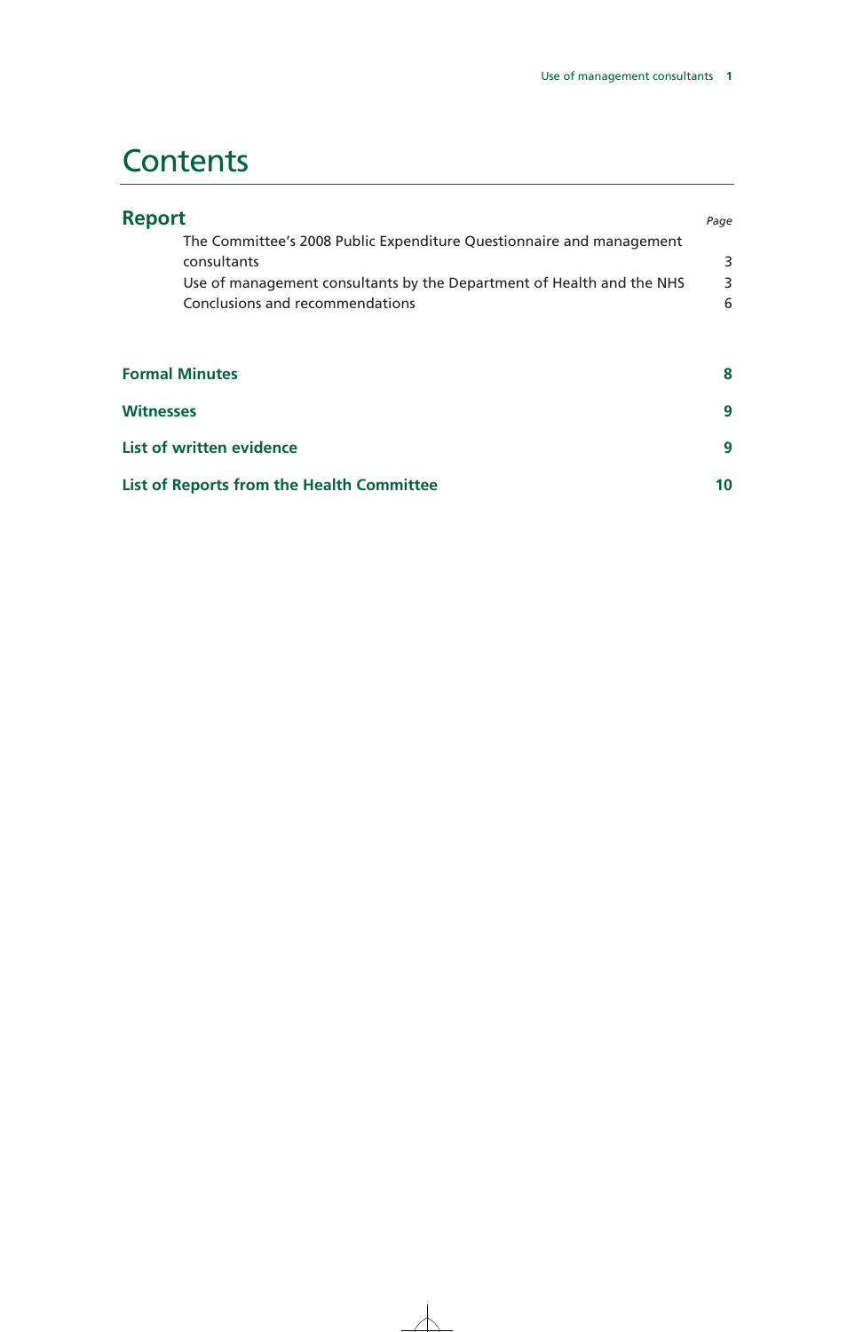# Contents

| **Report** | *Page* |
|---|---|
| The Committee's 2008 Public Expenditure Questionnaire and management consultants | 3 |
| Use of management consultants by the Department of Health and the NHS | 3 |
| Conclusions and recommendations | 6 |
| **Formal Minutes** | **8** |
| **Witnesses** | **9** |
| **List of written evidence** | **9** |
| **List of Reports from the Health Committee** | **10** |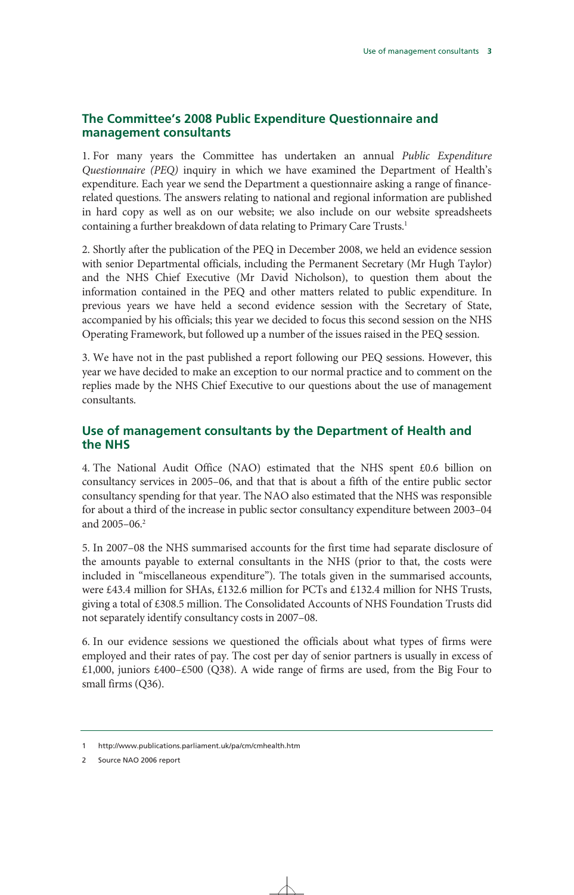## The Committee's 2008 Public Expenditure Questionnaire and management consultants

1. For many years the Committee has undertaken an annual *Public Expenditure Questionnaire (PEQ)* inquiry in which we have examined the Department of Health's expenditure. Each year we send the Department a questionnaire asking a range of finance-related questions. The answers relating to national and regional information are published in hard copy as well as on our website; we also include on our website spreadsheets containing a further breakdown of data relating to Primary Care Trusts.[1]

2. Shortly after the publication of the PEQ in December 2008, we held an evidence session with senior Departmental officials, including the Permanent Secretary (Mr Hugh Taylor) and the NHS Chief Executive (Mr David Nicholson), to question them about the information contained in the PEQ and other matters related to public expenditure. In previous years we have held a second evidence session with the Secretary of State, accompanied by his officials; this year we decided to focus this second session on the NHS Operating Framework, but followed up a number of the issues raised in the PEQ session.

3. We have not in the past published a report following our PEQ sessions. However, this year we have decided to make an exception to our normal practice and to comment on the replies made by the NHS Chief Executive to our questions about the use of management consultants.

## Use of management consultants by the Department of Health and the NHS

4. The National Audit Office (NAO) estimated that the NHS spent £0.6 billion on consultancy services in 2005–06, and that that is about a fifth of the entire public sector consultancy spending for that year. The NAO also estimated that the NHS was responsible for about a third of the increase in public sector consultancy expenditure between 2003–04 and 2005–06.[2]

5. In 2007–08 the NHS summarised accounts for the first time had separate disclosure of the amounts payable to external consultants in the NHS (prior to that, the costs were included in "miscellaneous expenditure"). The totals given in the summarised accounts, were £43.4 million for SHAs, £132.6 million for PCTs and £132.4 million for NHS Trusts, giving a total of £308.5 million. The Consolidated Accounts of NHS Foundation Trusts did not separately identify consultancy costs in 2007–08.

6. In our evidence sessions we questioned the officials about what types of firms were employed and their rates of pay. The cost per day of senior partners is usually in excess of £1,000, juniors £400–£500 (Q38). A wide range of firms are used, from the Big Four to small firms (Q36).

---

1 http://www.publications.parliament.uk/pa/cm/cmhealth.htm

2 Source NAO 2006 report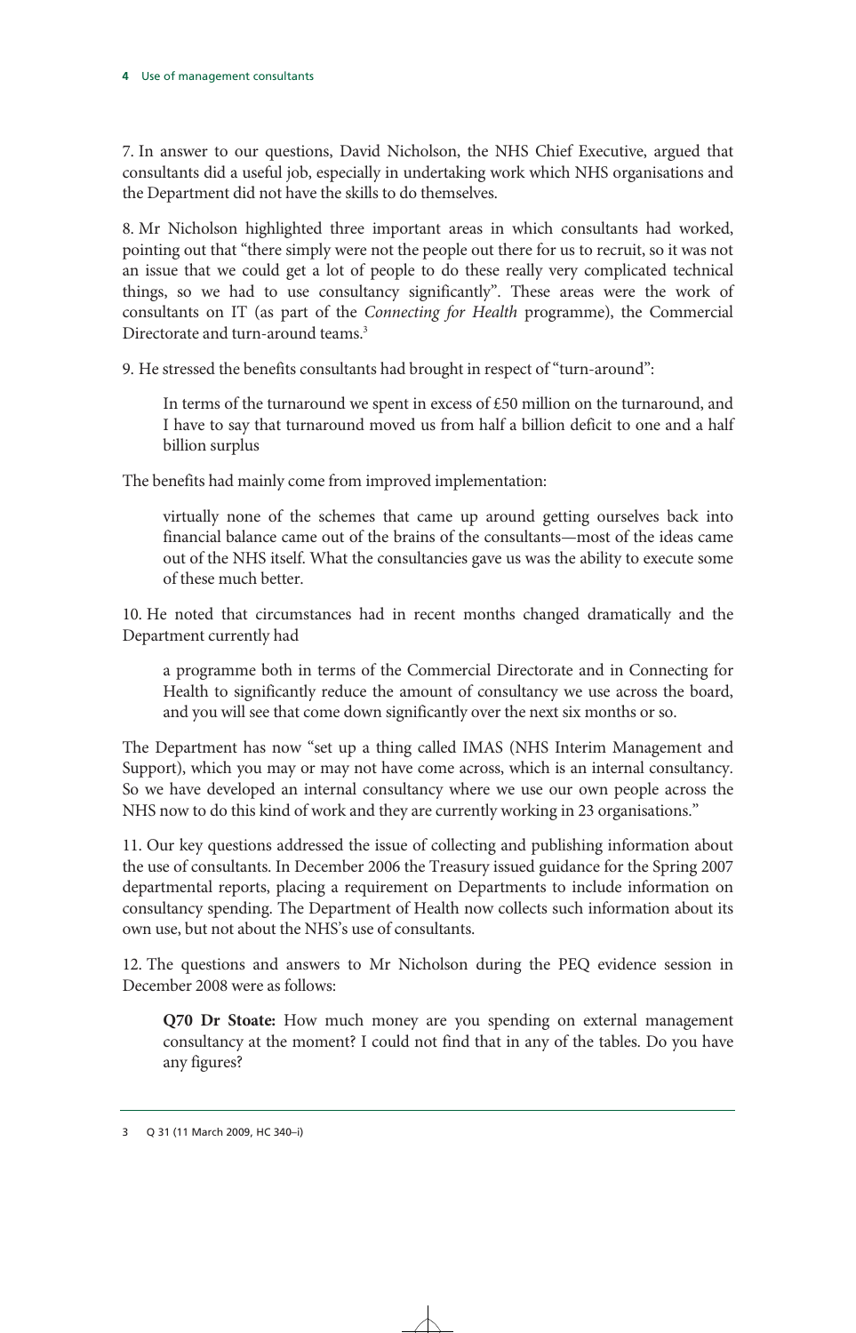7. In answer to our questions, David Nicholson, the NHS Chief Executive, argued that consultants did a useful job, especially in undertaking work which NHS organisations and the Department did not have the skills to do themselves.

8. Mr Nicholson highlighted three important areas in which consultants had worked, pointing out that "there simply were not the people out there for us to recruit, so it was not an issue that we could get a lot of people to do these really very complicated technical things, so we had to use consultancy significantly". These areas were the work of consultants on IT (as part of the *Connecting for Health* programme), the Commercial Directorate and turn-around teams.[3]

9. He stressed the benefits consultants had brought in respect of "turn-around":

> In terms of the turnaround we spent in excess of £50 million on the turnaround, and I have to say that turnaround moved us from half a billion deficit to one and a half billion surplus

The benefits had mainly come from improved implementation:

> virtually none of the schemes that came up around getting ourselves back into financial balance came out of the brains of the consultants—most of the ideas came out of the NHS itself. What the consultancies gave us was the ability to execute some of these much better.

10. He noted that circumstances had in recent months changed dramatically and the Department currently had

> a programme both in terms of the Commercial Directorate and in Connecting for Health to significantly reduce the amount of consultancy we use across the board, and you will see that come down significantly over the next six months or so.

The Department has now "set up a thing called IMAS (NHS Interim Management and Support), which you may or may not have come across, which is an internal consultancy. So we have developed an internal consultancy where we use our own people across the NHS now to do this kind of work and they are currently working in 23 organisations."

11. Our key questions addressed the issue of collecting and publishing information about the use of consultants. In December 2006 the Treasury issued guidance for the Spring 2007 departmental reports, placing a requirement on Departments to include information on consultancy spending. The Department of Health now collects such information about its own use, but not about the NHS's use of consultants.

12. The questions and answers to Mr Nicholson during the PEQ evidence session in December 2008 were as follows:

> **Q70 Dr Stoate:** How much money are you spending on external management consultancy at the moment? I could not find that in any of the tables. Do you have any figures?

3 Q 31 (11 March 2009, HC 340–i)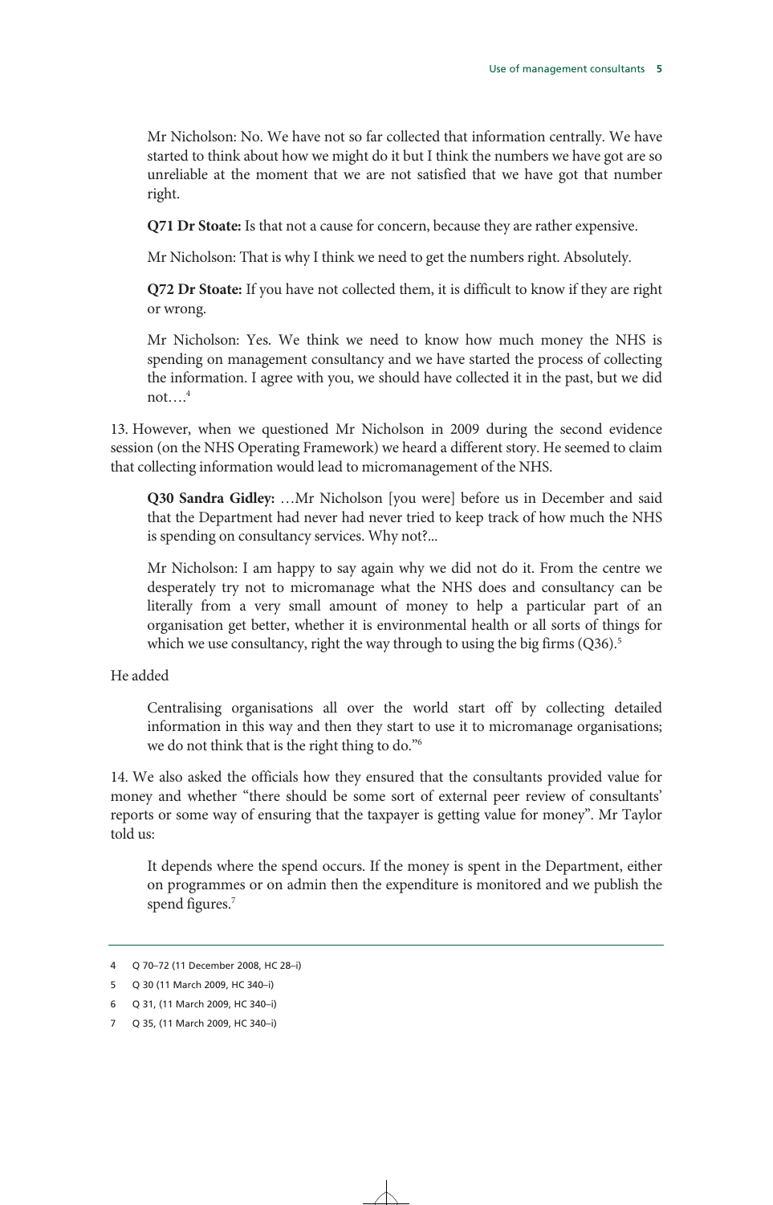> Mr Nicholson: No. We have not so far collected that information centrally. We have started to think about how we might do it but I think the numbers we have got are so unreliable at the moment that we are not satisfied that we have got that number right.
>
> **Q71 Dr Stoate:** Is that not a cause for concern, because they are rather expensive.
>
> Mr Nicholson: That is why I think we need to get the numbers right. Absolutely.
>
> **Q72 Dr Stoate:** If you have not collected them, it is difficult to know if they are right or wrong.
>
> Mr Nicholson: Yes. We think we need to know how much money the NHS is spending on management consultancy and we have started the process of collecting the information. I agree with you, we should have collected it in the past, but we did not….[4]

13. However, when we questioned Mr Nicholson in 2009 during the second evidence session (on the NHS Operating Framework) we heard a different story. He seemed to claim that collecting information would lead to micromanagement of the NHS.

> **Q30 Sandra Gidley:** …Mr Nicholson [you were] before us in December and said that the Department had never had never tried to keep track of how much the NHS is spending on consultancy services. Why not?...
>
> Mr Nicholson: I am happy to say again why we did not do it. From the centre we desperately try not to micromanage what the NHS does and consultancy can be literally from a very small amount of money to help a particular part of an organisation get better, whether it is environmental health or all sorts of things for which we use consultancy, right the way through to using the big firms (Q36).[5]

He added

> Centralising organisations all over the world start off by collecting detailed information in this way and then they start to use it to micromanage organisations; we do not think that is the right thing to do."[6]

14. We also asked the officials how they ensured that the consultants provided value for money and whether "there should be some sort of external peer review of consultants' reports or some way of ensuring that the taxpayer is getting value for money". Mr Taylor told us:

> It depends where the spend occurs. If the money is spent in the Department, either on programmes or on admin then the expenditure is monitored and we publish the spend figures.[7]

---

4 Q 70–72 (11 December 2008, HC 28–i)

5 Q 30 (11 March 2009, HC 340–i)

6 Q 31, (11 March 2009, HC 340–i)

7 Q 35, (11 March 2009, HC 340–i)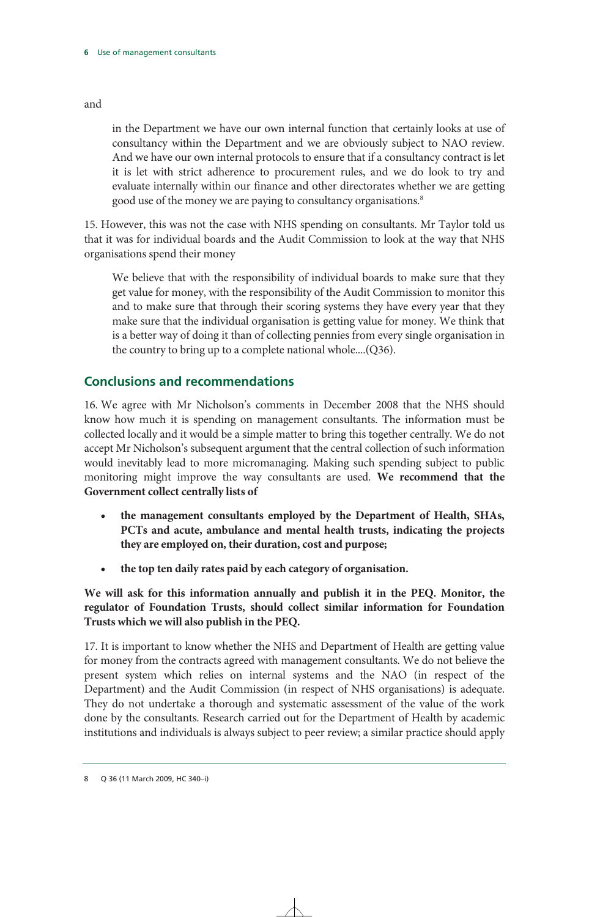and

> in the Department we have our own internal function that certainly looks at use of consultancy within the Department and we are obviously subject to NAO review. And we have our own internal protocols to ensure that if a consultancy contract is let it is let with strict adherence to procurement rules, and we do look to try and evaluate internally within our finance and other directorates whether we are getting good use of the money we are paying to consultancy organisations.[8]

15. However, this was not the case with NHS spending on consultants. Mr Taylor told us that it was for individual boards and the Audit Commission to look at the way that NHS organisations spend their money

> We believe that with the responsibility of individual boards to make sure that they get value for money, with the responsibility of the Audit Commission to monitor this and to make sure that through their scoring systems they have every year that they make sure that the individual organisation is getting value for money. We think that is a better way of doing it than of collecting pennies from every single organisation in the country to bring up to a complete national whole....(Q36).

## Conclusions and recommendations

16. We agree with Mr Nicholson's comments in December 2008 that the NHS should know how much it is spending on management consultants. The information must be collected locally and it would be a simple matter to bring this together centrally. We do not accept Mr Nicholson's subsequent argument that the central collection of such information would inevitably lead to more micromanaging. Making such spending subject to public monitoring might improve the way consultants are used. **We recommend that the Government collect centrally lists of**

- **the management consultants employed by the Department of Health, SHAs, PCTs and acute, ambulance and mental health trusts, indicating the projects they are employed on, their duration, cost and purpose;**
- **the top ten daily rates paid by each category of organisation.**

**We will ask for this information annually and publish it in the PEQ. Monitor, the regulator of Foundation Trusts, should collect similar information for Foundation Trusts which we will also publish in the PEQ.**

17. It is important to know whether the NHS and Department of Health are getting value for money from the contracts agreed with management consultants. We do not believe the present system which relies on internal systems and the NAO (in respect of the Department) and the Audit Commission (in respect of NHS organisations) is adequate. They do not undertake a thorough and systematic assessment of the value of the work done by the consultants. Research carried out for the Department of Health by academic institutions and individuals is always subject to peer review; a similar practice should apply

8 Q 36 (11 March 2009, HC 340–i)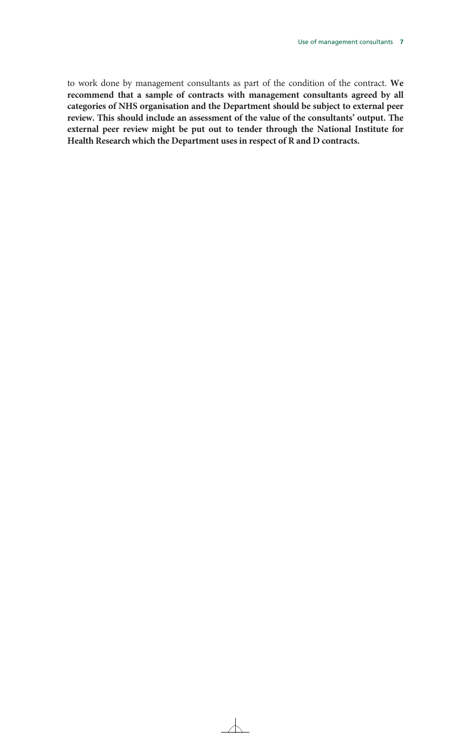to work done by management consultants as part of the condition of the contract. **We recommend that a sample of contracts with management consultants agreed by all categories of NHS organisation and the Department should be subject to external peer review. This should include an assessment of the value of the consultants' output. The external peer review might be put out to tender through the National Institute for Health Research which the Department uses in respect of R and D contracts.**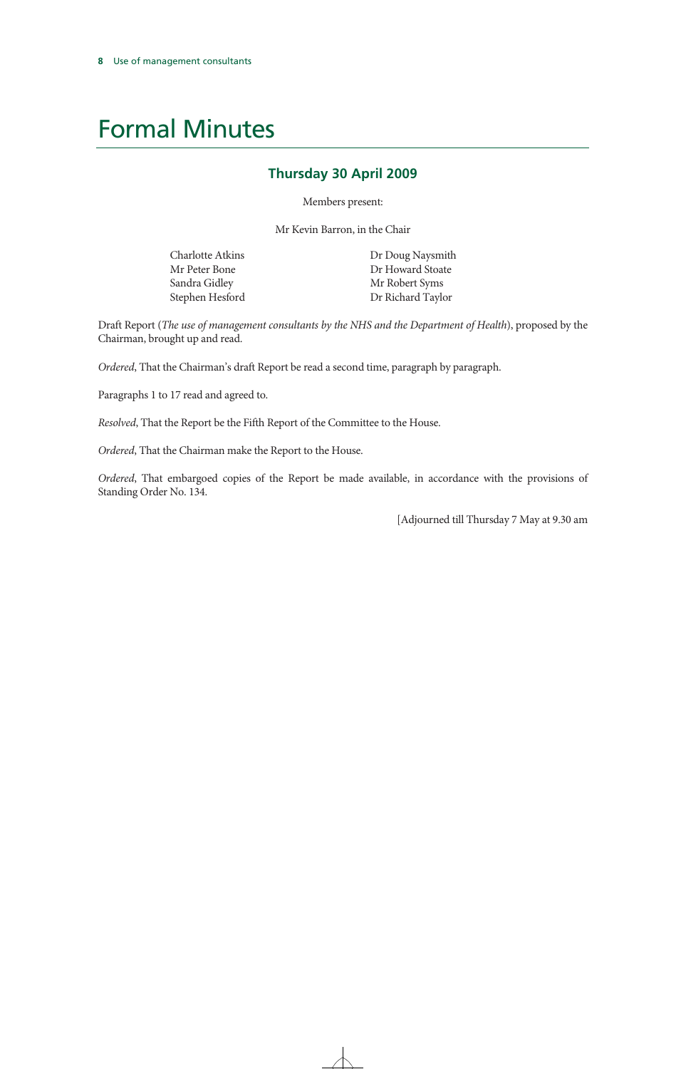# Formal Minutes

### Thursday 30 April 2009

Members present:

Mr Kevin Barron, in the Chair

| | |
|---|---|
| Charlotte Atkins | Dr Doug Naysmith |
| Mr Peter Bone | Dr Howard Stoate |
| Sandra Gidley | Mr Robert Syms |
| Stephen Hesford | Dr Richard Taylor |

Draft Report (*The use of management consultants by the NHS and the Department of Health*), proposed by the Chairman, brought up and read.

*Ordered*, That the Chairman's draft Report be read a second time, paragraph by paragraph.

Paragraphs 1 to 17 read and agreed to.

*Resolved*, That the Report be the Fifth Report of the Committee to the House.

*Ordered*, That the Chairman make the Report to the House.

*Ordered*, That embargoed copies of the Report be made available, in accordance with the provisions of Standing Order No. 134.

[Adjourned till Thursday 7 May at 9.30 am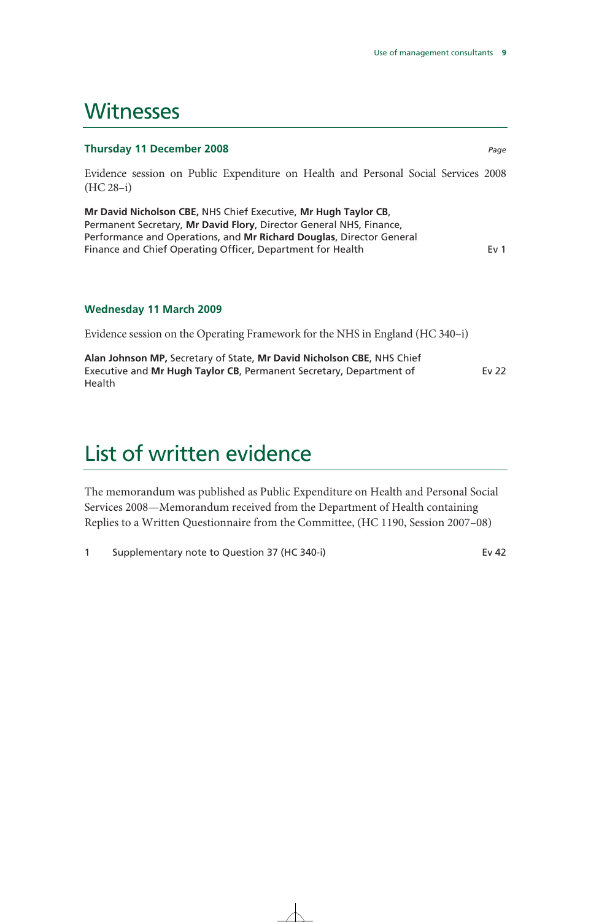# Witnesses

### Thursday 11 December 2008

*Page*

Evidence session on Public Expenditure on Health and Personal Social Services 2008 (HC 28–i)

**Mr David Nicholson CBE,** NHS Chief Executive, **Mr Hugh Taylor CB**, Permanent Secretary, **Mr David Flory**, Director General NHS, Finance, Performance and Operations, and **Mr Richard Douglas**, Director General Finance and Chief Operating Officer, Department for Health — Ev 1

### Wednesday 11 March 2009

Evidence session on the Operating Framework for the NHS in England (HC 340–i)

**Alan Johnson MP,** Secretary of State, **Mr David Nicholson CBE**, NHS Chief Executive and **Mr Hugh Taylor CB,** Permanent Secretary, Department of Health — Ev 22

# List of written evidence

The memorandum was published as Public Expenditure on Health and Personal Social Services 2008—Memorandum received from the Department of Health containing Replies to a Written Questionnaire from the Committee, (HC 1190, Session 2007–08)

1 Supplementary note to Question 37 (HC 340-i) — Ev 42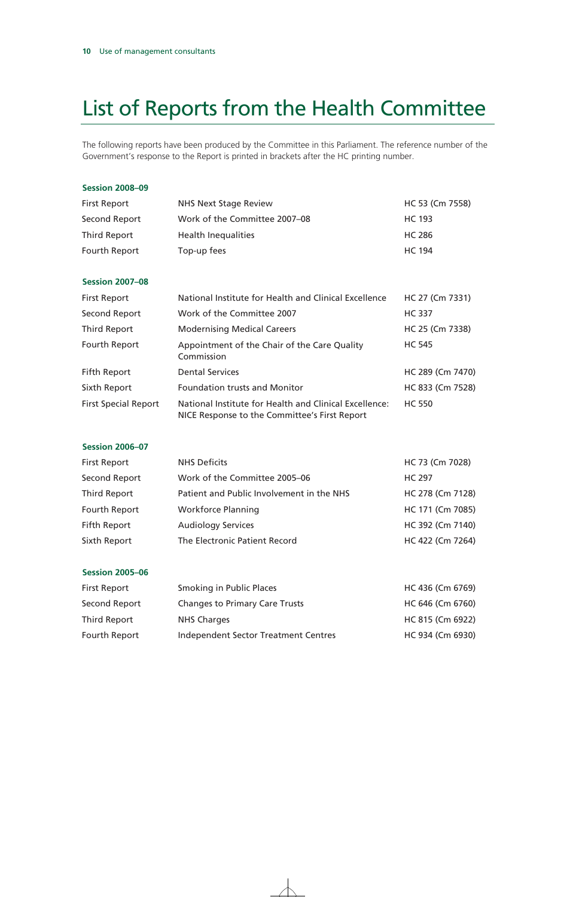# List of Reports from the Health Committee

The following reports have been produced by the Committee in this Parliament. The reference number of the Government's response to the Report is printed in brackets after the HC printing number.

### Session 2008–09

| | | |
|---|---|---|
| First Report | NHS Next Stage Review | HC 53 (Cm 7558) |
| Second Report | Work of the Committee 2007–08 | HC 193 |
| Third Report | Health Inequalities | HC 286 |
| Fourth Report | Top-up fees | HC 194 |

### Session 2007–08

| | | |
|---|---|---|
| First Report | National Institute for Health and Clinical Excellence | HC 27 (Cm 7331) |
| Second Report | Work of the Committee 2007 | HC 337 |
| Third Report | Modernising Medical Careers | HC 25 (Cm 7338) |
| Fourth Report | Appointment of the Chair of the Care Quality Commission | HC 545 |
| Fifth Report | Dental Services | HC 289 (Cm 7470) |
| Sixth Report | Foundation trusts and Monitor | HC 833 (Cm 7528) |
| First Special Report | National Institute for Health and Clinical Excellence: NICE Response to the Committee's First Report | HC 550 |

### Session 2006–07

| | | |
|---|---|---|
| First Report | NHS Deficits | HC 73 (Cm 7028) |
| Second Report | Work of the Committee 2005–06 | HC 297 |
| Third Report | Patient and Public Involvement in the NHS | HC 278 (Cm 7128) |
| Fourth Report | Workforce Planning | HC 171 (Cm 7085) |
| Fifth Report | Audiology Services | HC 392 (Cm 7140) |
| Sixth Report | The Electronic Patient Record | HC 422 (Cm 7264) |

### Session 2005–06

| | | |
|---|---|---|
| First Report | Smoking in Public Places | HC 436 (Cm 6769) |
| Second Report | Changes to Primary Care Trusts | HC 646 (Cm 6760) |
| Third Report | NHS Charges | HC 815 (Cm 6922) |
| Fourth Report | Independent Sector Treatment Centres | HC 934 (Cm 6930) |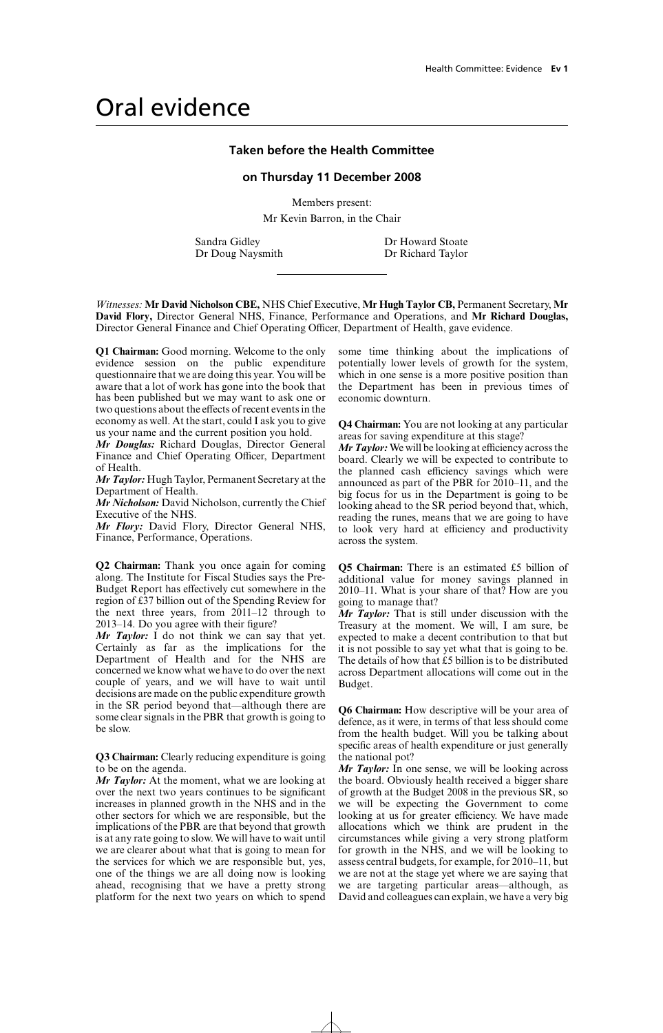# Oral evidence

### Taken before the Health Committee

### on Thursday 11 December 2008

Members present:

Mr Kevin Barron, in the Chair

Sandra Gidley
Dr Doug Naysmith
Dr Howard Stoate
Dr Richard Taylor

---

*Witnesses:* **Mr David Nicholson CBE,** NHS Chief Executive, **Mr Hugh Taylor CB,** Permanent Secretary, **Mr David Flory,** Director General NHS, Finance, Performance and Operations, and **Mr Richard Douglas,** Director General Finance and Chief Operating Officer, Department of Health, gave evidence.

**Q1 Chairman:** Good morning. Welcome to the only evidence session on the public expenditure questionnaire that we are doing this year. You will be aware that a lot of work has gone into the book that has been published but we may want to ask one or two questions about the effects of recent events in the economy as well. At the start, could I ask you to give us your name and the current position you hold.

***Mr Douglas:*** Richard Douglas, Director General Finance and Chief Operating Officer, Department of Health.

***Mr Taylor:*** Hugh Taylor, Permanent Secretary at the Department of Health.

***Mr Nicholson:*** David Nicholson, currently the Chief Executive of the NHS.

***Mr Flory:*** David Flory, Director General NHS, Finance, Performance, Operations.

**Q2 Chairman:** Thank you once again for coming along. The Institute for Fiscal Studies says the Pre-Budget Report has effectively cut somewhere in the region of £37 billion out of the Spending Review for the next three years, from 2011–12 through to 2013–14. Do you agree with their figure?

***Mr Taylor:*** I do not think we can say that yet. Certainly as far as the implications for the Department of Health and for the NHS are concerned we know what we have to do over the next couple of years, and we will have to wait until decisions are made on the public expenditure growth in the SR period beyond that—although there are some clear signals in the PBR that growth is going to be slow.

**Q3 Chairman:** Clearly reducing expenditure is going to be on the agenda.

***Mr Taylor:*** At the moment, what we are looking at over the next two years continues to be significant increases in planned growth in the NHS and in the other sectors for which we are responsible, but the implications of the PBR are that beyond that growth is at any rate going to slow. We will have to wait until we are clearer about what that is going to mean for the services for which we are responsible but, yes, one of the things we are all doing now is looking ahead, recognising that we have a pretty strong platform for the next two years on which to spend some time thinking about the implications of potentially lower levels of growth for the system, which in one sense is a more positive position than the Department has been in previous times of economic downturn.

**Q4 Chairman:** You are not looking at any particular areas for saving expenditure at this stage?

***Mr Taylor:*** We will be looking at efficiency across the board. Clearly we will be expected to contribute to the planned cash efficiency savings which were announced as part of the PBR for 2010–11, and the big focus for us in the Department is going to be looking ahead to the SR period beyond that, which, reading the runes, means that we are going to have to look very hard at efficiency and productivity across the system.

**Q5 Chairman:** There is an estimated £5 billion of additional value for money savings planned in 2010–11. What is your share of that? How are you going to manage that?

***Mr Taylor:*** That is still under discussion with the Treasury at the moment. We will, I am sure, be expected to make a decent contribution to that but it is not possible to say yet what that is going to be. The details of how that £5 billion is to be distributed across Department allocations will come out in the Budget.

**Q6 Chairman:** How descriptive will be your area of defence, as it were, in terms of that less should come from the health budget. Will you be talking about specific areas of health expenditure or just generally the national pot?

***Mr Taylor:*** In one sense, we will be looking across the board. Obviously health received a bigger share of growth at the Budget 2008 in the previous SR, so we will be expecting the Government to come looking at us for greater efficiency. We have made allocations which we think are prudent in the circumstances while giving a very strong platform for growth in the NHS, and we will be looking to assess central budgets, for example, for 2010–11, but we are not at the stage yet where we are saying that we are targeting particular areas—although, as David and colleagues can explain, we have a very big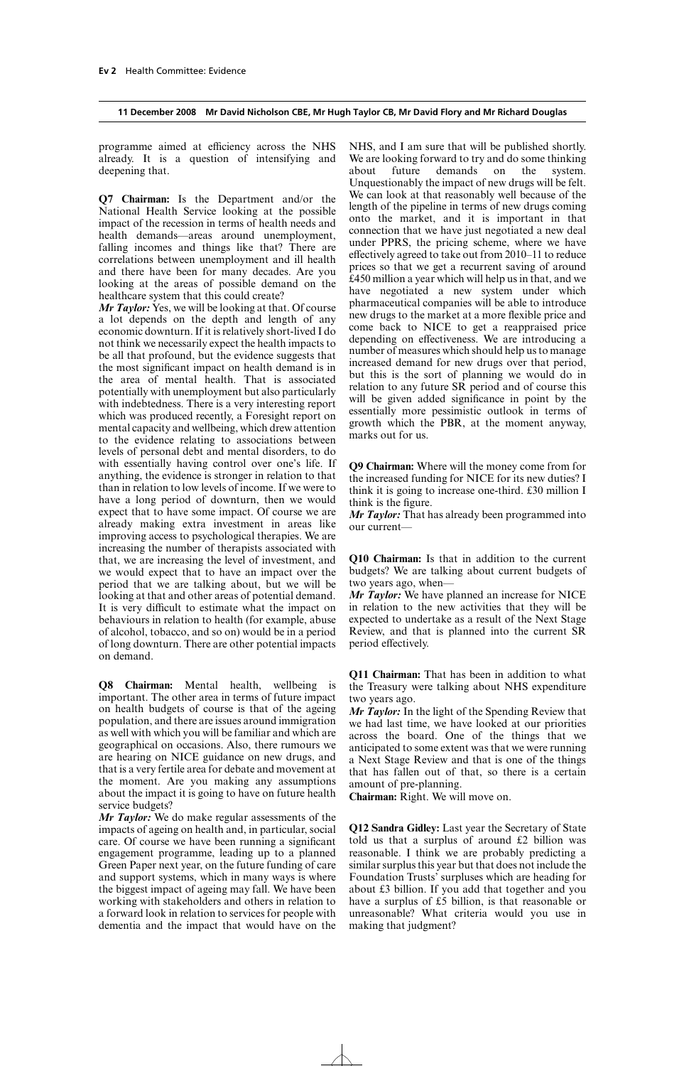programme aimed at efficiency across the NHS already. It is a question of intensifying and deepening that.

**Q7 Chairman:** Is the Department and/or the National Health Service looking at the possible impact of the recession in terms of health needs and health demands—areas around unemployment, falling incomes and things like that? There are correlations between unemployment and ill health and there have been for many decades. Are you looking at the areas of possible demand on the healthcare system that this could create?

***Mr Taylor:*** Yes, we will be looking at that. Of course a lot depends on the depth and length of any economic downturn. If it is relatively short-lived I do not think we necessarily expect the health impacts to be all that profound, but the evidence suggests that the most significant impact on health demand is in the area of mental health. That is associated potentially with unemployment but also particularly with indebtedness. There is a very interesting report which was produced recently, a Foresight report on mental capacity and wellbeing, which drew attention to the evidence relating to associations between levels of personal debt and mental disorders, to do with essentially having control over one's life. If anything, the evidence is stronger in relation to that than in relation to low levels of income. If we were to have a long period of downturn, then we would expect that to have some impact. Of course we are already making extra investment in areas like improving access to psychological therapies. We are increasing the number of therapists associated with that, we are increasing the level of investment, and we would expect that to have an impact over the period that we are talking about, but we will be looking at that and other areas of potential demand. It is very difficult to estimate what the impact on behaviours in relation to health (for example, abuse of alcohol, tobacco, and so on) would be in a period of long downturn. There are other potential impacts on demand.

**Q8 Chairman:** Mental health, wellbeing is important. The other area in terms of future impact on health budgets of course is that of the ageing population, and there are issues around immigration as well with which you will be familiar and which are geographical on occasions. Also, there rumours we are hearing on NICE guidance on new drugs, and that is a very fertile area for debate and movement at the moment. Are you making any assumptions about the impact it is going to have on future health service budgets?

***Mr Taylor:*** We do make regular assessments of the impacts of ageing on health and, in particular, social care. Of course we have been running a significant engagement programme, leading up to a planned Green Paper next year, on the future funding of care and support systems, which in many ways is where the biggest impact of ageing may fall. We have been working with stakeholders and others in relation to a forward look in relation to services for people with dementia and the impact that would have on the NHS, and I am sure that will be published shortly. We are looking forward to try and do some thinking about future demands on the system. Unquestionably the impact of new drugs will be felt. We can look at that reasonably well because of the length of the pipeline in terms of new drugs coming onto the market, and it is important in that connection that we have just negotiated a new deal under PPRS, the pricing scheme, where we have effectively agreed to take out from 2010–11 to reduce prices so that we get a recurrent saving of around £450 million a year which will help us in that, and we have negotiated a new system under which pharmaceutical companies will be able to introduce new drugs to the market at a more flexible price and come back to NICE to get a reappraised price depending on effectiveness. We are introducing a number of measures which should help us to manage increased demand for new drugs over that period, but this is the sort of planning we would do in relation to any future SR period and of course this will be given added significance in point by the essentially more pessimistic outlook in terms of growth which the PBR, at the moment anyway, marks out for us.

**Q9 Chairman:** Where will the money come from for the increased funding for NICE for its new duties? I think it is going to increase one-third. £30 million I think is the figure.

***Mr Taylor:*** That has already been programmed into our current—

**Q10 Chairman:** Is that in addition to the current budgets? We are talking about current budgets of two years ago, when—

***Mr Taylor:*** We have planned an increase for NICE in relation to the new activities that they will be expected to undertake as a result of the Next Stage Review, and that is planned into the current SR period effectively.

**Q11 Chairman:** That has been in addition to what the Treasury were talking about NHS expenditure two years ago.

***Mr Taylor:*** In the light of the Spending Review that we had last time, we have looked at our priorities across the board. One of the things that we anticipated to some extent was that we were running a Next Stage Review and that is one of the things that has fallen out of that, so there is a certain amount of pre-planning.

**Chairman:** Right. We will move on.

**Q12 Sandra Gidley:** Last year the Secretary of State told us that a surplus of around £2 billion was reasonable. I think we are probably predicting a similar surplus this year but that does not include the Foundation Trusts' surpluses which are heading for about £3 billion. If you add that together and you have a surplus of £5 billion, is that reasonable or unreasonable? What criteria would you use in making that judgment?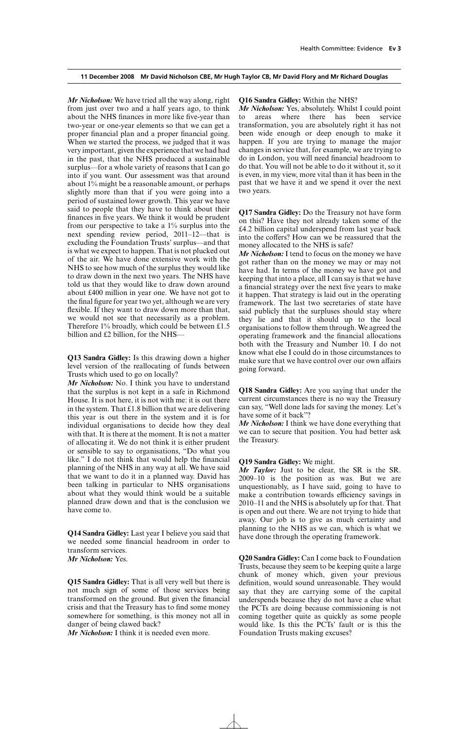*Mr Nicholson:* We have tried all the way along, right from just over two and a half years ago, to think about the NHS finances in more like five-year than two-year or one-year elements so that we can get a proper financial plan and a proper financial going. When we started the process, we judged that it was very important, given the experience that we had had in the past, that the NHS produced a sustainable surplus—for a whole variety of reasons that I can go into if you want. Our assessment was that around about 1% might be a reasonable amount, or perhaps slightly more than that if you were going into a period of sustained lower growth. This year we have said to people that they have to think about their finances in five years. We think it would be prudent from our perspective to take a 1% surplus into the next spending review period, 2011–12—that is excluding the Foundation Trusts' surplus—and that is what we expect to happen. That is not plucked out of the air. We have done extensive work with the NHS to see how much of the surplus they would like to draw down in the next two years. The NHS have told us that they would like to draw down around about £400 million in year one. We have not got to the final figure for year two yet, although we are very flexible. If they want to draw down more than that, we would not see that necessarily as a problem. Therefore 1% broadly, which could be between £1.5 billion and £2 billion, for the NHS—

**Q13 Sandra Gidley:** Is this drawing down a higher level version of the reallocating of funds between Trusts which used to go on locally?

*Mr Nicholson:* No. I think you have to understand that the surplus is not kept in a safe in Richmond House. It is not here, it is not with me: it is out there in the system. That £1.8 billion that we are delivering this year is out there in the system and it is for individual organisations to decide how they deal with that. It is there at the moment. It is not a matter of allocating it. We do not think it is either prudent or sensible to say to organisations, "Do what you like." I do not think that would help the financial planning of the NHS in any way at all. We have said that we want to do it in a planned way. David has been talking in particular to NHS organisations about what they would think would be a suitable planned draw down and that is the conclusion we have come to.

**Q14 Sandra Gidley:** Last year I believe you said that we needed some financial headroom in order to transform services.

*Mr Nicholson:* Yes.

**Q15 Sandra Gidley:** That is all very well but there is not much sign of some of those services being transformed on the ground. But given the financial crisis and that the Treasury has to find some money somewhere for something, is this money not all in danger of being clawed back?

*Mr Nicholson:* I think it is needed even more.

**Q16 Sandra Gidley:** Within the NHS?

*Mr Nicholson:* Yes, absolutely. Whilst I could point to areas where there has been service transformation, you are absolutely right it has not been wide enough or deep enough to make it happen. If you are trying to manage the major changes in service that, for example, we are trying to do in London, you will need financial headroom to do that. You will not be able to do it without it, so it is even, in my view, more vital than it has been in the past that we have it and we spend it over the next two years.

**Q17 Sandra Gidley:** Do the Treasury not have form on this? Have they not already taken some of the £4.2 billion capital underspend from last year back into the coffers? How can we be reassured that the money allocated to the NHS is safe?

*Mr Nicholson:* I tend to focus on the money we have got rather than on the money we may or may not have had. In terms of the money we have got and keeping that into a place, all I can say is that we have a financial strategy over the next five years to make it happen. That strategy is laid out in the operating framework. The last two secretaries of state have said publicly that the surpluses should stay where they lie and that it should up to the local organisations to follow them through. We agreed the operating framework and the financial allocations both with the Treasury and Number 10. I do not know what else I could do in those circumstances to make sure that we have control over our own affairs going forward.

**Q18 Sandra Gidley:** Are you saying that under the current circumstances there is no way the Treasury can say, "Well done lads for saving the money. Let's have some of it back"?

*Mr Nicholson:* I think we have done everything that we can to secure that position. You had better ask the Treasury.

**Q19 Sandra Gidley:** We might.

*Mr Taylor:* Just to be clear, the SR is the SR. 2009–10 is the position as was. But we are unquestionably, as I have said, going to have to make a contribution towards efficiency savings in 2010–11 and the NHS is absolutely up for that. That is open and out there. We are not trying to hide that away. Our job is to give as much certainty and planning to the NHS as we can, which is what we have done through the operating framework.

**Q20 Sandra Gidley:** Can I come back to Foundation Trusts, because they seem to be keeping quite a large chunk of money which, given your previous definition, would sound unreasonable. They would say that they are carrying some of the capital underspends because they do not have a clue what the PCTs are doing because commissioning is not coming together quite as quickly as some people would like. Is this the PCTs' fault or is this the Foundation Trusts making excuses?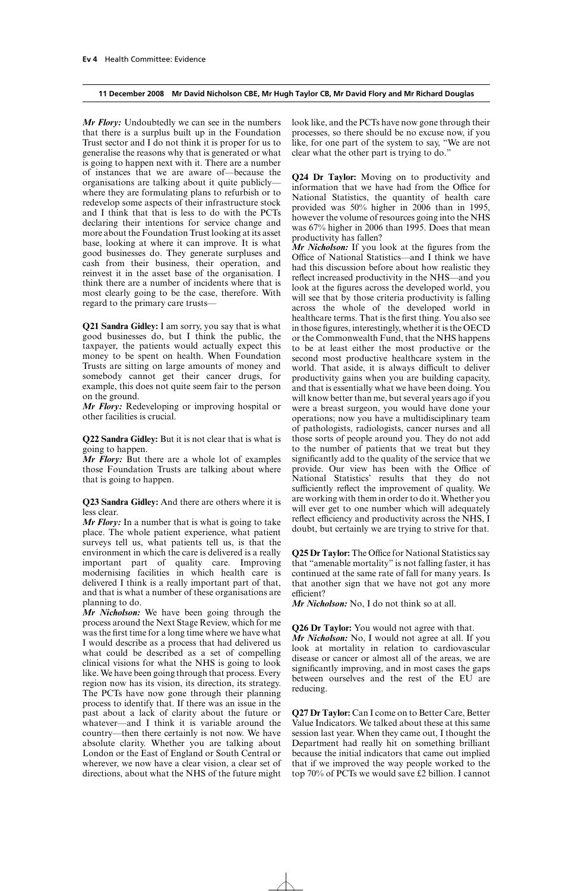*Mr Flory:* Undoubtedly we can see in the numbers that there is a surplus built up in the Foundation Trust sector and I do not think it is proper for us to generalise the reasons why that is generated or what is going to happen next with it. There are a number of instances that we are aware of—because the organisations are talking about it quite publicly—where they are formulating plans to refurbish or to redevelop some aspects of their infrastructure stock and I think that that is less to do with the PCTs declaring their intentions for service change and more about the Foundation Trust looking at its asset base, looking at where it can improve. It is what good businesses do. They generate surpluses and cash from their business, their operation, and reinvest it in the asset base of the organisation. I think there are a number of incidents where that is most clearly going to be the case, therefore. With regard to the primary care trusts—

**Q21 Sandra Gidley:** I am sorry, you say that is what good businesses do, but I think the public, the taxpayer, the patients would actually expect this money to be spent on health. When Foundation Trusts are sitting on large amounts of money and somebody cannot get their cancer drugs, for example, this does not quite seem fair to the person on the ground.

*Mr Flory:* Redeveloping or improving hospital or other facilities is crucial.

**Q22 Sandra Gidley:** But it is not clear that is what is going to happen.

*Mr Flory:* But there are a whole lot of examples those Foundation Trusts are talking about where that is going to happen.

**Q23 Sandra Gidley:** And there are others where it is less clear.

*Mr Flory:* In a number that is what is going to take place. The whole patient experience, what patient surveys tell us, what patients tell us, is that the environment in which the care is delivered is a really important part of quality care. Improving modernising facilities in which health care is delivered I think is a really important part of that, and that is what a number of these organisations are planning to do.

*Mr Nicholson:* We have been going through the process around the Next Stage Review, which for me was the first time for a long time where we have what I would describe as a process that had delivered us what could be described as a set of compelling clinical visions for what the NHS is going to look like. We have been going through that process. Every region now has its vision, its direction, its strategy. The PCTs have now gone through their planning process to identify that. If there was an issue in the past about a lack of clarity about the future or whatever—and I think it is variable around the country—then there certainly is not now. We have absolute clarity. Whether you are talking about London or the East of England or South Central or wherever, we now have a clear vision, a clear set of directions, about what the NHS of the future might look like, and the PCTs have now gone through their processes, so there should be no excuse now, if you like, for one part of the system to say, "We are not clear what the other part is trying to do."

**Q24 Dr Taylor:** Moving on to productivity and information that we have had from the Office for National Statistics, the quantity of health care provided was 50% higher in 2006 than in 1995, however the volume of resources going into the NHS was 67% higher in 2006 than 1995. Does that mean productivity has fallen?

*Mr Nicholson:* If you look at the figures from the Office of National Statistics—and I think we have had this discussion before about how realistic they reflect increased productivity in the NHS—and you look at the figures across the developed world, you will see that by those criteria productivity is falling across the whole of the developed world in healthcare terms. That is the first thing. You also see in those figures, interestingly, whether it is the OECD or the Commonwealth Fund, that the NHS happens to be at least either the most productive or the second most productive healthcare system in the world. That aside, it is always difficult to deliver productivity gains when you are building capacity, and that is essentially what we have been doing. You will know better than me, but several years ago if you were a breast surgeon, you would have done your operations; now you have a multidisciplinary team of pathologists, radiologists, cancer nurses and all those sorts of people around you. They do not add to the number of patients that we treat but they significantly add to the quality of the service that we provide. Our view has been with the Office of National Statistics' results that they do not sufficiently reflect the improvement of quality. We are working with them in order to do it. Whether you will ever get to one number which will adequately reflect efficiency and productivity across the NHS, I doubt, but certainly we are trying to strive for that.

**Q25 Dr Taylor:** The Office for National Statistics say that "amenable mortality" is not falling faster, it has continued at the same rate of fall for many years. Is that another sign that we have not got any more efficient?

*Mr Nicholson:* No, I do not think so at all.

**Q26 Dr Taylor:** You would not agree with that.

*Mr Nicholson:* No, I would not agree at all. If you look at mortality in relation to cardiovascular disease or cancer or almost all of the areas, we are significantly improving, and in most cases the gaps between ourselves and the rest of the EU are reducing.

**Q27 Dr Taylor:** Can I come on to Better Care, Better Value Indicators. We talked about these at this same session last year. When they came out, I thought the Department had really hit on something brilliant because the initial indicators that came out implied that if we improved the way people worked to the top 70% of PCTs we would save £2 billion. I cannot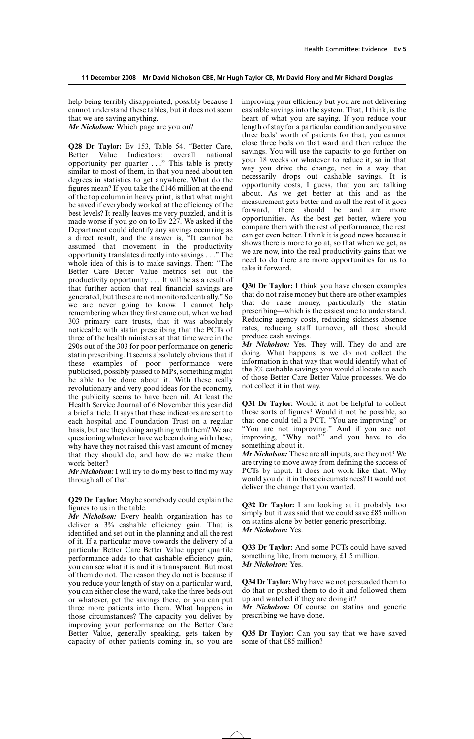**11 December 2008 Mr David Nicholson CBE, Mr Hugh Taylor CB, Mr David Flory and Mr Richard Douglas**

help being terribly disappointed, possibly because I cannot understand these tables, but it does not seem that we are saving anything.

***Mr Nicholson:*** Which page are you on?

**Q28 Dr Taylor:** Ev 153, Table 54. "Better Care, Better Value Indicators: overall national opportunity per quarter . . ." This table is pretty similar to most of them, in that you need about ten degrees in statistics to get anywhere. What do the figures mean? If you take the £146 million at the end of the top column in heavy print, is that what might be saved if everybody worked at the efficiency of the best levels? It really leaves me very puzzled, and it is made worse if you go on to Ev 227. We asked if the Department could identify any savings occurring as a direct result, and the answer is, "It cannot be assumed that movement in the productivity opportunity translates directly into savings . . ." The whole idea of this is to make savings. Then: "The Better Care Better Value metrics set out the productivity opportunity . . . It will be as a result of that further action that real financial savings are generated, but these are not monitored centrally." So we are never going to know. I cannot help remembering when they first came out, when we had 303 primary care trusts, that it was absolutely noticeable with statin prescribing that the PCTs of three of the health ministers at that time were in the 290s out of the 303 for poor performance on generic statin prescribing. It seems absolutely obvious that if these examples of poor performance were publicised, possibly passed to MPs, something might be able to be done about it. With these really revolutionary and very good ideas for the economy, the publicity seems to have been nil. At least the Health Service Journal of 6 November this year did a brief article. It says that these indicators are sent to each hospital and Foundation Trust on a regular basis, but are they doing anything with them? We are questioning whatever have we been doing with these, why have they not raised this vast amount of money that they should do, and how do we make them work better?

***Mr Nicholson:*** I will try to do my best to find my way through all of that.

**Q29 Dr Taylor:** Maybe somebody could explain the figures to us in the table.

***Mr Nicholson:*** Every health organisation has to deliver a 3% cashable efficiency gain. That is identified and set out in the planning and all the rest of it. If a particular move towards the delivery of a particular Better Care Better Value upper quartile performance adds to that cashable efficiency gain, you can see what it is and it is transparent. But most of them do not. The reason they do not is because if you reduce your length of stay on a particular ward, you can either close the ward, take the three beds out or whatever, get the savings there, or you can put three more patients into them. What happens in those circumstances? The capacity you deliver by improving your performance on the Better Care Better Value, generally speaking, gets taken by capacity of other patients coming in, so you are improving your efficiency but you are not delivering cashable savings into the system. That, I think, is the heart of what you are saying. If you reduce your length of stay for a particular condition and you save three beds' worth of patients for that, you cannot close three beds on that ward and then reduce the savings. You will use the capacity to go further on your 18 weeks or whatever to reduce it, so in that way you drive the change, not in a way that necessarily drops out cashable savings. It is opportunity costs, I guess, that you are talking about. As we get better at this and as the measurement gets better and as all the rest of it goes forward, there should be and are more opportunities. As the best get better, where you compare them with the rest of performance, the rest can get even better. I think it is good news because it shows there is more to go at, so that when we get, as we are now, into the real productivity gains that we need to do there are more opportunities for us to take it forward.

**Q30 Dr Taylor:** I think you have chosen examples that do not raise money but there are other examples that do raise money, particularly the statin prescribing—which is the easiest one to understand. Reducing agency costs, reducing sickness absence rates, reducing staff turnover, all those should produce cash savings.

***Mr Nicholson:*** Yes. They will. They do and are doing. What happens is we do not collect the information in that way that would identify what of the 3% cashable savings you would allocate to each of those Better Care Better Value processes. We do not collect it in that way.

**Q31 Dr Taylor:** Would it not be helpful to collect those sorts of figures? Would it not be possible, so that one could tell a PCT, "You are improving" or "You are not improving." And if you are not improving, "Why not?" and you have to do something about it.

***Mr Nicholson:*** These are all inputs, are they not? We are trying to move away from defining the success of PCTs by input. It does not work like that. Why would you do it in those circumstances? It would not deliver the change that you wanted.

**Q32 Dr Taylor:** I am looking at it probably too simply but it was said that we could save £85 million on statins alone by better generic prescribing.

***Mr Nicholson:*** Yes.

**Q33 Dr Taylor:** And some PCTs could have saved something like, from memory, £1.5 million.

***Mr Nicholson:*** Yes.

**Q34 Dr Taylor:** Why have we not persuaded them to do that or pushed them to do it and followed them up and watched if they are doing it?

***Mr Nicholson:*** Of course on statins and generic prescribing we have done.

**Q35 Dr Taylor:** Can you say that we have saved some of that £85 million?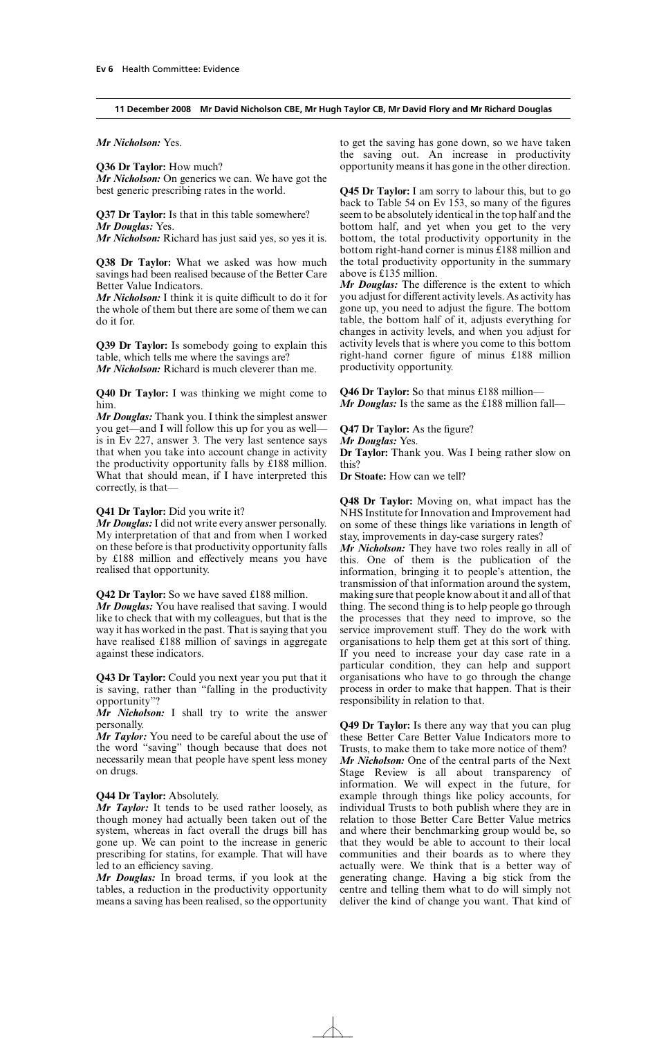**11 December 2008 Mr David Nicholson CBE, Mr Hugh Taylor CB, Mr David Flory and Mr Richard Douglas**

***Mr Nicholson:*** Yes.

**Q36 Dr Taylor:** How much?

***Mr Nicholson:*** On generics we can. We have got the best generic prescribing rates in the world.

**Q37 Dr Taylor:** Is that in this table somewhere?

***Mr Douglas:*** Yes.

***Mr Nicholson:*** Richard has just said yes, so yes it is.

**Q38 Dr Taylor:** What we asked was how much savings had been realised because of the Better Care Better Value Indicators.

***Mr Nicholson:*** I think it is quite difficult to do it for the whole of them but there are some of them we can do it for.

**Q39 Dr Taylor:** Is somebody going to explain this table, which tells me where the savings are?

***Mr Nicholson:*** Richard is much cleverer than me.

**Q40 Dr Taylor:** I was thinking we might come to him.

***Mr Douglas:*** Thank you. I think the simplest answer you get—and I will follow this up for you as well—is in Ev 227, answer 3. The very last sentence says that when you take into account change in activity the productivity opportunity falls by £188 million. What that should mean, if I have interpreted this correctly, is that—

**Q41 Dr Taylor:** Did you write it?

***Mr Douglas:*** I did not write every answer personally. My interpretation of that and from when I worked on these before is that productivity opportunity falls by £188 million and effectively means you have realised that opportunity.

**Q42 Dr Taylor:** So we have saved £188 million.

***Mr Douglas:*** You have realised that saving. I would like to check that with my colleagues, but that is the way it has worked in the past. That is saying that you have realised £188 million of savings in aggregate against these indicators.

**Q43 Dr Taylor:** Could you next year you put that it is saving, rather than "falling in the productivity opportunity"?

***Mr Nicholson:*** I shall try to write the answer personally.

***Mr Taylor:*** You need to be careful about the use of the word "saving" though because that does not necessarily mean that people have spent less money on drugs.

**Q44 Dr Taylor:** Absolutely.

***Mr Taylor:*** It tends to be used rather loosely, as though money had actually been taken out of the system, whereas in fact overall the drugs bill has gone up. We can point to the increase in generic prescribing for statins, for example. That will have led to an efficiency saving.

***Mr Douglas:*** In broad terms, if you look at the tables, a reduction in the productivity opportunity means a saving has been realised, so the opportunity to get the saving has gone down, so we have taken the saving out. An increase in productivity opportunity means it has gone in the other direction.

**Q45 Dr Taylor:** I am sorry to labour this, but to go back to Table 54 on Ev 153, so many of the figures seem to be absolutely identical in the top half and the bottom half, and yet when you get to the very bottom, the total productivity opportunity in the bottom right-hand corner is minus £188 million and the total productivity opportunity in the summary above is £135 million.

***Mr Douglas:*** The difference is the extent to which you adjust for different activity levels. As activity has gone up, you need to adjust the figure. The bottom table, the bottom half of it, adjusts everything for changes in activity levels, and when you adjust for activity levels that is where you come to this bottom right-hand corner figure of minus £188 million productivity opportunity.

**Q46 Dr Taylor:** So that minus £188 million—

***Mr Douglas:*** Is the same as the £188 million fall—

**Q47 Dr Taylor:** As the figure?

***Mr Douglas:*** Yes.

**Dr Taylor:** Thank you. Was I being rather slow on this?

**Dr Stoate:** How can we tell?

**Q48 Dr Taylor:** Moving on, what impact has the NHS Institute for Innovation and Improvement had on some of these things like variations in length of stay, improvements in day-case surgery rates?

***Mr Nicholson:*** They have two roles really in all of this. One of them is the publication of the information, bringing it to people's attention, the transmission of that information around the system, making sure that people know about it and all of that thing. The second thing is to help people go through the processes that they need to improve, so the service improvement stuff. They do the work with organisations to help them get at this sort of thing. If you need to increase your day case rate in a particular condition, they can help and support organisations who have to go through the change process in order to make that happen. That is their responsibility in relation to that.

**Q49 Dr Taylor:** Is there any way that you can plug these Better Care Better Value Indicators more to Trusts, to make them to take more notice of them?

***Mr Nicholson:*** One of the central parts of the Next Stage Review is all about transparency of information. We will expect in the future, for example through things like policy accounts, for individual Trusts to both publish where they are in relation to those Better Care Better Value metrics and where their benchmarking group would be, so that they would be able to account to their local communities and their boards as to where they actually were. We think that is a better way of generating change. Having a big stick from the centre and telling them what to do will simply not deliver the kind of change you want. That kind of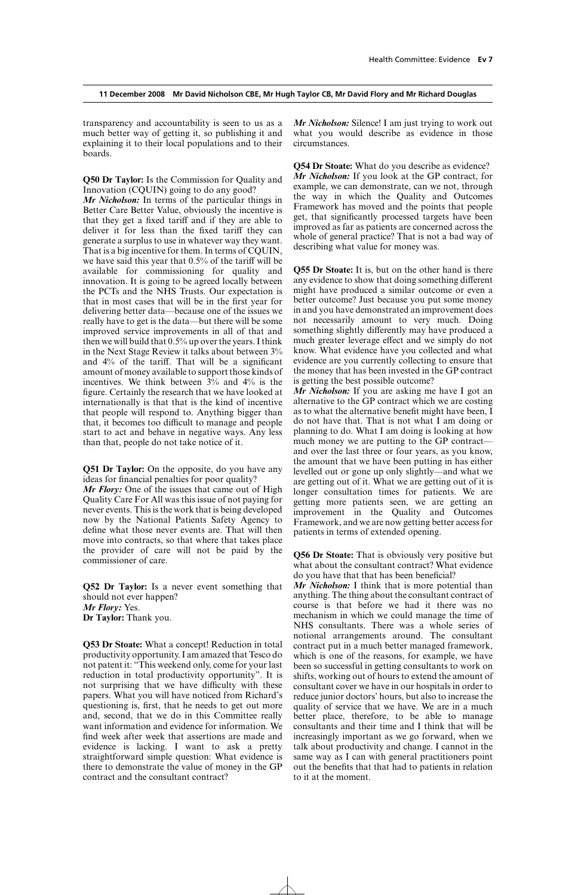transparency and accountability is seen to us as a much better way of getting it, so publishing it and explaining it to their local populations and to their boards.

**Q50 Dr Taylor:** Is the Commission for Quality and Innovation (CQUIN) going to do any good?

***Mr Nicholson:*** In terms of the particular things in Better Care Better Value, obviously the incentive is that they get a fixed tariff and if they are able to deliver it for less than the fixed tariff they can generate a surplus to use in whatever way they want. That is a big incentive for them. In terms of CQUIN, we have said this year that 0.5% of the tariff will be available for commissioning for quality and innovation. It is going to be agreed locally between the PCTs and the NHS Trusts. Our expectation is that in most cases that will be in the first year for delivering better data—because one of the issues we really have to get is the data—but there will be some improved service improvements in all of that and then we will build that 0.5% up over the years. I think in the Next Stage Review it talks about between 3% and 4% of the tariff. That will be a significant amount of money available to support those kinds of incentives. We think between 3% and 4% is the figure. Certainly the research that we have looked at internationally is that that is the kind of incentive that people will respond to. Anything bigger than that, it becomes too difficult to manage and people start to act and behave in negative ways. Any less than that, people do not take notice of it.

**Q51 Dr Taylor:** On the opposite, do you have any ideas for financial penalties for poor quality?

***Mr Flory:*** One of the issues that came out of High Quality Care For All was this issue of not paying for never events. This is the work that is being developed now by the National Patients Safety Agency to define what those never events are. That will then move into contracts, so that where that takes place the provider of care will not be paid by the commissioner of care.

**Q52 Dr Taylor:** Is a never event something that should not ever happen?

***Mr Flory:*** Yes.

**Dr Taylor:** Thank you.

**Q53 Dr Stoate:** What a concept! Reduction in total productivity opportunity. I am amazed that Tesco do not patent it: "This weekend only, come for your last reduction in total productivity opportunity". It is not surprising that we have difficulty with these papers. What you will have noticed from Richard's questioning is, first, that he needs to get out more and, second, that we do in this Committee really want information and evidence for information. We find week after week that assertions are made and evidence is lacking. I want to ask a pretty straightforward simple question: What evidence is there to demonstrate the value of money in the GP contract and the consultant contract?

***Mr Nicholson:*** Silence! I am just trying to work out what you would describe as evidence in those circumstances.

**Q54 Dr Stoate:** What do you describe as evidence?

***Mr Nicholson:*** If you look at the GP contract, for example, we can demonstrate, can we not, through the way in which the Quality and Outcomes Framework has moved and the points that people get, that significantly processed targets have been improved as far as patients are concerned across the whole of general practice? That is not a bad way of describing what value for money was.

**Q55 Dr Stoate:** It is, but on the other hand is there any evidence to show that doing something different might have produced a similar outcome or even a better outcome? Just because you put some money in and you have demonstrated an improvement does not necessarily amount to very much. Doing something slightly differently may have produced a much greater leverage effect and we simply do not know. What evidence have you collected and what evidence are you currently collecting to ensure that the money that has been invested in the GP contract is getting the best possible outcome?

***Mr Nicholson:*** If you are asking me have I got an alternative to the GP contract which we are costing as to what the alternative benefit might have been, I do not have that. That is not what I am doing or planning to do. What I am doing is looking at how much money we are putting to the GP contract—and over the last three or four years, as you know, the amount that we have been putting in has either levelled out or gone up only slightly—and what we are getting out of it. What we are getting out of it is longer consultation times for patients. We are getting more patients seen, we are getting an improvement in the Quality and Outcomes Framework, and we are now getting better access for patients in terms of extended opening.

**Q56 Dr Stoate:** That is obviously very positive but what about the consultant contract? What evidence do you have that that has been beneficial?

***Mr Nicholson:*** I think that is more potential than anything. The thing about the consultant contract of course is that before we had it there was no mechanism in which we could manage the time of NHS consultants. There was a whole series of notional arrangements around. The consultant contract put in a much better managed framework, which is one of the reasons, for example, we have been so successful in getting consultants to work on shifts, working out of hours to extend the amount of consultant cover we have in our hospitals in order to reduce junior doctors' hours, but also to increase the quality of service that we have. We are in a much better place, therefore, to be able to manage consultants and their time and I think that will be increasingly important as we go forward, when we talk about productivity and change. I cannot in the same way as I can with general practitioners point out the benefits that that had to patients in relation to it at the moment.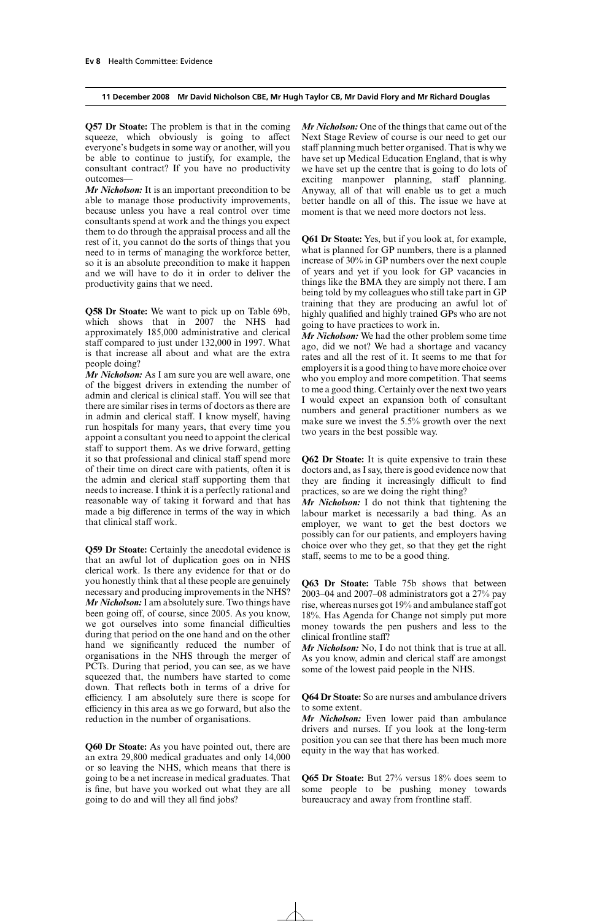**Q57 Dr Stoate:** The problem is that in the coming squeeze, which obviously is going to affect everyone's budgets in some way or another, will you be able to continue to justify, for example, the consultant contract? If you have no productivity outcomes—

***Mr Nicholson:*** It is an important precondition to be able to manage those productivity improvements, because unless you have a real control over time consultants spend at work and the things you expect them to do through the appraisal process and all the rest of it, you cannot do the sorts of things that you need to in terms of managing the workforce better, so it is an absolute precondition to make it happen and we will have to do it in order to deliver the productivity gains that we need.

**Q58 Dr Stoate:** We want to pick up on Table 69b, which shows that in 2007 the NHS had approximately 185,000 administrative and clerical staff compared to just under 132,000 in 1997. What is that increase all about and what are the extra people doing?

***Mr Nicholson:*** As I am sure you are well aware, one of the biggest drivers in extending the number of admin and clerical is clinical staff. You will see that there are similar rises in terms of doctors as there are in admin and clerical staff. I know myself, having run hospitals for many years, that every time you appoint a consultant you need to appoint the clerical staff to support them. As we drive forward, getting it so that professional and clinical staff spend more of their time on direct care with patients, often it is the admin and clerical staff supporting them that needs to increase. I think it is a perfectly rational and reasonable way of taking it forward and that has made a big difference in terms of the way in which that clinical staff work.

**Q59 Dr Stoate:** Certainly the anecdotal evidence is that an awful lot of duplication goes on in NHS clerical work. Is there any evidence for that or do you honestly think that al these people are genuinely necessary and producing improvements in the NHS?

***Mr Nicholson:*** I am absolutely sure. Two things have been going off, of course, since 2005. As you know, we got ourselves into some financial difficulties during that period on the one hand and on the other hand we significantly reduced the number of organisations in the NHS through the merger of PCTs. During that period, you can see, as we have squeezed that, the numbers have started to come down. That reflects both in terms of a drive for efficiency. I am absolutely sure there is scope for efficiency in this area as we go forward, but also the reduction in the number of organisations.

**Q60 Dr Stoate:** As you have pointed out, there are an extra 29,800 medical graduates and only 14,000 or so leaving the NHS, which means that there is going to be a net increase in medical graduates. That is fine, but have you worked out what they are all going to do and will they all find jobs?

***Mr Nicholson:*** One of the things that came out of the Next Stage Review of course is our need to get our staff planning much better organised. That is why we have set up Medical Education England, that is why we have set up the centre that is going to do lots of exciting manpower planning, staff planning. Anyway, all of that will enable us to get a much better handle on all of this. The issue we have at moment is that we need more doctors not less.

**Q61 Dr Stoate:** Yes, but if you look at, for example, what is planned for GP numbers, there is a planned increase of 30% in GP numbers over the next couple of years and yet if you look for GP vacancies in things like the BMA they are simply not there. I am being told by my colleagues who still take part in GP training that they are producing an awful lot of highly qualified and highly trained GPs who are not going to have practices to work in.

***Mr Nicholson:*** We had the other problem some time ago, did we not? We had a shortage and vacancy rates and all the rest of it. It seems to me that for employers it is a good thing to have more choice over who you employ and more competition. That seems to me a good thing. Certainly over the next two years I would expect an expansion both of consultant numbers and general practitioner numbers as we make sure we invest the 5.5% growth over the next two years in the best possible way.

**Q62 Dr Stoate:** It is quite expensive to train these doctors and, as I say, there is good evidence now that they are finding it increasingly difficult to find practices, so are we doing the right thing?

***Mr Nicholson:*** I do not think that tightening the labour market is necessarily a bad thing. As an employer, we want to get the best doctors we possibly can for our patients, and employers having choice over who they get, so that they get the right staff, seems to me to be a good thing.

**Q63 Dr Stoate:** Table 75b shows that between 2003–04 and 2007–08 administrators got a 27% pay rise, whereas nurses got 19% and ambulance staff got 18%. Has Agenda for Change not simply put more money towards the pen pushers and less to the clinical frontline staff?

***Mr Nicholson:*** No, I do not think that is true at all. As you know, admin and clerical staff are amongst some of the lowest paid people in the NHS.

**Q64 Dr Stoate:** So are nurses and ambulance drivers to some extent.

***Mr Nicholson:*** Even lower paid than ambulance drivers and nurses. If you look at the long-term position you can see that there has been much more equity in the way that has worked.

**Q65 Dr Stoate:** But 27% versus 18% does seem to some people to be pushing money towards bureaucracy and away from frontline staff.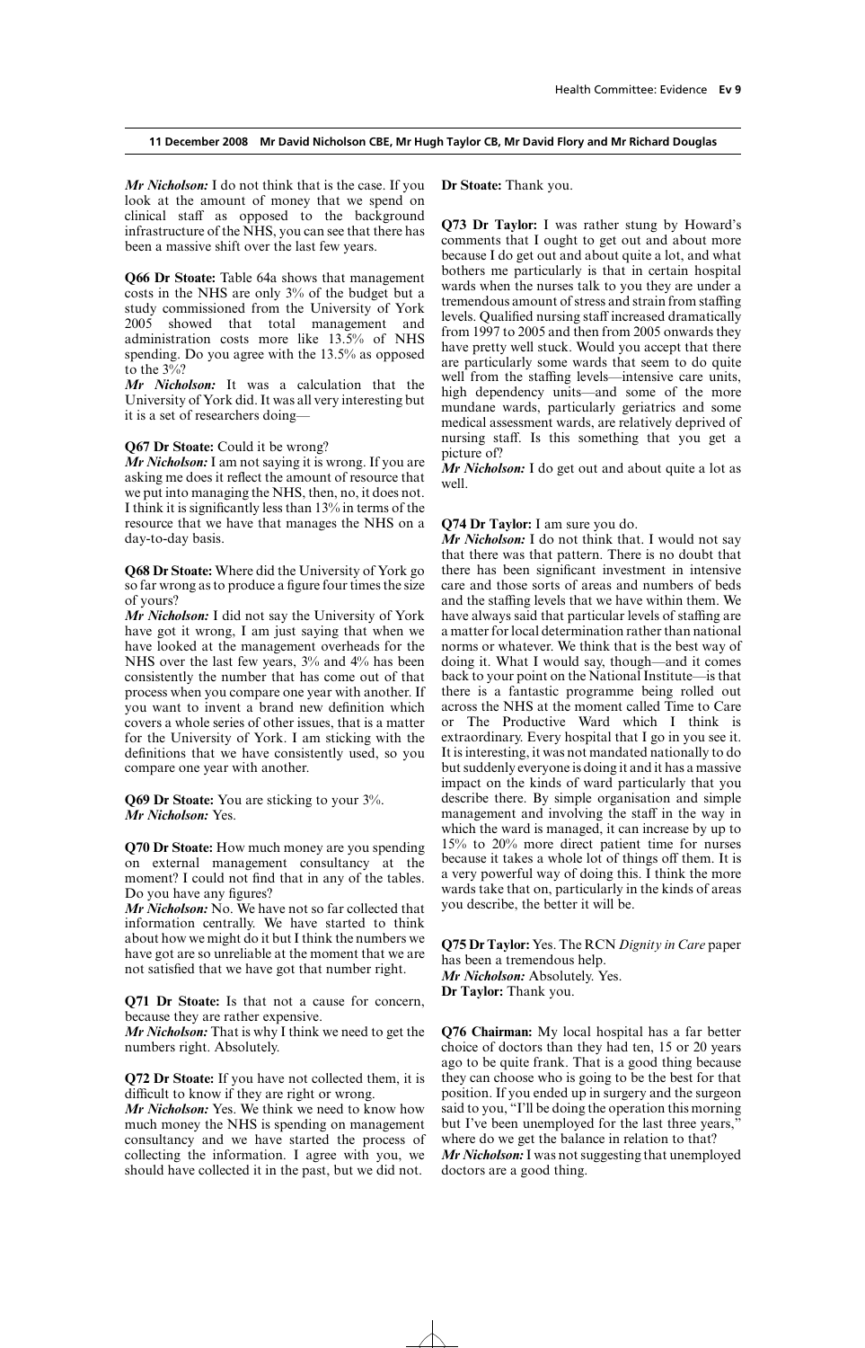**11 December 2008 Mr David Nicholson CBE, Mr Hugh Taylor CB, Mr David Flory and Mr Richard Douglas**

***Mr Nicholson:*** I do not think that is the case. If you look at the amount of money that we spend on clinical staff as opposed to the background infrastructure of the NHS, you can see that there has been a massive shift over the last few years.

**Q66 Dr Stoate:** Table 64a shows that management costs in the NHS are only 3% of the budget but a study commissioned from the University of York 2005 showed that total management and administration costs more like 13.5% of NHS spending. Do you agree with the 13.5% as opposed to the 3%?

***Mr Nicholson:*** It was a calculation that the University of York did. It was all very interesting but it is a set of researchers doing—

**Q67 Dr Stoate:** Could it be wrong?

***Mr Nicholson:*** I am not saying it is wrong. If you are asking me does it reflect the amount of resource that we put into managing the NHS, then, no, it does not. I think it is significantly less than 13% in terms of the resource that we have that manages the NHS on a day-to-day basis.

**Q68 Dr Stoate:** Where did the University of York go so far wrong as to produce a figure four times the size of yours?

***Mr Nicholson:*** I did not say the University of York have got it wrong, I am just saying that when we have looked at the management overheads for the NHS over the last few years, 3% and 4% has been consistently the number that has come out of that process when you compare one year with another. If you want to invent a brand new definition which covers a whole series of other issues, that is a matter for the University of York. I am sticking with the definitions that we have consistently used, so you compare one year with another.

**Q69 Dr Stoate:** You are sticking to your 3%.

***Mr Nicholson:*** Yes.

**Q70 Dr Stoate:** How much money are you spending on external management consultancy at the moment? I could not find that in any of the tables. Do you have any figures?

***Mr Nicholson:*** No. We have not so far collected that information centrally. We have started to think about how we might do it but I think the numbers we have got are so unreliable at the moment that we are not satisfied that we have got that number right.

**Q71 Dr Stoate:** Is that not a cause for concern, because they are rather expensive.

***Mr Nicholson:*** That is why I think we need to get the numbers right. Absolutely.

**Q72 Dr Stoate:** If you have not collected them, it is difficult to know if they are right or wrong.

***Mr Nicholson:*** Yes. We think we need to know how much money the NHS is spending on management consultancy and we have started the process of collecting the information. I agree with you, we should have collected it in the past, but we did not.

**Dr Stoate:** Thank you.

**Q73 Dr Taylor:** I was rather stung by Howard's comments that I ought to get out and about more because I do get out and about quite a lot, and what bothers me particularly is that in certain hospital wards when the nurses talk to you they are under a tremendous amount of stress and strain from staffing levels. Qualified nursing staff increased dramatically from 1997 to 2005 and then from 2005 onwards they have pretty well stuck. Would you accept that there are particularly some wards that seem to do quite well from the staffing levels—intensive care units, high dependency units—and some of the more mundane wards, particularly geriatrics and some medical assessment wards, are relatively deprived of nursing staff. Is this something that you get a picture of?

***Mr Nicholson:*** I do get out and about quite a lot as well.

**Q74 Dr Taylor:** I am sure you do.

***Mr Nicholson:*** I do not think that. I would not say that there was that pattern. There is no doubt that there has been significant investment in intensive care and those sorts of areas and numbers of beds and the staffing levels that we have within them. We have always said that particular levels of staffing are a matter for local determination rather than national norms or whatever. We think that is the best way of doing it. What I would say, though—and it comes back to your point on the National Institute—is that there is a fantastic programme being rolled out across the NHS at the moment called Time to Care or The Productive Ward which I think is extraordinary. Every hospital that I go in you see it. It is interesting, it was not mandated nationally to do but suddenly everyone is doing it and it has a massive impact on the kinds of ward particularly that you describe there. By simple organisation and simple management and involving the staff in the way in which the ward is managed, it can increase by up to 15% to 20% more direct patient time for nurses because it takes a whole lot of things off them. It is a very powerful way of doing this. I think the more wards take that on, particularly in the kinds of areas you describe, the better it will be.

**Q75 Dr Taylor:** Yes. The RCN *Dignity in Care* paper has been a tremendous help.

***Mr Nicholson:*** Absolutely. Yes.

**Dr Taylor:** Thank you.

**Q76 Chairman:** My local hospital has a far better choice of doctors than they had ten, 15 or 20 years ago to be quite frank. That is a good thing because they can choose who is going to be the best for that position. If you ended up in surgery and the surgeon said to you, "I'll be doing the operation this morning but I've been unemployed for the last three years," where do we get the balance in relation to that?

***Mr Nicholson:*** I was not suggesting that unemployed doctors are a good thing.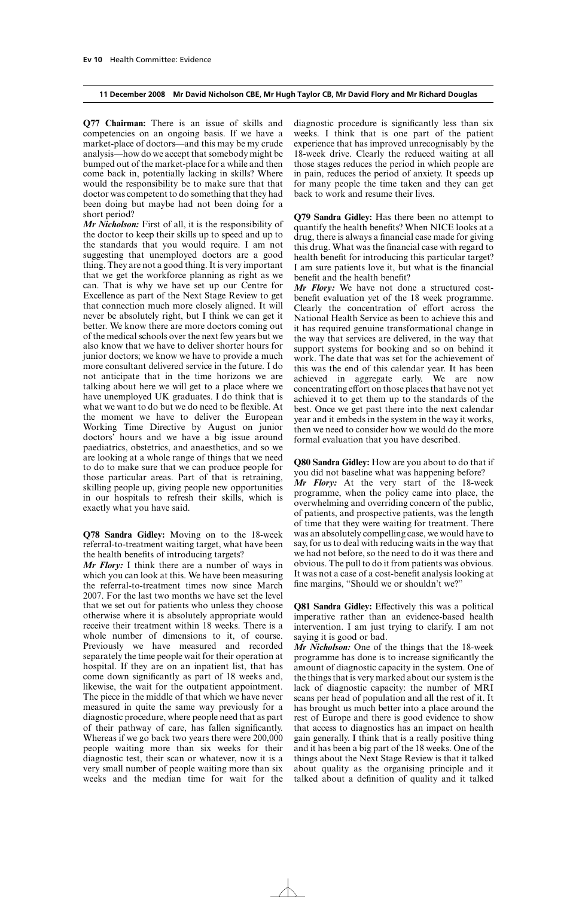**Q77 Chairman:** There is an issue of skills and competencies on an ongoing basis. If we have a market-place of doctors—and this may be my crude analysis—how do we accept that somebody might be bumped out of the market-place for a while and then come back in, potentially lacking in skills? Where would the responsibility be to make sure that that doctor was competent to do something that they had been doing but maybe had not been doing for a short period?

*Mr Nicholson:* First of all, it is the responsibility of the doctor to keep their skills up to speed and up to the standards that you would require. I am not suggesting that unemployed doctors are a good thing. They are not a good thing. It is very important that we get the workforce planning as right as we can. That is why we have set up our Centre for Excellence as part of the Next Stage Review to get that connection much more closely aligned. It will never be absolutely right, but I think we can get it better. We know there are more doctors coming out of the medical schools over the next few years but we also know that we have to deliver shorter hours for junior doctors; we know we have to provide a much more consultant delivered service in the future. I do not anticipate that in the time horizons we are talking about here we will get to a place where we have unemployed UK graduates. I do think that is what we want to do but we do need to be flexible. At the moment we have to deliver the European Working Time Directive by August on junior doctors' hours and we have a big issue around paediatrics, obstetrics, and anaesthetics, and so we are looking at a whole range of things that we need to do to make sure that we can produce people for those particular areas. Part of that is retraining, skilling people up, giving people new opportunities in our hospitals to refresh their skills, which is exactly what you have said.

**Q78 Sandra Gidley:** Moving on to the 18-week referral-to-treatment waiting target, what have been the health benefits of introducing targets?

*Mr Flory:* I think there are a number of ways in which you can look at this. We have been measuring the referral-to-treatment times now since March 2007. For the last two months we have set the level that we set out for patients who unless they choose otherwise where it is absolutely appropriate would receive their treatment within 18 weeks. There is a whole number of dimensions to it, of course. Previously we have measured and recorded separately the time people wait for their operation at hospital. If they are on an inpatient list, that has come down significantly as part of 18 weeks and, likewise, the wait for the outpatient appointment. The piece in the middle of that which we have never measured in quite the same way previously for a diagnostic procedure, where people need that as part of their pathway of care, has fallen significantly. Whereas if we go back two years there were 200,000 people waiting more than six weeks for their diagnostic test, their scan or whatever, now it is a very small number of people waiting more than six weeks and the median time for wait for the diagnostic procedure is significantly less than six weeks. I think that is one part of the patient experience that has improved unrecognisably by the 18-week drive. Clearly the reduced waiting at all those stages reduces the period in which people are in pain, reduces the period of anxiety. It speeds up for many people the time taken and they can get back to work and resume their lives.

**Q79 Sandra Gidley:** Has there been no attempt to quantify the health benefits? When NICE looks at a drug, there is always a financial case made for giving this drug. What was the financial case with regard to health benefit for introducing this particular target? I am sure patients love it, but what is the financial benefit and the health benefit?

*Mr Flory:* We have not done a structured cost-benefit evaluation yet of the 18 week programme. Clearly the concentration of effort across the National Health Service as been to achieve this and it has required genuine transformational change in the way that services are delivered, in the way that support systems for booking and so on behind it work. The date that was set for the achievement of this was the end of this calendar year. It has been achieved in aggregate early. We are now concentrating effort on those places that have not yet achieved it to get them up to the standards of the best. Once we get past there into the next calendar year and it embeds in the system in the way it works, then we need to consider how we would do the more formal evaluation that you have described.

**Q80 Sandra Gidley:** How are you about to do that if you did not baseline what was happening before?

*Mr Flory:* At the very start of the 18-week programme, when the policy came into place, the overwhelming and overriding concern of the public, of patients, and prospective patients, was the length of time that they were waiting for treatment. There was an absolutely compelling case, we would have to say, for us to deal with reducing waits in the way that we had not before, so the need to do it was there and obvious. The pull to do it from patients was obvious. It was not a case of a cost-benefit analysis looking at fine margins, "Should we or shouldn't we?"

**Q81 Sandra Gidley:** Effectively this was a political imperative rather than an evidence-based health intervention. I am just trying to clarify. I am not saying it is good or bad.

*Mr Nicholson:* One of the things that the 18-week programme has done is to increase significantly the amount of diagnostic capacity in the system. One of the things that is very marked about our system is the lack of diagnostic capacity: the number of MRI scans per head of population and all the rest of it. It has brought us much better into a place around the rest of Europe and there is good evidence to show that access to diagnostics has an impact on health gain generally. I think that is a really positive thing and it has been a big part of the 18 weeks. One of the things about the Next Stage Review is that it talked about quality as the organising principle and it talked about a definition of quality and it talked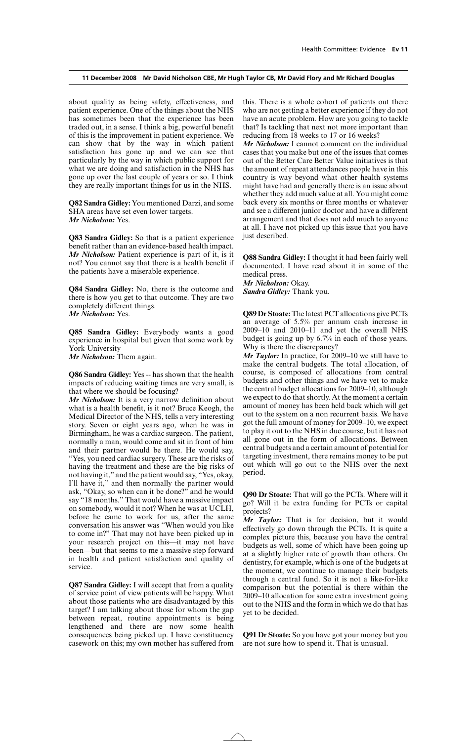about quality as being safety, effectiveness, and patient experience. One of the things about the NHS has sometimes been that the experience has been traded out, in a sense. I think a big, powerful benefit of this is the improvement in patient experience. We can show that by the way in which patient satisfaction has gone up and we can see that particularly by the way in which public support for what we are doing and satisfaction in the NHS has gone up over the last couple of years or so. I think they are really important things for us in the NHS.

**Q82 Sandra Gidley:** You mentioned Darzi, and some SHA areas have set even lower targets.
***Mr Nicholson:*** Yes.

**Q83 Sandra Gidley:** So that is a patient experience benefit rather than an evidence-based health impact.
***Mr Nicholson:*** Patient experience is part of it, is it not? You cannot say that there is a health benefit if the patients have a miserable experience.

**Q84 Sandra Gidley:** No, there is the outcome and there is how you get to that outcome. They are two completely different things.
***Mr Nicholson:*** Yes.

**Q85 Sandra Gidley:** Everybody wants a good experience in hospital but given that some work by York University—
***Mr Nicholson:*** Them again.

**Q86 Sandra Gidley:** Yes -- has shown that the health impacts of reducing waiting times are very small, is that where we should be focusing?
***Mr Nicholson:*** It is a very narrow definition about what is a health benefit, is it not? Bruce Keogh, the Medical Director of the NHS, tells a very interesting story. Seven or eight years ago, when he was in Birmingham, he was a cardiac surgeon. The patient, normally a man, would come and sit in front of him and their partner would be there. He would say, "Yes, you need cardiac surgery. These are the risks of having the treatment and these are the big risks of not having it," and the patient would say, "Yes, okay, I'll have it," and then normally the partner would ask, "Okay, so when can it be done?" and he would say "18 months." That would have a massive impact on somebody, would it not? When he was at UCLH, before he came to work for us, after the same conversation his answer was "When would you like to come in?" That may not have been picked up in your research project on this—it may not have been—but that seems to me a massive step forward in health and patient satisfaction and quality of service.

**Q87 Sandra Gidley:** I will accept that from a quality of service point of view patients will be happy. What about those patients who are disadvantaged by this target? I am talking about those for whom the gap between repeat, routine appointments is being lengthened and there are now some health consequences being picked up. I have constituency casework on this; my own mother has suffered from this. There is a whole cohort of patients out there who are not getting a better experience if they do not have an acute problem. How are you going to tackle that? Is tackling that next not more important than reducing from 18 weeks to 17 or 16 weeks?
***Mr Nicholson:*** I cannot comment on the individual cases that you make but one of the issues that comes out of the Better Care Better Value initiatives is that the amount of repeat attendances people have in this country is way beyond what other health systems might have had and generally there is an issue about whether they add much value at all. You might come back every six months or three months or whatever and see a different junior doctor and have a different arrangement and that does not add much to anyone at all. I have not picked up this issue that you have just described.

**Q88 Sandra Gidley:** I thought it had been fairly well documented. I have read about it in some of the medical press.
***Mr Nicholson:*** Okay.
***Sandra Gidley:*** Thank you.

**Q89 Dr Stoate:** The latest PCT allocations give PCTs an average of 5.5% per annum cash increase in 2009–10 and 2010–11 and yet the overall NHS budget is going up by 6.7% in each of those years. Why is there the discrepancy?
***Mr Taylor:*** In practice, for 2009–10 we still have to make the central budgets. The total allocation, of course, is composed of allocations from central budgets and other things and we have yet to make the central budget allocations for 2009–10, although we expect to do that shortly. At the moment a certain amount of money has been held back which will get out to the system on a non recurrent basis. We have got the full amount of money for 2009–10, we expect to play it out to the NHS in due course, but it has not all gone out in the form of allocations. Between central budgets and a certain amount of potential for targeting investment, there remains money to be put out which will go out to the NHS over the next period.

**Q90 Dr Stoate:** That will go the PCTs. Where will it go? Will it be extra funding for PCTs or capital projects?
***Mr Taylor:*** That is for decision, but it would effectively go down through the PCTs. It is quite a complex picture this, because you have the central budgets as well, some of which have been going up at a slightly higher rate of growth than others. On dentistry, for example, which is one of the budgets at the moment, we continue to manage their budgets through a central fund. So it is not a like-for-like comparison but the potential is there within the 2009–10 allocation for some extra investment going out to the NHS and the form in which we do that has yet to be decided.

**Q91 Dr Stoate:** So you have got your money but you are not sure how to spend it. That is unusual.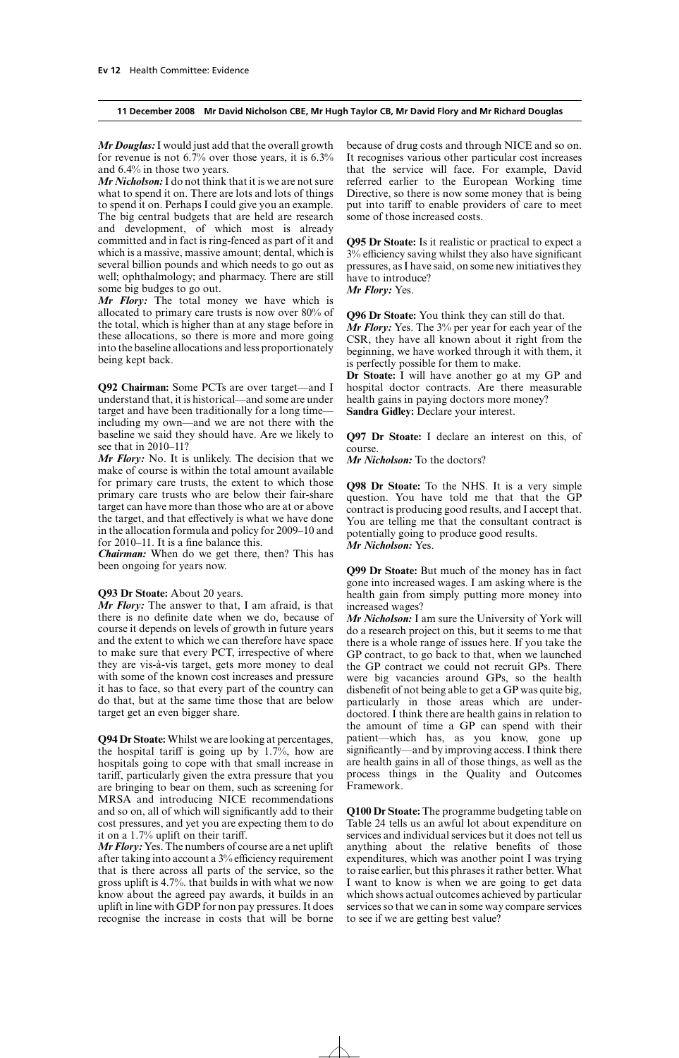**11 December 2008 Mr David Nicholson CBE, Mr Hugh Taylor CB, Mr David Flory and Mr Richard Douglas**

***Mr Douglas:*** I would just add that the overall growth for revenue is not 6.7% over those years, it is 6.3% and 6.4% in those two years.

***Mr Nicholson:*** I do not think that it is we are not sure what to spend it on. There are lots and lots of things to spend it on. Perhaps I could give you an example. The big central budgets that are held are research and development, of which most is already committed and in fact is ring-fenced as part of it and which is a massive, massive amount; dental, which is several billion pounds and which needs to go out as well; ophthalmology; and pharmacy. There are still some big budges to go out.

***Mr Flory:*** The total money we have which is allocated to primary care trusts is now over 80% of the total, which is higher than at any stage before in these allocations, so there is more and more going into the baseline allocations and less proportionately being kept back.

**Q92 Chairman:** Some PCTs are over target—and I understand that, it is historical—and some are under target and have been traditionally for a long time—including my own—and we are not there with the baseline we said they should have. Are we likely to see that in 2010–11?

***Mr Flory:*** No. It is unlikely. The decision that we make of course is within the total amount available for primary care trusts, the extent to which those primary care trusts who are below their fair-share target can have more than those who are at or above the target, and that effectively is what we have done in the allocation formula and policy for 2009–10 and for 2010–11. It is a fine balance this.

***Chairman:*** When do we get there, then? This has been ongoing for years now.

**Q93 Dr Stoate:** About 20 years.

***Mr Flory:*** The answer to that, I am afraid, is that there is no definite date when we do, because of course it depends on levels of growth in future years and the extent to which we can therefore have space to make sure that every PCT, irrespective of where they are vis-à-vis target, gets more money to deal with some of the known cost increases and pressure it has to face, so that every part of the country can do that, but at the same time those that are below target get an even bigger share.

**Q94 Dr Stoate:** Whilst we are looking at percentages, the hospital tariff is going up by 1.7%, how are hospitals going to cope with that small increase in tariff, particularly given the extra pressure that you are bringing to bear on them, such as screening for MRSA and introducing NICE recommendations and so on, all of which will significantly add to their cost pressures, and yet you are expecting them to do it on a 1.7% uplift on their tariff.

***Mr Flory:*** Yes. The numbers of course are a net uplift after taking into account a 3% efficiency requirement that is there across all parts of the service, so the gross uplift is 4.7%. that builds in with what we now know about the agreed pay awards, it builds in an uplift in line with GDP for non pay pressures. It does recognise the increase in costs that will be borne because of drug costs and through NICE and so on. It recognises various other particular cost increases that the service will face. For example, David referred earlier to the European Working time Directive, so there is now some money that is being put into tariff to enable providers of care to meet some of those increased costs.

**Q95 Dr Stoate:** Is it realistic or practical to expect a 3% efficiency saving whilst they also have significant pressures, as I have said, on some new initiatives they have to introduce?

***Mr Flory:*** Yes.

**Q96 Dr Stoate:** You think they can still do that.

***Mr Flory:*** Yes. The 3% per year for each year of the CSR, they have all known about it right from the beginning, we have worked through it with them, it is perfectly possible for them to make.

**Dr Stoate:** I will have another go at my GP and hospital doctor contracts. Are there measurable health gains in paying doctors more money?

**Sandra Gidley:** Declare your interest.

**Q97 Dr Stoate:** I declare an interest on this, of course.

***Mr Nicholson:*** To the doctors?

**Q98 Dr Stoate:** To the NHS. It is a very simple question. You have told me that that the GP contract is producing good results, and I accept that. You are telling me that the consultant contract is potentially going to produce good results.

***Mr Nicholson:*** Yes.

**Q99 Dr Stoate:** But much of the money has in fact gone into increased wages. I am asking where is the health gain from simply putting more money into increased wages?

***Mr Nicholson:*** I am sure the University of York will do a research project on this, but it seems to me that there is a whole range of issues here. If you take the GP contract, to go back to that, when we launched the GP contract we could not recruit GPs. There were big vacancies around GPs, so the health disbenefit of not being able to get a GP was quite big, particularly in those areas which are under-doctored. I think there are health gains in relation to the amount of time a GP can spend with their patient—which has, as you know, gone up significantly—and by improving access. I think there are health gains in all of those things, as well as the process things in the Quality and Outcomes Framework.

**Q100 Dr Stoate:** The programme budgeting table on Table 24 tells us an awful lot about expenditure on services and individual services but it does not tell us anything about the relative benefits of those expenditures, which was another point I was trying to raise earlier, but this phrases it rather better. What I want to know is when we are going to get data which shows actual outcomes achieved by particular services so that we can in some way compare services to see if we are getting best value?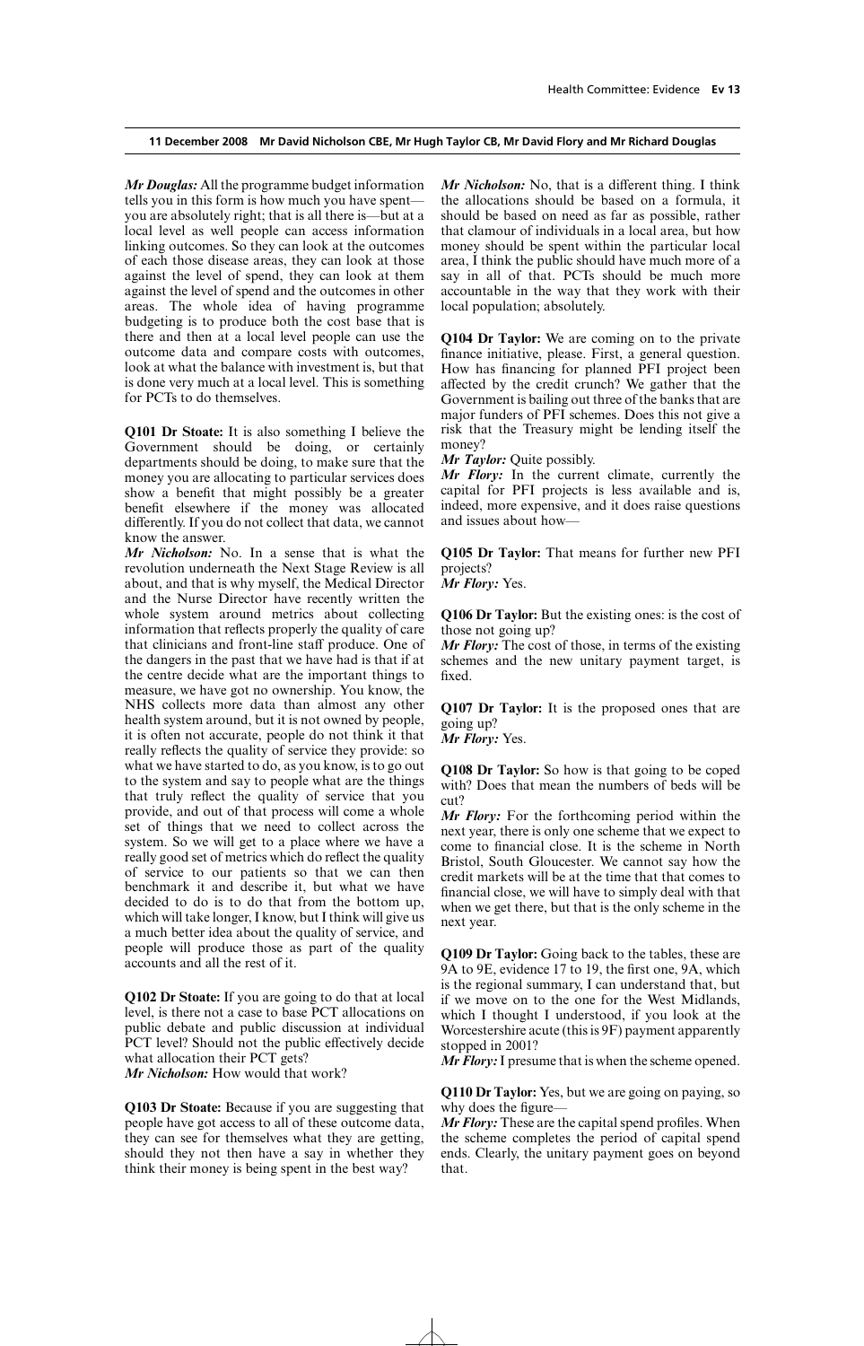*Mr Douglas:* All the programme budget information tells you in this form is how much you have spent—you are absolutely right; that is all there is—but at a local level as well people can access information linking outcomes. So they can look at the outcomes of each those disease areas, they can look at those against the level of spend, they can look at them against the level of spend and the outcomes in other areas. The whole idea of having programme budgeting is to produce both the cost base that is there and then at a local level people can use the outcome data and compare costs with outcomes, look at what the balance with investment is, but that is done very much at a local level. This is something for PCTs to do themselves.

**Q101 Dr Stoate:** It is also something I believe the Government should be doing, or certainly departments should be doing, to make sure that the money you are allocating to particular services does show a benefit that might possibly be a greater benefit elsewhere if the money was allocated differently. If you do not collect that data, we cannot know the answer.

*Mr Nicholson:* No. In a sense that is what the revolution underneath the Next Stage Review is all about, and that is why myself, the Medical Director and the Nurse Director have recently written the whole system around metrics about collecting information that reflects properly the quality of care that clinicians and front-line staff produce. One of the dangers in the past that we have had is that if at the centre decide what are the important things to measure, we have got no ownership. You know, the NHS collects more data than almost any other health system around, but it is not owned by people, it is often not accurate, people do not think it that really reflects the quality of service they provide: so what we have started to do, as you know, is to go out to the system and say to people what are the things that truly reflect the quality of service that you provide, and out of that process will come a whole set of things that we need to collect across the system. So we will get to a place where we have a really good set of metrics which do reflect the quality of service to our patients so that we can then benchmark it and describe it, but what we have decided to do is to do that from the bottom up, which will take longer, I know, but I think will give us a much better idea about the quality of service, and people will produce those as part of the quality accounts and all the rest of it.

**Q102 Dr Stoate:** If you are going to do that at local level, is there not a case to base PCT allocations on public debate and public discussion at individual PCT level? Should not the public effectively decide what allocation their PCT gets?

*Mr Nicholson:* How would that work?

**Q103 Dr Stoate:** Because if you are suggesting that people have got access to all of these outcome data, they can see for themselves what they are getting, should they not then have a say in whether they think their money is being spent in the best way?

*Mr Nicholson:* No, that is a different thing. I think the allocations should be based on a formula, it should be based on need as far as possible, rather that clamour of individuals in a local area, but how money should be spent within the particular local area, I think the public should have much more of a say in all of that. PCTs should be much more accountable in the way that they work with their local population; absolutely.

**Q104 Dr Taylor:** We are coming on to the private finance initiative, please. First, a general question. How has financing for planned PFI project been affected by the credit crunch? We gather that the Government is bailing out three of the banks that are major funders of PFI schemes. Does this not give a risk that the Treasury might be lending itself the money?

*Mr Taylor:* Quite possibly.

*Mr Flory:* In the current climate, currently the capital for PFI projects is less available and is, indeed, more expensive, and it does raise questions and issues about how—

**Q105 Dr Taylor:** That means for further new PFI projects?

*Mr Flory:* Yes.

**Q106 Dr Taylor:** But the existing ones: is the cost of those not going up?

*Mr Flory:* The cost of those, in terms of the existing schemes and the new unitary payment target, is fixed.

**Q107 Dr Taylor:** It is the proposed ones that are going up?

*Mr Flory:* Yes.

**Q108 Dr Taylor:** So how is that going to be coped with? Does that mean the numbers of beds will be cut?

*Mr Flory:* For the forthcoming period within the next year, there is only one scheme that we expect to come to financial close. It is the scheme in North Bristol, South Gloucester. We cannot say how the credit markets will be at the time that that comes to financial close, we will have to simply deal with that when we get there, but that is the only scheme in the next year.

**Q109 Dr Taylor:** Going back to the tables, these are 9A to 9E, evidence 17 to 19, the first one, 9A, which is the regional summary, I can understand that, but if we move on to the one for the West Midlands, which I thought I understood, if you look at the Worcestershire acute (this is 9F) payment apparently stopped in 2001?

*Mr Flory:* I presume that is when the scheme opened.

**Q110 Dr Taylor:** Yes, but we are going on paying, so why does the figure—

*Mr Flory:* These are the capital spend profiles. When the scheme completes the period of capital spend ends. Clearly, the unitary payment goes on beyond that.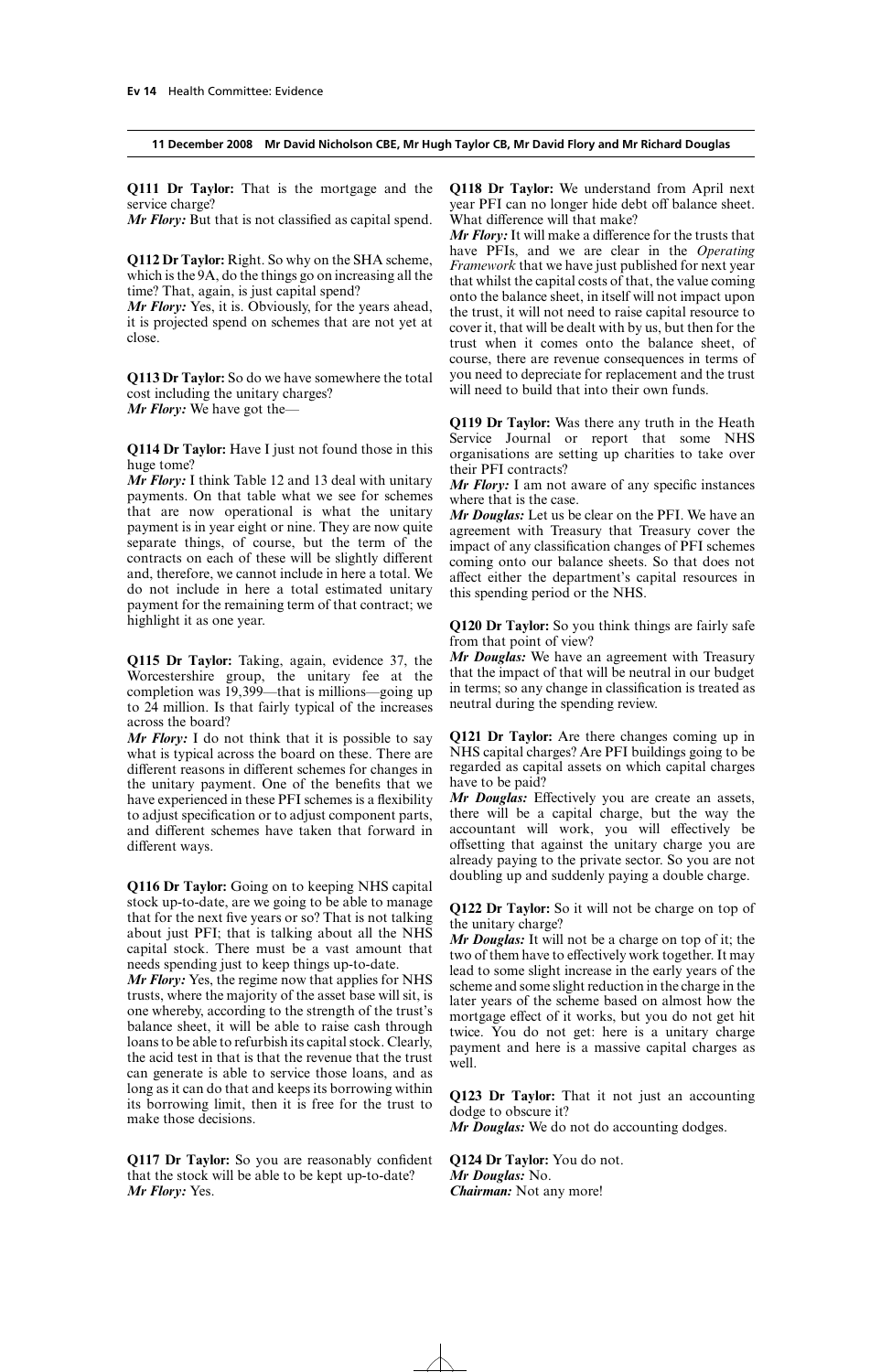**11 December 2008 Mr David Nicholson CBE, Mr Hugh Taylor CB, Mr David Flory and Mr Richard Douglas**

**Q111 Dr Taylor:** That is the mortgage and the service charge?
***Mr Flory:*** But that is not classified as capital spend.

**Q112 Dr Taylor:** Right. So why on the SHA scheme, which is the 9A, do the things go on increasing all the time? That, again, is just capital spend?
***Mr Flory:*** Yes, it is. Obviously, for the years ahead, it is projected spend on schemes that are not yet at close.

**Q113 Dr Taylor:** So do we have somewhere the total cost including the unitary charges?
***Mr Flory:*** We have got the—

**Q114 Dr Taylor:** Have I just not found those in this huge tome?
***Mr Flory:*** I think Table 12 and 13 deal with unitary payments. On that table what we see for schemes that are now operational is what the unitary payment is in year eight or nine. They are now quite separate things, of course, but the term of the contracts on each of these will be slightly different and, therefore, we cannot include in here a total. We do not include in here a total estimated unitary payment for the remaining term of that contract; we highlight it as one year.

**Q115 Dr Taylor:** Taking, again, evidence 37, the Worcestershire group, the unitary fee at the completion was 19,399—that is millions—going up to 24 million. Is that fairly typical of the increases across the board?
***Mr Flory:*** I do not think that it is possible to say what is typical across the board on these. There are different reasons in different schemes for changes in the unitary payment. One of the benefits that we have experienced in these PFI schemes is a flexibility to adjust specification or to adjust component parts, and different schemes have taken that forward in different ways.

**Q116 Dr Taylor:** Going on to keeping NHS capital stock up-to-date, are we going to be able to manage that for the next five years or so? That is not talking about just PFI; that is talking about all the NHS capital stock. There must be a vast amount that needs spending just to keep things up-to-date.
***Mr Flory:*** Yes, the regime now that applies for NHS trusts, where the majority of the asset base will sit, is one whereby, according to the strength of the trust's balance sheet, it will be able to raise cash through loans to be able to refurbish its capital stock. Clearly, the acid test in that is that the revenue that the trust can generate is able to service those loans, and as long as it can do that and keeps its borrowing within its borrowing limit, then it is free for the trust to make those decisions.

**Q117 Dr Taylor:** So you are reasonably confident that the stock will be able to be kept up-to-date?
***Mr Flory:*** Yes.

**Q118 Dr Taylor:** We understand from April next year PFI can no longer hide debt off balance sheet. What difference will that make?
***Mr Flory:*** It will make a difference for the trusts that have PFIs, and we are clear in the *Operating Framework* that we have just published for next year that whilst the capital costs of that, the value coming onto the balance sheet, in itself will not impact upon the trust, it will not need to raise capital resource to cover it, that will be dealt with by us, but then for the trust when it comes onto the balance sheet, of course, there are revenue consequences in terms of you need to depreciate for replacement and the trust will need to build that into their own funds.

**Q119 Dr Taylor:** Was there any truth in the Heath Service Journal or report that some NHS organisations are setting up charities to take over their PFI contracts?
***Mr Flory:*** I am not aware of any specific instances where that is the case.
***Mr Douglas:*** Let us be clear on the PFI. We have an agreement with Treasury that Treasury cover the impact of any classification changes of PFI schemes coming onto our balance sheets. So that does not affect either the department's capital resources in this spending period or the NHS.

**Q120 Dr Taylor:** So you think things are fairly safe from that point of view?
***Mr Douglas:*** We have an agreement with Treasury that the impact of that will be neutral in our budget in terms; so any change in classification is treated as neutral during the spending review.

**Q121 Dr Taylor:** Are there changes coming up in NHS capital charges? Are PFI buildings going to be regarded as capital assets on which capital charges have to be paid?
***Mr Douglas:*** Effectively you are create an assets, there will be a capital charge, but the way the accountant will work, you will effectively be offsetting that against the unitary charge you are already paying to the private sector. So you are not doubling up and suddenly paying a double charge.

**Q122 Dr Taylor:** So it will not be charge on top of the unitary charge?
***Mr Douglas:*** It will not be a charge on top of it; the two of them have to effectively work together. It may lead to some slight increase in the early years of the scheme and some slight reduction in the charge in the later years of the scheme based on almost how the mortgage effect of it works, but you do not get hit twice. You do not get: here is a unitary charge payment and here is a massive capital charges as well.

**Q123 Dr Taylor:** That it not just an accounting dodge to obscure it?
***Mr Douglas:*** We do not do accounting dodges.

**Q124 Dr Taylor:** You do not.
***Mr Douglas:*** No.
***Chairman:*** Not any more!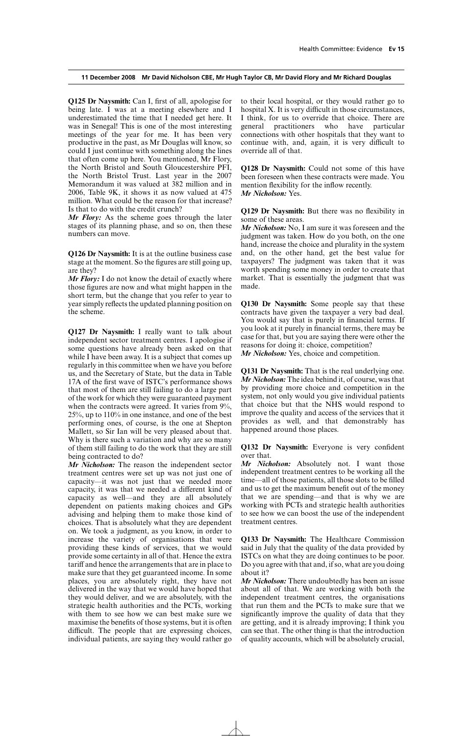**11 December 2008 Mr David Nicholson CBE, Mr Hugh Taylor CB, Mr David Flory and Mr Richard Douglas**

**Q125 Dr Naysmith:** Can I, first of all, apologise for being late. I was at a meeting elsewhere and I underestimated the time that I needed get here. It was in Senegal! This is one of the most interesting meetings of the year for me. It has been very productive in the past, as Mr Douglas will know, so could I just continue with something along the lines that often come up here. You mentioned, Mr Flory, the North Bristol and South Gloucestershire PFI, the North Bristol Trust. Last year in the 2007 Memorandum it was valued at 382 million and in 2006, Table 9K, it shows it as now valued at 475 million. What could be the reason for that increase? Is that to do with the credit crunch?

*Mr Flory:* As the scheme goes through the later stages of its planning phase, and so on, then these numbers can move.

**Q126 Dr Naysmith:** It is at the outline business case stage at the moment. So the figures are still going up, are they?

*Mr Flory:* I do not know the detail of exactly where those figures are now and what might happen in the short term, but the change that you refer to year to year simply reflects the updated planning position on the scheme.

**Q127 Dr Naysmith:** I really want to talk about independent sector treatment centres. I apologise if some questions have already been asked on that while I have been away. It is a subject that comes up regularly in this committee when we have you before us, and the Secretary of State, but the data in Table 17A of the first wave of ISTC's performance shows that most of them are still failing to do a large part of the work for which they were guaranteed payment when the contracts were agreed. It varies from 9%, 25%, up to 110% in one instance, and one of the best performing ones, of course, is the one at Shepton Mallett, so Sir Ian will be very pleased about that. Why is there such a variation and why are so many of them still failing to do the work that they are still being contracted to do?

*Mr Nicholson:* The reason the independent sector treatment centres were set up was not just one of capacity—it was not just that we needed more capacity, it was that we needed a different kind of capacity as well—and they are all absolutely dependent on patients making choices and GPs advising and helping them to make those kind of choices. That is absolutely what they are dependent on. We took a judgment, as you know, in order to increase the variety of organisations that were providing these kinds of services, that we would provide some certainty in all of that. Hence the extra tariff and hence the arrangements that are in place to make sure that they get guaranteed income. In some places, you are absolutely right, they have not delivered in the way that we would have hoped that they would deliver, and we are absolutely, with the strategic health authorities and the PCTs, working with them to see how we can best make sure we maximise the benefits of those systems, but it is often difficult. The people that are expressing choices, individual patients, are saying they would rather go to their local hospital, or they would rather go to hospital X. It is very difficult in those circumstances, I think, for us to override that choice. There are general practitioners who have particular connections with other hospitals that they want to continue with, and, again, it is very difficult to override all of that.

**Q128 Dr Naysmith:** Could not some of this have been foreseen when these contracts were made. You mention flexibility for the inflow recently.

*Mr Nicholson:* Yes.

**Q129 Dr Naysmith:** But there was no flexibility in some of these areas.

*Mr Nicholson:* No, I am sure it was foreseen and the judgment was taken. How do you both, on the one hand, increase the choice and plurality in the system and, on the other hand, get the best value for taxpayers? The judgment was taken that it was worth spending some money in order to create that market. That is essentially the judgment that was made.

**Q130 Dr Naysmith:** Some people say that these contracts have given the taxpayer a very bad deal. You would say that is purely in financial terms. If you look at it purely in financial terms, there may be case for that, but you are saying there were other the reasons for doing it: choice, competition?

*Mr Nicholson:* Yes, choice and competition.

**Q131 Dr Naysmith:** That is the real underlying one.

*Mr Nicholson:* The idea behind it, of course, was that by providing more choice and competition in the system, not only would you give individual patients that choice but that the NHS would respond to improve the quality and access of the services that it provides as well, and that demonstrably has happened around those places.

**Q132 Dr Naysmith:** Everyone is very confident over that.

*Mr Nicholson:* Absolutely not. I want those independent treatment centres to be working all the time—all of those patients, all those slots to be filled and us to get the maximum benefit out of the money that we are spending—and that is why we are working with PCTs and strategic health authorities to see how we can boost the use of the independent treatment centres.

**Q133 Dr Naysmith:** The Healthcare Commission said in July that the quality of the data provided by ISTCs on what they are doing continues to be poor. Do you agree with that and, if so, what are you doing about it?

*Mr Nicholson:* There undoubtedly has been an issue about all of that. We are working with both the independent treatment centres, the organisations that run them and the PCTs to make sure that we significantly improve the quality of data that they are getting, and it is already improving; I think you can see that. The other thing is that the introduction of quality accounts, which will be absolutely crucial,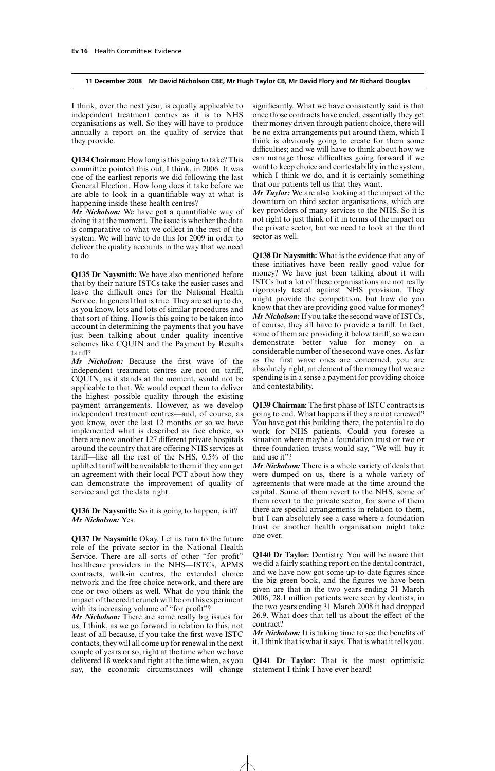I think, over the next year, is equally applicable to independent treatment centres as it is to NHS organisations as well. So they will have to produce annually a report on the quality of service that they provide.

**Q134 Chairman:** How long is this going to take? This committee pointed this out, I think, in 2006. It was one of the earliest reports we did following the last General Election. How long does it take before we are able to look in a quantifiable way at what is happening inside these health centres?

***Mr Nicholson:*** We have got a quantifiable way of doing it at the moment. The issue is whether the data is comparative to what we collect in the rest of the system. We will have to do this for 2009 in order to deliver the quality accounts in the way that we need to do.

**Q135 Dr Naysmith:** We have also mentioned before that by their nature ISTCs take the easier cases and leave the difficult ones for the National Health Service. In general that is true. They are set up to do, as you know, lots and lots of similar procedures and that sort of thing. How is this going to be taken into account in determining the payments that you have just been talking about under quality incentive schemes like CQUIN and the Payment by Results tariff?

***Mr Nicholson:*** Because the first wave of the independent treatment centres are not on tariff, CQUIN, as it stands at the moment, would not be applicable to that. We would expect them to deliver the highest possible quality through the existing payment arrangements. However, as we develop independent treatment centres—and, of course, as you know, over the last 12 months or so we have implemented what is described as free choice, so there are now another 127 different private hospitals around the country that are offering NHS services at tariff—like all the rest of the NHS, 0.5% of the uplifted tariff will be available to them if they can get an agreement with their local PCT about how they can demonstrate the improvement of quality of service and get the data right.

**Q136 Dr Naysmith:** So it is going to happen, is it?

***Mr Nicholson:*** Yes.

**Q137 Dr Naysmith:** Okay. Let us turn to the future role of the private sector in the National Health Service. There are all sorts of other "for profit" healthcare providers in the NHS—ISTCs, APMS contracts, walk-in centres, the extended choice network and the free choice network, and there are one or two others as well. What do you think the impact of the credit crunch will be on this experiment with its increasing volume of "for profit"?

***Mr Nicholson:*** There are some really big issues for us, I think, as we go forward in relation to this, not least of all because, if you take the first wave ISTC contacts, they will all come up for renewal in the next couple of years or so, right at the time when we have delivered 18 weeks and right at the time when, as you say, the economic circumstances will change significantly. What we have consistently said is that once those contracts have ended, essentially they get their money driven through patient choice, there will be no extra arrangements put around them, which I think is obviously going to create for them some difficulties; and we will have to think about how we can manage those difficulties going forward if we want to keep choice and contestability in the system, which I think we do, and it is certainly something that our patients tell us that they want.

***Mr Taylor:*** We are also looking at the impact of the downturn on third sector organisations, which are key providers of many services to the NHS. So it is not right to just think of it in terms of the impact on the private sector, but we need to look at the third sector as well.

**Q138 Dr Naysmith:** What is the evidence that any of these initiatives have been really good value for money? We have just been talking about it with ISTCs but a lot of these organisations are not really rigorously tested against NHS provision. They might provide the competition, but how do you know that they are providing good value for money?

***Mr Nicholson:*** If you take the second wave of ISTCs, of course, they all have to provide a tariff. In fact, some of them are providing it below tariff, so we can demonstrate better value for money on a considerable number of the second wave ones. As far as the first wave ones are concerned, you are absolutely right, an element of the money that we are spending is in a sense a payment for providing choice and contestability.

**Q139 Chairman:** The first phase of ISTC contracts is going to end. What happens if they are not renewed? You have got this building there, the potential to do work for NHS patients. Could you foresee a situation where maybe a foundation trust or two or three foundation trusts would say, "We will buy it and use it"?

***Mr Nicholson:*** There is a whole variety of deals that were dumped on us, there is a whole variety of agreements that were made at the time around the capital. Some of them revert to the NHS, some of them revert to the private sector, for some of them there are special arrangements in relation to them, but I can absolutely see a case where a foundation trust or another health organisation might take one over.

**Q140 Dr Taylor:** Dentistry. You will be aware that we did a fairly scathing report on the dental contract, and we have now got some up-to-date figures since the big green book, and the figures we have been given are that in the two years ending 31 March 2006, 28.1 million patients were seen by dentists, in the two years ending 31 March 2008 it had dropped 26.9. What does that tell us about the effect of the contract?

***Mr Nicholson:*** It is taking time to see the benefits of it. I think that is what it says. That is what it tells you.

**Q141 Dr Taylor:** That is the most optimistic statement I think I have ever heard!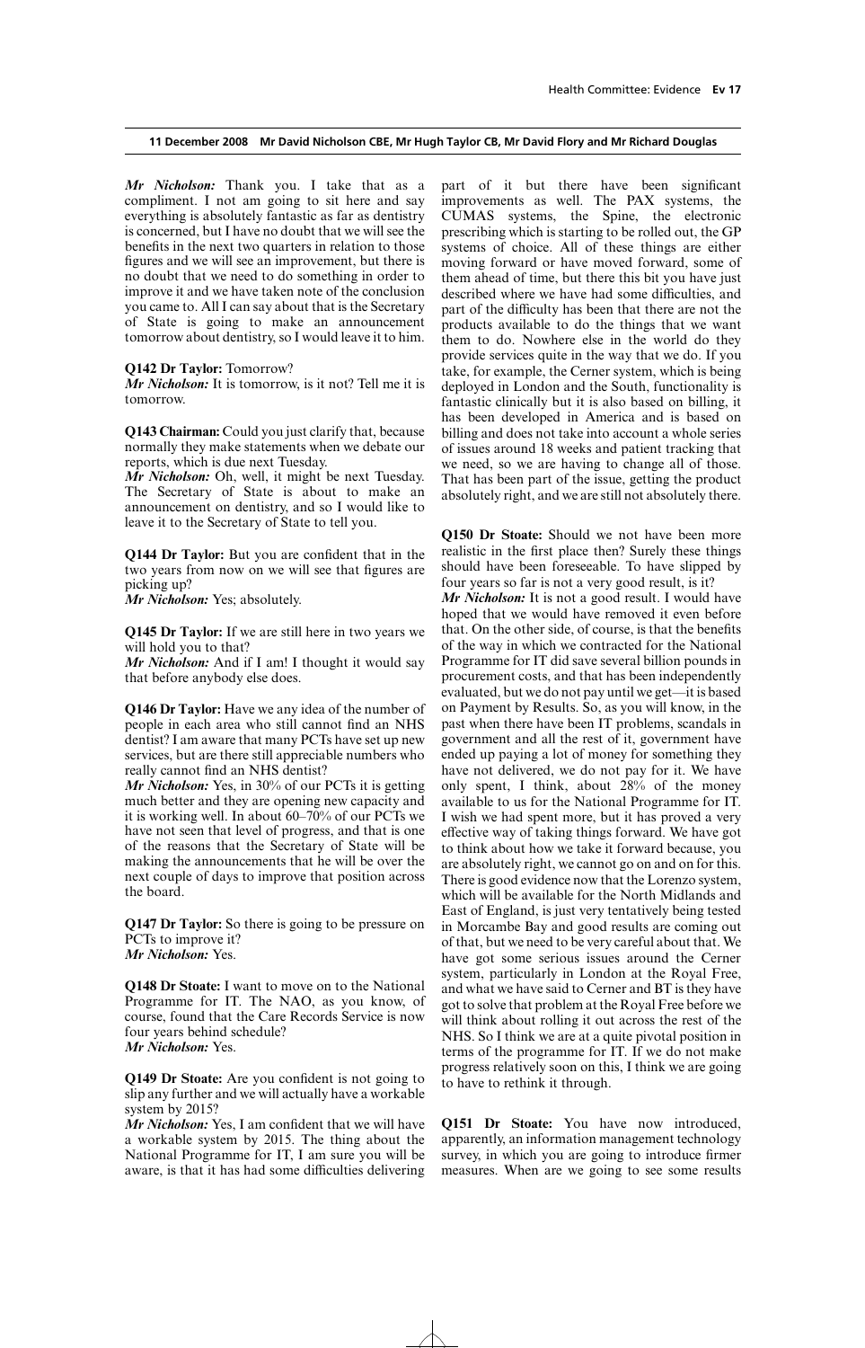**11 December 2008 Mr David Nicholson CBE, Mr Hugh Taylor CB, Mr David Flory and Mr Richard Douglas**

***Mr Nicholson:*** Thank you. I take that as a compliment. I not am going to sit here and say everything is absolutely fantastic as far as dentistry is concerned, but I have no doubt that we will see the benefits in the next two quarters in relation to those figures and we will see an improvement, but there is no doubt that we need to do something in order to improve it and we have taken note of the conclusion you came to. All I can say about that is the Secretary of State is going to make an announcement tomorrow about dentistry, so I would leave it to him.

**Q142 Dr Taylor:** Tomorrow?

***Mr Nicholson:*** It is tomorrow, is it not? Tell me it is tomorrow.

**Q143 Chairman:** Could you just clarify that, because normally they make statements when we debate our reports, which is due next Tuesday.

***Mr Nicholson:*** Oh, well, it might be next Tuesday. The Secretary of State is about to make an announcement on dentistry, and so I would like to leave it to the Secretary of State to tell you.

**Q144 Dr Taylor:** But you are confident that in the two years from now on we will see that figures are picking up?

***Mr Nicholson:*** Yes; absolutely.

**Q145 Dr Taylor:** If we are still here in two years we will hold you to that?

***Mr Nicholson:*** And if I am! I thought it would say that before anybody else does.

**Q146 Dr Taylor:** Have we any idea of the number of people in each area who still cannot find an NHS dentist? I am aware that many PCTs have set up new services, but are there still appreciable numbers who really cannot find an NHS dentist?

***Mr Nicholson:*** Yes, in 30% of our PCTs it is getting much better and they are opening new capacity and it is working well. In about 60–70% of our PCTs we have not seen that level of progress, and that is one of the reasons that the Secretary of State will be making the announcements that he will be over the next couple of days to improve that position across the board.

**Q147 Dr Taylor:** So there is going to be pressure on PCTs to improve it?

***Mr Nicholson:*** Yes.

**Q148 Dr Stoate:** I want to move on to the National Programme for IT. The NAO, as you know, of course, found that the Care Records Service is now four years behind schedule?

***Mr Nicholson:*** Yes.

**Q149 Dr Stoate:** Are you confident is not going to slip any further and we will actually have a workable system by 2015?

***Mr Nicholson:*** Yes, I am confident that we will have a workable system by 2015. The thing about the National Programme for IT, I am sure you will be aware, is that it has had some difficulties delivering part of it but there have been significant improvements as well. The PAX systems, the CUMAS systems, the Spine, the electronic prescribing which is starting to be rolled out, the GP systems of choice. All of these things are either moving forward or have moved forward, some of them ahead of time, but there this bit you have just described where we have had some difficulties, and part of the difficulty has been that there are not the products available to do the things that we want them to do. Nowhere else in the world do they provide services quite in the way that we do. If you take, for example, the Cerner system, which is being deployed in London and the South, functionality is fantastic clinically but it is also based on billing, it has been developed in America and is based on billing and does not take into account a whole series of issues around 18 weeks and patient tracking that we need, so we are having to change all of those. That has been part of the issue, getting the product absolutely right, and we are still not absolutely there.

**Q150 Dr Stoate:** Should we not have been more realistic in the first place then? Surely these things should have been foreseeable. To have slipped by four years so far is not a very good result, is it?

***Mr Nicholson:*** It is not a good result. I would have hoped that we would have removed it even before that. On the other side, of course, is that the benefits of the way in which we contracted for the National Programme for IT did save several billion pounds in procurement costs, and that has been independently evaluated, but we do not pay until we get—it is based on Payment by Results. So, as you will know, in the past when there have been IT problems, scandals in government and all the rest of it, government have ended up paying a lot of money for something they have not delivered, we do not pay for it. We have only spent, I think, about 28% of the money available to us for the National Programme for IT. I wish we had spent more, but it has proved a very effective way of taking things forward. We have got to think about how we take it forward because, you are absolutely right, we cannot go on and on for this. There is good evidence now that the Lorenzo system, which will be available for the North Midlands and East of England, is just very tentatively being tested in Morcambe Bay and good results are coming out of that, but we need to be very careful about that. We have got some serious issues around the Cerner system, particularly in London at the Royal Free, and what we have said to Cerner and BT is they have got to solve that problem at the Royal Free before we will think about rolling it out across the rest of the NHS. So I think we are at a quite pivotal position in terms of the programme for IT. If we do not make progress relatively soon on this, I think we are going to have to rethink it through.

**Q151 Dr Stoate:** You have now introduced, apparently, an information management technology survey, in which you are going to introduce firmer measures. When are we going to see some results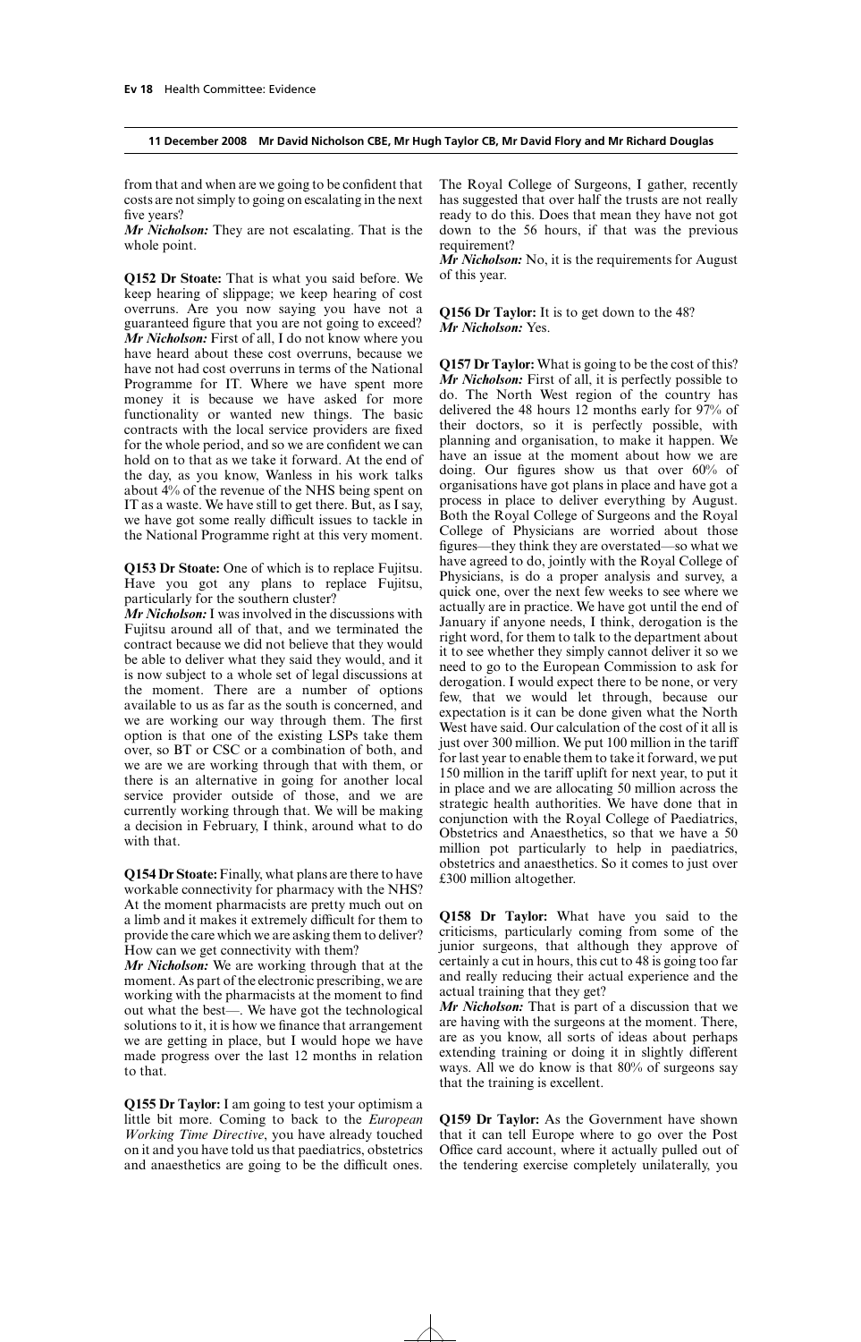from that and when are we going to be confident that costs are not simply to going on escalating in the next five years?

***Mr Nicholson:*** They are not escalating. That is the whole point.

**Q152 Dr Stoate:** That is what you said before. We keep hearing of slippage; we keep hearing of cost overruns. Are you now saying you have not a guaranteed figure that you are not going to exceed?

***Mr Nicholson:*** First of all, I do not know where you have heard about these cost overruns, because we have not had cost overruns in terms of the National Programme for IT. Where we have spent more money it is because we have asked for more functionality or wanted new things. The basic contracts with the local service providers are fixed for the whole period, and so we are confident we can hold on to that as we take it forward. At the end of the day, as you know, Wanless in his work talks about 4% of the revenue of the NHS being spent on IT as a waste. We have still to get there. But, as I say, we have got some really difficult issues to tackle in the National Programme right at this very moment.

**Q153 Dr Stoate:** One of which is to replace Fujitsu. Have you got any plans to replace Fujitsu, particularly for the southern cluster?

***Mr Nicholson:*** I was involved in the discussions with Fujitsu around all of that, and we terminated the contract because we did not believe that they would be able to deliver what they said they would, and it is now subject to a whole set of legal discussions at the moment. There are a number of options available to us as far as the south is concerned, and we are working our way through them. The first option is that one of the existing LSPs take them over, so BT or CSC or a combination of both, and we are we are working through that with them, or there is an alternative in going for another local service provider outside of those, and we are currently working through that. We will be making a decision in February, I think, around what to do with that.

**Q154 Dr Stoate:** Finally, what plans are there to have workable connectivity for pharmacy with the NHS? At the moment pharmacists are pretty much out on a limb and it makes it extremely difficult for them to provide the care which we are asking them to deliver? How can we get connectivity with them?

***Mr Nicholson:*** We are working through that at the moment. As part of the electronic prescribing, we are working with the pharmacists at the moment to find out what the best—. We have got the technological solutions to it, it is how we finance that arrangement we are getting in place, but I would hope we have made progress over the last 12 months in relation to that.

**Q155 Dr Taylor:** I am going to test your optimism a little bit more. Coming to back to the *European Working Time Directive*, you have already touched on it and you have told us that paediatrics, obstetrics and anaesthetics are going to be the difficult ones. The Royal College of Surgeons, I gather, recently has suggested that over half the trusts are not really ready to do this. Does that mean they have not got down to the 56 hours, if that was the previous requirement?

***Mr Nicholson:*** No, it is the requirements for August of this year.

**Q156 Dr Taylor:** It is to get down to the 48?

***Mr Nicholson:*** Yes.

**Q157 Dr Taylor:** What is going to be the cost of this?

***Mr Nicholson:*** First of all, it is perfectly possible to do. The North West region of the country has delivered the 48 hours 12 months early for 97% of their doctors, so it is perfectly possible, with planning and organisation, to make it happen. We have an issue at the moment about how we are doing. Our figures show us that over 60% of organisations have got plans in place and have got a process in place to deliver everything by August. Both the Royal College of Surgeons and the Royal College of Physicians are worried about those figures—they think they are overstated—so what we have agreed to do, jointly with the Royal College of Physicians, is do a proper analysis and survey, a quick one, over the next few weeks to see where we actually are in practice. We have got until the end of January if anyone needs, I think, derogation is the right word, for them to talk to the department about it to see whether they simply cannot deliver it so we need to go to the European Commission to ask for derogation. I would expect there to be none, or very few, that we would let through, because our expectation is it can be done given what the North West have said. Our calculation of the cost of it all is just over 300 million. We put 100 million in the tariff for last year to enable them to take it forward, we put 150 million in the tariff uplift for next year, to put it in place and we are allocating 50 million across the strategic health authorities. We have done that in conjunction with the Royal College of Paediatrics, Obstetrics and Anaesthetics, so that we have a 50 million pot particularly to help in paediatrics, obstetrics and anaesthetics. So it comes to just over £300 million altogether.

**Q158 Dr Taylor:** What have you said to the criticisms, particularly coming from some of the junior surgeons, that although they approve of certainly a cut in hours, this cut to 48 is going too far and really reducing their actual experience and the actual training that they get?

***Mr Nicholson:*** That is part of a discussion that we are having with the surgeons at the moment. There, are as you know, all sorts of ideas about perhaps extending training or doing it in slightly different ways. All we do know is that 80% of surgeons say that the training is excellent.

**Q159 Dr Taylor:** As the Government have shown that it can tell Europe where to go over the Post Office card account, where it actually pulled out of the tendering exercise completely unilaterally, you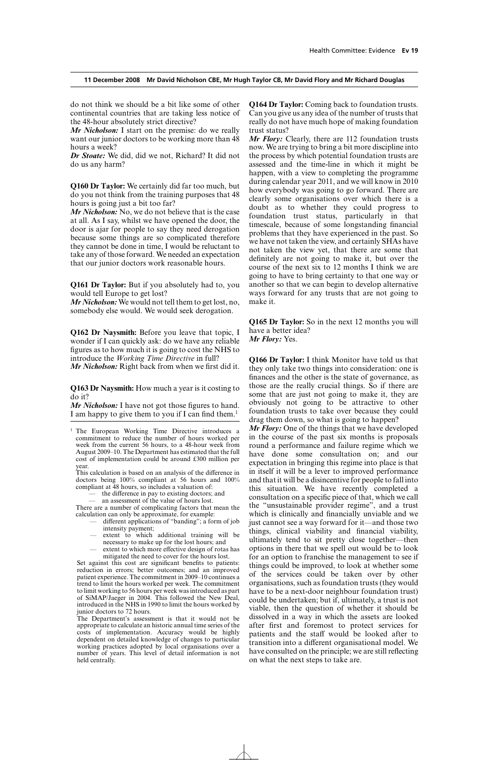do not think we should be a bit like some of other continental countries that are taking less notice of the 48-hour absolutely strict directive?

*Mr Nicholson:* I start on the premise: do we really want our junior doctors to be working more than 48 hours a week?

*Dr Stoate:* We did, did we not, Richard? It did not do us any harm?

**Q160 Dr Taylor:** We certainly did far too much, but do you not think from the training purposes that 48 hours is going just a bit too far?

*Mr Nicholson:* No, we do not believe that is the case at all. As I say, whilst we have opened the door, the door is ajar for people to say they need derogation because some things are so complicated therefore they cannot be done in time, I would be reluctant to take any of those forward. We needed an expectation that our junior doctors work reasonable hours.

**Q161 Dr Taylor:** But if you absolutely had to, you would tell Europe to get lost?

*Mr Nicholson:* We would not tell them to get lost, no, somebody else would. We would seek derogation.

**Q162 Dr Naysmith:** Before you leave that topic, I wonder if I can quickly ask: do we have any reliable figures as to how much it is going to cost the NHS to introduce the *Working Time Directive* in full?

*Mr Nicholson:* Right back from when we first did it.

**Q163 Dr Naysmith:** How much a year is it costing to do it?

*Mr Nicholson:* I have not got those figures to hand. I am happy to give them to you if I can find them.[1]

[1] The European Working Time Directive introduces a commitment to reduce the number of hours worked per week from the current 56 hours, to a 48-hour week from August 2009–10. The Department has estimated that the full cost of implementation could be around £300 million per year.

This calculation is based on an analysis of the difference in doctors being 100% compliant at 56 hours and 100% compliant at 48 hours, so includes a valuation of:

- the difference in pay to existing doctors; and
- an assessment of the value of hours lost.

There are a number of complicating factors that mean the calculation can only be approximate, for example:

- different applications of "banding"; a form of job intensity payment;
- extent to which additional training will be necessary to make up for the lost hours; and
- extent to which more effective design of rotas has mitigated the need to cover for the hours lost.

Set against this cost are significant benefits to patients: reduction in errors; better outcomes; and an improved patient experience. The commitment in 2009–10 continues a trend to limit the hours worked per week. The commitment to limit working to 56 hours per week was introduced as part of SiMAP/Jaeger in 2004. This followed the New Deal, introduced in the NHS in 1990 to limit the hours worked by junior doctors to 72 hours.

The Department's assessment is that it would not be appropriate to calculate an historic annual time series of the costs of implementation. Accuracy would be highly dependent on detailed knowledge of changes to particular working practices adopted by local organisations over a number of years. This level of detail information is not held centrally.

**Q164 Dr Taylor:** Coming back to foundation trusts. Can you give us any idea of the number of trusts that really do not have much hope of making foundation trust status?

*Mr Flory:* Clearly, there are 112 foundation trusts now. We are trying to bring a bit more discipline into the process by which potential foundation trusts are assessed and the time-line in which it might be happen, with a view to completing the programme during calendar year 2011, and we will know in 2010 how everybody was going to go forward. There are clearly some organisations over which there is a doubt as to whether they could progress to foundation trust status, particularly in that timescale, because of some longstanding financial problems that they have experienced in the past. So we have not taken the view, and certainly SHAs have not taken the view yet, that there are some that definitely are not going to make it, but over the course of the next six to 12 months I think we are going to have to bring certainty to that one way or another so that we can begin to develop alternative ways forward for any trusts that are not going to make it.

**Q165 Dr Taylor:** So in the next 12 months you will have a better idea?

*Mr Flory:* Yes.

**Q166 Dr Taylor:** I think Monitor have told us that they only take two things into consideration: one is finances and the other is the state of governance, as those are the really crucial things. So if there are some that are just not going to make it, they are obviously not going to be attractive to other foundation trusts to take over because they could drag them down, so what is going to happen?

*Mr Flory:* One of the things that we have developed in the course of the past six months is proposals round a performance and failure regime which we have done some consultation on; and our expectation in bringing this regime into place is that in itself it will be a lever to improved performance and that it will be a disincentive for people to fall into this situation. We have recently completed a consultation on a specific piece of that, which we call the "unsustainable provider regime", and a trust which is clinically and financially unviable and we just cannot see a way forward for it—and those two things, clinical viability and financial viability, ultimately tend to sit pretty close together—then options in there that we spell out would be to look for an option to franchise the management to see if things could be improved, to look at whether some of the services could be taken over by other organisations, such as foundation trusts (they would have to be a next-door neighbour foundation trust) could be undertaken; but if, ultimately, a trust is not viable, then the question of whether it should be dissolved in a way in which the assets are looked after first and foremost to protect services for patients and the staff would be looked after to transition into a different organisational model. We have consulted on the principle; we are still reflecting on what the next steps to take are.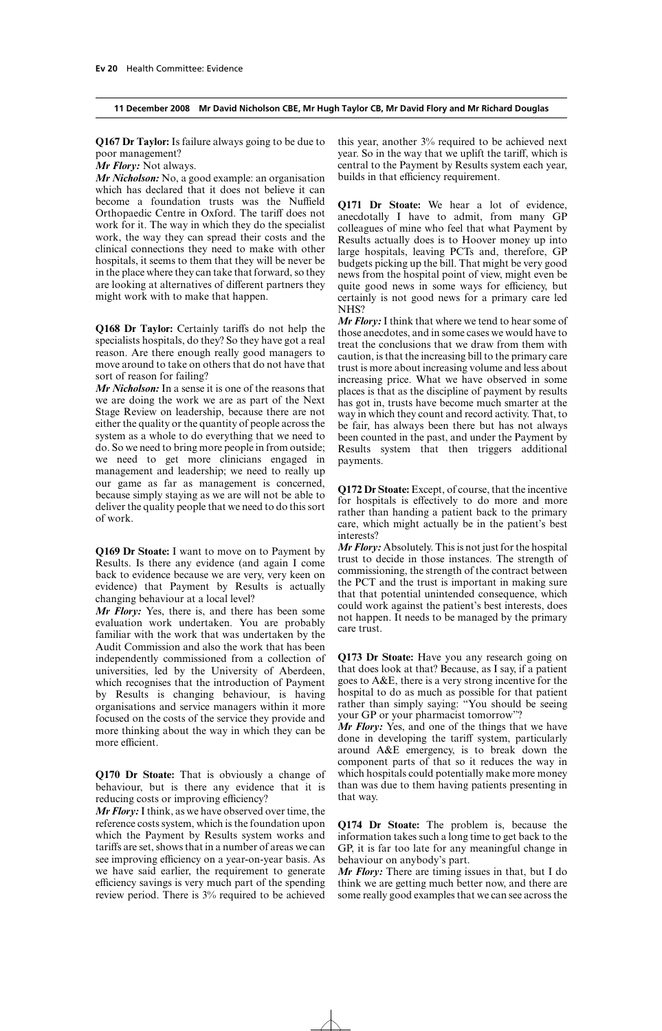**11 December 2008 Mr David Nicholson CBE, Mr Hugh Taylor CB, Mr David Flory and Mr Richard Douglas**

**Q167 Dr Taylor:** Is failure always going to be due to poor management?

***Mr Flory:*** Not always.

***Mr Nicholson:*** No, a good example: an organisation which has declared that it does not believe it can become a foundation trusts was the Nuffield Orthopaedic Centre in Oxford. The tariff does not work for it. The way in which they do the specialist work, the way they can spread their costs and the clinical connections they need to make with other hospitals, it seems to them that they will be never be in the place where they can take that forward, so they are looking at alternatives of different partners they might work with to make that happen.

**Q168 Dr Taylor:** Certainly tariffs do not help the specialists hospitals, do they? So they have got a real reason. Are there enough really good managers to move around to take on others that do not have that sort of reason for failing?

***Mr Nicholson:*** In a sense it is one of the reasons that we are doing the work we are as part of the Next Stage Review on leadership, because there are not either the quality or the quantity of people across the system as a whole to do everything that we need to do. So we need to bring more people in from outside; we need to get more clinicians engaged in management and leadership; we need to really up our game as far as management is concerned, because simply staying as we are will not be able to deliver the quality people that we need to do this sort of work.

**Q169 Dr Stoate:** I want to move on to Payment by Results. Is there any evidence (and again I come back to evidence because we are very, very keen on evidence) that Payment by Results is actually changing behaviour at a local level?

***Mr Flory:*** Yes, there is, and there has been some evaluation work undertaken. You are probably familiar with the work that was undertaken by the Audit Commission and also the work that has been independently commissioned from a collection of universities, led by the University of Aberdeen, which recognises that the introduction of Payment by Results is changing behaviour, is having organisations and service managers within it more focused on the costs of the service they provide and more thinking about the way in which they can be more efficient.

**Q170 Dr Stoate:** That is obviously a change of behaviour, but is there any evidence that it is reducing costs or improving efficiency?

***Mr Flory:*** I think, as we have observed over time, the reference costs system, which is the foundation upon which the Payment by Results system works and tariffs are set, shows that in a number of areas we can see improving efficiency on a year-on-year basis. As we have said earlier, the requirement to generate efficiency savings is very much part of the spending review period. There is 3% required to be achieved this year, another 3% required to be achieved next year. So in the way that we uplift the tariff, which is central to the Payment by Results system each year, builds in that efficiency requirement.

**Q171 Dr Stoate:** We hear a lot of evidence, anecdotally I have to admit, from many GP colleagues of mine who feel that what Payment by Results actually does is to Hoover money up into large hospitals, leaving PCTs and, therefore, GP budgets picking up the bill. That might be very good news from the hospital point of view, might even be quite good news in some ways for efficiency, but certainly is not good news for a primary care led NHS?

***Mr Flory:*** I think that where we tend to hear some of those anecdotes, and in some cases we would have to treat the conclusions that we draw from them with caution, is that the increasing bill to the primary care trust is more about increasing volume and less about increasing price. What we have observed in some places is that as the discipline of payment by results has got in, trusts have become much smarter at the way in which they count and record activity. That, to be fair, has always been there but has not always been counted in the past, and under the Payment by Results system that then triggers additional payments.

**Q172 Dr Stoate:** Except, of course, that the incentive for hospitals is effectively to do more and more rather than handing a patient back to the primary care, which might actually be in the patient's best interests?

***Mr Flory:*** Absolutely. This is not just for the hospital trust to decide in those instances. The strength of commissioning, the strength of the contract between the PCT and the trust is important in making sure that that potential unintended consequence, which could work against the patient's best interests, does not happen. It needs to be managed by the primary care trust.

**Q173 Dr Stoate:** Have you any research going on that does look at that? Because, as I say, if a patient goes to A&E, there is a very strong incentive for the hospital to do as much as possible for that patient rather than simply saying: "You should be seeing your GP or your pharmacist tomorrow"?

***Mr Flory:*** Yes, and one of the things that we have done in developing the tariff system, particularly around A&E emergency, is to break down the component parts of that so it reduces the way in which hospitals could potentially make more money than was due to them having patients presenting in that way.

**Q174 Dr Stoate:** The problem is, because the information takes such a long time to get back to the GP, it is far too late for any meaningful change in behaviour on anybody's part.

***Mr Flory:*** There are timing issues in that, but I do think we are getting much better now, and there are some really good examples that we can see across the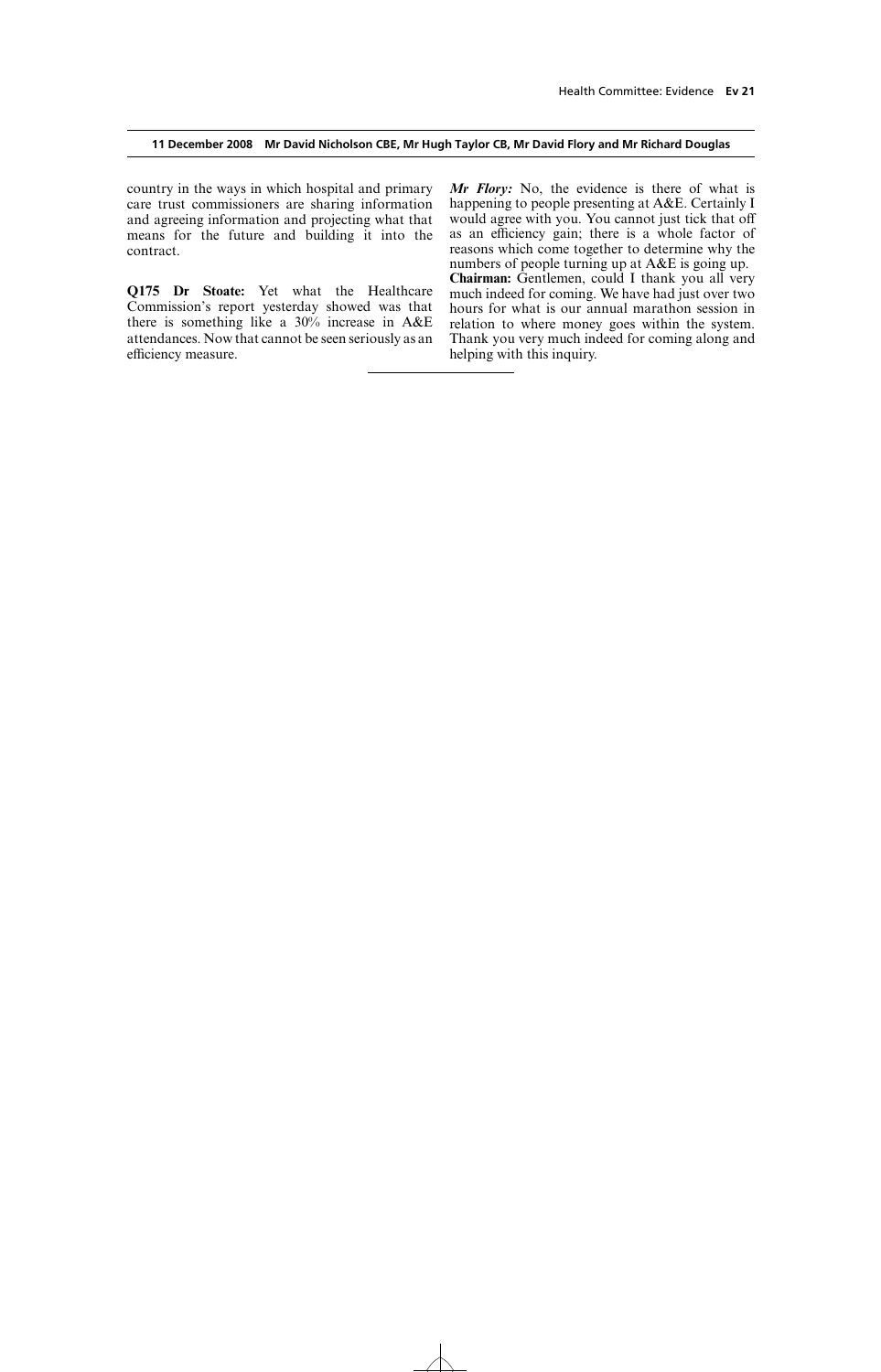country in the ways in which hospital and primary care trust commissioners are sharing information and agreeing information and projecting what that means for the future and building it into the contract.

**Q175 Dr Stoate:** Yet what the Healthcare Commission's report yesterday showed was that there is something like a 30% increase in A&E attendances. Now that cannot be seen seriously as an efficiency measure.

***Mr Flory:*** No, the evidence is there of what is happening to people presenting at A&E. Certainly I would agree with you. You cannot just tick that off as an efficiency gain; there is a whole factor of reasons which come together to determine why the numbers of people turning up at A&E is going up.

**Chairman:** Gentlemen, could I thank you all very much indeed for coming. We have had just over two hours for what is our annual marathon session in relation to where money goes within the system. Thank you very much indeed for coming along and helping with this inquiry.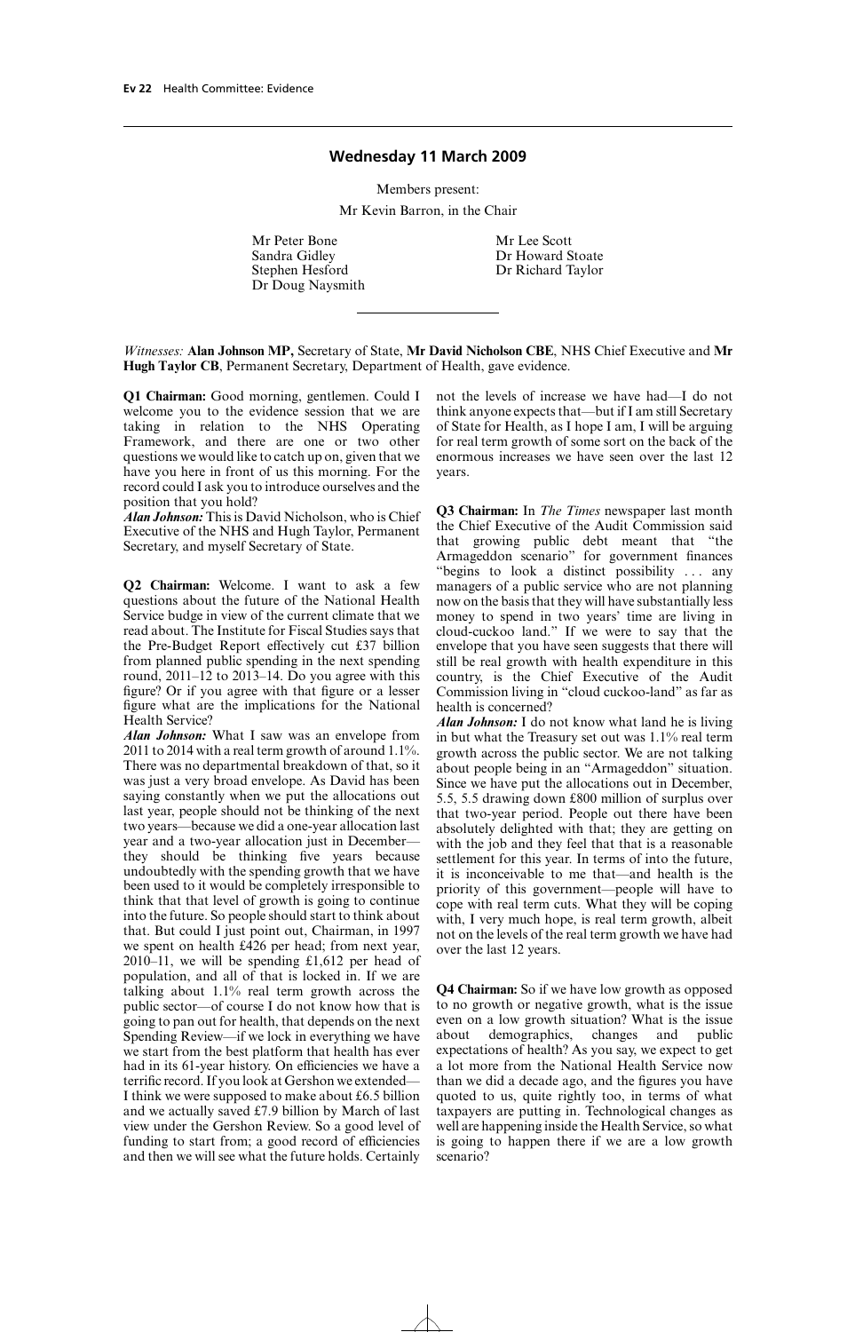## Wednesday 11 March 2009

Members present:

Mr Kevin Barron, in the Chair

Mr Peter Bone
Sandra Gidley
Stephen Hesford
Dr Doug Naysmith
Mr Lee Scott
Dr Howard Stoate
Dr Richard Taylor

---

*Witnesses:* **Alan Johnson MP,** Secretary of State, **Mr David Nicholson CBE**, NHS Chief Executive and **Mr Hugh Taylor CB**, Permanent Secretary, Department of Health, gave evidence.

**Q1 Chairman:** Good morning, gentlemen. Could I welcome you to the evidence session that we are taking in relation to the NHS Operating Framework, and there are one or two other questions we would like to catch up on, given that we have you here in front of us this morning. For the record could I ask you to introduce ourselves and the position that you hold?

***Alan Johnson:*** This is David Nicholson, who is Chief Executive of the NHS and Hugh Taylor, Permanent Secretary, and myself Secretary of State.

**Q2 Chairman:** Welcome. I want to ask a few questions about the future of the National Health Service budge in view of the current climate that we read about. The Institute for Fiscal Studies says that the Pre-Budget Report effectively cut £37 billion from planned public spending in the next spending round, 2011–12 to 2013–14. Do you agree with this figure? Or if you agree with that figure or a lesser figure what are the implications for the National Health Service?

***Alan Johnson:*** What I saw was an envelope from 2011 to 2014 with a real term growth of around 1.1%. There was no departmental breakdown of that, so it was just a very broad envelope. As David has been saying constantly when we put the allocations out last year, people should not be thinking of the next two years—because we did a one-year allocation last year and a two-year allocation just in December—they should be thinking five years because undoubtedly with the spending growth that we have been used to it would be completely irresponsible to think that that level of growth is going to continue into the future. So people should start to think about that. But could I just point out, Chairman, in 1997 we spent on health £426 per head; from next year, 2010–11, we will be spending £1,612 per head of population, and all of that is locked in. If we are talking about 1.1% real term growth across the public sector—of course I do not know how that is going to pan out for health, that depends on the next Spending Review—if we lock in everything we have we start from the best platform that health has ever had in its 61-year history. On efficiencies we have a terrific record. If you look at Gershon we extended—I think we were supposed to make about £6.5 billion and we actually saved £7.9 billion by March of last view under the Gershon Review. So a good level of funding to start from; a good record of efficiencies and then we will see what the future holds. Certainly not the levels of increase we have had—I do not think anyone expects that—but if I am still Secretary of State for Health, as I hope I am, I will be arguing for real term growth of some sort on the back of the enormous increases we have seen over the last 12 years.

**Q3 Chairman:** In *The Times* newspaper last month the Chief Executive of the Audit Commission said that growing public debt meant that "the Armageddon scenario" for government finances "begins to look a distinct possibility . . . any managers of a public service who are not planning now on the basis that they will have substantially less money to spend in two years' time are living in cloud-cuckoo land." If we were to say that the envelope that you have seen suggests that there will still be real growth with health expenditure in this country, is the Chief Executive of the Audit Commission living in "cloud cuckoo-land" as far as health is concerned?

***Alan Johnson:*** I do not know what land he is living in but what the Treasury set out was 1.1% real term growth across the public sector. We are not talking about people being in an "Armageddon" situation. Since we have put the allocations out in December, 5.5, 5.5 drawing down £800 million of surplus over that two-year period. People out there have been absolutely delighted with that; they are getting on with the job and they feel that that is a reasonable settlement for this year. In terms of into the future, it is inconceivable to me that—and health is the priority of this government—people will have to cope with real term cuts. What they will be coping with, I very much hope, is real term growth, albeit not on the levels of the real term growth we have had over the last 12 years.

**Q4 Chairman:** So if we have low growth as opposed to no growth or negative growth, what is the issue even on a low growth situation? What is the issue about demographics, changes and public expectations of health? As you say, we expect to get a lot more from the National Health Service now than we did a decade ago, and the figures you have quoted to us, quite rightly too, in terms of what taxpayers are putting in. Technological changes as well are happening inside the Health Service, so what is going to happen there if we are a low growth scenario?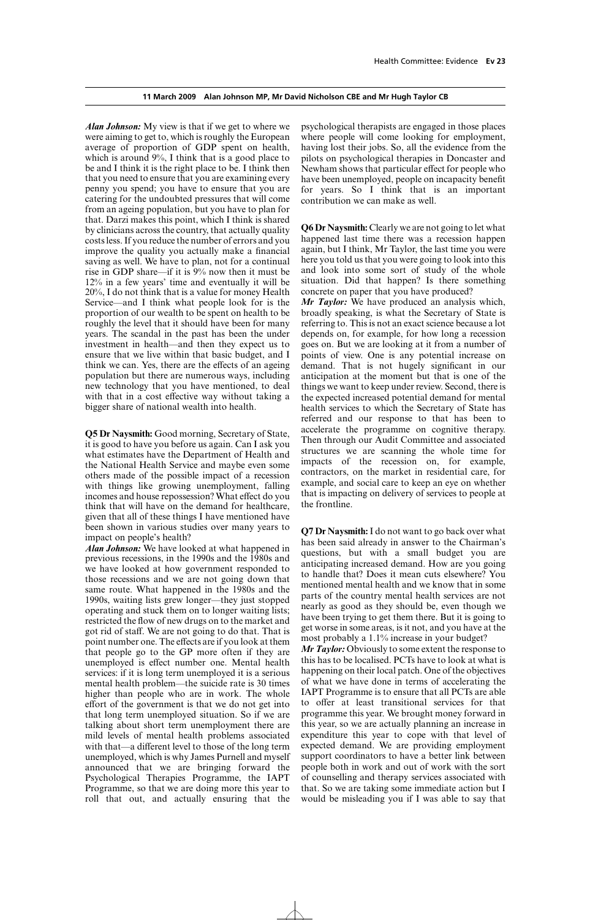**Alan Johnson:** My view is that if we get to where we were aiming to get to, which is roughly the European average of proportion of GDP spent on health, which is around 9%, I think that is a good place to be and I think it is the right place to be. I think then that you need to ensure that you are examining every penny you spend; you have to ensure that you are catering for the undoubted pressures that will come from an ageing population, but you have to plan for that. Darzi makes this point, which I think is shared by clinicians across the country, that actually quality costs less. If you reduce the number of errors and you improve the quality you actually make a financial saving as well. We have to plan, not for a continual rise in GDP share—if it is 9% now then it must be 12% in a few years' time and eventually it will be 20%, I do not think that is a value for money Health Service—and I think what people look for is the proportion of our wealth to be spent on health to be roughly the level that it should have been for many years. The scandal in the past has been the under investment in health—and then they expect us to ensure that we live within that basic budget, and I think we can. Yes, there are the effects of an ageing population but there are numerous ways, including new technology that you have mentioned, to deal with that in a cost effective way without taking a bigger share of national wealth into health.

**Q5 Dr Naysmith:** Good morning, Secretary of State, it is good to have you before us again. Can I ask you what estimates have the Department of Health and the National Health Service and maybe even some others made of the possible impact of a recession with things like growing unemployment, falling incomes and house repossession? What effect do you think that will have on the demand for healthcare, given that all of these things I have mentioned have been shown in various studies over many years to impact on people's health?

**Alan Johnson:** We have looked at what happened in previous recessions, in the 1990s and the 1980s and we have looked at how government responded to those recessions and we are not going down that same route. What happened in the 1980s and the 1990s, waiting lists grew longer—they just stopped operating and stuck them on to longer waiting lists; restricted the flow of new drugs on to the market and got rid of staff. We are not going to do that. That is point number one. The effects are if you look at them that people go to the GP more often if they are unemployed is effect number one. Mental health services: if it is long term unemployed it is a serious mental health problem—the suicide rate is 30 times higher than people who are in work. The whole effort of the government is that we do not get into that long term unemployed situation. So if we are talking about short term unemployment there are mild levels of mental health problems associated with that—a different level to those of the long term unemployed, which is why James Purnell and myself announced that we are bringing forward the Psychological Therapies Programme, the IAPT Programme, so that we are doing more this year to roll that out, and actually ensuring that the psychological therapists are engaged in those places where people will come looking for employment, having lost their jobs. So, all the evidence from the pilots on psychological therapies in Doncaster and Newham shows that particular effect for people who have been unemployed, people on incapacity benefit for years. So I think that is an important contribution we can make as well.

**Q6 Dr Naysmith:** Clearly we are not going to let what happened last time there was a recession happen again, but I think, Mr Taylor, the last time you were here you told us that you were going to look into this and look into some sort of study of the whole situation. Did that happen? Is there something concrete on paper that you have produced?

**Mr Taylor:** We have produced an analysis which, broadly speaking, is what the Secretary of State is referring to. This is not an exact science because a lot depends on, for example, for how long a recession goes on. But we are looking at it from a number of points of view. One is any potential increase on demand. That is not hugely significant in our anticipation at the moment but that is one of the things we want to keep under review. Second, there is the expected increased potential demand for mental health services to which the Secretary of State has referred and our response to that has been to accelerate the programme on cognitive therapy. Then through our Audit Committee and associated structures we are scanning the whole time for impacts of the recession on, for example, contractors, on the market in residential care, for example, and social care to keep an eye on whether that is impacting on delivery of services to people at the frontline.

**Q7 Dr Naysmith:** I do not want to go back over what has been said already in answer to the Chairman's questions, but with a small budget you are anticipating increased demand. How are you going to handle that? Does it mean cuts elsewhere? You mentioned mental health and we know that in some parts of the country mental health services are not nearly as good as they should be, even though we have been trying to get them there. But it is going to get worse in some areas, is it not, and you have at the most probably a 1.1% increase in your budget?

**Mr Taylor:** Obviously to some extent the response to this has to be localised. PCTs have to look at what is happening on their local patch. One of the objectives of what we have done in terms of accelerating the IAPT Programme is to ensure that all PCTs are able to offer at least transitional services for that programme this year. We brought money forward in this year, so we are actually planning an increase in expenditure this year to cope with that level of expected demand. We are providing employment support coordinators to have a better link between people both in work and out of work with the sort of counselling and therapy services associated with that. So we are taking some immediate action but I would be misleading you if I was able to say that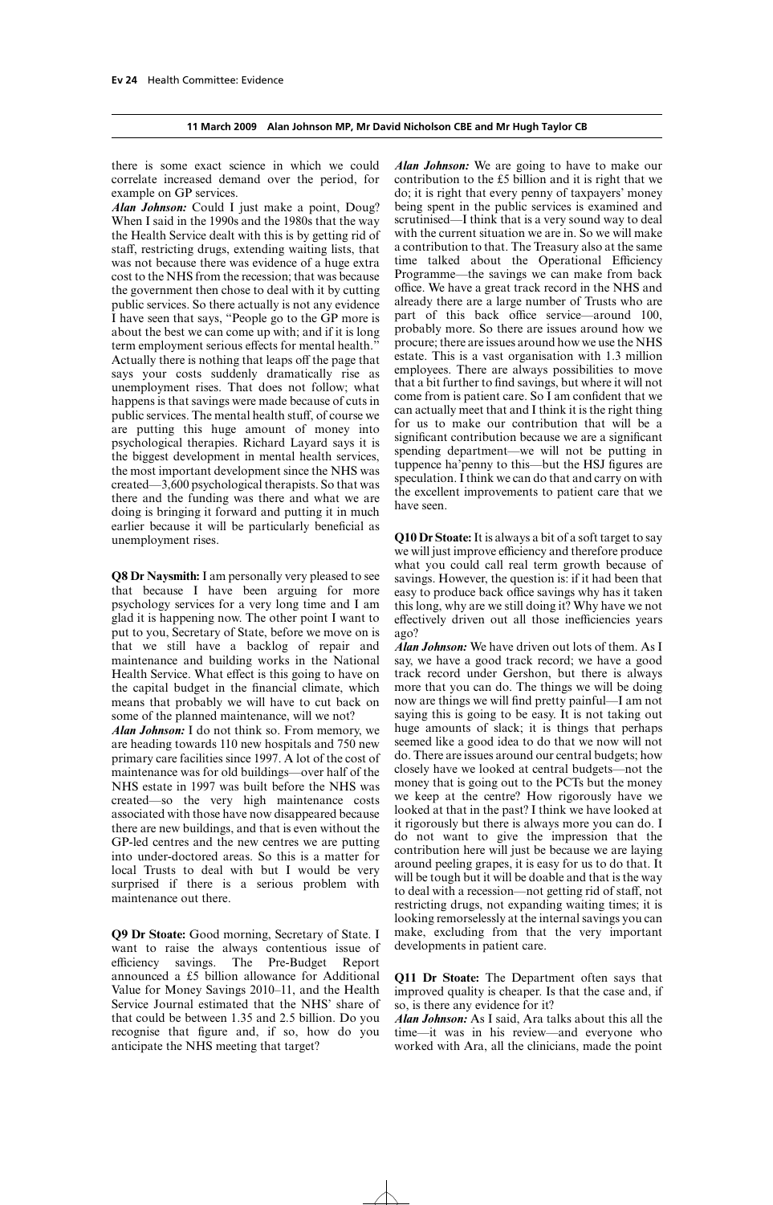there is some exact science in which we could correlate increased demand over the period, for example on GP services.

***Alan Johnson:*** Could I just make a point, Doug? When I said in the 1990s and the 1980s that the way the Health Service dealt with this is by getting rid of staff, restricting drugs, extending waiting lists, that was not because there was evidence of a huge extra cost to the NHS from the recession; that was because the government then chose to deal with it by cutting public services. So there actually is not any evidence I have seen that says, "People go to the GP more is about the best we can come up with; and if it is long term employment serious effects for mental health." Actually there is nothing that leaps off the page that says your costs suddenly dramatically rise as unemployment rises. That does not follow; what happens is that savings were made because of cuts in public services. The mental health stuff, of course we are putting this huge amount of money into psychological therapies. Richard Layard says it is the biggest development in mental health services, the most important development since the NHS was created—3,600 psychological therapists. So that was there and the funding was there and what we are doing is bringing it forward and putting it in much earlier because it will be particularly beneficial as unemployment rises.

**Q8 Dr Naysmith:** I am personally very pleased to see that because I have been arguing for more psychology services for a very long time and I am glad it is happening now. The other point I want to put to you, Secretary of State, before we move on is that we still have a backlog of repair and maintenance and building works in the National Health Service. What effect is this going to have on the capital budget in the financial climate, which means that probably we will have to cut back on some of the planned maintenance, will we not?

***Alan Johnson:*** I do not think so. From memory, we are heading towards 110 new hospitals and 750 new primary care facilities since 1997. A lot of the cost of maintenance was for old buildings—over half of the NHS estate in 1997 was built before the NHS was created—so the very high maintenance costs associated with those have now disappeared because there are new buildings, and that is even without the GP-led centres and the new centres we are putting into under-doctored areas. So this is a matter for local Trusts to deal with but I would be very surprised if there is a serious problem with maintenance out there.

**Q9 Dr Stoate:** Good morning, Secretary of State. I want to raise the always contentious issue of efficiency savings. The Pre-Budget Report announced a £5 billion allowance for Additional Value for Money Savings 2010–11, and the Health Service Journal estimated that the NHS' share of that could be between 1.35 and 2.5 billion. Do you recognise that figure and, if so, how do you anticipate the NHS meeting that target?

***Alan Johnson:*** We are going to have to make our contribution to the £5 billion and it is right that we do; it is right that every penny of taxpayers' money being spent in the public services is examined and scrutinised—I think that is a very sound way to deal with the current situation we are in. So we will make a contribution to that. The Treasury also at the same time talked about the Operational Efficiency Programme—the savings we can make from back office. We have a great track record in the NHS and already there are a large number of Trusts who are part of this back office service—around 100, probably more. So there are issues around how we procure; there are issues around how we use the NHS estate. This is a vast organisation with 1.3 million employees. There are always possibilities to move that a bit further to find savings, but where it will not come from is patient care. So I am confident that we can actually meet that and I think it is the right thing for us to make our contribution that will be a significant contribution because we are a significant spending department—we will not be putting in tuppence ha'penny to this—but the HSJ figures are speculation. I think we can do that and carry on with the excellent improvements to patient care that we have seen.

**Q10 Dr Stoate:** It is always a bit of a soft target to say we will just improve efficiency and therefore produce what you could call real term growth because of savings. However, the question is: if it had been that easy to produce back office savings why has it taken this long, why are we still doing it? Why have we not effectively driven out all those inefficiencies years ago?

***Alan Johnson:*** We have driven out lots of them. As I say, we have a good track record; we have a good track record under Gershon, but there is always more that you can do. The things we will be doing now are things we will find pretty painful—I am not saying this is going to be easy. It is not taking out huge amounts of slack; it is things that perhaps seemed like a good idea to do that we now will not do. There are issues around our central budgets; how closely have we looked at central budgets—not the money that is going out to the PCTs but the money we keep at the centre? How rigorously have we looked at that in the past? I think we have looked at it rigorously but there is always more you can do. I do not want to give the impression that the contribution here will just be because we are laying around peeling grapes, it is easy for us to do that. It will be tough but it will be doable and that is the way to deal with a recession—not getting rid of staff, not restricting drugs, not expanding waiting times; it is looking remorselessly at the internal savings you can make, excluding from that the very important developments in patient care.

**Q11 Dr Stoate:** The Department often says that improved quality is cheaper. Is that the case and, if so, is there any evidence for it?

***Alan Johnson:*** As I said, Ara talks about this all the time—it was in his review—and everyone who worked with Ara, all the clinicians, made the point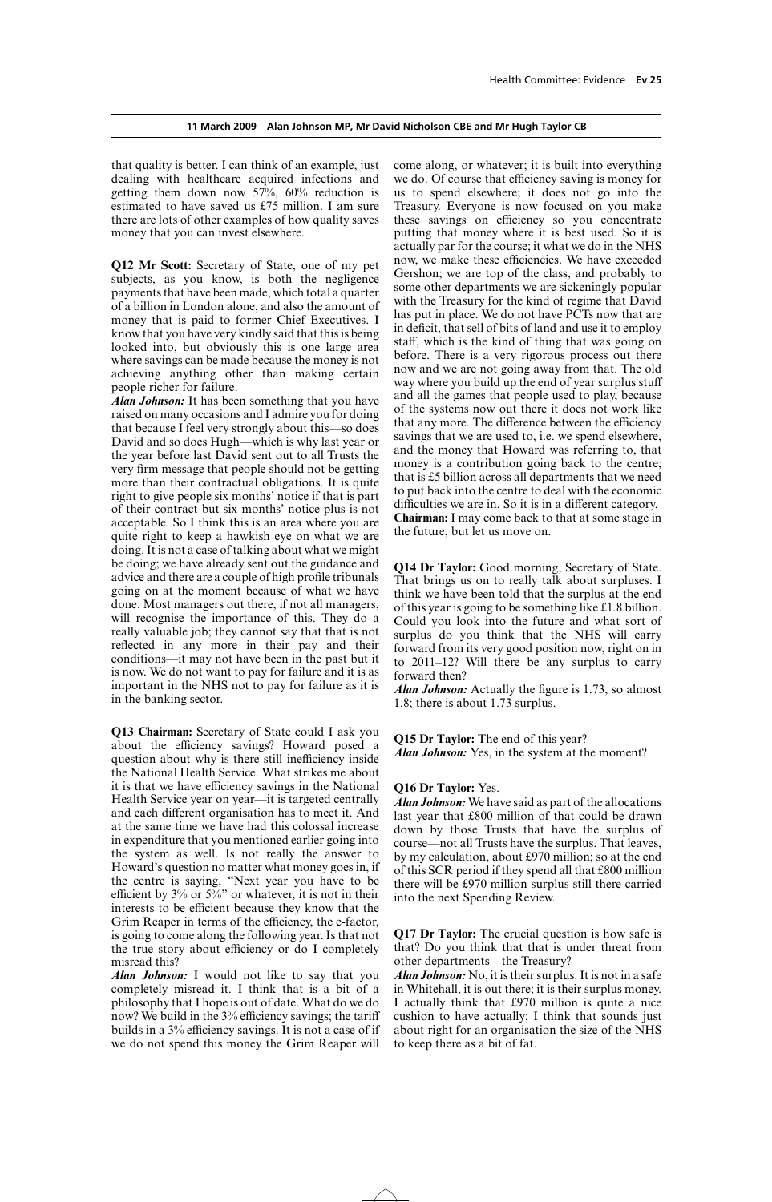that quality is better. I can think of an example, just dealing with healthcare acquired infections and getting them down now 57%, 60% reduction is estimated to have saved us £75 million. I am sure there are lots of other examples of how quality saves money that you can invest elsewhere.

**Q12 Mr Scott:** Secretary of State, one of my pet subjects, as you know, is both the negligence payments that have been made, which total a quarter of a billion in London alone, and also the amount of money that is paid to former Chief Executives. I know that you have very kindly said that this is being looked into, but obviously this is one large area where savings can be made because the money is not achieving anything other than making certain people richer for failure.

***Alan Johnson:*** It has been something that you have raised on many occasions and I admire you for doing that because I feel very strongly about this—so does David and so does Hugh—which is why last year or the year before last David sent out to all Trusts the very firm message that people should not be getting more than their contractual obligations. It is quite right to give people six months' notice if that is part of their contract but six months' notice plus is not acceptable. So I think this is an area where you are quite right to keep a hawkish eye on what we are doing. It is not a case of talking about what we might be doing; we have already sent out the guidance and advice and there are a couple of high profile tribunals going on at the moment because of what we have done. Most managers out there, if not all managers, will recognise the importance of this. They do a really valuable job; they cannot say that that is not reflected in any more in their pay and their conditions—it may not have been in the past but it is now. We do not want to pay for failure and it is as important in the NHS not to pay for failure as it is in the banking sector.

**Q13 Chairman:** Secretary of State could I ask you about the efficiency savings? Howard posed a question about why is there still inefficiency inside the National Health Service. What strikes me about it is that we have efficiency savings in the National Health Service year on year—it is targeted centrally and each different organisation has to meet it. And at the same time we have had this colossal increase in expenditure that you mentioned earlier going into the system as well. Is not really the answer to Howard's question no matter what money goes in, if the centre is saying, "Next year you have to be efficient by 3% or 5%" or whatever, it is not in their interests to be efficient because they know that the Grim Reaper in terms of the efficiency, the e-factor, is going to come along the following year. Is that not the true story about efficiency or do I completely misread this?

***Alan Johnson:*** I would not like to say that you completely misread it. I think that is a bit of a philosophy that I hope is out of date. What do we do now? We build in the 3% efficiency savings; the tariff builds in a 3% efficiency savings. It is not a case of if we do not spend this money the Grim Reaper will come along, or whatever; it is built into everything we do. Of course that efficiency saving is money for us to spend elsewhere; it does not go into the Treasury. Everyone is now focused on you make these savings on efficiency so you concentrate putting that money where it is best used. So it is actually par for the course; it what we do in the NHS now, we make these efficiencies. We have exceeded Gershon; we are top of the class, and probably to some other departments we are sickeningly popular with the Treasury for the kind of regime that David has put in place. We do not have PCTs now that are in deficit, that sell of bits of land and use it to employ staff, which is the kind of thing that was going on before. There is a very rigorous process out there now and we are not going away from that. The old way where you build up the end of year surplus stuff and all the games that people used to play, because of the systems now out there it does not work like that any more. The difference between the efficiency savings that we are used to, i.e. we spend elsewhere, and the money that Howard was referring to, that money is a contribution going back to the centre; that is £5 billion across all departments that we need to put back into the centre to deal with the economic difficulties we are in. So it is in a different category.

**Chairman:** I may come back to that at some stage in the future, but let us move on.

**Q14 Dr Taylor:** Good morning, Secretary of State. That brings us on to really talk about surpluses. I think we have been told that the surplus at the end of this year is going to be something like £1.8 billion. Could you look into the future and what sort of surplus do you think that the NHS will carry forward from its very good position now, right on in to 2011–12? Will there be any surplus to carry forward then?

***Alan Johnson:*** Actually the figure is 1.73, so almost 1.8; there is about 1.73 surplus.

**Q15 Dr Taylor:** The end of this year?

***Alan Johnson:*** Yes, in the system at the moment?

**Q16 Dr Taylor:** Yes.

***Alan Johnson:*** We have said as part of the allocations last year that £800 million of that could be drawn down by those Trusts that have the surplus of course—not all Trusts have the surplus. That leaves, by my calculation, about £970 million; so at the end of this SCR period if they spend all that £800 million there will be £970 million surplus still there carried into the next Spending Review.

**Q17 Dr Taylor:** The crucial question is how safe is that? Do you think that that is under threat from other departments—the Treasury?

***Alan Johnson:*** No, it is their surplus. It is not in a safe in Whitehall, it is out there; it is their surplus money. I actually think that £970 million is quite a nice cushion to have actually; I think that sounds just about right for an organisation the size of the NHS to keep there as a bit of fat.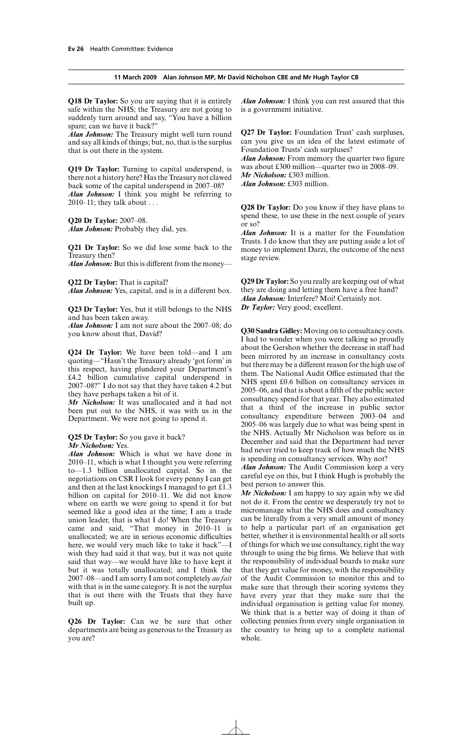**11 March 2009 Alan Johnson MP, Mr David Nicholson CBE and Mr Hugh Taylor CB**

**Q18 Dr Taylor:** So you are saying that it is entirely safe within the NHS; the Treasury are not going to suddenly turn around and say, "You have a billion spare; can we have it back?"

***Alan Johnson:*** The Treasury might well turn round and say all kinds of things; but, no, that is the surplus that is out there in the system.

**Q19 Dr Taylor:** Turning to capital underspend, is there not a history here? Has the Treasury not clawed back some of the capital underspend in 2007–08?

***Alan Johnson:*** I think you might be referring to 2010–11; they talk about . . .

**Q20 Dr Taylor:** 2007–08.

***Alan Johnson:*** Probably they did, yes.

**Q21 Dr Taylor:** So we did lose some back to the Treasury then?

***Alan Johnson:*** But this is different from the money—

**Q22 Dr Taylor:** That is capital?

***Alan Johnson:*** Yes, capital, and is in a different box.

**Q23 Dr Taylor:** Yes, but it still belongs to the NHS and has been taken away.

***Alan Johnson:*** I am not sure about the 2007–08; do you know about that, David?

**Q24 Dr Taylor:** We have been told—and I am quoting—"Hasn't the Treasury already 'got form' in this respect, having plundered your Department's £4.2 billion cumulative capital underspend in 2007–08?" I do not say that they have taken 4.2 but they have perhaps taken a bit of it.

***Mr Nicholson:*** It was unallocated and it had not been put out to the NHS, it was with us in the Department. We were not going to spend it.

**Q25 Dr Taylor:** So you gave it back?

***Mr Nicholson:*** Yes.

***Alan Johnson:*** Which is what we have done in 2010–11, which is what I thought you were referring to—1.3 billion unallocated capital. So in the negotiations on CSR I look for every penny I can get and then at the last knockings I managed to get £1.3 billion on capital for 2010–11. We did not know where on earth we were going to spend it for but seemed like a good idea at the time; I am a trade union leader, that is what I do! When the Treasury came and said, "That money in 2010–11 is unallocated; we are in serious economic difficulties here, we would very much like to take it back"—I wish they had said it that way, but it was not quite said that way—we would have like to have kept it but it was totally unallocated; and I think the 2007–08—and I am sorry I am not completely *au fait* with that is in the same category. It is not the surplus that is out there with the Trusts that they have built up.

**Q26 Dr Taylor:** Can we be sure that other departments are being as generous to the Treasury as you are?

***Alan Johnson:*** I think you can rest assured that this is a government initiative.

**Q27 Dr Taylor:** Foundation Trust' cash surpluses, can you give us an idea of the latest estimate of Foundation Trusts' cash surpluses?

***Alan Johnson:*** From memory the quarter two figure was about £300 million—quarter two in 2008–09.

***Mr Nicholson:*** £303 million.

***Alan Johnson:*** £303 million.

**Q28 Dr Taylor:** Do you know if they have plans to spend these, to use these in the next couple of years or so?

***Alan Johnson:*** It is a matter for the Foundation Trusts. I do know that they are putting aside a lot of money to implement Darzi, the outcome of the next stage review.

**Q29 Dr Taylor:** So you really are keeping out of what they are doing and letting them have a free hand?

***Alan Johnson:*** Interfere? Moi! Certainly not.

***Dr Taylor:*** Very good; excellent.

**Q30 Sandra Gidley:** Moving on to consultancy costs. I had to wonder when you were talking so proudly about the Gershon whether the decrease in staff had been mirrored by an increase in consultancy costs but there may be a different reason for the high use of them. The National Audit Office estimated that the NHS spent £0.6 billion on consultancy services in 2005–06, and that is about a fifth of the public sector consultancy spend for that year. They also estimated that a third of the increase in public sector consultancy expenditure between 2003–04 and 2005–06 was largely due to what was being spent in the NHS. Actually Mr Nicholson was before us in December and said that the Department had never had never tried to keep track of how much the NHS is spending on consultancy services. Why not?

***Alan Johnson:*** The Audit Commission keep a very careful eye on this, but I think Hugh is probably the best person to answer this.

***Mr Nicholson:*** I am happy to say again why we did not do it. From the centre we desperately try not to micromanage what the NHS does and consultancy can be literally from a very small amount of money to help a particular part of an organisation get better, whether it is environmental health or all sorts of things for which we use consultancy, right the way through to using the big firms. We believe that with the responsibility of individual boards to make sure that they get value for money, with the responsibility of the Audit Commission to monitor this and to make sure that through their scoring systems they have every year that they make sure that the individual organisation is getting value for money. We think that is a better way of doing it than of collecting pennies from every single organisation in the country to bring up to a complete national whole.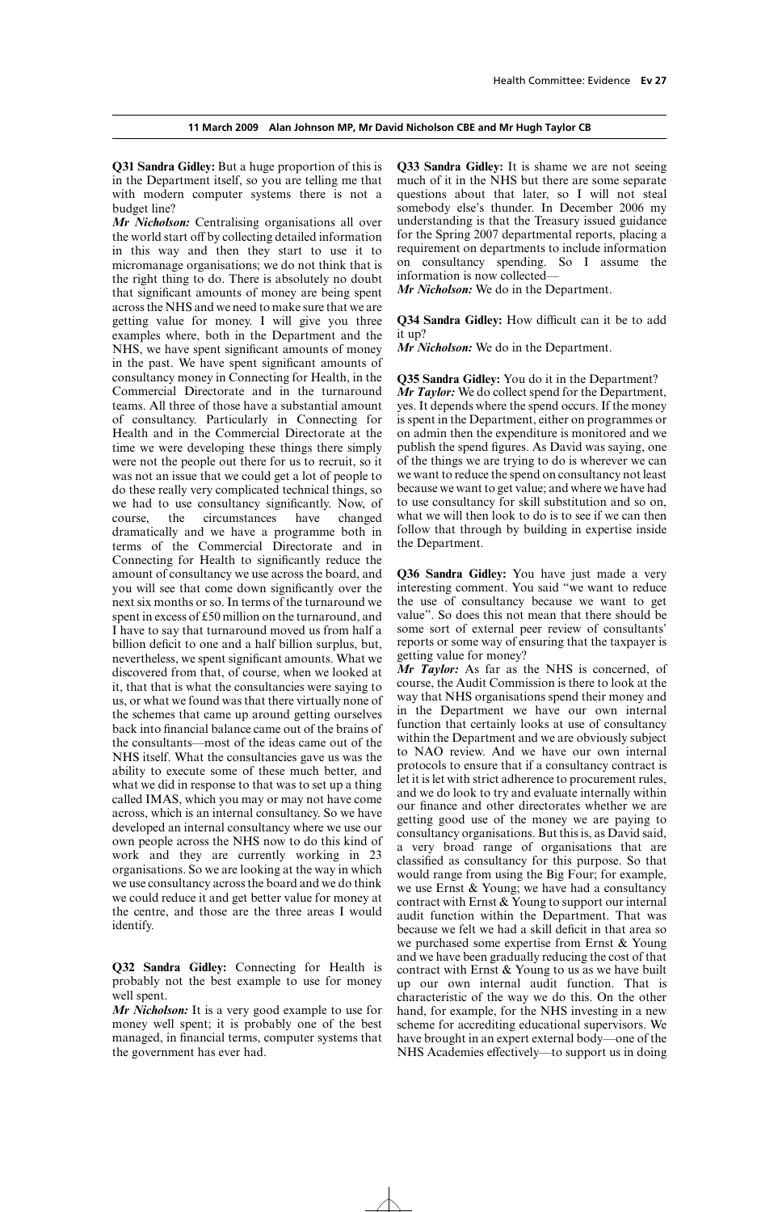**11 March 2009 Alan Johnson MP, Mr David Nicholson CBE and Mr Hugh Taylor CB**

**Q31 Sandra Gidley:** But a huge proportion of this is in the Department itself, so you are telling me that with modern computer systems there is not a budget line?

***Mr Nicholson:*** Centralising organisations all over the world start off by collecting detailed information in this way and then they start to use it to micromanage organisations; we do not think that is the right thing to do. There is absolutely no doubt that significant amounts of money are being spent across the NHS and we need to make sure that we are getting value for money. I will give you three examples where, both in the Department and the NHS, we have spent significant amounts of money in the past. We have spent significant amounts of consultancy money in Connecting for Health, in the Commercial Directorate and in the turnaround teams. All three of those have a substantial amount of consultancy. Particularly in Connecting for Health and in the Commercial Directorate at the time we were developing these things there simply were not the people out there for us to recruit, so it was not an issue that we could get a lot of people to do these really very complicated technical things, so we had to use consultancy significantly. Now, of course, the circumstances have changed dramatically and we have a programme both in terms of the Commercial Directorate and in Connecting for Health to significantly reduce the amount of consultancy we use across the board, and you will see that come down significantly over the next six months or so. In terms of the turnaround we spent in excess of £50 million on the turnaround, and I have to say that turnaround moved us from half a billion deficit to one and a half billion surplus, but, nevertheless, we spent significant amounts. What we discovered from that, of course, when we looked at it, is that that is what the consultancies were saying to us, or what we found was that there virtually none of the schemes that came up around getting ourselves back into financial balance came out of the brains of the consultants—most of the ideas came out of the NHS itself. What the consultancies gave us was the ability to execute some of these much better, and what we did in response to that was to set up a thing called IMAS, which you may or may not have come across, which is an internal consultancy. So we have developed an internal consultancy where we use our own people across the NHS now to do this kind of work and they are currently working in 23 organisations. So we are looking at the way in which we use consultancy across the board and we do think we could reduce it and get better value for money at the centre, and those are the three areas I would identify.

**Q32 Sandra Gidley:** Connecting for Health is probably not the best example to use for money well spent.

***Mr Nicholson:*** It is a very good example to use for money well spent; it is probably one of the best managed, in financial terms, computer systems that the government has ever had.

**Q33 Sandra Gidley:** It is shame we are not seeing much of it in the NHS but there are some separate questions about that later, so I will not steal somebody else's thunder. In December 2006 my understanding is that the Treasury issued guidance for the Spring 2007 departmental reports, placing a requirement on departments to include information on consultancy spending. So I assume the information is now collected—

***Mr Nicholson:*** We do in the Department.

**Q34 Sandra Gidley:** How difficult can it be to add it up?

***Mr Nicholson:*** We do in the Department.

**Q35 Sandra Gidley:** You do it in the Department?

***Mr Taylor:*** We do collect spend for the Department, yes. It depends where the spend occurs. If the money is spent in the Department, either on programmes or on admin then the expenditure is monitored and we publish the spend figures. As David was saying, one of the things we are trying to do is wherever we can we want to reduce the spend on consultancy not least because we want to get value; and where we have had to use consultancy for skill substitution and so on, what we will then look to do is to see if we can then follow that through by building in expertise inside the Department.

**Q36 Sandra Gidley:** You have just made a very interesting comment. You said "we want to reduce the use of consultancy because we want to get value". So does this not mean that there should be some sort of external peer review of consultants' reports or some way of ensuring that the taxpayer is getting value for money?

***Mr Taylor:*** As far as the NHS is concerned, of course, the Audit Commission is there to look at the way that NHS organisations spend their money and in the Department we have our own internal function that certainly looks at use of consultancy within the Department and we are obviously subject to NAO review. And we have our own internal protocols to ensure that if a consultancy contract is let it is let with strict adherence to procurement rules, and we do look to try and evaluate internally within our finance and other directorates whether we are getting good use of the money we are paying to consultancy organisations. But this is, as David said, a very broad range of organisations that are classified as consultancy for this purpose. So that would range from using the Big Four; for example, we use Ernst & Young; we have had a consultancy contract with Ernst & Young to support our internal audit function within the Department. That was because we felt we had a skill deficit in that area so we purchased some expertise from Ernst & Young and we have been gradually reducing the cost of that contract with Ernst & Young to us as we have built up our own internal audit function. That is characteristic of the way we do this. On the other hand, for example, for the NHS investing in a new scheme for accrediting educational supervisors. We have brought in an expert external body—one of the NHS Academies effectively—to support us in doing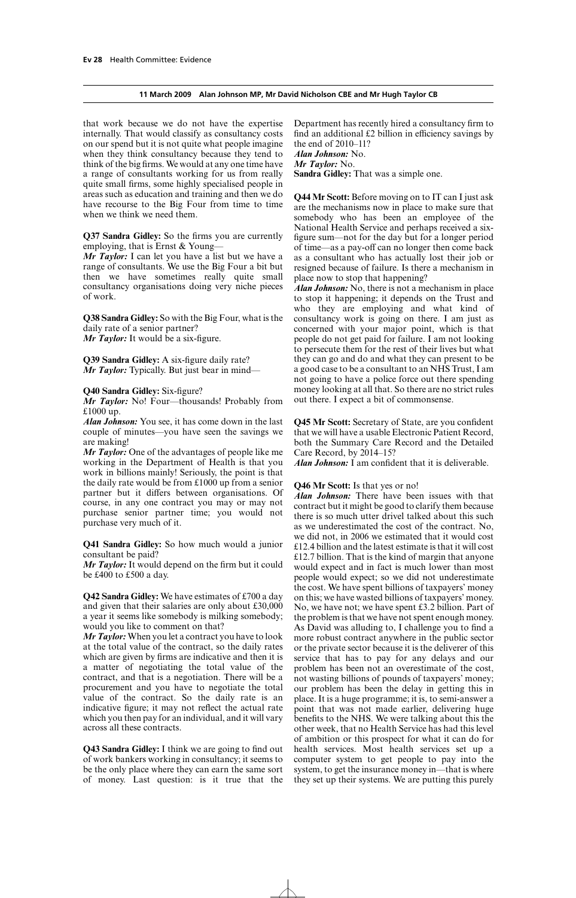that work because we do not have the expertise internally. That would classify as consultancy costs on our spend but it is not quite what people imagine when they think consultancy because they tend to think of the big firms. We would at any one time have a range of consultants working for us from really quite small firms, some highly specialised people in areas such as education and training and then we do have recourse to the Big Four from time to time when we think we need them.

**Q37 Sandra Gidley:** So the firms you are currently employing, that is Ernst & Young—

***Mr Taylor:*** I can let you have a list but we have a range of consultants. We use the Big Four a bit but then we have sometimes really quite small consultancy organisations doing very niche pieces of work.

**Q38 Sandra Gidley:** So with the Big Four, what is the daily rate of a senior partner?

***Mr Taylor:*** It would be a six-figure.

**Q39 Sandra Gidley:** A six-figure daily rate?

***Mr Taylor:*** Typically. But just bear in mind—

**Q40 Sandra Gidley:** Six-figure?

***Mr Taylor:*** No! Four—thousands! Probably from £1000 up.

***Alan Johnson:*** You see, it has come down in the last couple of minutes—you have seen the savings we are making!

***Mr Taylor:*** One of the advantages of people like me working in the Department of Health is that you work in billions mainly! Seriously, the point is that the daily rate would be from £1000 up from a senior partner but it differs between organisations. Of course, in any one contract you may or may not purchase senior partner time; you would not purchase very much of it.

**Q41 Sandra Gidley:** So how much would a junior consultant be paid?

***Mr Taylor:*** It would depend on the firm but it could be £400 to £500 a day.

**Q42 Sandra Gidley:** We have estimates of £700 a day and given that their salaries are only about £30,000 a year it seems like somebody is milking somebody; would you like to comment on that?

***Mr Taylor:*** When you let a contract you have to look at the total value of the contract, so the daily rates which are given by firms are indicative and then it is a matter of negotiating the total value of the contract, and that is a negotiation. There will be a procurement and you have to negotiate the total value of the contract. So the daily rate is an indicative figure; it may not reflect the actual rate which you then pay for an individual, and it will vary across all these contracts.

**Q43 Sandra Gidley:** I think we are going to find out of work bankers working in consultancy; it seems to be the only place where they can earn the same sort of money. Last question: is it true that the Department has recently hired a consultancy firm to find an additional £2 billion in efficiency savings by the end of 2010–11?

***Alan Johnson:*** No.

***Mr Taylor:*** No.

**Sandra Gidley:** That was a simple one.

**Q44 Mr Scott:** Before moving on to IT can I just ask are the mechanisms now in place to make sure that somebody who has been an employee of the National Health Service and perhaps received a six-figure sum—not for the day but for a longer period of time—as a pay-off can no longer then come back as a consultant who has actually lost their job or resigned because of failure. Is there a mechanism in place now to stop that happening?

***Alan Johnson:*** No, there is not a mechanism in place to stop it happening; it depends on the Trust and who they are employing and what kind of consultancy work is going on there. I am just as concerned with your major point, which is that people do not get paid for failure. I am not looking to persecute them for the rest of their lives but what they can go and do and what they can present to be a good case to be a consultant to an NHS Trust, I am not going to have a police force out there spending money looking at all that. So there are no strict rules out there. I expect a bit of commonsense.

**Q45 Mr Scott:** Secretary of State, are you confident that we will have a usable Electronic Patient Record, both the Summary Care Record and the Detailed Care Record, by 2014–15?

***Alan Johnson:*** I am confident that it is deliverable.

**Q46 Mr Scott:** Is that yes or no!

***Alan Johnson:*** There have been issues with that contract but it might be good to clarify them because there is so much utter drivel talked about this such as we underestimated the cost of the contract. No, we did not, in 2006 we estimated that it would cost £12.4 billion and the latest estimate is that it will cost £12.7 billion. That is the kind of margin that anyone would expect and in fact is much lower than most people would expect; so we did not underestimate the cost. We have spent billions of taxpayers' money on this; we have wasted billions of taxpayers' money. No, we have not; we have spent £3.2 billion. Part of the problem is that we have not spent enough money. As David was alluding to, I challenge you to find a more robust contract anywhere in the public sector or the private sector because it is the deliverer of this service that has to pay for any delays and our problem has been not an overestimate of the cost, not wasting billions of pounds of taxpayers' money; our problem has been the delay in getting this in place. It is a huge programme; it is, to semi-answer a point that was not made earlier, delivering huge benefits to the NHS. We were talking about this the other week, that no Health Service has had this level of ambition or this prospect for what it can do for health services. Most health services set up a computer system to get people to pay into the system, to get the insurance money in—that is where they set up their systems. We are putting this purely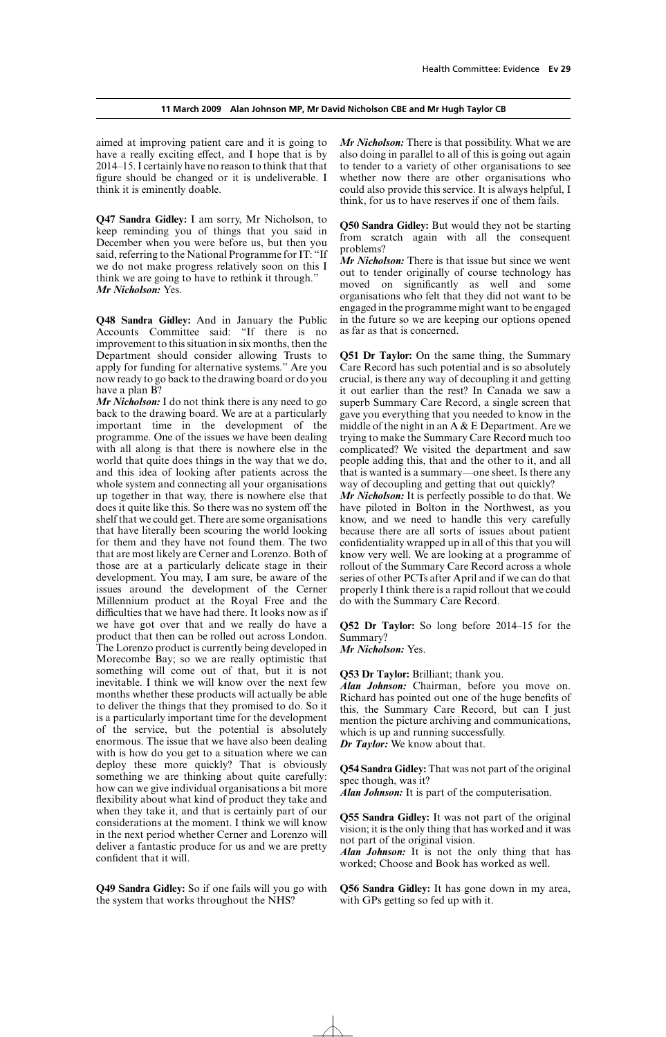aimed at improving patient care and it is going to have a really exciting effect, and I hope that is by 2014–15. I certainly have no reason to think that that figure should be changed or it is undeliverable. I think it is eminently doable.

**Q47 Sandra Gidley:** I am sorry, Mr Nicholson, to keep reminding you of things that you said in December when you were before us, but then you said, referring to the National Programme for IT: "If we do not make progress relatively soon on this I think we are going to have to rethink it through."
***Mr Nicholson:*** Yes.

**Q48 Sandra Gidley:** And in January the Public Accounts Committee said: "If there is no improvement to this situation in six months, then the Department should consider allowing Trusts to apply for funding for alternative systems." Are you now ready to go back to the drawing board or do you have a plan B?
***Mr Nicholson:*** I do not think there is any need to go back to the drawing board. We are at a particularly important time in the development of the programme. One of the issues we have been dealing with all along is that there is nowhere else in the world that quite does things in the way that we do, and this idea of looking after patients across the whole system and connecting all your organisations up together in that way, there is nowhere else that does it quite like this. So there was no system off the shelf that we could get. There are some organisations that have literally been scouring the world looking for them and they have not found them. The two that are most likely are Cerner and Lorenzo. Both of those are at a particularly delicate stage in their development. You may, I am sure, be aware of the issues around the development of the Cerner Millennium product at the Royal Free and the difficulties that we have had there. It looks now as if we have got over that and we really do have a product that then can be rolled out across London. The Lorenzo product is currently being developed in Morecombe Bay; so we are really optimistic that something will come out of that, but it is not inevitable. I think we will know over the next few months whether these products will actually be able to deliver the things that they promised to do. So it is a particularly important time for the development of the service, but the potential is absolutely enormous. The issue that we have also been dealing with is how do you get to a situation where we can deploy these more quickly? That is obviously something we are thinking about quite carefully: how can we give individual organisations a bit more flexibility about what kind of product they take and when they take it, and that is certainly part of our considerations at the moment. I think we will know in the next period whether Cerner and Lorenzo will deliver a fantastic produce for us and we are pretty confident that it will.

**Q49 Sandra Gidley:** So if one fails will you go with the system that works throughout the NHS?
***Mr Nicholson:*** There is that possibility. What we are also doing in parallel to all of this is going out again to tender to a variety of other organisations to see whether now there are other organisations who could also provide this service. It is always helpful, I think, for us to have reserves if one of them fails.

**Q50 Sandra Gidley:** But would they not be starting from scratch again with all the consequent problems?
***Mr Nicholson:*** There is that issue but since we went out to tender originally of course technology has moved on significantly as well and some organisations who felt that they did not want to be engaged in the programme might want to be engaged in the future so we are keeping our options opened as far as that is concerned.

**Q51 Dr Taylor:** On the same thing, the Summary Care Record has such potential and is so absolutely crucial, is there any way of decoupling it and getting it out earlier than the rest? In Canada we saw a superb Summary Care Record, a single screen that gave you everything that you needed to know in the middle of the night in an A & E Department. Are we trying to make the Summary Care Record much too complicated? We visited the department and saw people adding this, that and the other to it, and all that is wanted is a summary—one sheet. Is there any way of decoupling and getting that out quickly?
***Mr Nicholson:*** It is perfectly possible to do that. We have piloted in Bolton in the Northwest, as you know, and we need to handle this very carefully because there are all sorts of issues about patient confidentiality wrapped up in all of this that you will know very well. We are looking at a programme of rollout of the Summary Care Record across a whole series of other PCTs after April and if we can do that properly I think there is a rapid rollout that we could do with the Summary Care Record.

**Q52 Dr Taylor:** So long before 2014–15 for the Summary?
***Mr Nicholson:*** Yes.

**Q53 Dr Taylor:** Brilliant; thank you.
***Alan Johnson:*** Chairman, before you move on. Richard has pointed out one of the huge benefits of this, the Summary Care Record, but can I just mention the picture archiving and communications, which is up and running successfully.
***Dr Taylor:*** We know about that.

**Q54 Sandra Gidley:** That was not part of the original spec though, was it?
***Alan Johnson:*** It is part of the computerisation.

**Q55 Sandra Gidley:** It was not part of the original vision; it is the only thing that has worked and it was not part of the original vision.
***Alan Johnson:*** It is not the only thing that has worked; Choose and Book has worked as well.

**Q56 Sandra Gidley:** It has gone down in my area, with GPs getting so fed up with it.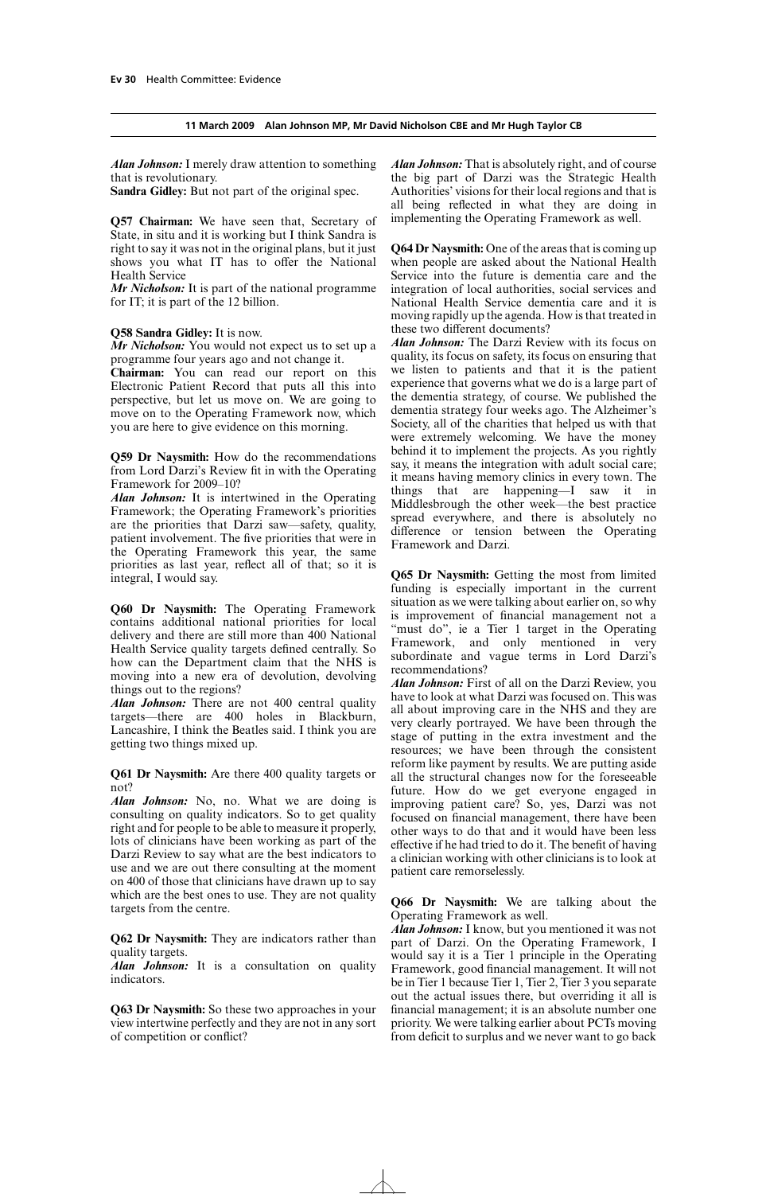*Alan Johnson:* I merely draw attention to something that is revolutionary.

**Sandra Gidley:** But not part of the original spec.

**Q57 Chairman:** We have seen that, Secretary of State, in situ and it is working but I think Sandra is right to say it was not in the original plans, but it just shows you what IT has to offer the National Health Service

*Mr Nicholson:* It is part of the national programme for IT; it is part of the 12 billion.

**Q58 Sandra Gidley:** It is now.

*Mr Nicholson:* You would not expect us to set up a programme four years ago and not change it.

**Chairman:** You can read our report on this Electronic Patient Record that puts all this into perspective, but let us move on. We are going to move on to the Operating Framework now, which you are here to give evidence on this morning.

**Q59 Dr Naysmith:** How do the recommendations from Lord Darzi's Review fit in with the Operating Framework for 2009–10?

*Alan Johnson:* It is intertwined in the Operating Framework; the Operating Framework's priorities are the priorities that Darzi saw—safety, quality, patient involvement. The five priorities that were in the Operating Framework this year, the same priorities as last year, reflect all of that; so it is integral, I would say.

**Q60 Dr Naysmith:** The Operating Framework contains additional national priorities for local delivery and there are still more than 400 National Health Service quality targets defined centrally. So how can the Department claim that the NHS is moving into a new era of devolution, devolving things out to the regions?

*Alan Johnson:* There are not 400 central quality targets—there are 400 holes in Blackburn, Lancashire, I think the Beatles said. I think you are getting two things mixed up.

**Q61 Dr Naysmith:** Are there 400 quality targets or not?

*Alan Johnson:* No, no. What we are doing is consulting on quality indicators. So to get quality right and for people to be able to measure it properly, lots of clinicians have been working as part of the Darzi Review to say what are the best indicators to use and we are out there consulting at the moment on 400 of those that clinicians have drawn up to say which are the best ones to use. They are not quality targets from the centre.

**Q62 Dr Naysmith:** They are indicators rather than quality targets.

*Alan Johnson:* It is a consultation on quality indicators.

**Q63 Dr Naysmith:** So these two approaches in your view intertwine perfectly and they are not in any sort of competition or conflict?

*Alan Johnson:* That is absolutely right, and of course the big part of Darzi was the Strategic Health Authorities' visions for their local regions and that is all being reflected in what they are doing in implementing the Operating Framework as well.

**Q64 Dr Naysmith:** One of the areas that is coming up when people are asked about the National Health Service into the future is dementia care and the integration of local authorities, social services and National Health Service dementia care and it is moving rapidly up the agenda. How is that treated in these two different documents?

*Alan Johnson:* The Darzi Review with its focus on quality, its focus on safety, its focus on ensuring that we listen to patients and that it is the patient experience that governs what we do is a large part of the dementia strategy, of course. We published the dementia strategy four weeks ago. The Alzheimer's Society, all of the charities that helped us with that were extremely welcoming. We have the money behind it to implement the projects. As you rightly say, it means the integration with adult social care; it means having memory clinics in every town. The things that are happening—I saw it in Middlesbrough the other week—the best practice spread everywhere, and there is absolutely no difference or tension between the Operating Framework and Darzi.

**Q65 Dr Naysmith:** Getting the most from limited funding is especially important in the current situation as we were talking about earlier on, so why is improvement of financial management not a "must do", ie a Tier 1 target in the Operating Framework, and only mentioned in very subordinate and vague terms in Lord Darzi's recommendations?

*Alan Johnson:* First of all on the Darzi Review, you have to look at what Darzi was focused on. This was all about improving care in the NHS and they are very clearly portrayed. We have been through the stage of putting in the extra investment and the resources; we have been through the consistent reform like payment by results. We are putting aside all the structural changes now for the foreseeable future. How do we get everyone engaged in improving patient care? So, yes, Darzi was not focused on financial management, there have been other ways to do that and it would have been less effective if he had tried to do it. The benefit of having a clinician working with other clinicians is to look at patient care remorselessly.

**Q66 Dr Naysmith:** We are talking about the Operating Framework as well.

*Alan Johnson:* I know, but you mentioned it was not part of Darzi. On the Operating Framework, I would say it is a Tier 1 principle in the Operating Framework, good financial management. It will not be in Tier 1 because Tier 1, Tier 2, Tier 3 you separate out the actual issues there, but overriding it all is financial management; it is an absolute number one priority. We were talking earlier about PCTs moving from deficit to surplus and we never want to go back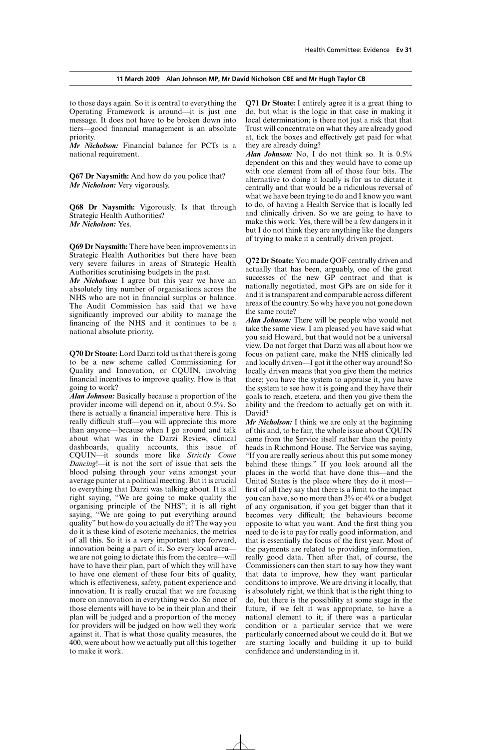to those days again. So it is central to everything the Operating Framework is around—it is just one message. It does not have to be broken down into tiers—good financial management is an absolute priority.

***Mr Nicholson:*** Financial balance for PCTs is a national requirement.

**Q67 Dr Naysmith:** And how do you police that?

***Mr Nicholson:*** Very vigorously.

**Q68 Dr Naysmith:** Vigorously. Is that through Strategic Health Authorities?

***Mr Nicholson:*** Yes.

**Q69 Dr Naysmith:** There have been improvements in Strategic Health Authorities but there have been very severe failures in areas of Strategic Health Authorities scrutinising budgets in the past.

***Mr Nicholson:*** I agree but this year we have an absolutely tiny number of organisations across the NHS who are not in financial surplus or balance. The Audit Commission has said that we have significantly improved our ability to manage the financing of the NHS and it continues to be a national absolute priority.

**Q70 Dr Stoate:** Lord Darzi told us that there is going to be a new scheme called Commissioning for Quality and Innovation, or CQUIN, involving financial incentives to improve quality. How is that going to work?

***Alan Johnson:*** Basically because a proportion of the provider income will depend on it, about 0.5%. So there is actually a financial imperative here. This is really difficult stuff—you will appreciate this more than anyone—because when I go around and talk about what was in the Darzi Review, clinical dashboards, quality accounts, this issue of CQUIN—it sounds more like *Strictly Come Dancing*!—it is not the sort of issue that sets the blood pulsing through your veins amongst your average punter at a political meeting. But it is crucial to everything that Darzi was talking about. It is all right saying, "We are going to make quality the organising principle of the NHS"; it is all right saying, "We are going to put everything around quality" but how do you actually do it? The way you do it is these kind of esoteric mechanics, the metrics of all this. So it is a very important step forward, innovation being a part of it. So every local area—we are not going to dictate this from the centre—will have to have their plan, part of which they will have to have one element of these four bits of quality, which is effectiveness, safety, patient experience and innovation. It is really crucial that we are focusing more on innovation in everything we do. So once of those elements will have to be in their plan and their plan will be judged and a proportion of the money for providers will be judged on how well they work against it. That is what those quality measures, the 400, were about how we actually put all this together to make it work.

**Q71 Dr Stoate:** I entirely agree it is a great thing to do, but what is the logic in that case in making it local determination; is there not just a risk that that Trust will concentrate on what they are already good at, tick the boxes and effectively get paid for what they are already doing?

***Alan Johnson:*** No, I do not think so. It is 0.5% dependent on this and they would have to come up with one element from all of those four bits. The alternative to doing it locally is for us to dictate it centrally and that would be a ridiculous reversal of what we have been trying to do and I know you want to do, of having a Health Service that is locally led and clinically driven. So we are going to have to make this work. Yes, there will be a few dangers in it but I do not think they are anything like the dangers of trying to make it a centrally driven project.

**Q72 Dr Stoate:** You made QOF centrally driven and actually that has been, arguably, one of the great successes of the new GP contract and that is nationally negotiated, most GPs are on side for it and it is transparent and comparable across different areas of the country. So why have you not gone down the same route?

***Alan Johnson:*** There will be people who would not take the same view. I am pleased you have said what you said Howard, but that would not be a universal view. Do not forget that Darzi was all about how we focus on patient care, make the NHS clinically led and locally driven—I got it the other way around! So locally driven means that you give them the metrics there; you have the system to appraise it, you have the system to see how it is going and they have their goals to reach, etcetera, and then you give them the ability and the freedom to actually get on with it. David?

***Mr Nicholson:*** I think we are only at the beginning of this and, to be fair, the whole issue about CQUIN came from the Service itself rather than the pointy heads in Richmond House. The Service was saying, "If you are really serious about this put some money behind these things." If you look around all the places in the world that have done this—and the United States is the place where they do it most—first of all they say that there is a limit to the impact you can have, so no more than 3% or 4% or a budget of any organisation, if you get bigger than that it becomes very difficult; the behaviours become opposite to what you want. And the first thing you need to do is to pay for really good information, and that is essentially the focus of the first year. Most of the payments are related to providing information, really good data. Then after that, of course, the Commissioners can then start to say how they want that data to improve, how they want particular conditions to improve. We are driving it locally, that is absolutely right, we think that is the right thing to do, but there is the possibility at some stage in the future, if we felt it was appropriate, to have a national element to it; if there was a particular condition or a particular service that we were particularly concerned about we could do it. But we are starting locally and building it up to build confidence and understanding in it.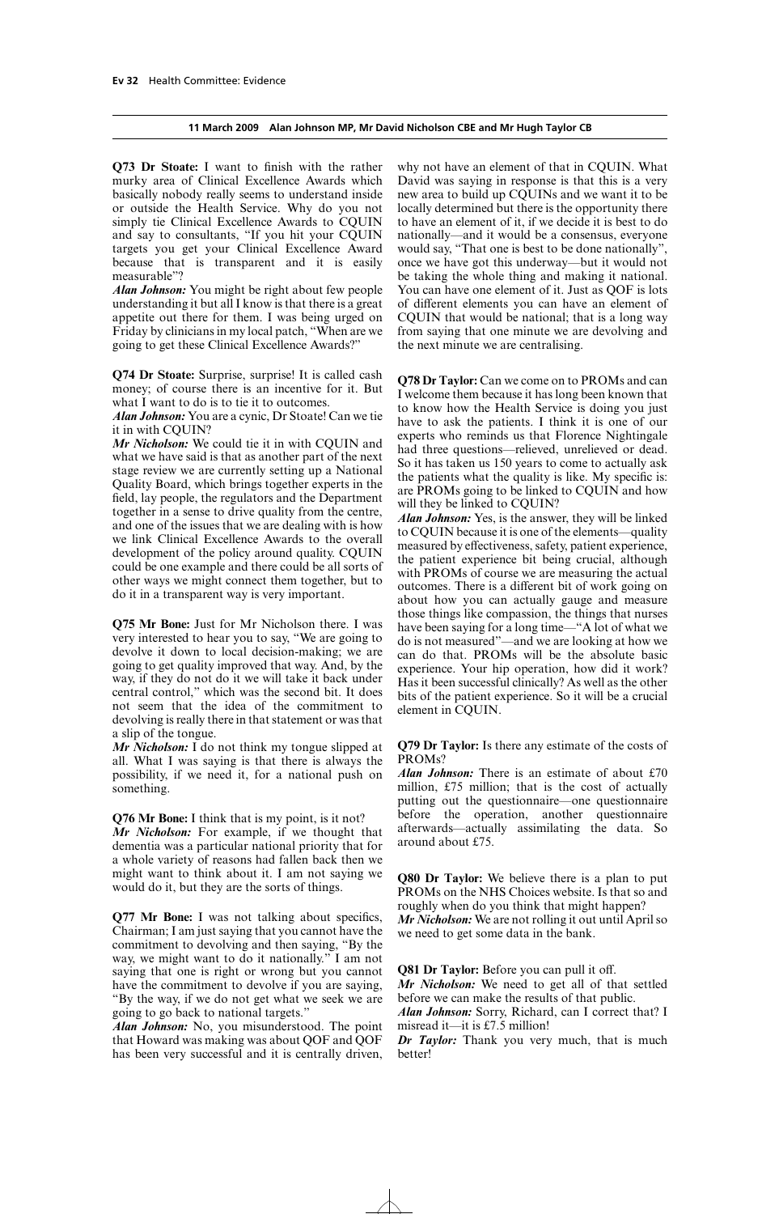**11 March 2009 Alan Johnson MP, Mr David Nicholson CBE and Mr Hugh Taylor CB**

**Q73 Dr Stoate:** I want to finish with the rather murky area of Clinical Excellence Awards which basically nobody really seems to understand inside or outside the Health Service. Why do you not simply tie Clinical Excellence Awards to CQUIN and say to consultants, "If you hit your CQUIN targets you get your Clinical Excellence Award because that is transparent and it is easily measurable"?

***Alan Johnson:*** You might be right about few people understanding it but all I know is that there is a great appetite out there for them. I was being urged on Friday by clinicians in my local patch, "When are we going to get these Clinical Excellence Awards?"

**Q74 Dr Stoate:** Surprise, surprise! It is called cash money; of course there is an incentive for it. But what I want to do is to tie it to outcomes.

***Alan Johnson:*** You are a cynic, Dr Stoate! Can we tie it in with CQUIN?

***Mr Nicholson:*** We could tie it in with CQUIN and what we have said is that as another part of the next stage review we are currently setting up a National Quality Board, which brings together experts in the field, lay people, the regulators and the Department together in a sense to drive quality from the centre, and one of the issues that we are dealing with is how we link Clinical Excellence Awards to the overall development of the policy around quality. CQUIN could be one example and there could be all sorts of other ways we might connect them together, but to do it in a transparent way is very important.

**Q75 Mr Bone:** Just for Mr Nicholson there. I was very interested to hear you to say, "We are going to devolve it down to local decision-making; we are going to get quality improved that way. And, by the way, if they do not do it we will take it back under central control," which was the second bit. It does not seem that the idea of the commitment to devolving is really there in that statement or was that a slip of the tongue.

***Mr Nicholson:*** I do not think my tongue slipped at all. What I was saying is that there is always the possibility, if we need it, for a national push on something.

**Q76 Mr Bone:** I think that is my point, is it not?

***Mr Nicholson:*** For example, if we thought that dementia was a particular national priority that for a whole variety of reasons had fallen back then we might want to think about it. I am not saying we would do it, but they are the sorts of things.

**Q77 Mr Bone:** I was not talking about specifics, Chairman; I am just saying that you cannot have the commitment to devolving and then saying, "By the way, we might want to do it nationally." I am not saying that one is right or wrong but you cannot have the commitment to devolve if you are saying, "By the way, if we do not get what we seek we are going to go back to national targets."

***Alan Johnson:*** No, you misunderstood. The point that Howard was making was about QOF and QOF has been very successful and it is centrally driven, why not have an element of that in CQUIN. What David was saying in response is that this is a very new area to build up CQUINs and we want it to be locally determined but there is the opportunity there to have an element of it, if we decide it is best to do nationally—and it would be a consensus, everyone would say, "That one is best to be done nationally", once we have got this underway—but it would not be taking the whole thing and making it national. You can have one element of it. Just as QOF is lots of different elements you can have an element of CQUIN that would be national; that is a long way from saying that one minute we are devolving and the next minute we are centralising.

**Q78 Dr Taylor:** Can we come on to PROMs and can I welcome them because it has long been known that to know how the Health Service is doing you just have to ask the patients. I think it is one of our experts who reminds us that Florence Nightingale had three questions—relieved, unrelieved or dead. So it has taken us 150 years to come to actually ask the patients what the quality is like. My specific is: are PROMs going to be linked to CQUIN and how will they be linked to CQUIN?

***Alan Johnson:*** Yes, is the answer, they will be linked to CQUIN because it is one of the elements—quality measured by effectiveness, safety, patient experience, the patient experience bit being crucial, although with PROMs of course we are measuring the actual outcomes. There is a different bit of work going on about how you can actually gauge and measure those things like compassion, the things that nurses have been saying for a long time—"A lot of what we do is not measured"—and we are looking at how we can do that. PROMs will be the absolute basic experience. Your hip operation, how did it work? Has it been successful clinically? As well as the other bits of the patient experience. So it will be a crucial element in CQUIN.

**Q79 Dr Taylor:** Is there any estimate of the costs of PROMs?

***Alan Johnson:*** There is an estimate of about £70 million, £75 million; that is the cost of actually putting out the questionnaire—one questionnaire before the operation, another questionnaire afterwards—actually assimilating the data. So around about £75.

**Q80 Dr Taylor:** We believe there is a plan to put PROMs on the NHS Choices website. Is that so and roughly when do you think that might happen?

***Mr Nicholson:*** We are not rolling it out until April so we need to get some data in the bank.

**Q81 Dr Taylor:** Before you can pull it off.

***Mr Nicholson:*** We need to get all of that settled before we can make the results of that public.

***Alan Johnson:*** Sorry, Richard, can I correct that? I misread it—it is £7.5 million!

***Dr Taylor:*** Thank you very much, that is much better!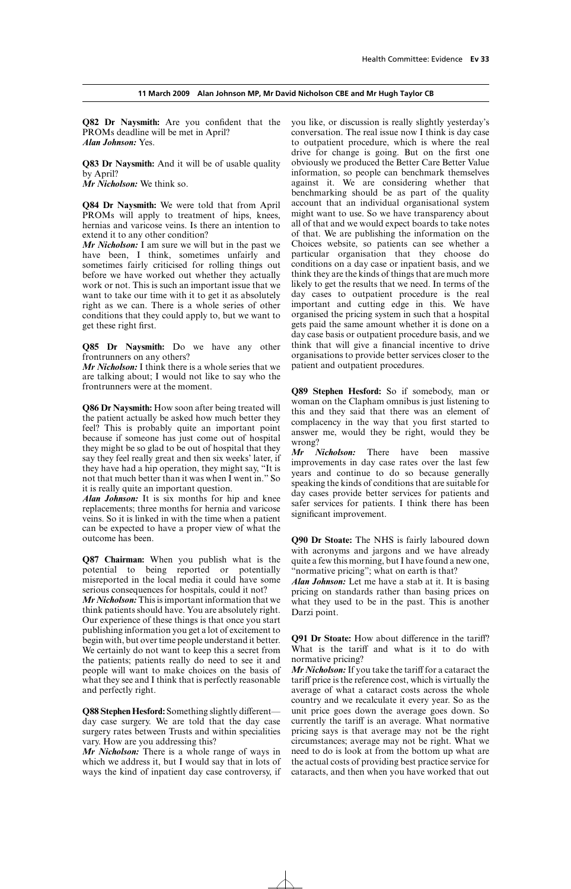**Q82 Dr Naysmith:** Are you confident that the PROMs deadline will be met in April?
***Alan Johnson:*** Yes.

**Q83 Dr Naysmith:** And it will be of usable quality by April?
***Mr Nicholson:*** We think so.

**Q84 Dr Naysmith:** We were told that from April PROMs will apply to treatment of hips, knees, hernias and varicose veins. Is there an intention to extend it to any other condition?
***Mr Nicholson:*** I am sure we will but in the past we have been, I think, sometimes unfairly and sometimes fairly criticised for rolling things out before we have worked out whether they actually work or not. This is such an important issue that we want to take our time with it to get it as absolutely right as we can. There is a whole series of other conditions that they could apply to, but we want to get these right first.

**Q85 Dr Naysmith:** Do we have any other frontrunners on any others?
***Mr Nicholson:*** I think there is a whole series that we are talking about; I would not like to say who the frontrunners were at the moment.

**Q86 Dr Naysmith:** How soon after being treated will the patient actually be asked how much better they feel? This is probably quite an important point because if someone has just come out of hospital they might be so glad to be out of hospital that they say they feel really great and then six weeks' later, if they have had a hip operation, they might say, "It is not that much better than it was when I went in." So it is really quite an important question.
***Alan Johnson:*** It is six months for hip and knee replacements; three months for hernia and varicose veins. So it is linked in with the time when a patient can be expected to have a proper view of what the outcome has been.

**Q87 Chairman:** When you publish what is the potential to being reported or potentially misreported in the local media it could have some serious consequences for hospitals, could it not?
***Mr Nicholson:*** This is important information that we think patients should have. You are absolutely right. Our experience of these things is that once you start publishing information you get a lot of excitement to begin with, but over time people understand it better. We certainly do not want to keep this a secret from the patients; patients really do need to see it and people will want to make choices on the basis of what they see and I think that is perfectly reasonable and perfectly right.

**Q88 Stephen Hesford:** Something slightly different—day case surgery. We are told that the day case surgery rates between Trusts and within specialities vary. How are you addressing this?
***Mr Nicholson:*** There is a whole range of ways in which we address it, but I would say that in lots of ways the kind of inpatient day case controversy, if you like, or discussion is really slightly yesterday's conversation. The real issue now I think is day case to outpatient procedure, which is where the real drive for change is going. But on the first one obviously we produced the Better Care Better Value information, so people can benchmark themselves against it. We are considering whether that benchmarking should be as part of the quality account that an individual organisational system might want to use. So we have transparency about all of that and we would expect boards to take notes of that. We are publishing the information on the Choices website, so patients can see whether a particular organisation that they choose do conditions on a day case or inpatient basis, and we think they are the kinds of things that are much more likely to get the results that we need. In terms of the day cases to outpatient procedure is the real important and cutting edge in this. We have organised the pricing system in such that a hospital gets paid the same amount whether it is done on a day case basis or outpatient procedure basis, and we think that will give a financial incentive to drive organisations to provide better services closer to the patient and outpatient procedures.

**Q89 Stephen Hesford:** So if somebody, man or woman on the Clapham omnibus is just listening to this and they said that there was an element of complacency in the way that you first started to answer me, would they be right, would they be wrong?
***Mr Nicholson:*** There have been massive improvements in day case rates over the last few years and continue to do so because generally speaking the kinds of conditions that are suitable for day cases provide better services for patients and safer services for patients. I think there has been significant improvement.

**Q90 Dr Stoate:** The NHS is fairly laboured down with acronyms and jargons and we have already quite a few this morning, but I have found a new one, "normative pricing"; what on earth is that?
***Alan Johnson:*** Let me have a stab at it. It is basing pricing on standards rather than basing prices on what they used to be in the past. This is another Darzi point.

**Q91 Dr Stoate:** How about difference in the tariff? What is the tariff and what is it to do with normative pricing?
***Mr Nicholson:*** If you take the tariff for a cataract the tariff price is the reference cost, which is virtually the average of what a cataract costs across the whole country and we recalculate it every year. So as the unit price goes down the average goes down. So currently the tariff is an average. What normative pricing says is that average may not be the right circumstances; average may not be right. What we need to do is look at from the bottom up what are the actual costs of providing best practice service for cataracts, and then when you have worked that out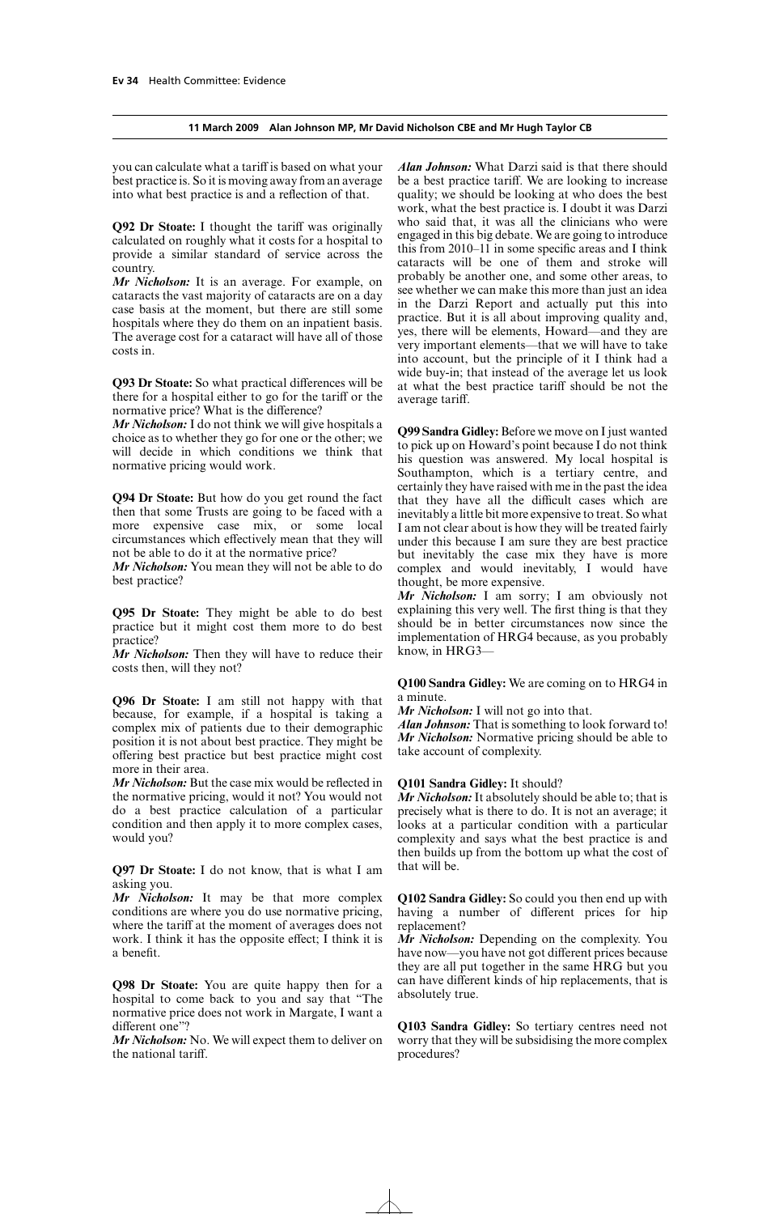you can calculate what a tariff is based on what your best practice is. So it is moving away from an average into what best practice is and a reflection of that.

**Q92 Dr Stoate:** I thought the tariff was originally calculated on roughly what it costs for a hospital to provide a similar standard of service across the country.

***Mr Nicholson:*** It is an average. For example, on cataracts the vast majority of cataracts are on a day case basis at the moment, but there are still some hospitals where they do them on an inpatient basis. The average cost for a cataract will have all of those costs in.

**Q93 Dr Stoate:** So what practical differences will be there for a hospital either to go for the tariff or the normative price? What is the difference?

***Mr Nicholson:*** I do not think we will give hospitals a choice as to whether they go for one or the other; we will decide in which conditions we think that normative pricing would work.

**Q94 Dr Stoate:** But how do you get round the fact then that some Trusts are going to be faced with a more expensive case mix, or some local circumstances which effectively mean that they will not be able to do it at the normative price?

***Mr Nicholson:*** You mean they will not be able to do best practice?

**Q95 Dr Stoate:** They might be able to do best practice but it might cost them more to do best practice?

***Mr Nicholson:*** Then they will have to reduce their costs then, will they not?

**Q96 Dr Stoate:** I am still not happy with that because, for example, if a hospital is taking a complex mix of patients due to their demographic position it is not about best practice. They might be offering best practice but best practice might cost more in their area.

***Mr Nicholson:*** But the case mix would be reflected in the normative pricing, would it not? You would not do a best practice calculation of a particular condition and then apply it to more complex cases, would you?

**Q97 Dr Stoate:** I do not know, that is what I am asking you.

***Mr Nicholson:*** It may be that more complex conditions are where you do use normative pricing, where the tariff at the moment of averages does not work. I think it has the opposite effect; I think it is a benefit.

**Q98 Dr Stoate:** You are quite happy then for a hospital to come back to you and say that "The normative price does not work in Margate, I want a different one"?

***Mr Nicholson:*** No. We will expect them to deliver on the national tariff.

***Alan Johnson:*** What Darzi said is that there should be a best practice tariff. We are looking to increase quality; we should be looking at who does the best work, what the best practice is. I doubt it was Darzi who said that, it was all the clinicians who were engaged in this big debate. We are going to introduce this from 2010–11 in some specific areas and I think cataracts will be one of them and stroke will probably be another one, and some other areas, to see whether we can make this more than just an idea in the Darzi Report and actually put this into practice. But it is all about improving quality and, yes, there will be elements, Howard—and they are very important elements—that we will have to take into account, but the principle of it I think had a wide buy-in; that instead of the average let us look at what the best practice tariff should be not the average tariff.

**Q99 Sandra Gidley:** Before we move on I just wanted to pick up on Howard's point because I do not think his question was answered. My local hospital is Southampton, which is a tertiary centre, and certainly they have raised with me in the past the idea that they have all the difficult cases which are inevitably a little bit more expensive to treat. So what I am not clear about is how they will be treated fairly under this because I am sure they are best practice but inevitably the case mix they have is more complex and would inevitably, I would have thought, be more expensive.

***Mr Nicholson:*** I am sorry; I am obviously not explaining this very well. The first thing is that they should be in better circumstances now since the implementation of HRG4 because, as you probably know, in HRG3—

**Q100 Sandra Gidley:** We are coming on to HRG4 in a minute.

***Mr Nicholson:*** I will not go into that.

***Alan Johnson:*** That is something to look forward to!

***Mr Nicholson:*** Normative pricing should be able to take account of complexity.

**Q101 Sandra Gidley:** It should?

***Mr Nicholson:*** It absolutely should be able to; that is precisely what is there to do. It is not an average; it looks at a particular condition with a particular complexity and says what the best practice is and then builds up from the bottom up what the cost of that will be.

**Q102 Sandra Gidley:** So could you then end up with having a number of different prices for hip replacement?

***Mr Nicholson:*** Depending on the complexity. You have now—you have not got different prices because they are all put together in the same HRG but you can have different kinds of hip replacements, that is absolutely true.

**Q103 Sandra Gidley:** So tertiary centres need not worry that they will be subsidising the more complex procedures?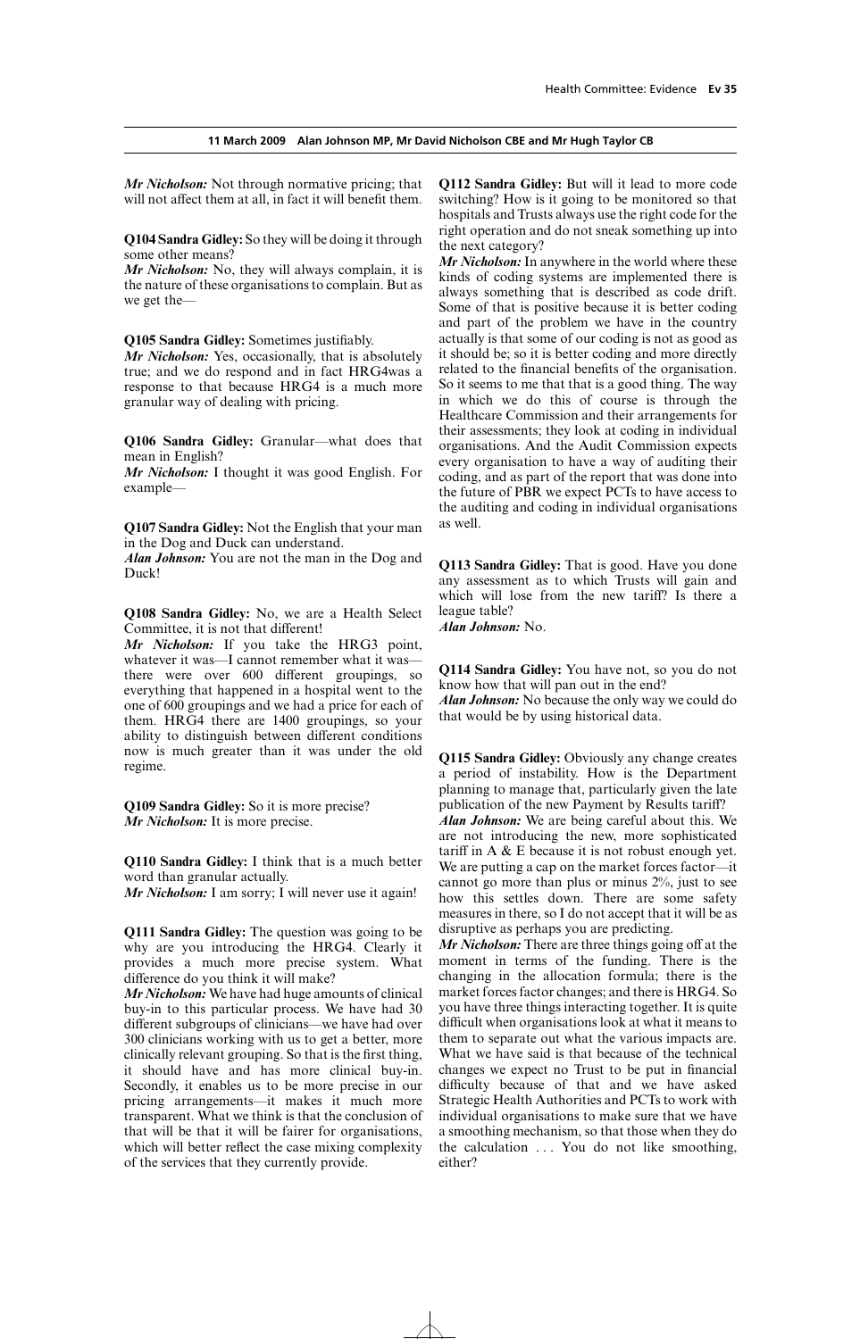*Mr Nicholson:* Not through normative pricing; that will not affect them at all, in fact it will benefit them.

**Q104 Sandra Gidley:** So they will be doing it through some other means?
*Mr Nicholson:* No, they will always complain, it is the nature of these organisations to complain. But as we get the—

**Q105 Sandra Gidley:** Sometimes justifiably.
*Mr Nicholson:* Yes, occasionally, that is absolutely true; and we do respond and in fact HRG4was a response to that because HRG4 is a much more granular way of dealing with pricing.

**Q106 Sandra Gidley:** Granular—what does that mean in English?
*Mr Nicholson:* I thought it was good English. For example—

**Q107 Sandra Gidley:** Not the English that your man in the Dog and Duck can understand.
*Alan Johnson:* You are not the man in the Dog and Duck!

**Q108 Sandra Gidley:** No, we are a Health Select Committee, it is not that different!
*Mr Nicholson:* If you take the HRG3 point, whatever it was—I cannot remember what it was—there were over 600 different groupings, so everything that happened in a hospital went to the one of 600 groupings and we had a price for each of them. HRG4 there are 1400 groupings, so your ability to distinguish between different conditions now is much greater than it was under the old regime.

**Q109 Sandra Gidley:** So it is more precise?
*Mr Nicholson:* It is more precise.

**Q110 Sandra Gidley:** I think that is a much better word than granular actually.
*Mr Nicholson:* I am sorry; I will never use it again!

**Q111 Sandra Gidley:** The question was going to be why are you introducing the HRG4. Clearly it provides a much more precise system. What difference do you think it will make?
*Mr Nicholson:* We have had huge amounts of clinical buy-in to this particular process. We have had 30 different subgroups of clinicians—we have had over 300 clinicians working with us to get a better, more clinically relevant grouping. So that is the first thing, it should have and has more clinical buy-in. Secondly, it enables us to be more precise in our pricing arrangements—it makes it much more transparent. What we think is that the conclusion of that will be that it will be fairer for organisations, which will better reflect the case mixing complexity of the services that they currently provide.

**Q112 Sandra Gidley:** But will it lead to more code switching? How is it going to be monitored so that hospitals and Trusts always use the right code for the right operation and do not sneak something up into the next category?
*Mr Nicholson:* In anywhere in the world where these kinds of coding systems are implemented there is always something that is described as code drift. Some of that is positive because it is better coding and part of the problem we have in the country actually is that some of our coding is not as good as it should be; so it is better coding and more directly related to the financial benefits of the organisation. So it seems to me that that is a good thing. The way in which we do this of course is through the Healthcare Commission and their arrangements for their assessments; they look at coding in individual organisations. And the Audit Commission expects every organisation to have a way of auditing their coding, and as part of the report that was done into the future of PBR we expect PCTs to have access to the auditing and coding in individual organisations as well.

**Q113 Sandra Gidley:** That is good. Have you done any assessment as to which Trusts will gain and which will lose from the new tariff? Is there a league table?
*Alan Johnson:* No.

**Q114 Sandra Gidley:** You have not, so you do not know how that will pan out in the end?
*Alan Johnson:* No because the only way we could do that would be by using historical data.

**Q115 Sandra Gidley:** Obviously any change creates a period of instability. How is the Department planning to manage that, particularly given the late publication of the new Payment by Results tariff?
*Alan Johnson:* We are being careful about this. We are not introducing the new, more sophisticated tariff in A & E because it is not robust enough yet. We are putting a cap on the market forces factor—it cannot go more than plus or minus 2%, just to see how this settles down. There are some safety measures in there, so I do not accept that it will be as disruptive as perhaps you are predicting.
*Mr Nicholson:* There are three things going off at the moment in terms of the funding. There is the changing in the allocation formula; there is the market forces factor changes; and there is HRG4. So you have three things interacting together. It is quite difficult when organisations look at what it means to them to separate out what the various impacts are. What we have said is that because of the technical changes we expect no Trust to be put in financial difficulty because of that and we have asked Strategic Health Authorities and PCTs to work with individual organisations to make sure that we have a smoothing mechanism, so that those when they do the calculation . . . You do not like smoothing, either?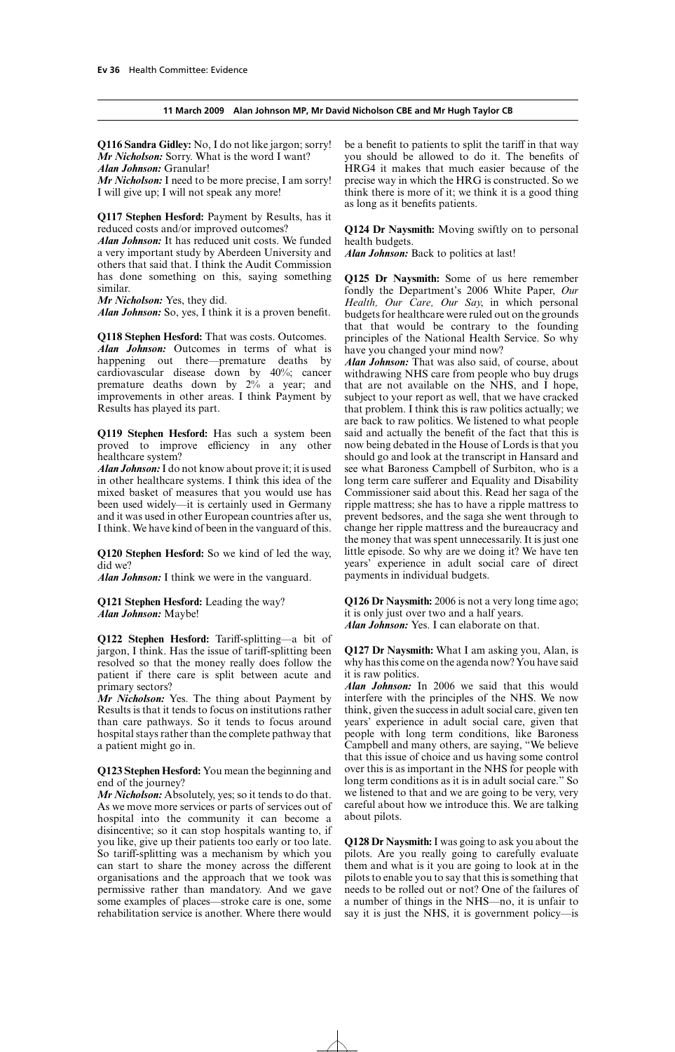**Q116 Sandra Gidley:** No, I do not like jargon; sorry!

***Mr Nicholson:*** Sorry. What is the word I want?

***Alan Johnson:*** Granular!

***Mr Nicholson:*** I need to be more precise, I am sorry! I will give up; I will not speak any more!

**Q117 Stephen Hesford:** Payment by Results, has it reduced costs and/or improved outcomes?

***Alan Johnson:*** It has reduced unit costs. We funded a very important study by Aberdeen University and others that said that. I think the Audit Commission has done something on this, saying something similar.

***Mr Nicholson:*** Yes, they did.

***Alan Johnson:*** So, yes, I think it is a proven benefit.

**Q118 Stephen Hesford:** That was costs. Outcomes.

***Alan Johnson:*** Outcomes in terms of what is happening out there—premature deaths by cardiovascular disease down by 40%; cancer premature deaths down by 2% a year; and improvements in other areas. I think Payment by Results has played its part.

**Q119 Stephen Hesford:** Has such a system been proved to improve efficiency in any other healthcare system?

***Alan Johnson:*** I do not know about prove it; it is used in other healthcare systems. I think this idea of the mixed basket of measures that you would use has been used widely—it is certainly used in Germany and it was used in other European countries after us, I think. We have kind of been in the vanguard of this.

**Q120 Stephen Hesford:** So we kind of led the way, did we?

***Alan Johnson:*** I think we were in the vanguard.

**Q121 Stephen Hesford:** Leading the way?

***Alan Johnson:*** Maybe!

**Q122 Stephen Hesford:** Tariff-splitting—a bit of jargon, I think. Has the issue of tariff-splitting been resolved so that the money really does follow the patient if there care is split between acute and primary sectors?

***Mr Nicholson:*** Yes. The thing about Payment by Results is that it tends to focus on institutions rather than care pathways. So it tends to focus around hospital stays rather than the complete pathway that a patient might go in.

**Q123 Stephen Hesford:** You mean the beginning and end of the journey?

***Mr Nicholson:*** Absolutely, yes; so it tends to do that. As we move more services or parts of services out of hospital into the community it can become a disincentive; so it can stop hospitals wanting to, if you like, give up their patients too early or too late. So tariff-splitting was a mechanism by which you can start to share the money across the different organisations and the approach that we took was permissive rather than mandatory. And we gave some examples of places—stroke care is one, some rehabilitation service is another. Where there would be a benefit to patients to split the tariff in that way you should be allowed to do it. The benefits of HRG4 it makes that much easier because of the precise way in which the HRG is constructed. So we think there is more of it; we think it is a good thing as long as it benefits patients.

**Q124 Dr Naysmith:** Moving swiftly on to personal health budgets.

***Alan Johnson:*** Back to politics at last!

**Q125 Dr Naysmith:** Some of us here remember fondly the Department's 2006 White Paper, *Our Health, Our Care, Our Say*, in which personal budgets for healthcare were ruled out on the grounds that that would be contrary to the founding principles of the National Health Service. So why have you changed your mind now?

***Alan Johnson:*** That was also said, of course, about withdrawing NHS care from people who buy drugs that are not available on the NHS, and I hope, subject to your report as well, that we have cracked that problem. I think this is raw politics actually; we are back to raw politics. We listened to what people said and actually the benefit of the fact that this is now being debated in the House of Lords is that you should go and look at the transcript in Hansard and see what Baroness Campbell of Surbiton, who is a long term care sufferer and Equality and Disability Commissioner said about this. Read her saga of the ripple mattress; she has to have a ripple mattress to prevent bedsores, and the saga she went through to change her ripple mattress and the bureaucracy and the money that was spent unnecessarily. It is just one little episode. So why are we doing it? We have ten years' experience in adult social care of direct payments in individual budgets.

**Q126 Dr Naysmith:** 2006 is not a very long time ago; it is only just over two and a half years.

***Alan Johnson:*** Yes. I can elaborate on that.

**Q127 Dr Naysmith:** What I am asking you, Alan, is why has this come on the agenda now? You have said it is raw politics.

***Alan Johnson:*** In 2006 we said that this would interfere with the principles of the NHS. We now think, given the success in adult social care, given ten years' experience in adult social care, given that people with long term conditions, like Baroness Campbell and many others, are saying, "We believe that this issue of choice and us having some control over this is as important in the NHS for people with long term conditions as it is in adult social care." So we listened to that and we are going to be very, very careful about how we introduce this. We are talking about pilots.

**Q128 Dr Naysmith:** I was going to ask you about the pilots. Are you really going to carefully evaluate them and what is it you are going to look at in the pilots to enable you to say that this is something that needs to be rolled out or not? One of the failures of a number of things in the NHS—no, it is unfair to say it is just the NHS, it is government policy—is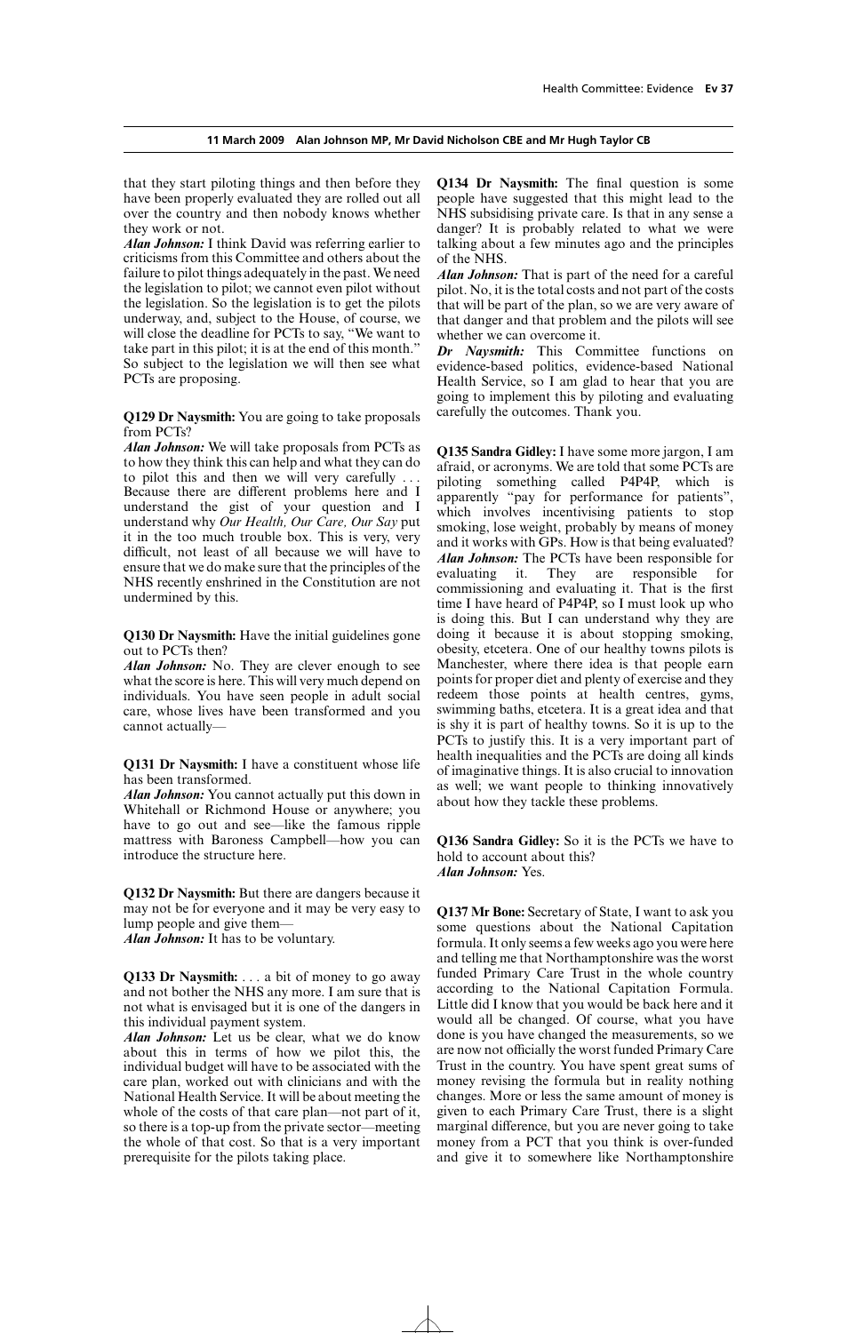that they start piloting things and then before they have been properly evaluated they are rolled out all over the country and then nobody knows whether they work or not.

***Alan Johnson:*** I think David was referring earlier to criticisms from this Committee and others about the failure to pilot things adequately in the past. We need the legislation to pilot; we cannot even pilot without the legislation. So the legislation is to get the pilots underway, and, subject to the House, of course, we will close the deadline for PCTs to say, "We want to take part in this pilot; it is at the end of this month." So subject to the legislation we will then see what PCTs are proposing.

**Q129 Dr Naysmith:** You are going to take proposals from PCTs?

***Alan Johnson:*** We will take proposals from PCTs as to how they think this can help and what they can do to pilot this and then we will very carefully . . . Because there are different problems here and I understand the gist of your question and I understand why *Our Health, Our Care, Our Say* put it in the too much trouble box. This is very, very difficult, not least of all because we will have to ensure that we do make sure that the principles of the NHS recently enshrined in the Constitution are not undermined by this.

**Q130 Dr Naysmith:** Have the initial guidelines gone out to PCTs then?

***Alan Johnson:*** No. They are clever enough to see what the score is here. This will very much depend on individuals. You have seen people in adult social care, whose lives have been transformed and you cannot actually—

**Q131 Dr Naysmith:** I have a constituent whose life has been transformed.

***Alan Johnson:*** You cannot actually put this down in Whitehall or Richmond House or anywhere; you have to go out and see—like the famous ripple mattress with Baroness Campbell—how you can introduce the structure here.

**Q132 Dr Naysmith:** But there are dangers because it may not be for everyone and it may be very easy to lump people and give them—

***Alan Johnson:*** It has to be voluntary.

**Q133 Dr Naysmith:** . . . a bit of money to go away and not bother the NHS any more. I am sure that is not what is envisaged but it is one of the dangers in this individual payment system.

***Alan Johnson:*** Let us be clear, what we do know about this in terms of how we pilot this, the individual budget will have to be associated with the care plan, worked out with clinicians and with the National Health Service. It will be about meeting the whole of the costs of that care plan—not part of it, so there is a top-up from the private sector—meeting the whole of that cost. So that is a very important prerequisite for the pilots taking place.

**Q134 Dr Naysmith:** The final question is some people have suggested that this might lead to the NHS subsidising private care. Is that in any sense a danger? It is probably related to what we were talking about a few minutes ago and the principles of the NHS.

***Alan Johnson:*** That is part of the need for a careful pilot. No, it is the total costs and not part of the costs that will be part of the plan, so we are very aware of that danger and that problem and the pilots will see whether we can overcome it.

***Dr Naysmith:*** This Committee functions on evidence-based politics, evidence-based National Health Service, so I am glad to hear that you are going to implement this by piloting and evaluating carefully the outcomes. Thank you.

**Q135 Sandra Gidley:** I have some more jargon, I am afraid, or acronyms. We are told that some PCTs are piloting something called P4P4P, which is apparently "pay for performance for patients", which involves incentivising patients to stop smoking, lose weight, probably by means of money and it works with GPs. How is that being evaluated?

***Alan Johnson:*** The PCTs have been responsible for evaluating it. They are responsible for commissioning and evaluating it. That is the first time I have heard of P4P4P, so I must look up who is doing this. But I can understand why they are doing it because it is about stopping smoking, obesity, etcetera. One of our healthy towns pilots is Manchester, where there idea is that people earn points for proper diet and plenty of exercise and they redeem those points at health centres, gyms, swimming baths, etcetera. It is a great idea and that is shy it is part of healthy towns. So it is up to the PCTs to justify this. It is a very important part of health inequalities and the PCTs are doing all kinds of imaginative things. It is also crucial to innovation as well; we want people to thinking innovatively about how they tackle these problems.

**Q136 Sandra Gidley:** So it is the PCTs we have to hold to account about this?

***Alan Johnson:*** Yes.

**Q137 Mr Bone:** Secretary of State, I want to ask you some questions about the National Capitation formula. It only seems a few weeks ago you were here and telling me that Northamptonshire was the worst funded Primary Care Trust in the whole country according to the National Capitation Formula. Little did I know that you would be back here and it would all be changed. Of course, what you have done is you have changed the measurements, so we are now not officially the worst funded Primary Care Trust in the country. You have spent great sums of money revising the formula but in reality nothing changes. More or less the same amount of money is given to each Primary Care Trust, there is a slight marginal difference, but you are never going to take money from a PCT that you think is over-funded and give it to somewhere like Northamptonshire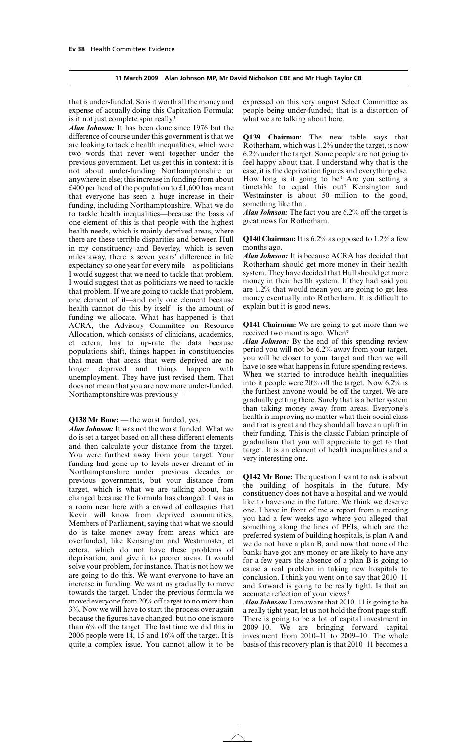that is under-funded. So is it worth all the money and expense of actually doing this Capitation Formula; is it not just complete spin really?

***Alan Johnson:*** It has been done since 1976 but the difference of course under this government is that we are looking to tackle health inequalities, which were two words that never went together under the previous government. Let us get this in context: it is not about under-funding Northamptonshire or anywhere in else; this increase in funding from about £400 per head of the population to £1,600 has meant that everyone has seen a huge increase in their funding, including Northamptonshire. What we do to tackle health inequalities—because the basis of one element of this is that people with the highest health needs, which is mainly deprived areas, where there are these terrible disparities and between Hull in my constituency and Beverley, which is seven miles away, there is seven years' difference in life expectancy so one year for every mile—as politicians I would suggest that we need to tackle that problem. I would suggest that as politicians we need to tackle that problem. If we are going to tackle that problem, one element of it—and only one element because health cannot do this by itself—is the amount of funding we allocate. What has happened is that ACRA, the Advisory Committee on Resource Allocation, which consists of clinicians, academics, et cetera, has to up-rate the data because populations shift, things happen in constituencies that mean that areas that were deprived are no longer deprived and things happen with unemployment. They have just revised them. That does not mean that you are now more under-funded. Northamptonshire was previously—

**Q138 Mr Bone:** — the worst funded, yes.

***Alan Johnson:*** It was not the worst funded. What we do is set a target based on all these different elements and then calculate your distance from the target. You were furthest away from your target. Your funding had gone up to levels never dreamt of in Northamptonshire under previous decades or previous governments, but your distance from target, which is what we are talking about, has changed because the formula has changed. I was in a room near here with a crowd of colleagues that Kevin will know from deprived communities, Members of Parliament, saying that what we should do is take money away from areas which are overfunded, like Kensington and Westminster, et cetera, which do not have these problems of deprivation, and give it to poorer areas. It would solve your problem, for instance. That is not how we are going to do this. We want everyone to have an increase in funding. We want us gradually to move towards the target. Under the previous formula we moved everyone from 20% off target to no more than 3%. Now we will have to start the process over again because the figures have changed, but no one is more than 6% off the target. The last time we did this in 2006 people were 14, 15 and 16% off the target. It is quite a complex issue. You cannot allow it to be expressed on this very august Select Committee as people being under-funded; that is a distortion of what we are talking about here.

**Q139 Chairman:** The new table says that Rotherham, which was 1.2% under the target, is now 6.2% under the target. Some people are not going to feel happy about that. I understand why that is the case, it is the deprivation figures and everything else. How long is it going to be? Are you setting a timetable to equal this out? Kensington and Westminster is about 50 million to the good, something like that.

***Alan Johnson:*** The fact you are 6.2% off the target is great news for Rotherham.

**Q140 Chairman:** It is 6.2% as opposed to 1.2% a few months ago.

***Alan Johnson:*** It is because ACRA has decided that Rotherham should get more money in their health system. They have decided that Hull should get more money in their health system. If they had said you are 1.2% that would mean you are going to get less money eventually into Rotherham. It is difficult to explain but it is good news.

**Q141 Chairman:** We are going to get more than we received two months ago. When?

***Alan Johnson:*** By the end of this spending review period you will not be 6.2% away from your target, you will be closer to your target and then we will have to see what happens in future spending reviews. When we started to introduce health inequalities into it people were 20% off the target. Now 6.2% is the furthest anyone would be off the target. We are gradually getting there. Surely that is a better system than taking money away from areas. Everyone's health is improving no matter what their social class and that is great and they should all have an uplift in their funding. This is the classic Fabian principle of gradualism that you will appreciate to get to that target. It is an element of health inequalities and a very interesting one.

**Q142 Mr Bone:** The question I want to ask is about the building of hospitals in the future. My constituency does not have a hospital and we would like to have one in the future. We think we deserve one. I have in front of me a report from a meeting you had a few weeks ago where you alleged that something along the lines of PFIs, which are the preferred system of building hospitals, is plan A and we do not have a plan B, and now that none of the banks have got any money or are likely to have any for a few years the absence of a plan B is going to cause a real problem in taking new hospitals to conclusion. I think you went on to say that 2010–11 and forward is going to be really tight. Is that an accurate reflection of your views?

***Alan Johnson:*** I am aware that 2010–11 is going to be a really tight year, let us not hold the front page stuff. There is going to be a lot of capital investment in 2009–10. We are bringing forward capital investment from 2010–11 to 2009–10. The whole basis of this recovery plan is that 2010–11 becomes a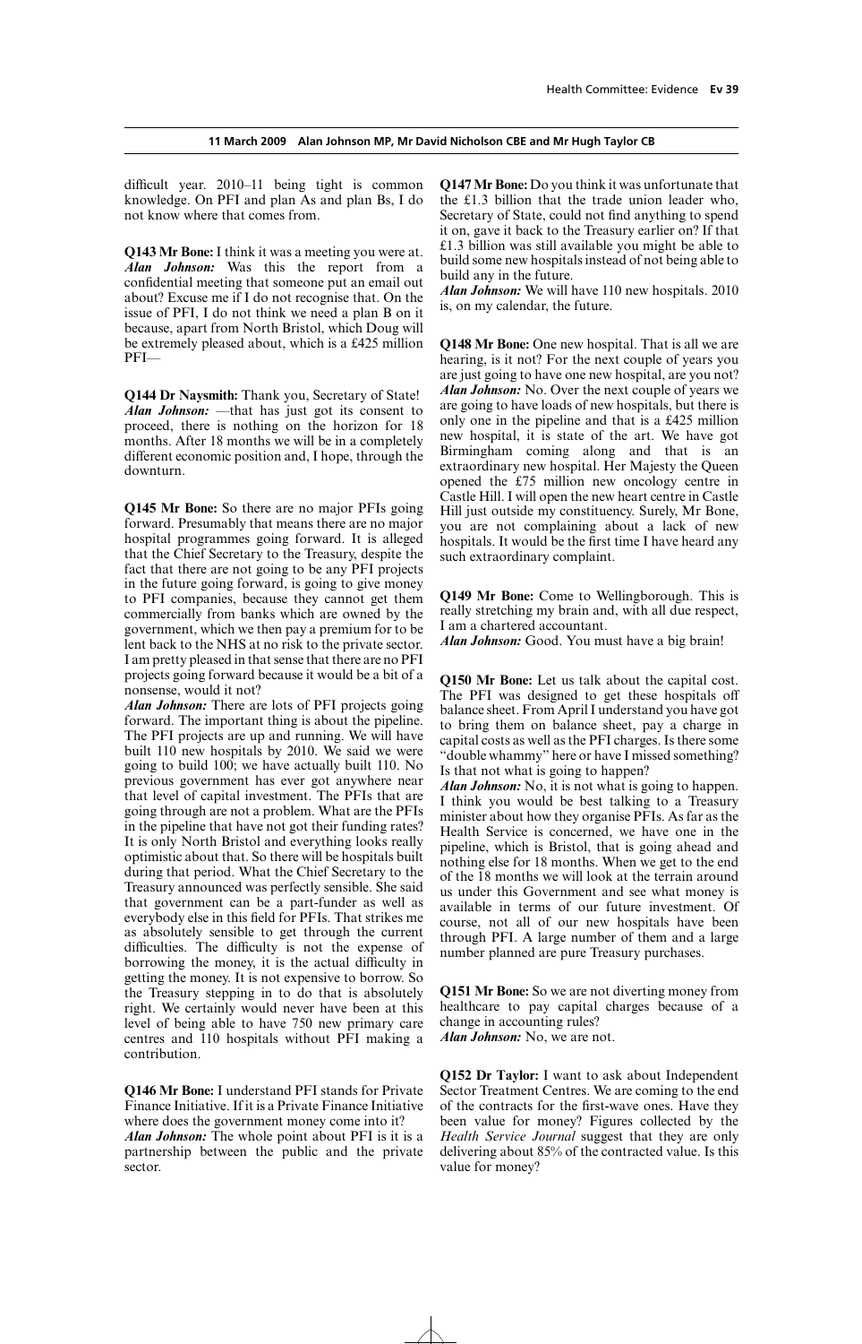difficult year. 2010–11 being tight is common knowledge. On PFI and plan As and plan Bs, I do not know where that comes from.

**Q143 Mr Bone:** I think it was a meeting you were at.
***Alan Johnson:*** Was this the report from a confidential meeting that someone put an email out about? Excuse me if I do not recognise that. On the issue of PFI, I do not think we need a plan B on it because, apart from North Bristol, which Doug will be extremely pleased about, which is a £425 million PFI—

**Q144 Dr Naysmith:** Thank you, Secretary of State!
***Alan Johnson:*** —that has just got its consent to proceed, there is nothing on the horizon for 18 months. After 18 months we will be in a completely different economic position and, I hope, through the downturn.

**Q145 Mr Bone:** So there are no major PFIs going forward. Presumably that means there are no major hospital programmes going forward. It is alleged that the Chief Secretary to the Treasury, despite the fact that there are not going to be any PFI projects in the future going forward, is going to give money to PFI companies, because they cannot get them commercially from banks which are owned by the government, which we then pay a premium for to be lent back to the NHS at no risk to the private sector. I am pretty pleased in that sense that there are no PFI projects going forward because it would be a bit of a nonsense, would it not?
***Alan Johnson:*** There are lots of PFI projects going forward. The important thing is about the pipeline. The PFI projects are up and running. We will have built 110 new hospitals by 2010. We said we were going to build 100; we have actually built 110. No previous government has ever got anywhere near that level of capital investment. The PFIs that are going through are not a problem. What are the PFIs in the pipeline that have not got their funding rates? It is only North Bristol and everything looks really optimistic about that. So there will be hospitals built during that period. What the Chief Secretary to the Treasury announced was perfectly sensible. She said that government can be a part-funder as well as everybody else in this field for PFIs. That strikes me as absolutely sensible to get through the current difficulties. The difficulty is not the expense of borrowing the money, it is the actual difficulty in getting the money. It is not expensive to borrow. So the Treasury stepping in to do that is absolutely right. We certainly would never have been at this level of being able to have 750 new primary care centres and 110 hospitals without PFI making a contribution.

**Q146 Mr Bone:** I understand PFI stands for Private Finance Initiative. If it is a Private Finance Initiative where does the government money come into it?
***Alan Johnson:*** The whole point about PFI is it is a partnership between the public and the private sector.

**Q147 Mr Bone:** Do you think it was unfortunate that the £1.3 billion that the trade union leader who, Secretary of State, could not find anything to spend it on, gave it back to the Treasury earlier on? If that £1.3 billion was still available you might be able to build some new hospitals instead of not being able to build any in the future.
***Alan Johnson:*** We will have 110 new hospitals. 2010 is, on my calendar, the future.

**Q148 Mr Bone:** One new hospital. That is all we are hearing, is it not? For the next couple of years you are just going to have one new hospital, are you not?
***Alan Johnson:*** No. Over the next couple of years we are going to have loads of new hospitals, but there is only one in the pipeline and that is a £425 million new hospital, it is state of the art. We have got Birmingham coming along and that is an extraordinary new hospital. Her Majesty the Queen opened the £75 million new oncology centre in Castle Hill. I will open the new heart centre in Castle Hill just outside my constituency. Surely, Mr Bone, you are not complaining about a lack of new hospitals. It would be the first time I have heard any such extraordinary complaint.

**Q149 Mr Bone:** Come to Wellingborough. This is really stretching my brain and, with all due respect, I am a chartered accountant.
***Alan Johnson:*** Good. You must have a big brain!

**Q150 Mr Bone:** Let us talk about the capital cost. The PFI was designed to get these hospitals off balance sheet. From April I understand you have got to bring them on balance sheet, pay a charge in capital costs as well as the PFI charges. Is there some "double whammy" here or have I missed something? Is that not what is going to happen?
***Alan Johnson:*** No, it is not what is going to happen. I think you would be best talking to a Treasury minister about how they organise PFIs. As far as the Health Service is concerned, we have one in the pipeline, which is Bristol, that is going ahead and nothing else for 18 months. When we get to the end of the 18 months we will look at the terrain around us under this Government and see what money is available in terms of our future investment. Of course, not all of our new hospitals have been through PFI. A large number of them and a large number planned are pure Treasury purchases.

**Q151 Mr Bone:** So we are not diverting money from healthcare to pay capital charges because of a change in accounting rules?
***Alan Johnson:*** No, we are not.

**Q152 Dr Taylor:** I want to ask about Independent Sector Treatment Centres. We are coming to the end of the contracts for the first-wave ones. Have they been value for money? Figures collected by the *Health Service Journal* suggest that they are only delivering about 85% of the contracted value. Is this value for money?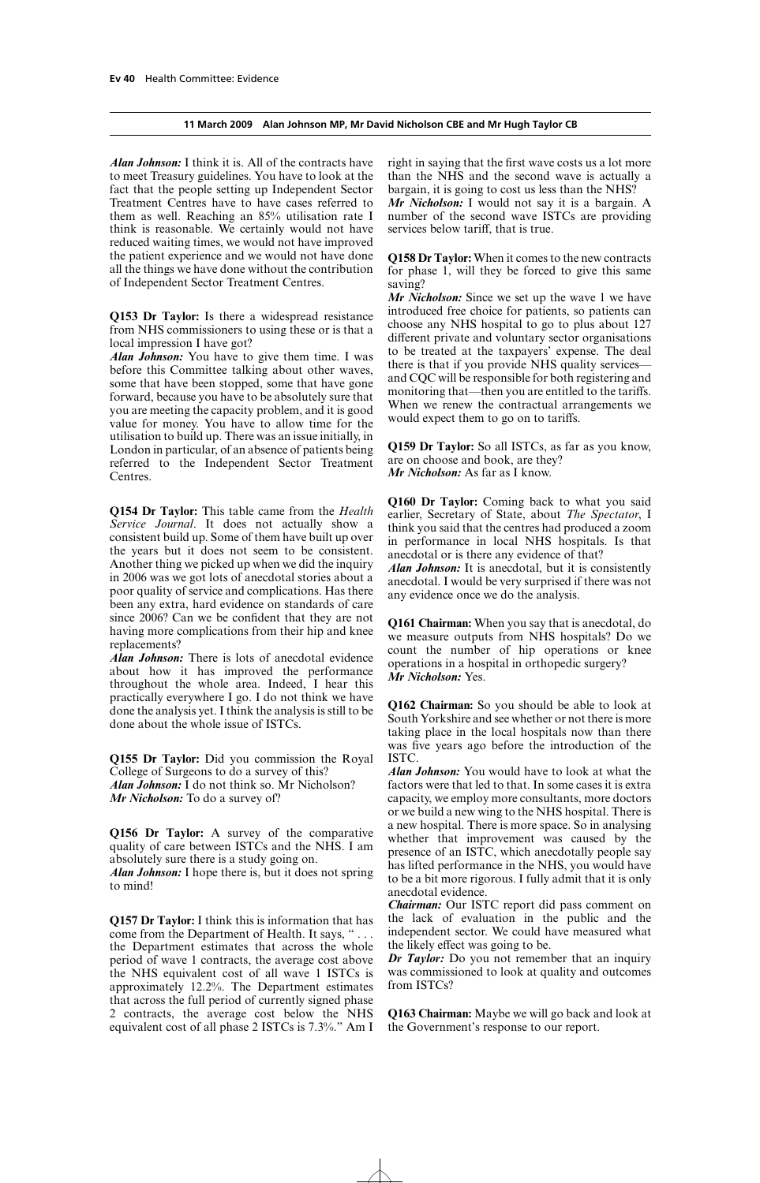**11 March 2009 Alan Johnson MP, Mr David Nicholson CBE and Mr Hugh Taylor CB**

***Alan Johnson:*** I think it is. All of the contracts have to meet Treasury guidelines. You have to look at the fact that the people setting up Independent Sector Treatment Centres have to have cases referred to them as well. Reaching an 85% utilisation rate I think is reasonable. We certainly would not have reduced waiting times, we would not have improved the patient experience and we would not have done all the things we have done without the contribution of Independent Sector Treatment Centres.

**Q153 Dr Taylor:** Is there a widespread resistance from NHS commissioners to using these or is that a local impression I have got?

***Alan Johnson:*** You have to give them time. I was before this Committee talking about other waves, some that have been stopped, some that have gone forward, because you have to be absolutely sure that you are meeting the capacity problem, and it is good value for money. You have to allow time for the utilisation to build up. There was an issue initially, in London in particular, of an absence of patients being referred to the Independent Sector Treatment Centres.

**Q154 Dr Taylor:** This table came from the *Health Service Journal*. It does not actually show a consistent build up. Some of them have built up over the years but it does not seem to be consistent. Another thing we picked up when we did the inquiry in 2006 was we got lots of anecdotal stories about a poor quality of service and complications. Has there been any extra, hard evidence on standards of care since 2006? Can we be confident that they are not having more complications from their hip and knee replacements?

***Alan Johnson:*** There is lots of anecdotal evidence about how it has improved the performance throughout the whole area. Indeed, I hear this practically everywhere I go. I do not think we have done the analysis yet. I think the analysis is still to be done about the whole issue of ISTCs.

**Q155 Dr Taylor:** Did you commission the Royal College of Surgeons to do a survey of this?

***Alan Johnson:*** I do not think so. Mr Nicholson?

***Mr Nicholson:*** To do a survey of?

**Q156 Dr Taylor:** A survey of the comparative quality of care between ISTCs and the NHS. I am absolutely sure there is a study going on.

***Alan Johnson:*** I hope there is, but it does not spring to mind!

**Q157 Dr Taylor:** I think this is information that has come from the Department of Health. It says, " . . . the Department estimates that across the whole period of wave 1 contracts, the average cost above the NHS equivalent cost of all wave 1 ISTCs is approximately 12.2%. The Department estimates that across the full period of currently signed phase 2 contracts, the average cost below the NHS equivalent cost of all phase 2 ISTCs is 7.3%." Am I right in saying that the first wave costs us a lot more than the NHS and the second wave is actually a bargain, it is going to cost us less than the NHS?

***Mr Nicholson:*** I would not say it is a bargain. A number of the second wave ISTCs are providing services below tariff, that is true.

**Q158 Dr Taylor:** When it comes to the new contracts for phase 1, will they be forced to give this same saving?

***Mr Nicholson:*** Since we set up the wave 1 we have introduced free choice for patients, so patients can choose any NHS hospital to go to plus about 127 different private and voluntary sector organisations to be treated at the taxpayers' expense. The deal there is that if you provide NHS quality services—and CQC will be responsible for both registering and monitoring that—then you are entitled to the tariffs. When we renew the contractual arrangements we would expect them to go on to tariffs.

**Q159 Dr Taylor:** So all ISTCs, as far as you know, are on choose and book, are they?

***Mr Nicholson:*** As far as I know.

**Q160 Dr Taylor:** Coming back to what you said earlier, Secretary of State, about *The Spectator*, I think you said that the centres had produced a zoom in performance in local NHS hospitals. Is that anecdotal or is there any evidence of that?

***Alan Johnson:*** It is anecdotal, but it is consistently anecdotal. I would be very surprised if there was not any evidence once we do the analysis.

**Q161 Chairman:** When you say that is anecdotal, do we measure outputs from NHS hospitals? Do we count the number of hip operations or knee operations in a hospital in orthopedic surgery?

***Mr Nicholson:*** Yes.

**Q162 Chairman:** So you should be able to look at South Yorkshire and see whether or not there is more taking place in the local hospitals now than there was five years ago before the introduction of the ISTC.

***Alan Johnson:*** You would have to look at what the factors were that led to that. In some cases it is extra capacity, we employ more consultants, more doctors or we build a new wing to the NHS hospital. There is a new hospital. There is more space. So in analysing whether that improvement was caused by the presence of an ISTC, which anecdotally people say has lifted performance in the NHS, you would have to be a bit more rigorous. I fully admit that it is only anecdotal evidence.

***Chairman:*** Our ISTC report did pass comment on the lack of evaluation in the public and the independent sector. We could have measured what the likely effect was going to be.

***Dr Taylor:*** Do you not remember that an inquiry was commissioned to look at quality and outcomes from ISTCs?

**Q163 Chairman:** Maybe we will go back and look at the Government's response to our report.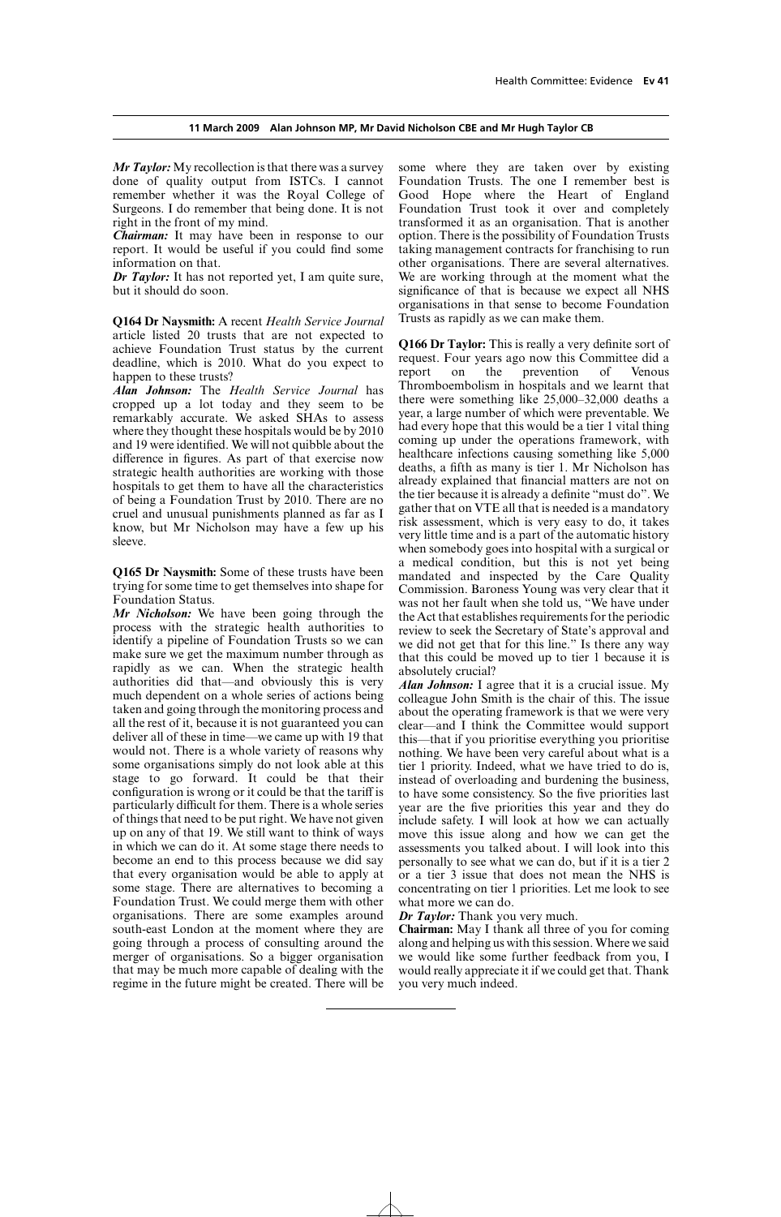**11 March 2009 Alan Johnson MP, Mr David Nicholson CBE and Mr Hugh Taylor CB**

***Mr Taylor:*** My recollection is that there was a survey done of quality output from ISTCs. I cannot remember whether it was the Royal College of Surgeons. I do remember that being done. It is not right in the front of my mind.

***Chairman:*** It may have been in response to our report. It would be useful if you could find some information on that.

***Dr Taylor:*** It has not reported yet, I am quite sure, but it should do soon.

**Q164 Dr Naysmith:** A recent *Health Service Journal* article listed 20 trusts that are not expected to achieve Foundation Trust status by the current deadline, which is 2010. What do you expect to happen to these trusts?

***Alan Johnson:*** The *Health Service Journal* has cropped up a lot today and they seem to be remarkably accurate. We asked SHAs to assess where they thought these hospitals would be by 2010 and 19 were identified. We will not quibble about the difference in figures. As part of that exercise now strategic health authorities are working with those hospitals to get them to have all the characteristics of being a Foundation Trust by 2010. There are no cruel and unusual punishments planned as far as I know, but Mr Nicholson may have a few up his sleeve.

**Q165 Dr Naysmith:** Some of these trusts have been trying for some time to get themselves into shape for Foundation Status.

***Mr Nicholson:*** We have been going through the process with the strategic health authorities to identify a pipeline of Foundation Trusts so we can make sure we get the maximum number through as rapidly as we can. When the strategic health authorities did that—and obviously this is very much dependent on a whole series of actions being taken and going through the monitoring process and all the rest of it, because it is not guaranteed you can deliver all of these in time—we came up with 19 that would not. There is a whole variety of reasons why some organisations simply do not look able at this stage to go forward. It could be that their configuration is wrong or it could be that the tariff is particularly difficult for them. There is a whole series of things that need to be put right. We have not given up on any of that 19. We still want to think of ways in which we can do it. At some stage there needs to become an end to this process because we did say that every organisation would be able to apply at some stage. There are alternatives to becoming a Foundation Trust. We could merge them with other organisations. There are some examples around south-east London at the moment where they are going through a process of consulting around the merger of organisations. So a bigger organisation that may be much more capable of dealing with the regime in the future might be created. There will be some where they are taken over by existing Foundation Trusts. The one I remember best is Good Hope where the Heart of England Foundation Trust took it over and completely transformed it as an organisation. That is another option. There is the possibility of Foundation Trusts taking management contracts for franchising to run other organisations. There are several alternatives. We are working through at the moment what the significance of that is because we expect all NHS organisations in that sense to become Foundation Trusts as rapidly as we can make them.

**Q166 Dr Taylor:** This is really a very definite sort of request. Four years ago now this Committee did a report on the prevention of Venous Thromboembolism in hospitals and we learnt that there were something like 25,000–32,000 deaths a year, a large number of which were preventable. We had every hope that this would be a tier 1 vital thing coming up under the operations framework, with healthcare infections causing something like 5,000 deaths, a fifth as many is tier 1. Mr Nicholson has already explained that financial matters are not on the tier because it is already a definite "must do". We gather that on VTE all that is needed is a mandatory risk assessment, which is very easy to do, it takes very little time and is a part of the automatic history when somebody goes into hospital with a surgical or a medical condition, but this is not yet being mandated and inspected by the Care Quality Commission. Baroness Young was very clear that it was not her fault when she told us, "We have under the Act that establishes requirements for the periodic review to seek the Secretary of State's approval and we did not get that for this line." Is there any way that this could be moved up to tier 1 because it is absolutely crucial?

***Alan Johnson:*** I agree that it is a crucial issue. My colleague John Smith is the chair of this. The issue about the operating framework is that we were very clear—and I think the Committee would support this—that if you prioritise everything you prioritise nothing. We have been very careful about what is a tier 1 priority. Indeed, what we have tried to do is, instead of overloading and burdening the business, to have some consistency. So the five priorities last year are the five priorities this year and they do include safety. I will look at how we can actually move this issue along and how we can get the assessments you talked about. I will look into this personally to see what we can do, but if it is a tier 2 or a tier 3 issue that does not mean the NHS is concentrating on tier 1 priorities. Let me look to see what more we can do.

***Dr Taylor:*** Thank you very much.

**Chairman:** May I thank all three of you for coming along and helping us with this session. Where we said we would like some further feedback from you, I would really appreciate it if we could get that. Thank you very much indeed.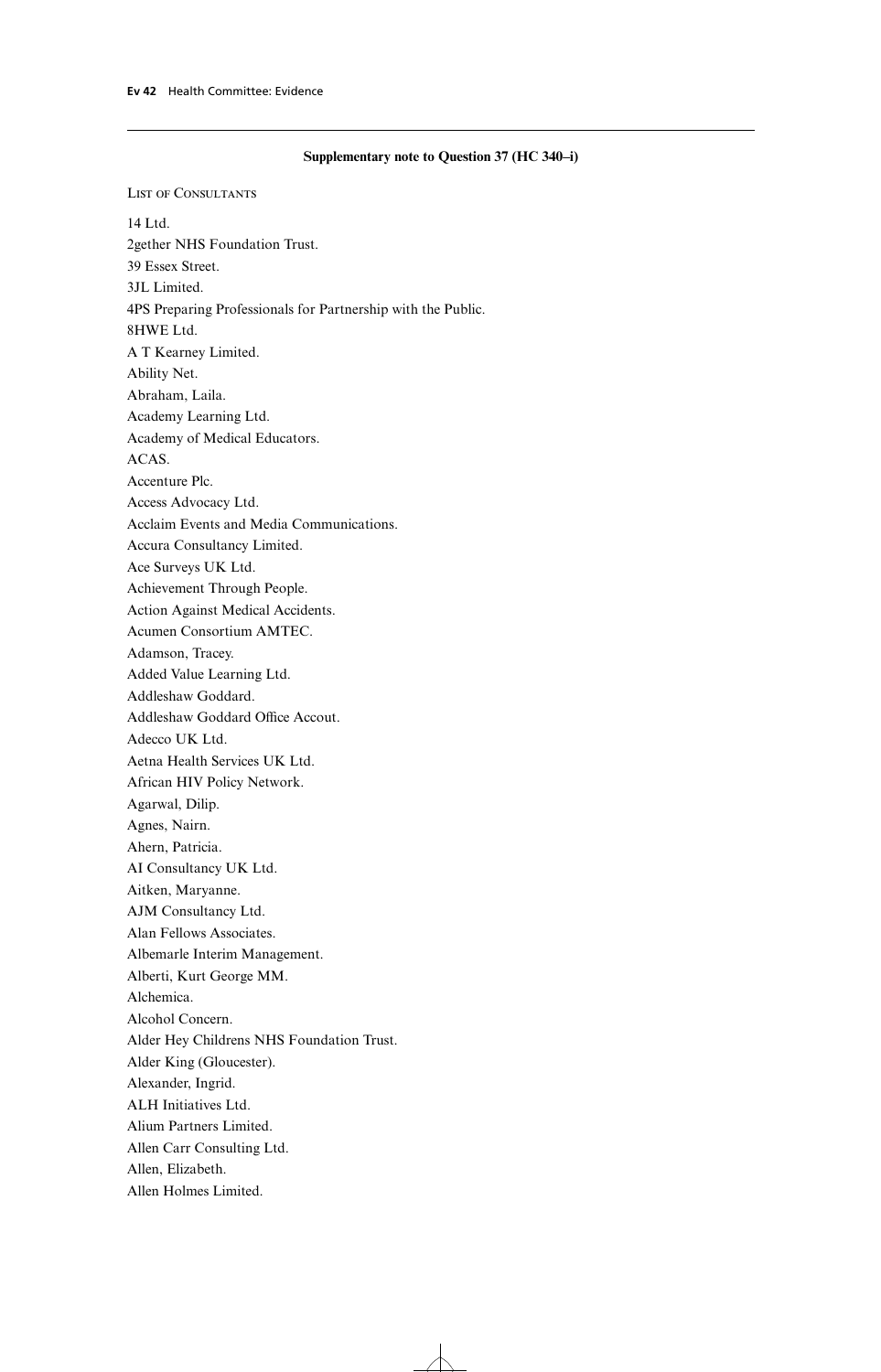**Supplementary note to Question 37 (HC 340–i)**

List of Consultants

14 Ltd.

2gether NHS Foundation Trust.

39 Essex Street.

3JL Limited.

4PS Preparing Professionals for Partnership with the Public.

8HWE Ltd.

A T Kearney Limited.

Ability Net.

Abraham, Laila.

Academy Learning Ltd.

Academy of Medical Educators.

ACAS.

Accenture Plc.

Access Advocacy Ltd.

Acclaim Events and Media Communications.

Accura Consultancy Limited.

Ace Surveys UK Ltd.

Achievement Through People.

Action Against Medical Accidents.

Acumen Consortium AMTEC.

Adamson, Tracey.

Added Value Learning Ltd.

Addleshaw Goddard.

Addleshaw Goddard Office Accout.

Adecco UK Ltd.

Aetna Health Services UK Ltd.

African HIV Policy Network.

Agarwal, Dilip.

Agnes, Nairn.

Ahern, Patricia.

AI Consultancy UK Ltd.

Aitken, Maryanne.

AJM Consultancy Ltd.

Alan Fellows Associates.

Albemarle Interim Management.

Alberti, Kurt George MM.

Alchemica.

Alcohol Concern.

Alder Hey Childrens NHS Foundation Trust.

Alder King (Gloucester).

Alexander, Ingrid.

ALH Initiatives Ltd.

Alium Partners Limited.

Allen Carr Consulting Ltd.

Allen, Elizabeth.

Allen Holmes Limited.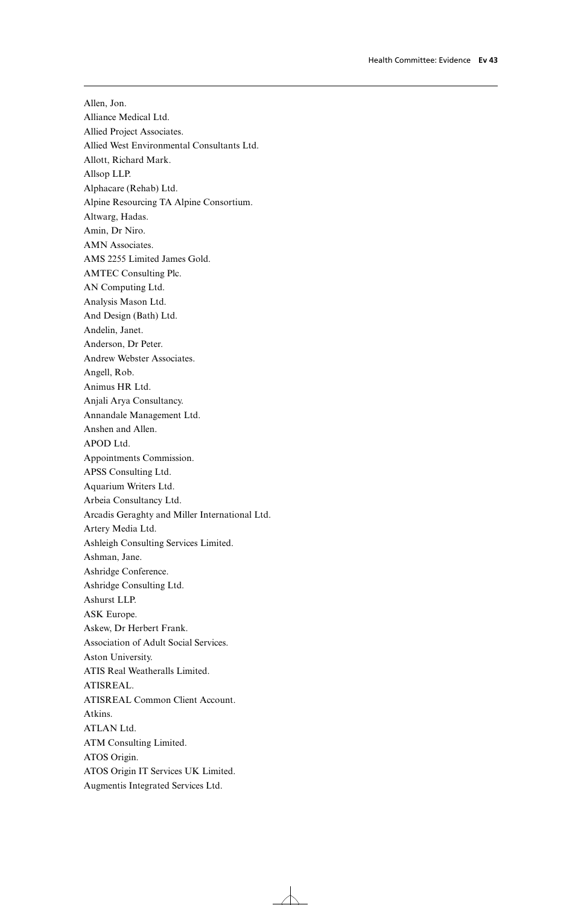Allen, Jon.
Alliance Medical Ltd.
Allied Project Associates.
Allied West Environmental Consultants Ltd.
Allott, Richard Mark.
Allsop LLP.
Alphacare (Rehab) Ltd.
Alpine Resourcing TA Alpine Consortium.
Altwarg, Hadas.
Amin, Dr Niro.
AMN Associates.
AMS 2255 Limited James Gold.
AMTEC Consulting Plc.
AN Computing Ltd.
Analysis Mason Ltd.
And Design (Bath) Ltd.
Andelin, Janet.
Anderson, Dr Peter.
Andrew Webster Associates.
Angell, Rob.
Animus HR Ltd.
Anjali Arya Consultancy.
Annandale Management Ltd.
Anshen and Allen.
APOD Ltd.
Appointments Commission.
APSS Consulting Ltd.
Aquarium Writers Ltd.
Arbeia Consultancy Ltd.
Arcadis Geraghty and Miller International Ltd.
Artery Media Ltd.
Ashleigh Consulting Services Limited.
Ashman, Jane.
Ashridge Conference.
Ashridge Consulting Ltd.
Ashurst LLP.
ASK Europe.
Askew, Dr Herbert Frank.
Association of Adult Social Services.
Aston University.
ATIS Real Weatheralls Limited.
ATISREAL.
ATISREAL Common Client Account.
Atkins.
ATLAN Ltd.
ATM Consulting Limited.
ATOS Origin.
ATOS Origin IT Services UK Limited.
Augmentis Integrated Services Ltd.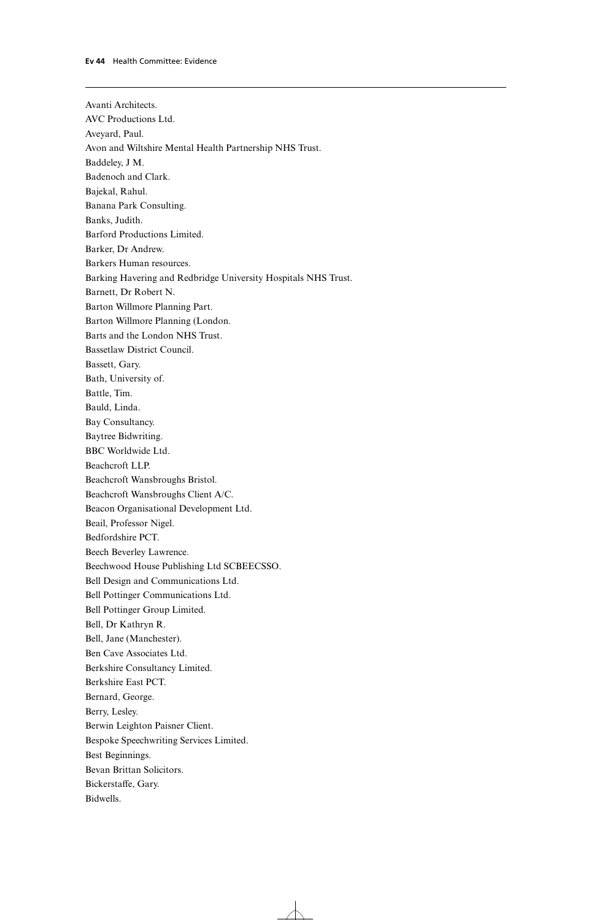Avanti Architects.

AVC Productions Ltd.

Aveyard, Paul.

Avon and Wiltshire Mental Health Partnership NHS Trust.

Baddeley, J M.

Badenoch and Clark.

Bajekal, Rahul.

Banana Park Consulting.

Banks, Judith.

Barford Productions Limited.

Barker, Dr Andrew.

Barkers Human resources.

Barking Havering and Redbridge University Hospitals NHS Trust.

Barnett, Dr Robert N.

Barton Willmore Planning Part.

Barton Willmore Planning (London.

Barts and the London NHS Trust.

Bassetlaw District Council.

Bassett, Gary.

Bath, University of.

Battle, Tim.

Bauld, Linda.

Bay Consultancy.

Baytree Bidwriting.

BBC Worldwide Ltd.

Beachcroft LLP.

Beachcroft Wansbroughs Bristol.

Beachcroft Wansbroughs Client A/C.

Beacon Organisational Development Ltd.

Beail, Professor Nigel.

Bedfordshire PCT.

Beech Beverley Lawrence.

Beechwood House Publishing Ltd SCBEECSSO.

Bell Design and Communications Ltd.

Bell Pottinger Communications Ltd.

Bell Pottinger Group Limited.

Bell, Dr Kathryn R.

Bell, Jane (Manchester).

Ben Cave Associates Ltd.

Berkshire Consultancy Limited.

Berkshire East PCT.

Bernard, George.

Berry, Lesley.

Berwin Leighton Paisner Client.

Bespoke Speechwriting Services Limited.

Best Beginnings.

Bevan Brittan Solicitors.

Bickerstaffe, Gary.

Bidwells.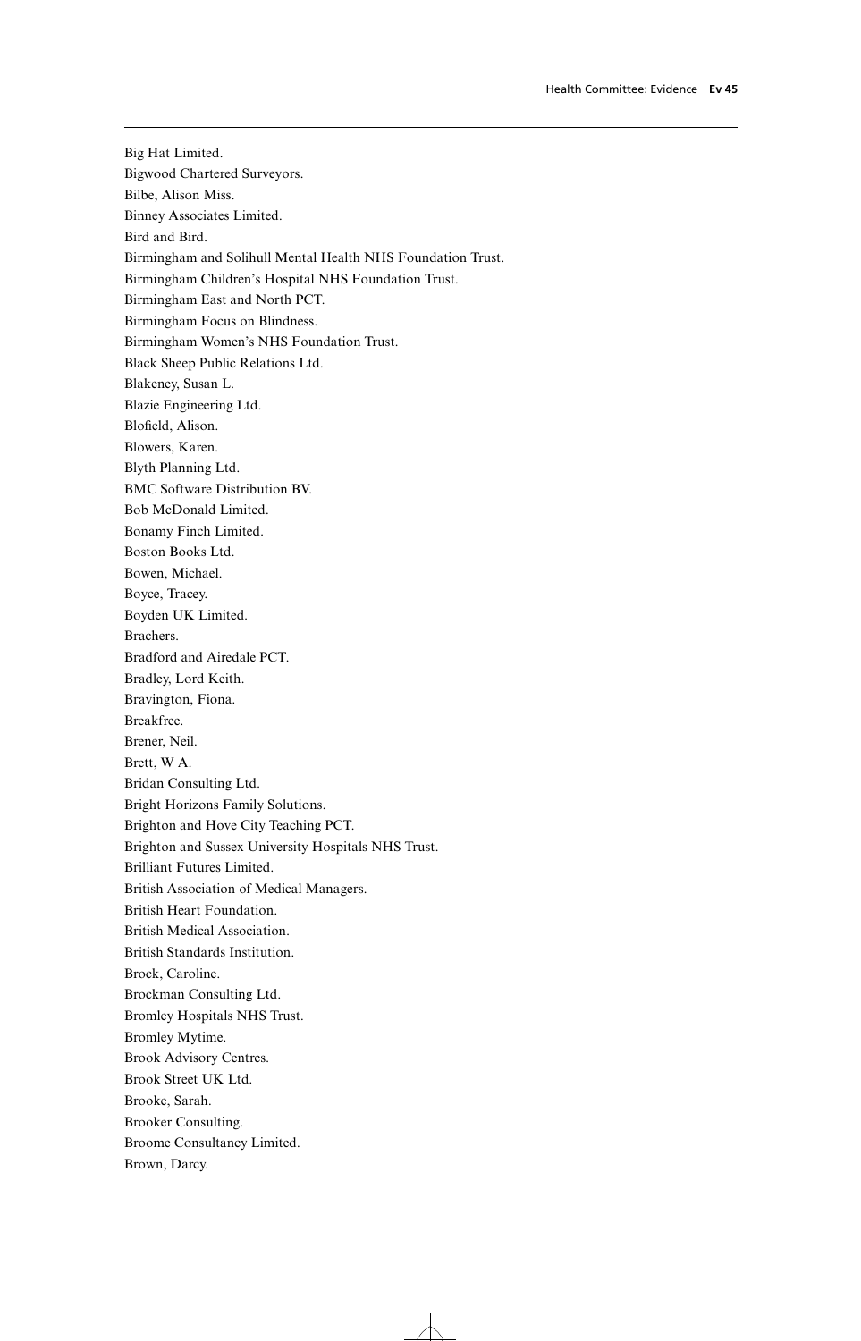Big Hat Limited.
Bigwood Chartered Surveyors.
Bilbe, Alison Miss.
Binney Associates Limited.
Bird and Bird.
Birmingham and Solihull Mental Health NHS Foundation Trust.
Birmingham Children's Hospital NHS Foundation Trust.
Birmingham East and North PCT.
Birmingham Focus on Blindness.
Birmingham Women's NHS Foundation Trust.
Black Sheep Public Relations Ltd.
Blakeney, Susan L.
Blazie Engineering Ltd.
Blofield, Alison.
Blowers, Karen.
Blyth Planning Ltd.
BMC Software Distribution BV.
Bob McDonald Limited.
Bonamy Finch Limited.
Boston Books Ltd.
Bowen, Michael.
Boyce, Tracey.
Boyden UK Limited.
Brachers.
Bradford and Airedale PCT.
Bradley, Lord Keith.
Bravington, Fiona.
Breakfree.
Brener, Neil.
Brett, W A.
Bridan Consulting Ltd.
Bright Horizons Family Solutions.
Brighton and Hove City Teaching PCT.
Brighton and Sussex University Hospitals NHS Trust.
Brilliant Futures Limited.
British Association of Medical Managers.
British Heart Foundation.
British Medical Association.
British Standards Institution.
Brock, Caroline.
Brockman Consulting Ltd.
Bromley Hospitals NHS Trust.
Bromley Mytime.
Brook Advisory Centres.
Brook Street UK Ltd.
Brooke, Sarah.
Brooker Consulting.
Broome Consultancy Limited.
Brown, Darcy.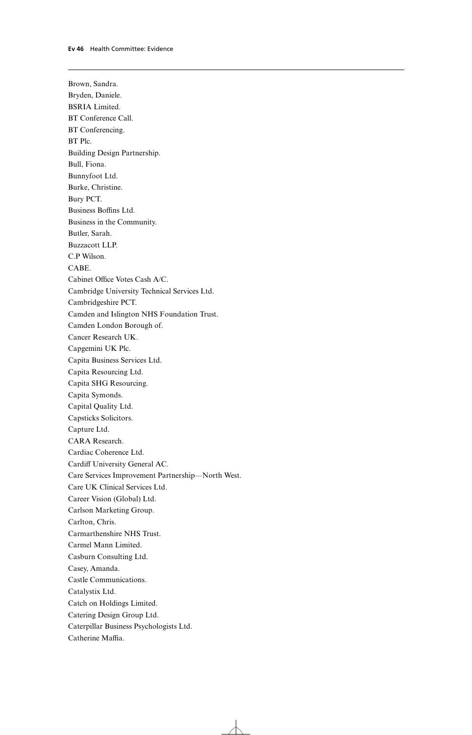Brown, Sandra.
Bryden, Daniele.
BSRIA Limited.
BT Conference Call.
BT Conferencing.
BT Plc.
Building Design Partnership.
Bull, Fiona.
Bunnyfoot Ltd.
Burke, Christine.
Bury PCT.
Business Boffins Ltd.
Business in the Community.
Butler, Sarah.
Buzzacott LLP.
C.P Wilson.
CABE.
Cabinet Office Votes Cash A/C.
Cambridge University Technical Services Ltd.
Cambridgeshire PCT.
Camden and Islington NHS Foundation Trust.
Camden London Borough of.
Cancer Research UK.
Capgemini UK Plc.
Capita Business Services Ltd.
Capita Resourcing Ltd.
Capita SHG Resourcing.
Capita Symonds.
Capital Quality Ltd.
Capsticks Solicitors.
Capture Ltd.
CARA Research.
Cardiac Coherence Ltd.
Cardiff University General AC.
Care Services Improvement Partnership—North West.
Care UK Clinical Services Ltd.
Career Vision (Global) Ltd.
Carlson Marketing Group.
Carlton, Chris.
Carmarthenshire NHS Trust.
Carmel Mann Limited.
Casburn Consulting Ltd.
Casey, Amanda.
Castle Communications.
Catalystix Ltd.
Catch on Holdings Limited.
Catering Design Group Ltd.
Caterpillar Business Psychologists Ltd.
Catherine Maffia.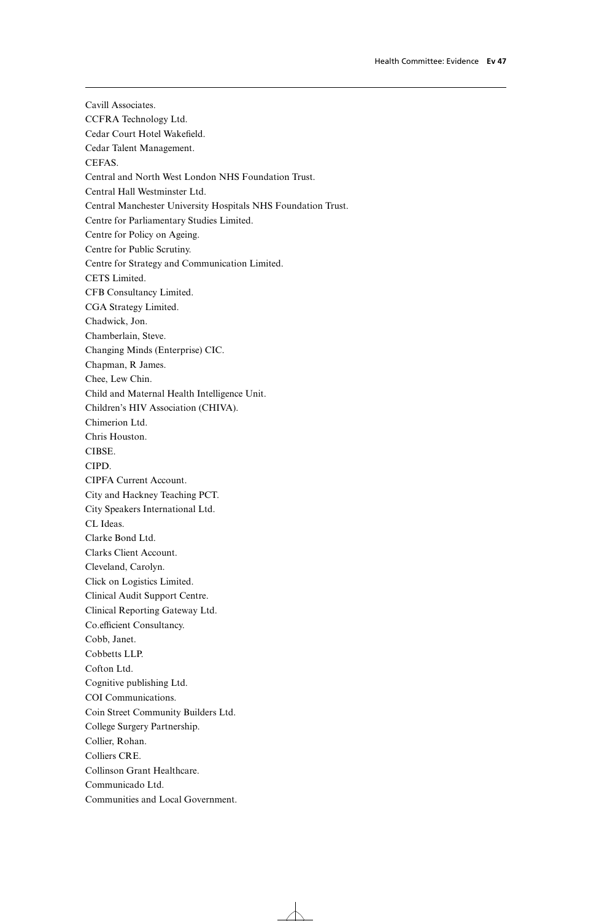Cavill Associates.
CCFRA Technology Ltd.
Cedar Court Hotel Wakefield.
Cedar Talent Management.
CEFAS.
Central and North West London NHS Foundation Trust.
Central Hall Westminster Ltd.
Central Manchester University Hospitals NHS Foundation Trust.
Centre for Parliamentary Studies Limited.
Centre for Policy on Ageing.
Centre for Public Scrutiny.
Centre for Strategy and Communication Limited.
CETS Limited.
CFB Consultancy Limited.
CGA Strategy Limited.
Chadwick, Jon.
Chamberlain, Steve.
Changing Minds (Enterprise) CIC.
Chapman, R James.
Chee, Lew Chin.
Child and Maternal Health Intelligence Unit.
Children's HIV Association (CHIVA).
Chimerion Ltd.
Chris Houston.
CIBSE.
CIPD.
CIPFA Current Account.
City and Hackney Teaching PCT.
City Speakers International Ltd.
CL Ideas.
Clarke Bond Ltd.
Clarks Client Account.
Cleveland, Carolyn.
Click on Logistics Limited.
Clinical Audit Support Centre.
Clinical Reporting Gateway Ltd.
Co.efficient Consultancy.
Cobb, Janet.
Cobbetts LLP.
Cofton Ltd.
Cognitive publishing Ltd.
COI Communications.
Coin Street Community Builders Ltd.
College Surgery Partnership.
Collier, Rohan.
Colliers CRE.
Collinson Grant Healthcare.
Communicado Ltd.
Communities and Local Government.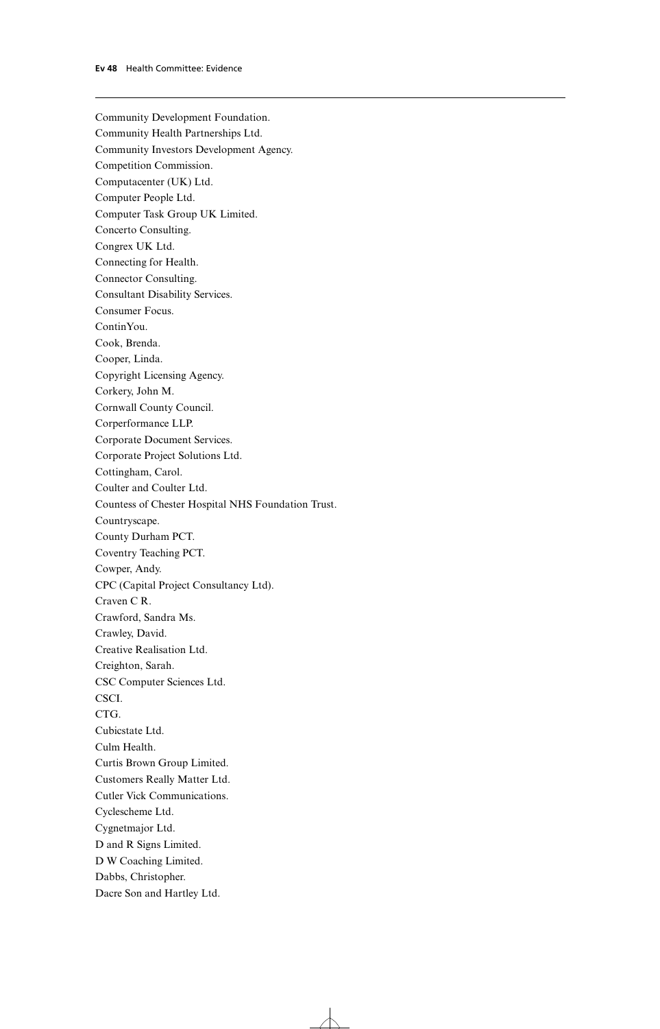Community Development Foundation.
Community Health Partnerships Ltd.
Community Investors Development Agency.
Competition Commission.
Computacenter (UK) Ltd.
Computer People Ltd.
Computer Task Group UK Limited.
Concerto Consulting.
Congrex UK Ltd.
Connecting for Health.
Connector Consulting.
Consultant Disability Services.
Consumer Focus.
ContinYou.
Cook, Brenda.
Cooper, Linda.
Copyright Licensing Agency.
Corkery, John M.
Cornwall County Council.
Corperformance LLP.
Corporate Document Services.
Corporate Project Solutions Ltd.
Cottingham, Carol.
Coulter and Coulter Ltd.
Countess of Chester Hospital NHS Foundation Trust.
Countryscape.
County Durham PCT.
Coventry Teaching PCT.
Cowper, Andy.
CPC (Capital Project Consultancy Ltd).
Craven C R.
Crawford, Sandra Ms.
Crawley, David.
Creative Realisation Ltd.
Creighton, Sarah.
CSC Computer Sciences Ltd.
CSCI.
CTG.
Cubicstate Ltd.
Culm Health.
Curtis Brown Group Limited.
Customers Really Matter Ltd.
Cutler Vick Communications.
Cyclescheme Ltd.
Cygnetmajor Ltd.
D and R Signs Limited.
D W Coaching Limited.
Dabbs, Christopher.
Dacre Son and Hartley Ltd.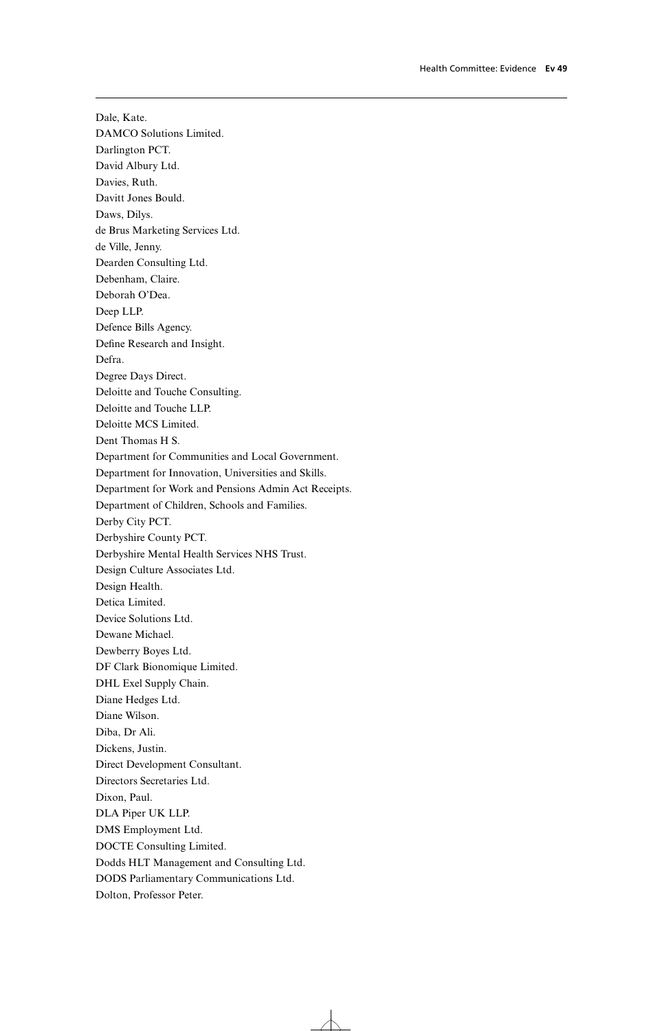Dale, Kate.
DAMCO Solutions Limited.
Darlington PCT.
David Albury Ltd.
Davies, Ruth.
Davitt Jones Bould.
Daws, Dilys.
de Brus Marketing Services Ltd.
de Ville, Jenny.
Dearden Consulting Ltd.
Debenham, Claire.
Deborah O'Dea.
Deep LLP.
Defence Bills Agency.
Define Research and Insight.
Defra.
Degree Days Direct.
Deloitte and Touche Consulting.
Deloitte and Touche LLP.
Deloitte MCS Limited.
Dent Thomas H S.
Department for Communities and Local Government.
Department for Innovation, Universities and Skills.
Department for Work and Pensions Admin Act Receipts.
Department of Children, Schools and Families.
Derby City PCT.
Derbyshire County PCT.
Derbyshire Mental Health Services NHS Trust.
Design Culture Associates Ltd.
Design Health.
Detica Limited.
Device Solutions Ltd.
Dewane Michael.
Dewberry Boyes Ltd.
DF Clark Bionomique Limited.
DHL Exel Supply Chain.
Diane Hedges Ltd.
Diane Wilson.
Diba, Dr Ali.
Dickens, Justin.
Direct Development Consultant.
Directors Secretaries Ltd.
Dixon, Paul.
DLA Piper UK LLP.
DMS Employment Ltd.
DOCTE Consulting Limited.
Dodds HLT Management and Consulting Ltd.
DODS Parliamentary Communications Ltd.
Dolton, Professor Peter.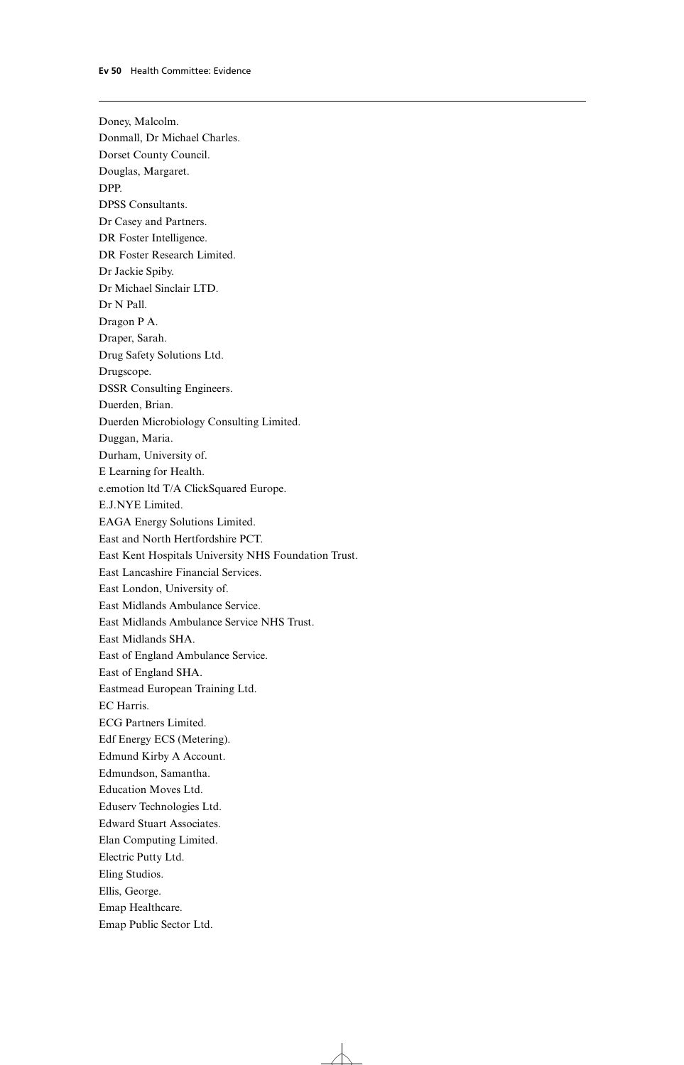Doney, Malcolm.
Donmall, Dr Michael Charles.
Dorset County Council.
Douglas, Margaret.
DPP.
DPSS Consultants.
Dr Casey and Partners.
DR Foster Intelligence.
DR Foster Research Limited.
Dr Jackie Spiby.
Dr Michael Sinclair LTD.
Dr N Pall.
Dragon P A.
Draper, Sarah.
Drug Safety Solutions Ltd.
Drugscope.
DSSR Consulting Engineers.
Duerden, Brian.
Duerden Microbiology Consulting Limited.
Duggan, Maria.
Durham, University of.
E Learning for Health.
e.emotion ltd T/A ClickSquared Europe.
E.J.NYE Limited.
EAGA Energy Solutions Limited.
East and North Hertfordshire PCT.
East Kent Hospitals University NHS Foundation Trust.
East Lancashire Financial Services.
East London, University of.
East Midlands Ambulance Service.
East Midlands Ambulance Service NHS Trust.
East Midlands SHA.
East of England Ambulance Service.
East of England SHA.
Eastmead European Training Ltd.
EC Harris.
ECG Partners Limited.
Edf Energy ECS (Metering).
Edmund Kirby A Account.
Edmundson, Samantha.
Education Moves Ltd.
Eduserv Technologies Ltd.
Edward Stuart Associates.
Elan Computing Limited.
Electric Putty Ltd.
Eling Studios.
Ellis, George.
Emap Healthcare.
Emap Public Sector Ltd.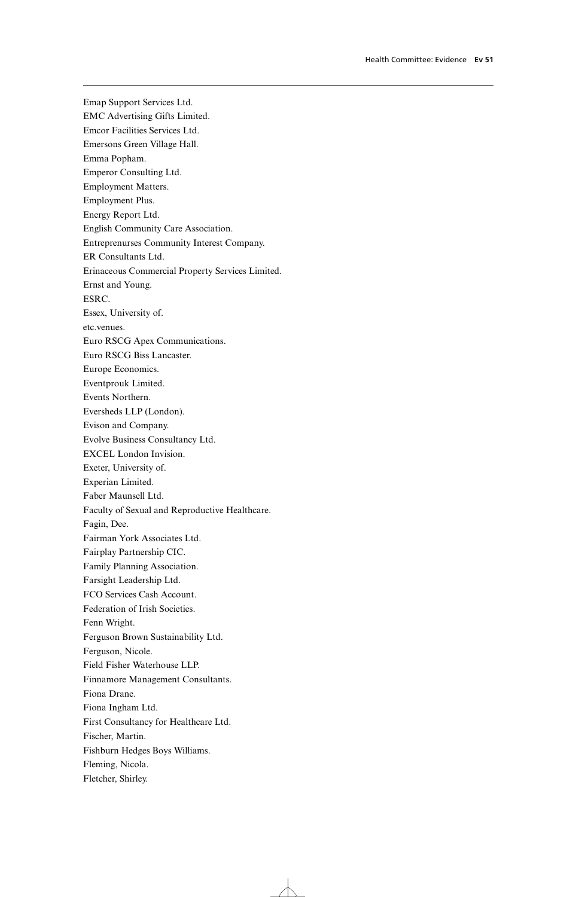Emap Support Services Ltd.
EMC Advertising Gifts Limited.
Emcor Facilities Services Ltd.
Emersons Green Village Hall.
Emma Popham.
Emperor Consulting Ltd.
Employment Matters.
Employment Plus.
Energy Report Ltd.
English Community Care Association.
Entreprenurses Community Interest Company.
ER Consultants Ltd.
Erinaceous Commercial Property Services Limited.
Ernst and Young.
ESRC.
Essex, University of.
etc.venues.
Euro RSCG Apex Communications.
Euro RSCG Biss Lancaster.
Europe Economics.
Eventprouk Limited.
Events Northern.
Eversheds LLP (London).
Evison and Company.
Evolve Business Consultancy Ltd.
EXCEL London Invision.
Exeter, University of.
Experian Limited.
Faber Maunsell Ltd.
Faculty of Sexual and Reproductive Healthcare.
Fagin, Dee.
Fairman York Associates Ltd.
Fairplay Partnership CIC.
Family Planning Association.
Farsight Leadership Ltd.
FCO Services Cash Account.
Federation of Irish Societies.
Fenn Wright.
Ferguson Brown Sustainability Ltd.
Ferguson, Nicole.
Field Fisher Waterhouse LLP.
Finnamore Management Consultants.
Fiona Drane.
Fiona Ingham Ltd.
First Consultancy for Healthcare Ltd.
Fischer, Martin.
Fishburn Hedges Boys Williams.
Fleming, Nicola.
Fletcher, Shirley.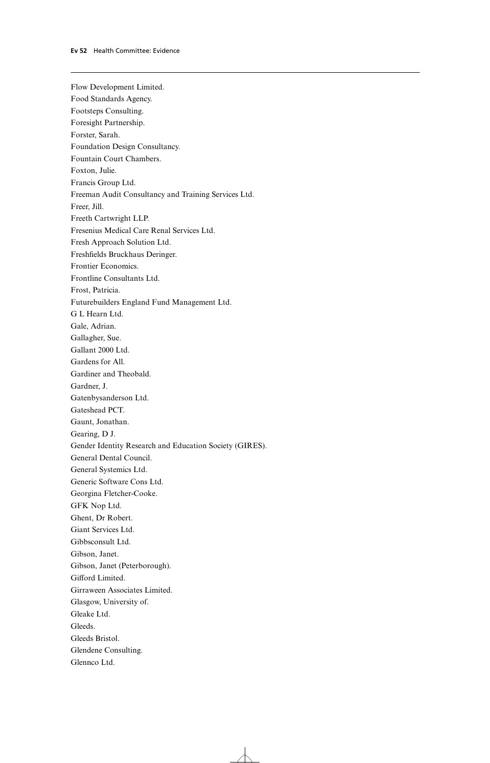Flow Development Limited.
Food Standards Agency.
Footsteps Consulting.
Foresight Partnership.
Forster, Sarah.
Foundation Design Consultancy.
Fountain Court Chambers.
Foxton, Julie.
Francis Group Ltd.
Freeman Audit Consultancy and Training Services Ltd.
Freer, Jill.
Freeth Cartwright LLP.
Fresenius Medical Care Renal Services Ltd.
Fresh Approach Solution Ltd.
Freshfields Bruckhaus Deringer.
Frontier Economics.
Frontline Consultants Ltd.
Frost, Patricia.
Futurebuilders England Fund Management Ltd.
G L Hearn Ltd.
Gale, Adrian.
Gallagher, Sue.
Gallant 2000 Ltd.
Gardens for All.
Gardiner and Theobald.
Gardner, J.
Gatenbysanderson Ltd.
Gateshead PCT.
Gaunt, Jonathan.
Gearing, D J.
Gender Identity Research and Education Society (GIRES).
General Dental Council.
General Systemics Ltd.
Generic Software Cons Ltd.
Georgina Fletcher-Cooke.
GFK Nop Ltd.
Ghent, Dr Robert.
Giant Services Ltd.
Gibbsconsult Ltd.
Gibson, Janet.
Gibson, Janet (Peterborough).
Gifford Limited.
Girraween Associates Limited.
Glasgow, University of.
Gleake Ltd.
Gleeds.
Gleeds Bristol.
Glendene Consulting.
Glennco Ltd.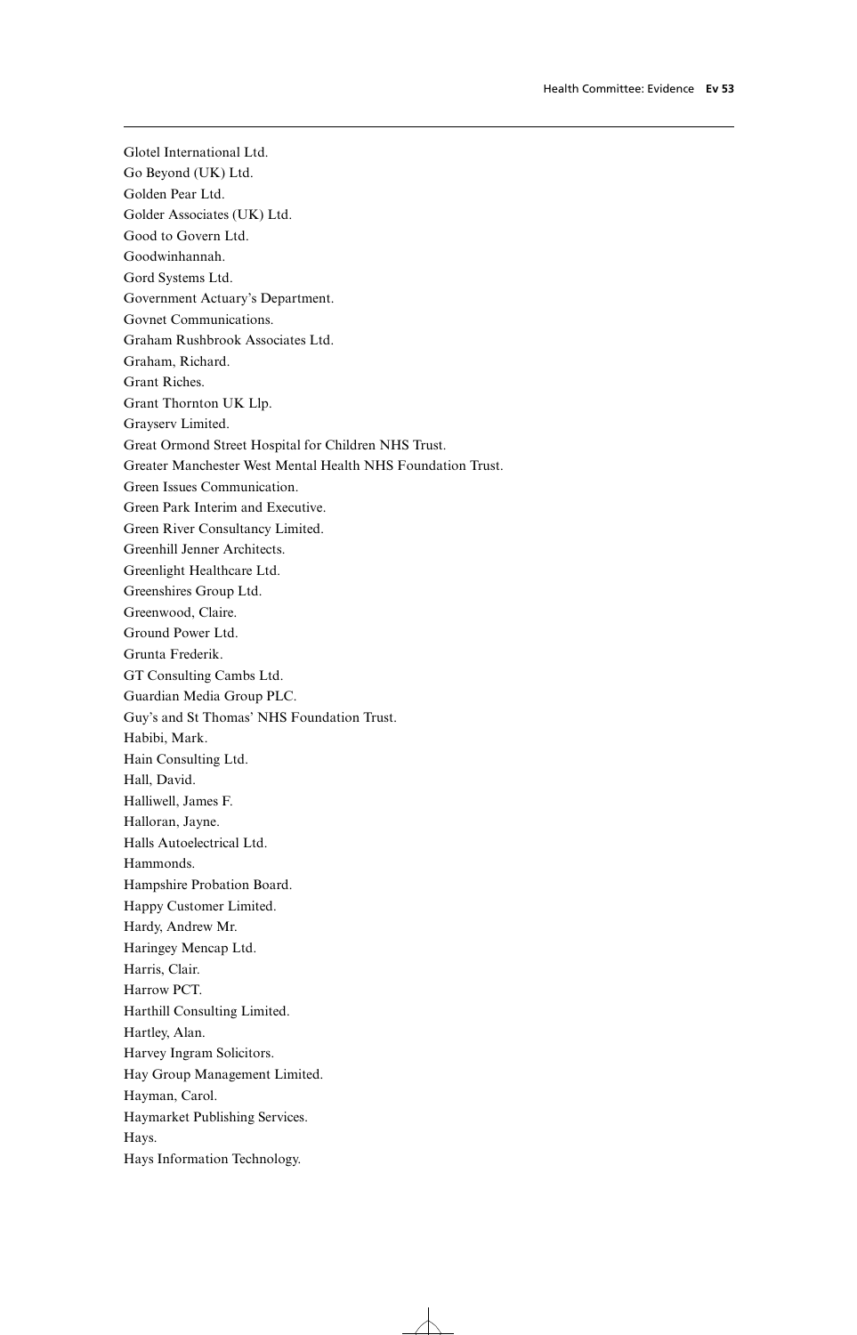Glotel International Ltd.

Go Beyond (UK) Ltd.

Golden Pear Ltd.

Golder Associates (UK) Ltd.

Good to Govern Ltd.

Goodwinhannah.

Gord Systems Ltd.

Government Actuary's Department.

Govnet Communications.

Graham Rushbrook Associates Ltd.

Graham, Richard.

Grant Riches.

Grant Thornton UK Llp.

Grayserv Limited.

Great Ormond Street Hospital for Children NHS Trust.

Greater Manchester West Mental Health NHS Foundation Trust.

Green Issues Communication.

Green Park Interim and Executive.

Green River Consultancy Limited.

Greenhill Jenner Architects.

Greenlight Healthcare Ltd.

Greenshires Group Ltd.

Greenwood, Claire.

Ground Power Ltd.

Grunta Frederik.

GT Consulting Cambs Ltd.

Guardian Media Group PLC.

Guy's and St Thomas' NHS Foundation Trust.

Habibi, Mark.

Hain Consulting Ltd.

Hall, David.

Halliwell, James F.

Halloran, Jayne.

Halls Autoelectrical Ltd.

Hammonds.

Hampshire Probation Board.

Happy Customer Limited.

Hardy, Andrew Mr.

Haringey Mencap Ltd.

Harris, Clair.

Harrow PCT.

Harthill Consulting Limited.

Hartley, Alan.

Harvey Ingram Solicitors.

Hay Group Management Limited.

Hayman, Carol.

Haymarket Publishing Services.

Hays.

Hays Information Technology.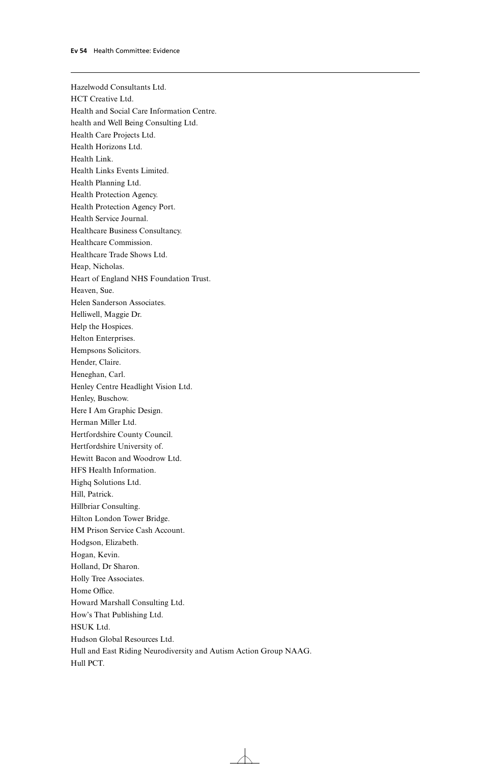Hazelwodd Consultants Ltd.

HCT Creative Ltd.

Health and Social Care Information Centre.

health and Well Being Consulting Ltd.

Health Care Projects Ltd.

Health Horizons Ltd.

Health Link.

Health Links Events Limited.

Health Planning Ltd.

Health Protection Agency.

Health Protection Agency Port.

Health Service Journal.

Healthcare Business Consultancy.

Healthcare Commission.

Healthcare Trade Shows Ltd.

Heap, Nicholas.

Heart of England NHS Foundation Trust.

Heaven, Sue.

Helen Sanderson Associates.

Helliwell, Maggie Dr.

Help the Hospices.

Helton Enterprises.

Hempsons Solicitors.

Hender, Claire.

Heneghan, Carl.

Henley Centre Headlight Vision Ltd.

Henley, Buschow.

Here I Am Graphic Design.

Herman Miller Ltd.

Hertfordshire County Council.

Hertfordshire University of.

Hewitt Bacon and Woodrow Ltd.

HFS Health Information.

Highq Solutions Ltd.

Hill, Patrick.

Hillbriar Consulting.

Hilton London Tower Bridge.

HM Prison Service Cash Account.

Hodgson, Elizabeth.

Hogan, Kevin.

Holland, Dr Sharon.

Holly Tree Associates.

Home Office.

Howard Marshall Consulting Ltd.

How's That Publishing Ltd.

HSUK Ltd.

Hudson Global Resources Ltd.

Hull and East Riding Neurodiversity and Autism Action Group NAAG.

Hull PCT.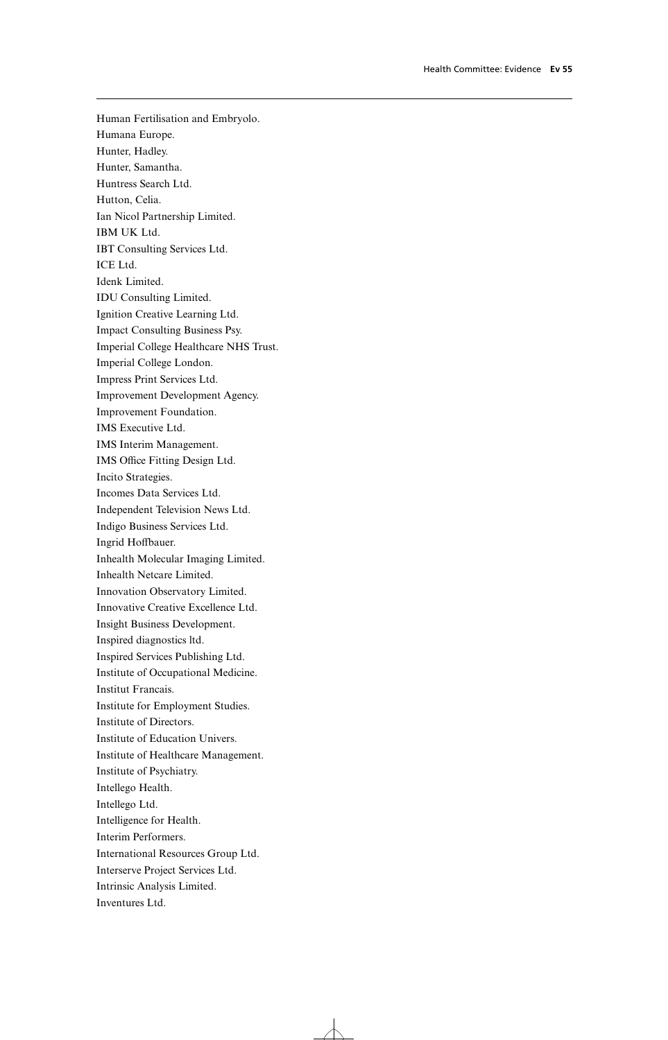Human Fertilisation and Embryolo.
Humana Europe.
Hunter, Hadley.
Hunter, Samantha.
Huntress Search Ltd.
Hutton, Celia.
Ian Nicol Partnership Limited.
IBM UK Ltd.
IBT Consulting Services Ltd.
ICE Ltd.
Idenk Limited.
IDU Consulting Limited.
Ignition Creative Learning Ltd.
Impact Consulting Business Psy.
Imperial College Healthcare NHS Trust.
Imperial College London.
Impress Print Services Ltd.
Improvement Development Agency.
Improvement Foundation.
IMS Executive Ltd.
IMS Interim Management.
IMS Office Fitting Design Ltd.
Incito Strategies.
Incomes Data Services Ltd.
Independent Television News Ltd.
Indigo Business Services Ltd.
Ingrid Hoffbauer.
Inhealth Molecular Imaging Limited.
Inhealth Netcare Limited.
Innovation Observatory Limited.
Innovative Creative Excellence Ltd.
Insight Business Development.
Inspired diagnostics ltd.
Inspired Services Publishing Ltd.
Institute of Occupational Medicine.
Institut Francais.
Institute for Employment Studies.
Institute of Directors.
Institute of Education Univers.
Institute of Healthcare Management.
Institute of Psychiatry.
Intellego Health.
Intellego Ltd.
Intelligence for Health.
Interim Performers.
International Resources Group Ltd.
Interserve Project Services Ltd.
Intrinsic Analysis Limited.
Inventures Ltd.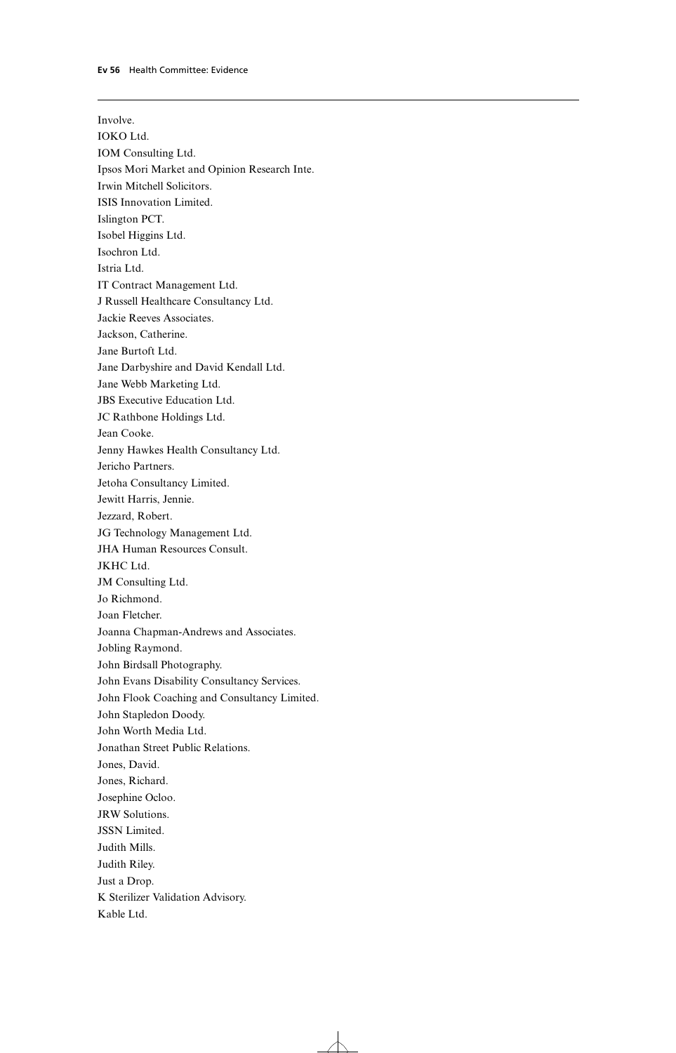Involve.
IOKO Ltd.
IOM Consulting Ltd.
Ipsos Mori Market and Opinion Research Inte.
Irwin Mitchell Solicitors.
ISIS Innovation Limited.
Islington PCT.
Isobel Higgins Ltd.
Isochron Ltd.
Istria Ltd.
IT Contract Management Ltd.
J Russell Healthcare Consultancy Ltd.
Jackie Reeves Associates.
Jackson, Catherine.
Jane Burtoft Ltd.
Jane Darbyshire and David Kendall Ltd.
Jane Webb Marketing Ltd.
JBS Executive Education Ltd.
JC Rathbone Holdings Ltd.
Jean Cooke.
Jenny Hawkes Health Consultancy Ltd.
Jericho Partners.
Jetoha Consultancy Limited.
Jewitt Harris, Jennie.
Jezzard, Robert.
JG Technology Management Ltd.
JHA Human Resources Consult.
JKHC Ltd.
JM Consulting Ltd.
Jo Richmond.
Joan Fletcher.
Joanna Chapman-Andrews and Associates.
Jobling Raymond.
John Birdsall Photography.
John Evans Disability Consultancy Services.
John Flook Coaching and Consultancy Limited.
John Stapledon Doody.
John Worth Media Ltd.
Jonathan Street Public Relations.
Jones, David.
Jones, Richard.
Josephine Ocloo.
JRW Solutions.
JSSN Limited.
Judith Mills.
Judith Riley.
Just a Drop.
K Sterilizer Validation Advisory.
Kable Ltd.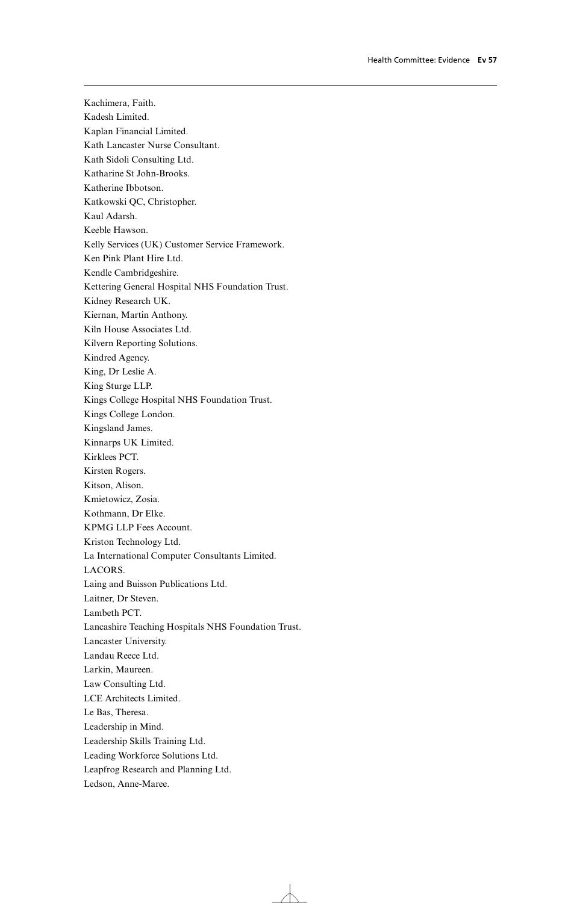Kachimera, Faith.
Kadesh Limited.
Kaplan Financial Limited.
Kath Lancaster Nurse Consultant.
Kath Sidoli Consulting Ltd.
Katharine St John-Brooks.
Katherine Ibbotson.
Katkowski QC, Christopher.
Kaul Adarsh.
Keeble Hawson.
Kelly Services (UK) Customer Service Framework.
Ken Pink Plant Hire Ltd.
Kendle Cambridgeshire.
Kettering General Hospital NHS Foundation Trust.
Kidney Research UK.
Kiernan, Martin Anthony.
Kiln House Associates Ltd.
Kilvern Reporting Solutions.
Kindred Agency.
King, Dr Leslie A.
King Sturge LLP.
Kings College Hospital NHS Foundation Trust.
Kings College London.
Kingsland James.
Kinnarps UK Limited.
Kirklees PCT.
Kirsten Rogers.
Kitson, Alison.
Kmietowicz, Zosia.
Kothmann, Dr Elke.
KPMG LLP Fees Account.
Kriston Technology Ltd.
La International Computer Consultants Limited.
LACORS.
Laing and Buisson Publications Ltd.
Laitner, Dr Steven.
Lambeth PCT.
Lancashire Teaching Hospitals NHS Foundation Trust.
Lancaster University.
Landau Reece Ltd.
Larkin, Maureen.
Law Consulting Ltd.
LCE Architects Limited.
Le Bas, Theresa.
Leadership in Mind.
Leadership Skills Training Ltd.
Leading Workforce Solutions Ltd.
Leapfrog Research and Planning Ltd.
Ledson, Anne-Maree.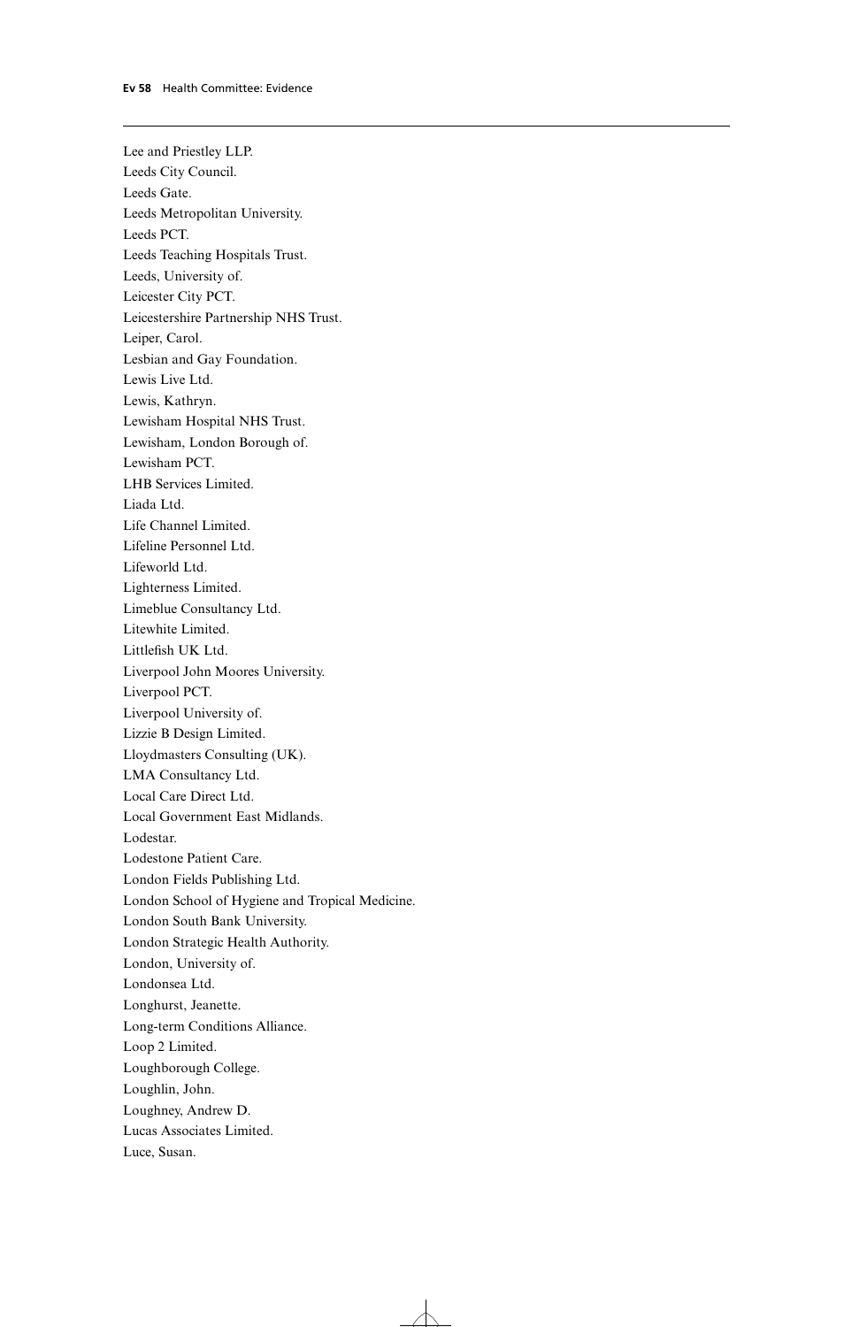Lee and Priestley LLP.
Leeds City Council.
Leeds Gate.
Leeds Metropolitan University.
Leeds PCT.
Leeds Teaching Hospitals Trust.
Leeds, University of.
Leicester City PCT.
Leicestershire Partnership NHS Trust.
Leiper, Carol.
Lesbian and Gay Foundation.
Lewis Live Ltd.
Lewis, Kathryn.
Lewisham Hospital NHS Trust.
Lewisham, London Borough of.
Lewisham PCT.
LHB Services Limited.
Liada Ltd.
Life Channel Limited.
Lifeline Personnel Ltd.
Lifeworld Ltd.
Lighterness Limited.
Limeblue Consultancy Ltd.
Litewhite Limited.
Littlefish UK Ltd.
Liverpool John Moores University.
Liverpool PCT.
Liverpool University of.
Lizzie B Design Limited.
Lloydmasters Consulting (UK).
LMA Consultancy Ltd.
Local Care Direct Ltd.
Local Government East Midlands.
Lodestar.
Lodestone Patient Care.
London Fields Publishing Ltd.
London School of Hygiene and Tropical Medicine.
London South Bank University.
London Strategic Health Authority.
London, University of.
Londonsea Ltd.
Longhurst, Jeanette.
Long-term Conditions Alliance.
Loop 2 Limited.
Loughborough College.
Loughlin, John.
Loughney, Andrew D.
Lucas Associates Limited.
Luce, Susan.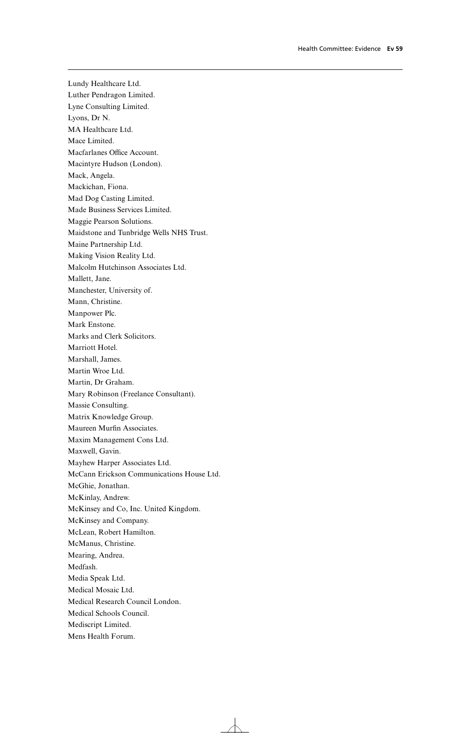Lundy Healthcare Ltd.
Luther Pendragon Limited.
Lyne Consulting Limited.
Lyons, Dr N.
MA Healthcare Ltd.
Mace Limited.
Macfarlanes Office Account.
Macintyre Hudson (London).
Mack, Angela.
Mackichan, Fiona.
Mad Dog Casting Limited.
Made Business Services Limited.
Maggie Pearson Solutions.
Maidstone and Tunbridge Wells NHS Trust.
Maine Partnership Ltd.
Making Vision Reality Ltd.
Malcolm Hutchinson Associates Ltd.
Mallett, Jane.
Manchester, University of.
Mann, Christine.
Manpower Plc.
Mark Enstone.
Marks and Clerk Solicitors.
Marriott Hotel.
Marshall, James.
Martin Wroe Ltd.
Martin, Dr Graham.
Mary Robinson (Freelance Consultant).
Massie Consulting.
Matrix Knowledge Group.
Maureen Murfin Associates.
Maxim Management Cons Ltd.
Maxwell, Gavin.
Mayhew Harper Associates Ltd.
McCann Erickson Communications House Ltd.
McGhie, Jonathan.
McKinlay, Andrew.
McKinsey and Co, Inc. United Kingdom.
McKinsey and Company.
McLean, Robert Hamilton.
McManus, Christine.
Mearing, Andrea.
Medfash.
Media Speak Ltd.
Medical Mosaic Ltd.
Medical Research Council London.
Medical Schools Council.
Mediscript Limited.
Mens Health Forum.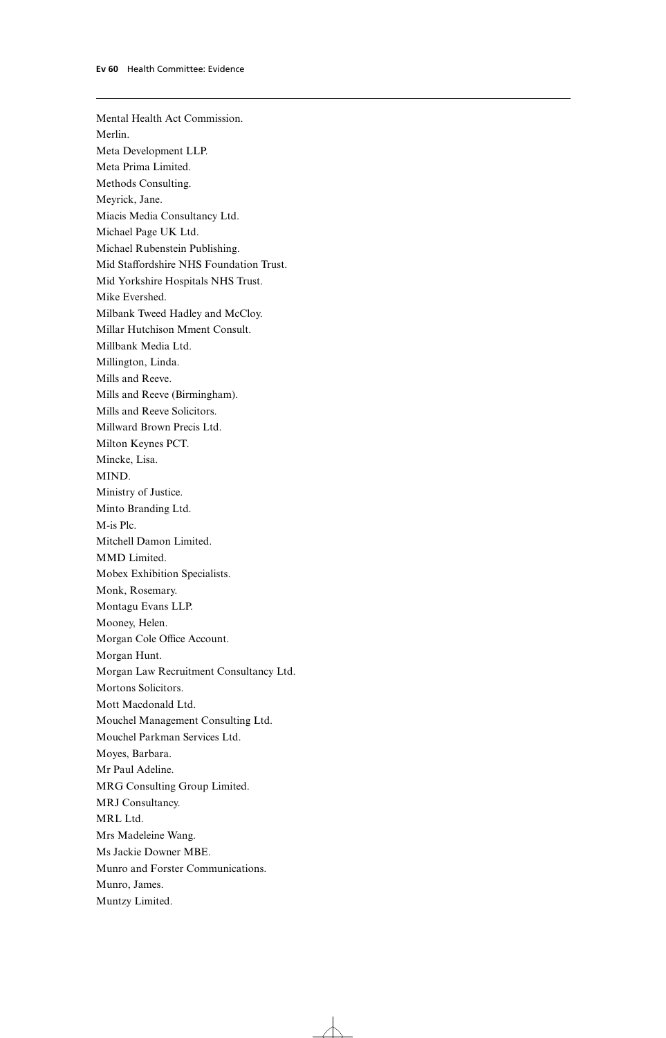Mental Health Act Commission.
Merlin.
Meta Development LLP.
Meta Prima Limited.
Methods Consulting.
Meyrick, Jane.
Miacis Media Consultancy Ltd.
Michael Page UK Ltd.
Michael Rubenstein Publishing.
Mid Staffordshire NHS Foundation Trust.
Mid Yorkshire Hospitals NHS Trust.
Mike Evershed.
Milbank Tweed Hadley and McCloy.
Millar Hutchison Mment Consult.
Millbank Media Ltd.
Millington, Linda.
Mills and Reeve.
Mills and Reeve (Birmingham).
Mills and Reeve Solicitors.
Millward Brown Precis Ltd.
Milton Keynes PCT.
Mincke, Lisa.
MIND.
Ministry of Justice.
Minto Branding Ltd.
M-is Plc.
Mitchell Damon Limited.
MMD Limited.
Mobex Exhibition Specialists.
Monk, Rosemary.
Montagu Evans LLP.
Mooney, Helen.
Morgan Cole Office Account.
Morgan Hunt.
Morgan Law Recruitment Consultancy Ltd.
Mortons Solicitors.
Mott Macdonald Ltd.
Mouchel Management Consulting Ltd.
Mouchel Parkman Services Ltd.
Moyes, Barbara.
Mr Paul Adeline.
MRG Consulting Group Limited.
MRJ Consultancy.
MRL Ltd.
Mrs Madeleine Wang.
Ms Jackie Downer MBE.
Munro and Forster Communications.
Munro, James.
Muntzy Limited.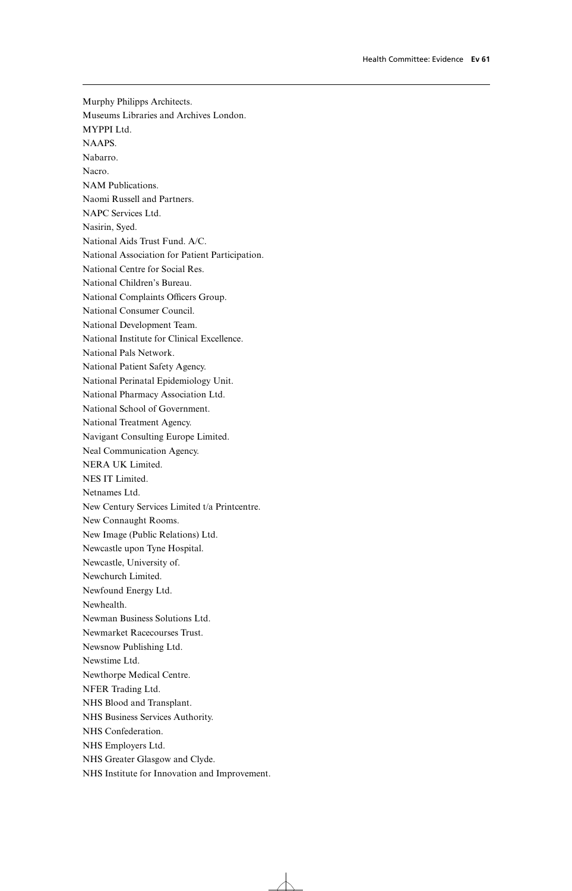Murphy Philipps Architects.
Museums Libraries and Archives London.
MYPPI Ltd.
NAAPS.
Nabarro.
Nacro.
NAM Publications.
Naomi Russell and Partners.
NAPC Services Ltd.
Nasirin, Syed.
National Aids Trust Fund. A/C.
National Association for Patient Participation.
National Centre for Social Res.
National Children's Bureau.
National Complaints Officers Group.
National Consumer Council.
National Development Team.
National Institute for Clinical Excellence.
National Pals Network.
National Patient Safety Agency.
National Perinatal Epidemiology Unit.
National Pharmacy Association Ltd.
National School of Government.
National Treatment Agency.
Navigant Consulting Europe Limited.
Neal Communication Agency.
NERA UK Limited.
NES IT Limited.
Netnames Ltd.
New Century Services Limited t/a Printcentre.
New Connaught Rooms.
New Image (Public Relations) Ltd.
Newcastle upon Tyne Hospital.
Newcastle, University of.
Newchurch Limited.
Newfound Energy Ltd.
Newhealth.
Newman Business Solutions Ltd.
Newmarket Racecourses Trust.
Newsnow Publishing Ltd.
Newstime Ltd.
Newthorpe Medical Centre.
NFER Trading Ltd.
NHS Blood and Transplant.
NHS Business Services Authority.
NHS Confederation.
NHS Employers Ltd.
NHS Greater Glasgow and Clyde.
NHS Institute for Innovation and Improvement.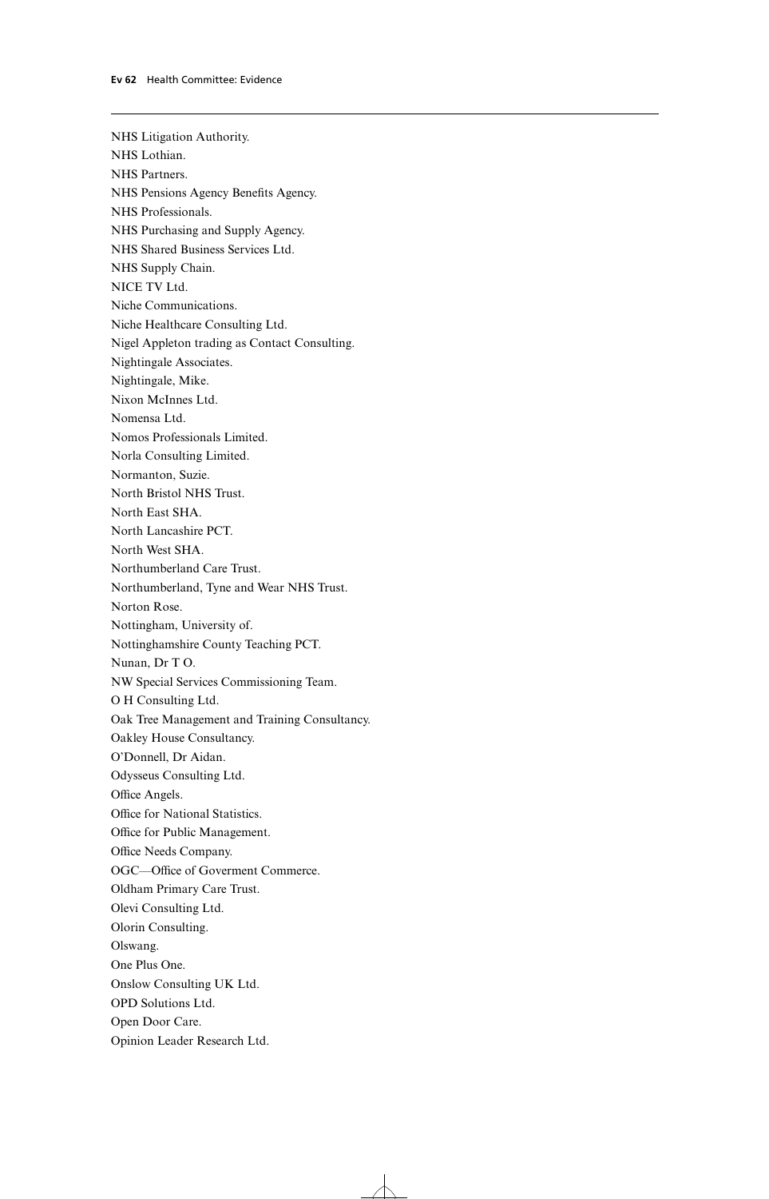NHS Litigation Authority.

NHS Lothian.

NHS Partners.

NHS Pensions Agency Benefits Agency.

NHS Professionals.

NHS Purchasing and Supply Agency.

NHS Shared Business Services Ltd.

NHS Supply Chain.

NICE TV Ltd.

Niche Communications.

Niche Healthcare Consulting Ltd.

Nigel Appleton trading as Contact Consulting.

Nightingale Associates.

Nightingale, Mike.

Nixon McInnes Ltd.

Nomensa Ltd.

Nomos Professionals Limited.

Norla Consulting Limited.

Normanton, Suzie.

North Bristol NHS Trust.

North East SHA.

North Lancashire PCT.

North West SHA.

Northumberland Care Trust.

Northumberland, Tyne and Wear NHS Trust.

Norton Rose.

Nottingham, University of.

Nottinghamshire County Teaching PCT.

Nunan, Dr T O.

NW Special Services Commissioning Team.

O H Consulting Ltd.

Oak Tree Management and Training Consultancy.

Oakley House Consultancy.

O'Donnell, Dr Aidan.

Odysseus Consulting Ltd.

Office Angels.

Office for National Statistics.

Office for Public Management.

Office Needs Company.

OGC—Office of Goverment Commerce.

Oldham Primary Care Trust.

Olevi Consulting Ltd.

Olorin Consulting.

Olswang.

One Plus One.

Onslow Consulting UK Ltd.

OPD Solutions Ltd.

Open Door Care.

Opinion Leader Research Ltd.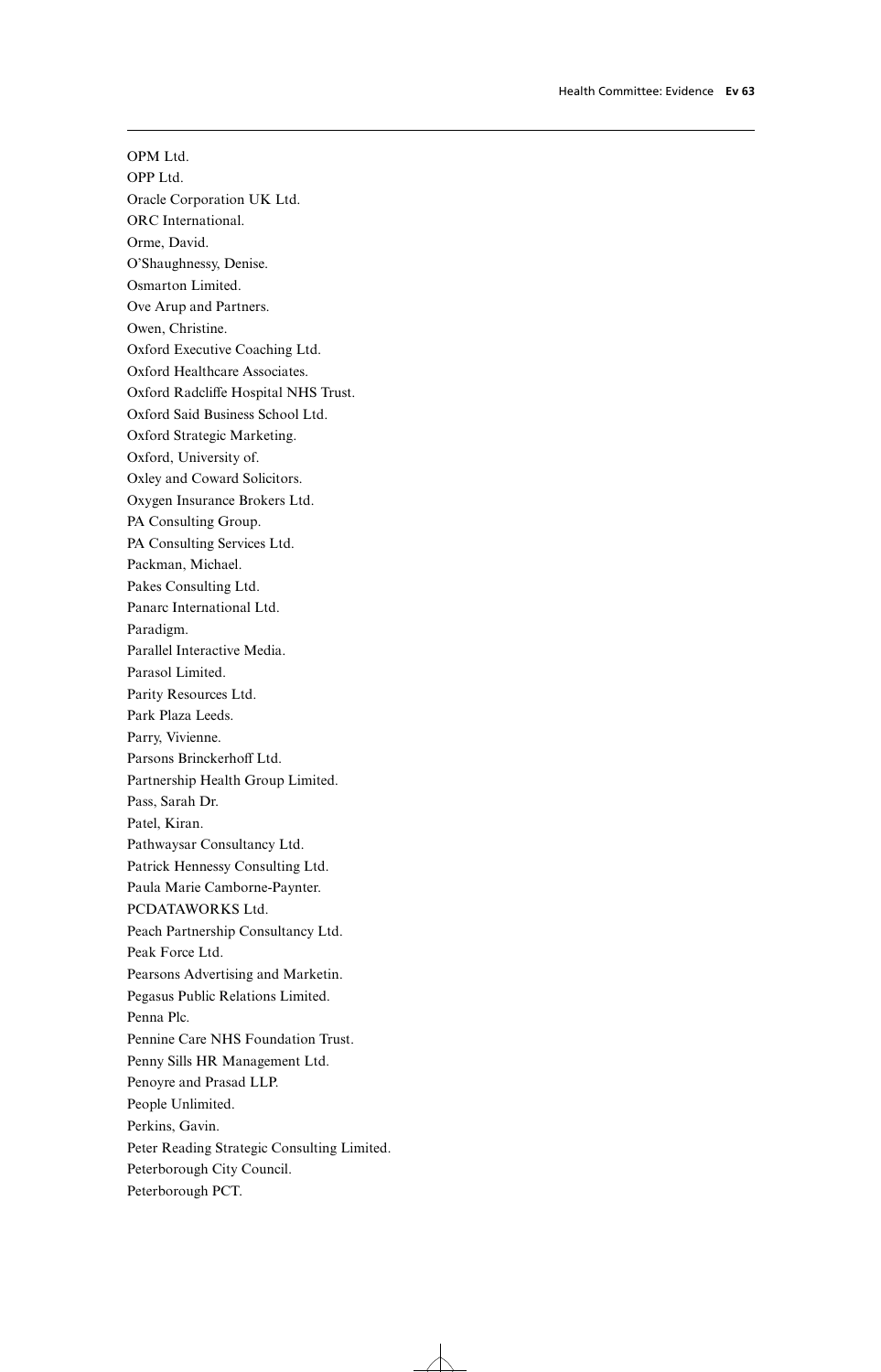OPM Ltd.
OPP Ltd.
Oracle Corporation UK Ltd.
ORC International.
Orme, David.
O'Shaughnessy, Denise.
Osmarton Limited.
Ove Arup and Partners.
Owen, Christine.
Oxford Executive Coaching Ltd.
Oxford Healthcare Associates.
Oxford Radcliffe Hospital NHS Trust.
Oxford Said Business School Ltd.
Oxford Strategic Marketing.
Oxford, University of.
Oxley and Coward Solicitors.
Oxygen Insurance Brokers Ltd.
PA Consulting Group.
PA Consulting Services Ltd.
Packman, Michael.
Pakes Consulting Ltd.
Panarc International Ltd.
Paradigm.
Parallel Interactive Media.
Parasol Limited.
Parity Resources Ltd.
Park Plaza Leeds.
Parry, Vivienne.
Parsons Brinckerhoff Ltd.
Partnership Health Group Limited.
Pass, Sarah Dr.
Patel, Kiran.
Pathwaysar Consultancy Ltd.
Patrick Hennessy Consulting Ltd.
Paula Marie Camborne-Paynter.
PCDATAWORKS Ltd.
Peach Partnership Consultancy Ltd.
Peak Force Ltd.
Pearsons Advertising and Marketin.
Pegasus Public Relations Limited.
Penna Plc.
Pennine Care NHS Foundation Trust.
Penny Sills HR Management Ltd.
Penoyre and Prasad LLP.
People Unlimited.
Perkins, Gavin.
Peter Reading Strategic Consulting Limited.
Peterborough City Council.
Peterborough PCT.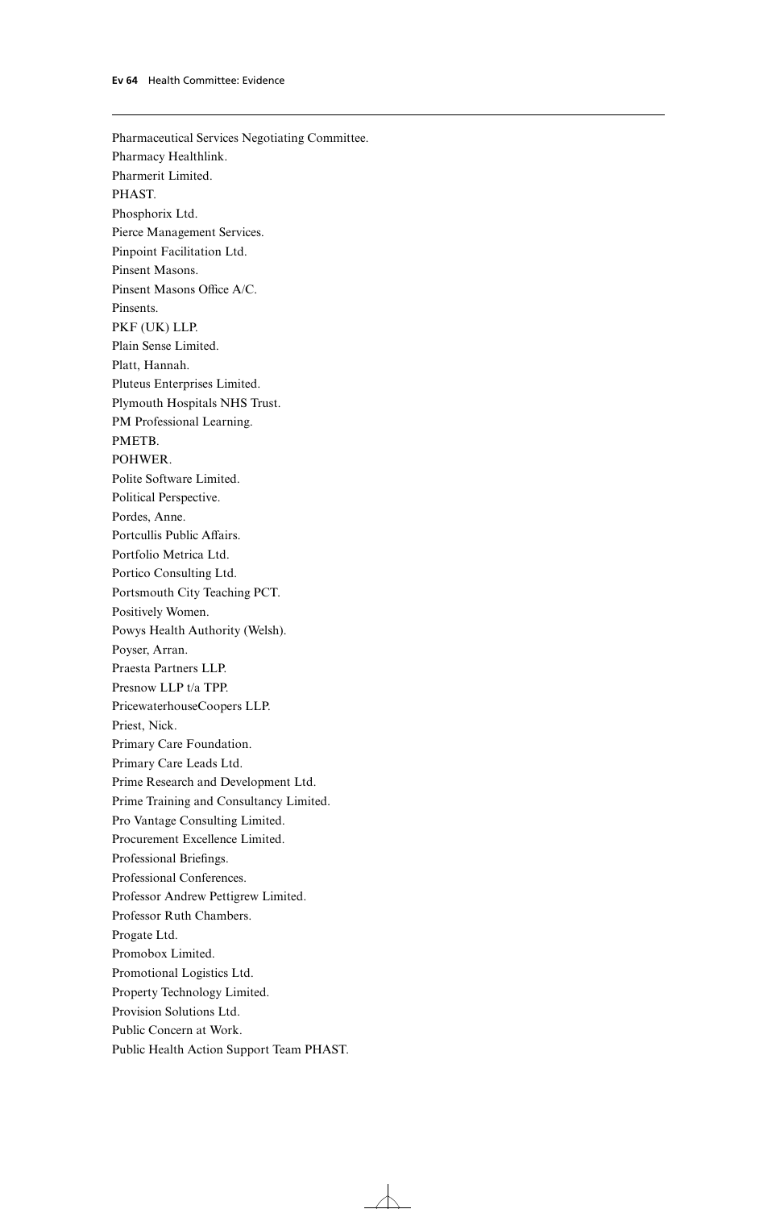Pharmaceutical Services Negotiating Committee.
Pharmacy Healthlink.
Pharmerit Limited.
PHAST.
Phosphorix Ltd.
Pierce Management Services.
Pinpoint Facilitation Ltd.
Pinsent Masons.
Pinsent Masons Office A/C.
Pinsents.
PKF (UK) LLP.
Plain Sense Limited.
Platt, Hannah.
Pluteus Enterprises Limited.
Plymouth Hospitals NHS Trust.
PM Professional Learning.
PMETB.
POHWER.
Polite Software Limited.
Political Perspective.
Pordes, Anne.
Portcullis Public Affairs.
Portfolio Metrica Ltd.
Portico Consulting Ltd.
Portsmouth City Teaching PCT.
Positively Women.
Powys Health Authority (Welsh).
Poyser, Arran.
Praesta Partners LLP.
Presnow LLP t/a TPP.
PricewaterhouseCoopers LLP.
Priest, Nick.
Primary Care Foundation.
Primary Care Leads Ltd.
Prime Research and Development Ltd.
Prime Training and Consultancy Limited.
Pro Vantage Consulting Limited.
Procurement Excellence Limited.
Professional Briefings.
Professional Conferences.
Professor Andrew Pettigrew Limited.
Professor Ruth Chambers.
Progate Ltd.
Promobox Limited.
Promotional Logistics Ltd.
Property Technology Limited.
Provision Solutions Ltd.
Public Concern at Work.
Public Health Action Support Team PHAST.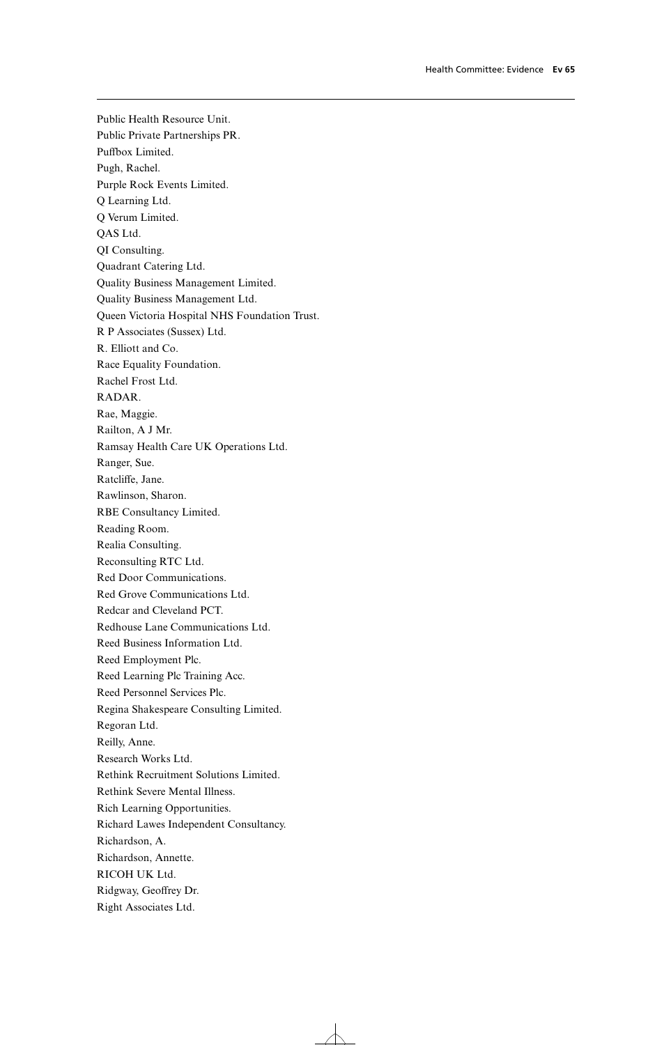Public Health Resource Unit.
Public Private Partnerships PR.
Puffbox Limited.
Pugh, Rachel.
Purple Rock Events Limited.
Q Learning Ltd.
Q Verum Limited.
QAS Ltd.
QI Consulting.
Quadrant Catering Ltd.
Quality Business Management Limited.
Quality Business Management Ltd.
Queen Victoria Hospital NHS Foundation Trust.
R P Associates (Sussex) Ltd.
R. Elliott and Co.
Race Equality Foundation.
Rachel Frost Ltd.
RADAR.
Rae, Maggie.
Railton, A J Mr.
Ramsay Health Care UK Operations Ltd.
Ranger, Sue.
Ratcliffe, Jane.
Rawlinson, Sharon.
RBE Consultancy Limited.
Reading Room.
Realia Consulting.
Reconsulting RTC Ltd.
Red Door Communications.
Red Grove Communications Ltd.
Redcar and Cleveland PCT.
Redhouse Lane Communications Ltd.
Reed Business Information Ltd.
Reed Employment Plc.
Reed Learning Plc Training Acc.
Reed Personnel Services Plc.
Regina Shakespeare Consulting Limited.
Regoran Ltd.
Reilly, Anne.
Research Works Ltd.
Rethink Recruitment Solutions Limited.
Rethink Severe Mental Illness.
Rich Learning Opportunities.
Richard Lawes Independent Consultancy.
Richardson, A.
Richardson, Annette.
RICOH UK Ltd.
Ridgway, Geoffrey Dr.
Right Associates Ltd.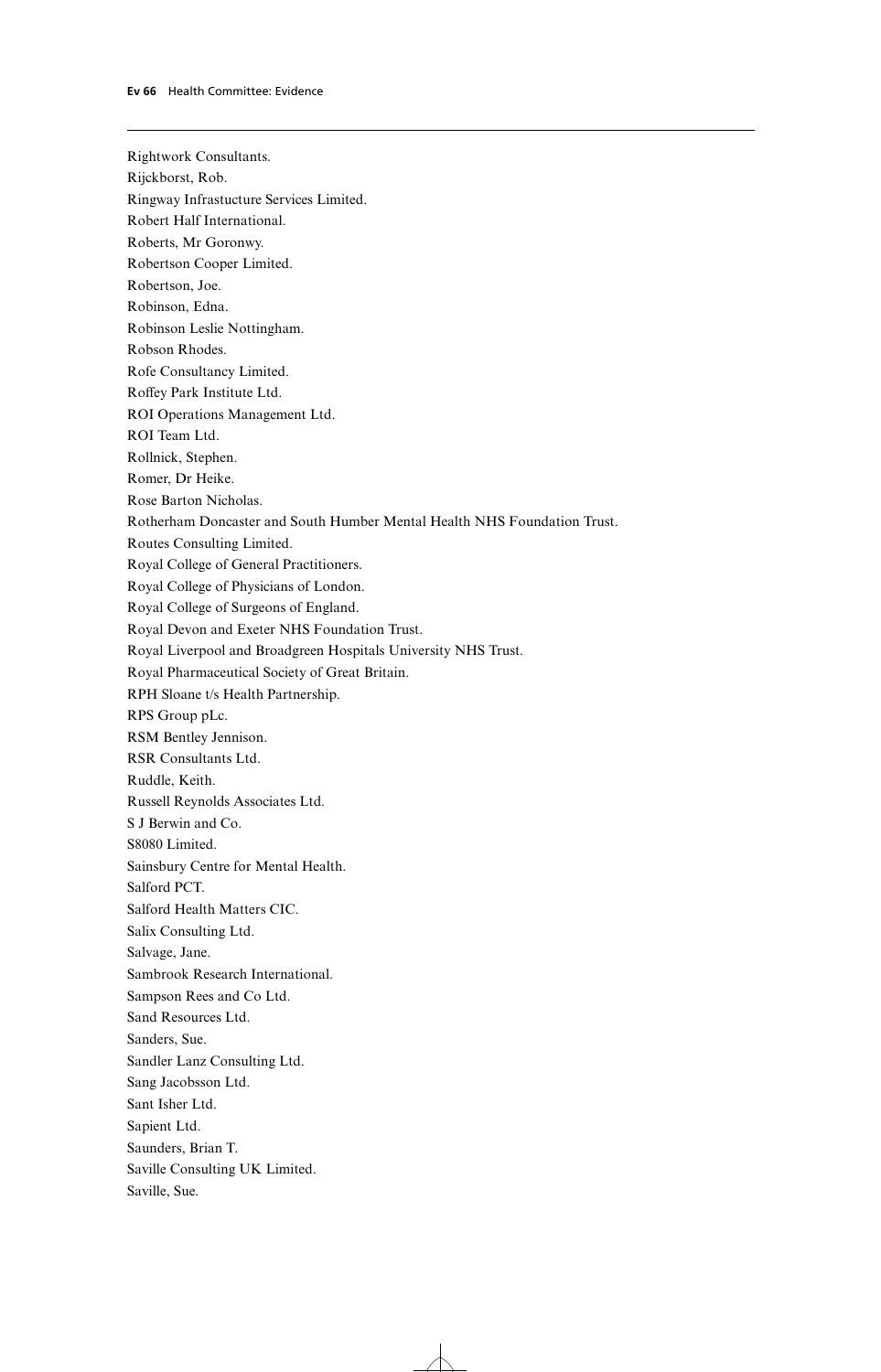Rightwork Consultants.

Rijckborst, Rob.

Ringway Infrastucture Services Limited.

Robert Half International.

Roberts, Mr Goronwy.

Robertson Cooper Limited.

Robertson, Joe.

Robinson, Edna.

Robinson Leslie Nottingham.

Robson Rhodes.

Rofe Consultancy Limited.

Roffey Park Institute Ltd.

ROI Operations Management Ltd.

ROI Team Ltd.

Rollnick, Stephen.

Romer, Dr Heike.

Rose Barton Nicholas.

Rotherham Doncaster and South Humber Mental Health NHS Foundation Trust.

Routes Consulting Limited.

Royal College of General Practitioners.

Royal College of Physicians of London.

Royal College of Surgeons of England.

Royal Devon and Exeter NHS Foundation Trust.

Royal Liverpool and Broadgreen Hospitals University NHS Trust.

Royal Pharmaceutical Society of Great Britain.

RPH Sloane t/s Health Partnership.

RPS Group pLc.

RSM Bentley Jennison.

RSR Consultants Ltd.

Ruddle, Keith.

Russell Reynolds Associates Ltd.

S J Berwin and Co.

S8080 Limited.

Sainsbury Centre for Mental Health.

Salford PCT.

Salford Health Matters CIC.

Salix Consulting Ltd.

Salvage, Jane.

Sambrook Research International.

Sampson Rees and Co Ltd.

Sand Resources Ltd.

Sanders, Sue.

Sandler Lanz Consulting Ltd.

Sang Jacobsson Ltd.

Sant Isher Ltd.

Sapient Ltd.

Saunders, Brian T.

Saville Consulting UK Limited.

Saville, Sue.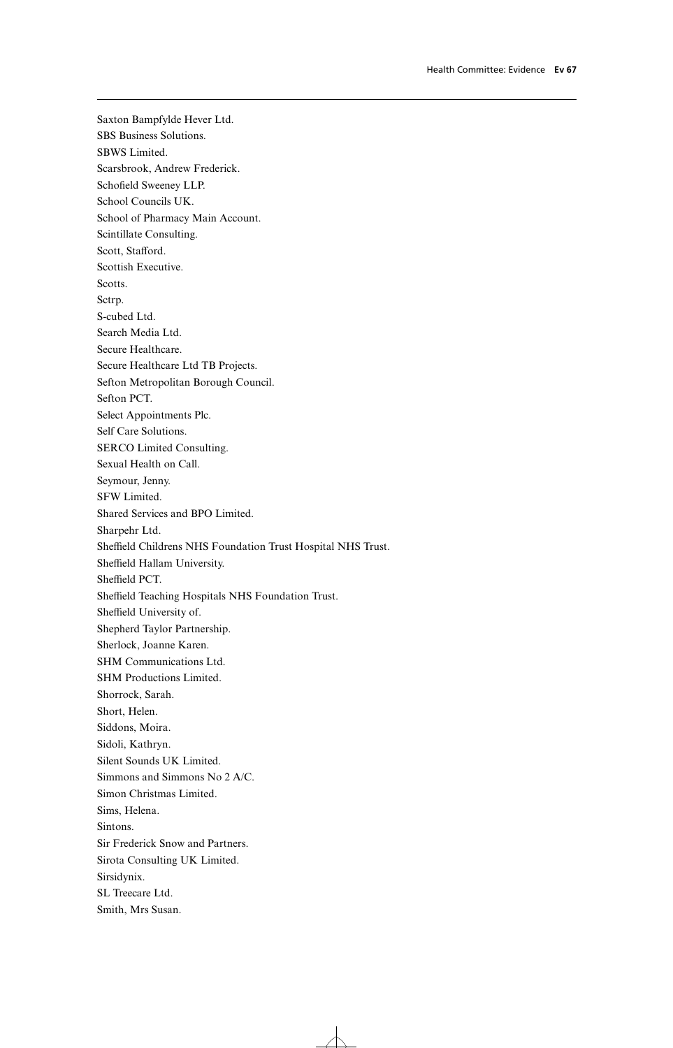Saxton Bampfylde Hever Ltd.
SBS Business Solutions.
SBWS Limited.
Scarsbrook, Andrew Frederick.
Schofield Sweeney LLP.
School Councils UK.
School of Pharmacy Main Account.
Scintillate Consulting.
Scott, Stafford.
Scottish Executive.
Scotts.
Sctrp.
S-cubed Ltd.
Search Media Ltd.
Secure Healthcare.
Secure Healthcare Ltd TB Projects.
Sefton Metropolitan Borough Council.
Sefton PCT.
Select Appointments Plc.
Self Care Solutions.
SERCO Limited Consulting.
Sexual Health on Call.
Seymour, Jenny.
SFW Limited.
Shared Services and BPO Limited.
Sharpehr Ltd.
Sheffield Childrens NHS Foundation Trust Hospital NHS Trust.
Sheffield Hallam University.
Sheffield PCT.
Sheffield Teaching Hospitals NHS Foundation Trust.
Sheffield University of.
Shepherd Taylor Partnership.
Sherlock, Joanne Karen.
SHM Communications Ltd.
SHM Productions Limited.
Shorrock, Sarah.
Short, Helen.
Siddons, Moira.
Sidoli, Kathryn.
Silent Sounds UK Limited.
Simmons and Simmons No 2 A/C.
Simon Christmas Limited.
Sims, Helena.
Sintons.
Sir Frederick Snow and Partners.
Sirota Consulting UK Limited.
Sirsidynix.
SL Treecare Ltd.
Smith, Mrs Susan.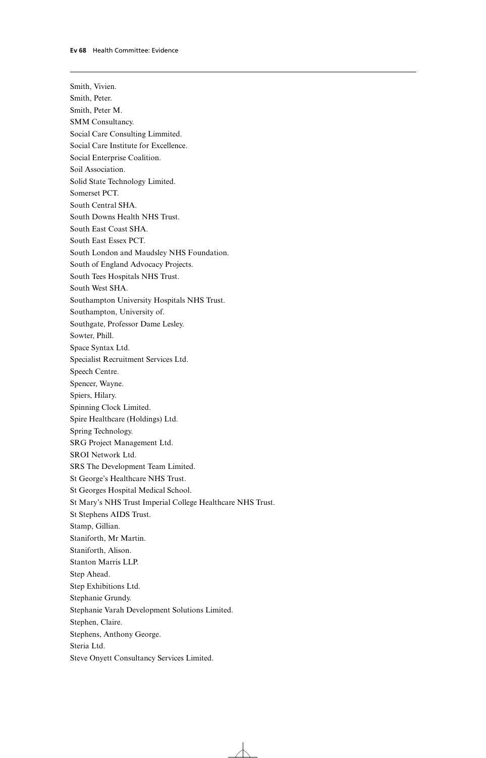Smith, Vivien.
Smith, Peter.
Smith, Peter M.
SMM Consultancy.
Social Care Consulting Limmited.
Social Care Institute for Excellence.
Social Enterprise Coalition.
Soil Association.
Solid State Technology Limited.
Somerset PCT.
South Central SHA.
South Downs Health NHS Trust.
South East Coast SHA.
South East Essex PCT.
South London and Maudsley NHS Foundation.
South of England Advocacy Projects.
South Tees Hospitals NHS Trust.
South West SHA.
Southampton University Hospitals NHS Trust.
Southampton, University of.
Southgate, Professor Dame Lesley.
Sowter, Phill.
Space Syntax Ltd.
Specialist Recruitment Services Ltd.
Speech Centre.
Spencer, Wayne.
Spiers, Hilary.
Spinning Clock Limited.
Spire Healthcare (Holdings) Ltd.
Spring Technology.
SRG Project Management Ltd.
SROI Network Ltd.
SRS The Development Team Limited.
St George's Healthcare NHS Trust.
St Georges Hospital Medical School.
St Mary's NHS Trust Imperial College Healthcare NHS Trust.
St Stephens AIDS Trust.
Stamp, Gillian.
Staniforth, Mr Martin.
Staniforth, Alison.
Stanton Marris LLP.
Step Ahead.
Step Exhibitions Ltd.
Stephanie Grundy.
Stephanie Varah Development Solutions Limited.
Stephen, Claire.
Stephens, Anthony George.
Steria Ltd.
Steve Onyett Consultancy Services Limited.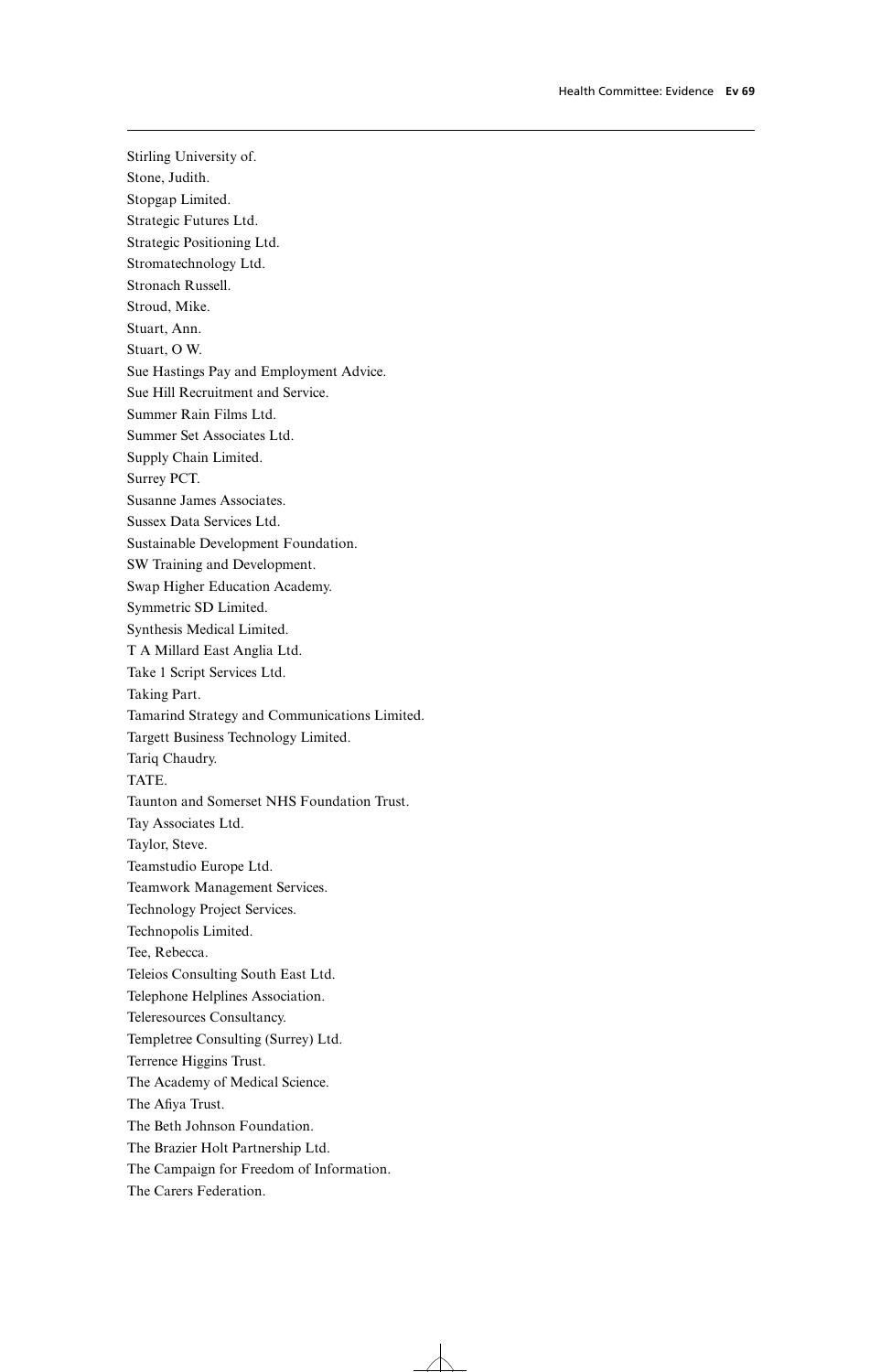Stirling University of.
Stone, Judith.
Stopgap Limited.
Strategic Futures Ltd.
Strategic Positioning Ltd.
Stromatechnology Ltd.
Stronach Russell.
Stroud, Mike.
Stuart, Ann.
Stuart, O W.
Sue Hastings Pay and Employment Advice.
Sue Hill Recruitment and Service.
Summer Rain Films Ltd.
Summer Set Associates Ltd.
Supply Chain Limited.
Surrey PCT.
Susanne James Associates.
Sussex Data Services Ltd.
Sustainable Development Foundation.
SW Training and Development.
Swap Higher Education Academy.
Symmetric SD Limited.
Synthesis Medical Limited.
T A Millard East Anglia Ltd.
Take 1 Script Services Ltd.
Taking Part.
Tamarind Strategy and Communications Limited.
Targett Business Technology Limited.
Tariq Chaudry.
TATE.
Taunton and Somerset NHS Foundation Trust.
Tay Associates Ltd.
Taylor, Steve.
Teamstudio Europe Ltd.
Teamwork Management Services.
Technology Project Services.
Technopolis Limited.
Tee, Rebecca.
Teleios Consulting South East Ltd.
Telephone Helplines Association.
Teleresources Consultancy.
Templetree Consulting (Surrey) Ltd.
Terrence Higgins Trust.
The Academy of Medical Science.
The Afiya Trust.
The Beth Johnson Foundation.
The Brazier Holt Partnership Ltd.
The Campaign for Freedom of Information.
The Carers Federation.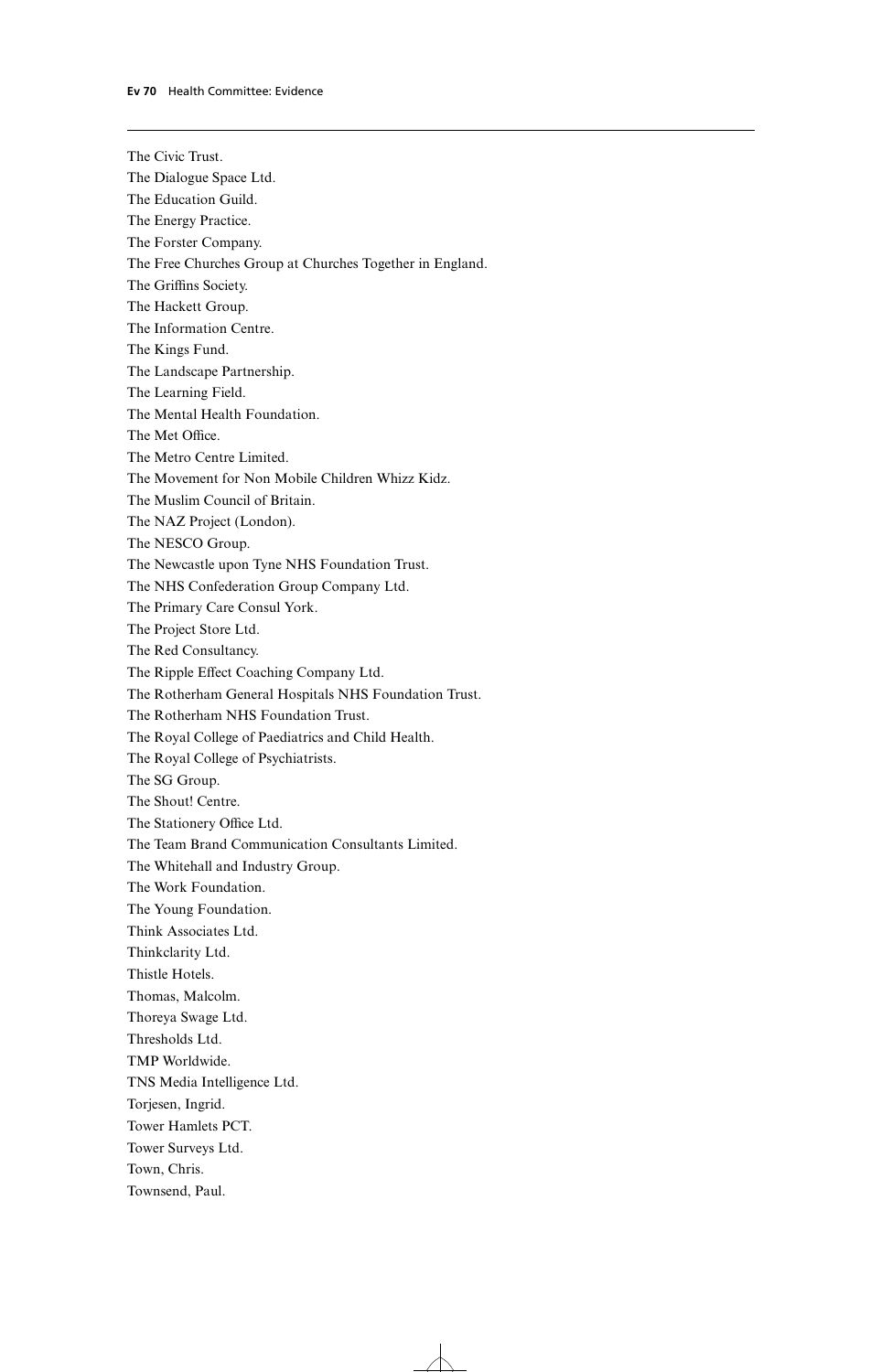The Civic Trust.
The Dialogue Space Ltd.
The Education Guild.
The Energy Practice.
The Forster Company.
The Free Churches Group at Churches Together in England.
The Griffins Society.
The Hackett Group.
The Information Centre.
The Kings Fund.
The Landscape Partnership.
The Learning Field.
The Mental Health Foundation.
The Met Office.
The Metro Centre Limited.
The Movement for Non Mobile Children Whizz Kidz.
The Muslim Council of Britain.
The NAZ Project (London).
The NESCO Group.
The Newcastle upon Tyne NHS Foundation Trust.
The NHS Confederation Group Company Ltd.
The Primary Care Consul York.
The Project Store Ltd.
The Red Consultancy.
The Ripple Effect Coaching Company Ltd.
The Rotherham General Hospitals NHS Foundation Trust.
The Rotherham NHS Foundation Trust.
The Royal College of Paediatrics and Child Health.
The Royal College of Psychiatrists.
The SG Group.
The Shout! Centre.
The Stationery Office Ltd.
The Team Brand Communication Consultants Limited.
The Whitehall and Industry Group.
The Work Foundation.
The Young Foundation.
Think Associates Ltd.
Thinkclarity Ltd.
Thistle Hotels.
Thomas, Malcolm.
Thoreya Swage Ltd.
Thresholds Ltd.
TMP Worldwide.
TNS Media Intelligence Ltd.
Torjesen, Ingrid.
Tower Hamlets PCT.
Tower Surveys Ltd.
Town, Chris.
Townsend, Paul.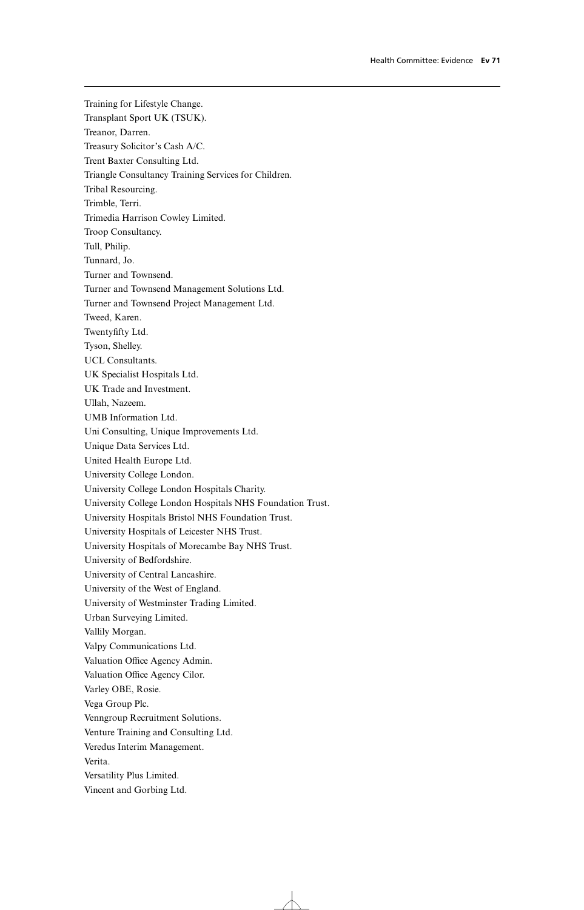Training for Lifestyle Change.
Transplant Sport UK (TSUK).
Treanor, Darren.
Treasury Solicitor's Cash A/C.
Trent Baxter Consulting Ltd.
Triangle Consultancy Training Services for Children.
Tribal Resourcing.
Trimble, Terri.
Trimedia Harrison Cowley Limited.
Troop Consultancy.
Tull, Philip.
Tunnard, Jo.
Turner and Townsend.
Turner and Townsend Management Solutions Ltd.
Turner and Townsend Project Management Ltd.
Tweed, Karen.
Twentyfifty Ltd.
Tyson, Shelley.
UCL Consultants.
UK Specialist Hospitals Ltd.
UK Trade and Investment.
Ullah, Nazeem.
UMB Information Ltd.
Uni Consulting, Unique Improvements Ltd.
Unique Data Services Ltd.
United Health Europe Ltd.
University College London.
University College London Hospitals Charity.
University College London Hospitals NHS Foundation Trust.
University Hospitals Bristol NHS Foundation Trust.
University Hospitals of Leicester NHS Trust.
University Hospitals of Morecambe Bay NHS Trust.
University of Bedfordshire.
University of Central Lancashire.
University of the West of England.
University of Westminster Trading Limited.
Urban Surveying Limited.
Vallily Morgan.
Valpy Communications Ltd.
Valuation Office Agency Admin.
Valuation Office Agency Cilor.
Varley OBE, Rosie.
Vega Group Plc.
Venngroup Recruitment Solutions.
Venture Training and Consulting Ltd.
Veredus Interim Management.
Verita.
Versatility Plus Limited.
Vincent and Gorbing Ltd.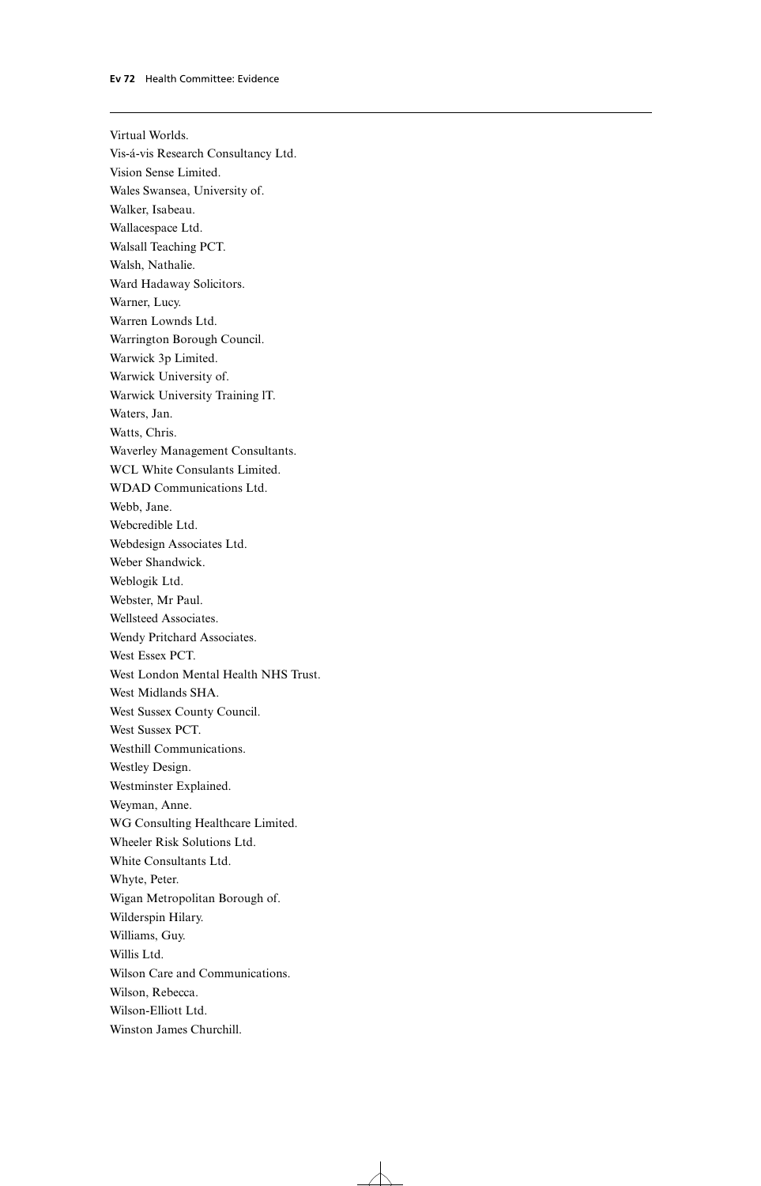Virtual Worlds.
Vis-á-vis Research Consultancy Ltd.
Vision Sense Limited.
Wales Swansea, University of.
Walker, Isabeau.
Wallacespace Ltd.
Walsall Teaching PCT.
Walsh, Nathalie.
Ward Hadaway Solicitors.
Warner, Lucy.
Warren Lownds Ltd.
Warrington Borough Council.
Warwick 3p Limited.
Warwick University of.
Warwick University Training IT.
Waters, Jan.
Watts, Chris.
Waverley Management Consultants.
WCL White Consulants Limited.
WDAD Communications Ltd.
Webb, Jane.
Webcredible Ltd.
Webdesign Associates Ltd.
Weber Shandwick.
Weblogik Ltd.
Webster, Mr Paul.
Wellsteed Associates.
Wendy Pritchard Associates.
West Essex PCT.
West London Mental Health NHS Trust.
West Midlands SHA.
West Sussex County Council.
West Sussex PCT.
Westhill Communications.
Westley Design.
Westminster Explained.
Weyman, Anne.
WG Consulting Healthcare Limited.
Wheeler Risk Solutions Ltd.
White Consultants Ltd.
Whyte, Peter.
Wigan Metropolitan Borough of.
Wilderspin Hilary.
Williams, Guy.
Willis Ltd.
Wilson Care and Communications.
Wilson, Rebecca.
Wilson-Elliott Ltd.
Winston James Churchill.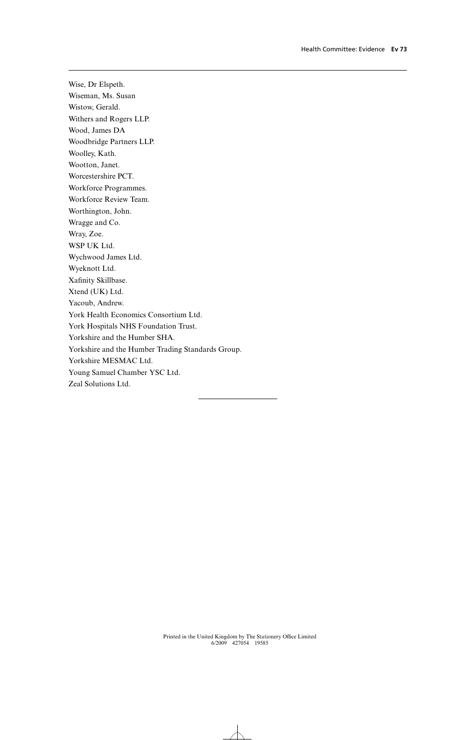Wise, Dr Elspeth.
Wiseman, Ms. Susan
Wistow, Gerald.
Withers and Rogers LLP.
Wood, James DA
Woodbridge Partners LLP.
Woolley, Kath.
Wootton, Janet.
Worcestershire PCT.
Workforce Programmes.
Workforce Review Team.
Worthington, John.
Wragge and Co.
Wray, Zoe.
WSP UK Ltd.
Wychwood James Ltd.
Wyeknott Ltd.
Xafinity Skillbase.
Xtend (UK) Ltd.
Yacoub, Andrew.
York Health Economics Consortium Ltd.
York Hospitals NHS Foundation Trust.
Yorkshire and the Humber SHA.
Yorkshire and the Humber Trading Standards Group.
Yorkshire MESMAC Ltd.
Young Samuel Chamber YSC Ltd.
Zeal Solutions Ltd.

---

Printed in the United Kingdom by The Stationery Office Limited
6/2009 427054 19585